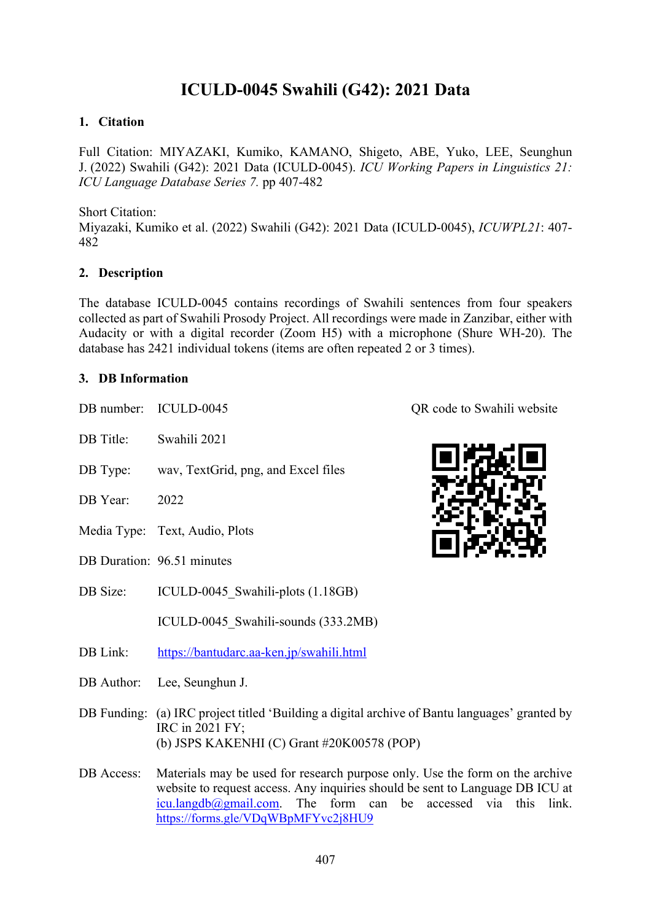# ICULD-0045 Swahili (G42): 2021 Data

## 1. Citation

Full Citation: MIYAZAKI, Kumiko, KAMANO, Shigeto, ABE, Yuko, LEE, Seunghun J. (2022) Swahili (G42): 2021 Data (ICULD-0045). *ICU Working Papers in Linguistics 21: ICU Language Database Series 7.* pp 407-482

Short Citation:
Miyazaki, Kumiko et al. (2022) Swahili (G42): 2021 Data (ICULD-0045), *ICUWPL21*: 407-482

## 2. Description

The database ICULD-0045 contains recordings of Swahili sentences from four speakers collected as part of Swahili Prosody Project. All recordings were made in Zanzibar, either with Audacity or with a digital recorder (Zoom H5) with a microphone (Shure WH-20). The database has 2421 individual tokens (items are often repeated 2 or 3 times).

## 3. DB Information

QR code to Swahili website

DB number: ICULD-0045

DB Title: Swahili 2021

DB Type: wav, TextGrid, png, and Excel files

DB Year: 2022

Media Type: Text, Audio, Plots

DB Duration: 96.51 minutes

DB Size: ICULD-0045_Swahili-plots (1.18GB)

ICULD-0045_Swahili-sounds (333.2MB)

DB Link: https://bantudarc.aa-ken.jp/swahili.html

DB Author: Lee, Seunghun J.

DB Funding: (a) IRC project titled 'Building a digital archive of Bantu languages' granted by IRC in 2021 FY;
(b) JSPS KAKENHI (C) Grant #20K00578 (POP)

DB Access: Materials may be used for research purpose only. Use the form on the archive website to request access. Any inquiries should be sent to Language DB ICU at icu.langdb@gmail.com. The form can be accessed via this link. https://forms.gle/VDqWBpMFYvc2j8HU9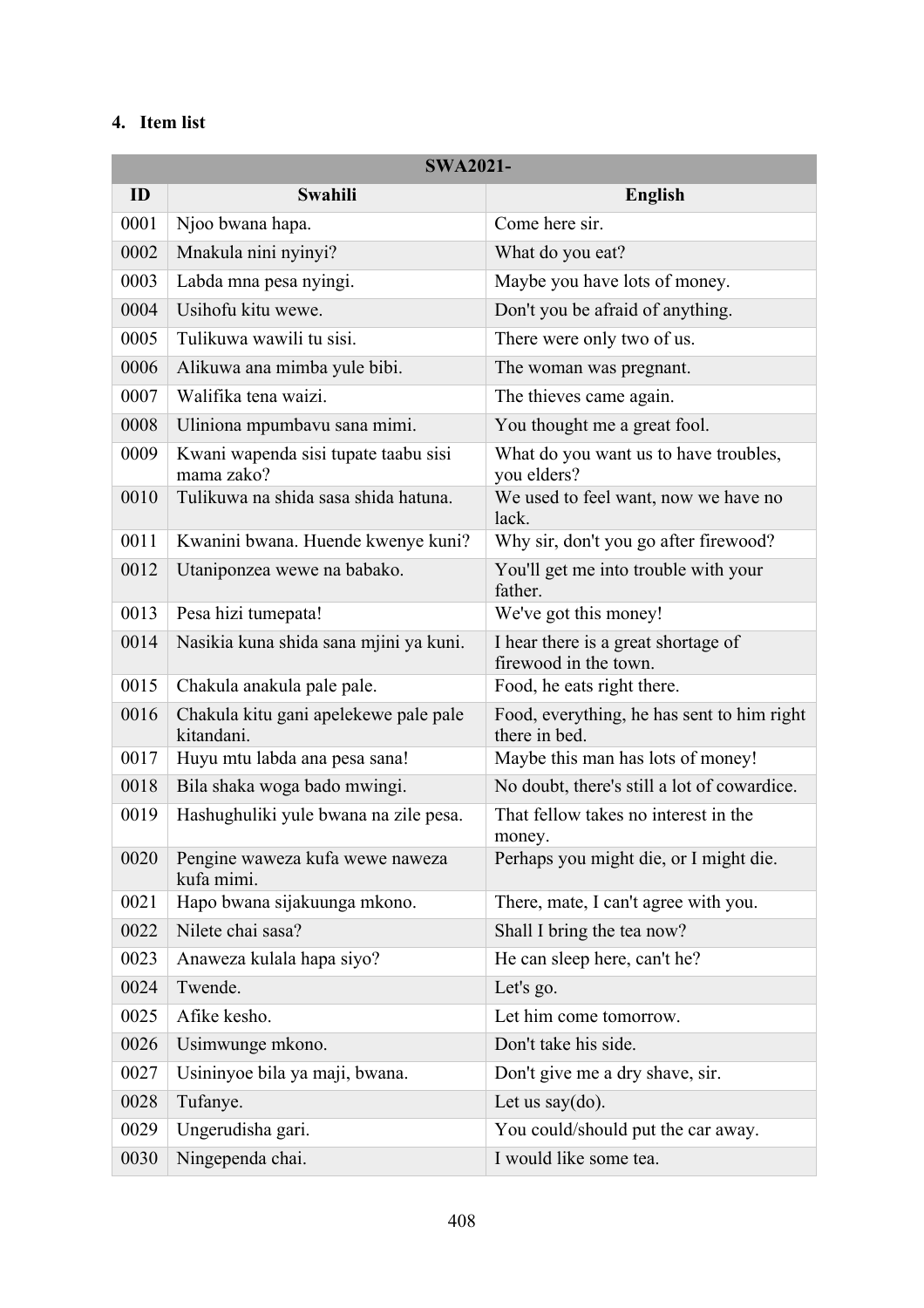## 4. Item list

| SWA2021- | | |
|---|---|---|
| **ID** | **Swahili** | **English** |
| 0001 | Njoo bwana hapa. | Come here sir. |
| 0002 | Mnakula nini nyinyi? | What do you eat? |
| 0003 | Labda mna pesa nyingi. | Maybe you have lots of money. |
| 0004 | Usihofu kitu wewe. | Don't you be afraid of anything. |
| 0005 | Tulikuwa wawili tu sisi. | There were only two of us. |
| 0006 | Alikuwa ana mimba yule bibi. | The woman was pregnant. |
| 0007 | Walifika tena waizi. | The thieves came again. |
| 0008 | Uliniona mpumbavu sana mimi. | You thought me a great fool. |
| 0009 | Kwani wapenda sisi tupate taabu sisi mama zako? | What do you want us to have troubles, you elders? |
| 0010 | Tulikuwa na shida sasa shida hatuna. | We used to feel want, now we have no lack. |
| 0011 | Kwanini bwana. Huende kwenye kuni? | Why sir, don't you go after firewood? |
| 0012 | Utaniponzea wewe na babako. | You'll get me into trouble with your father. |
| 0013 | Pesa hizi tumepata! | We've got this money! |
| 0014 | Nasikia kuna shida sana mjini ya kuni. | I hear there is a great shortage of firewood in the town. |
| 0015 | Chakula anakula pale pale. | Food, he eats right there. |
| 0016 | Chakula kitu gani apelekewe pale pale kitandani. | Food, everything, he has sent to him right there in bed. |
| 0017 | Huyu mtu labda ana pesa sana! | Maybe this man has lots of money! |
| 0018 | Bila shaka woga bado mwingi. | No doubt, there's still a lot of cowardice. |
| 0019 | Hashughuliki yule bwana na zile pesa. | That fellow takes no interest in the money. |
| 0020 | Pengine waweza kufa wewe naweza kufa mimi. | Perhaps you might die, or I might die. |
| 0021 | Hapo bwana sijakuunga mkono. | There, mate, I can't agree with you. |
| 0022 | Nilete chai sasa? | Shall I bring the tea now? |
| 0023 | Anaweza kulala hapa siyo? | He can sleep here, can't he? |
| 0024 | Twende. | Let's go. |
| 0025 | Afike kesho. | Let him come tomorrow. |
| 0026 | Usimwunge mkono. | Don't take his side. |
| 0027 | Usininyoe bila ya maji, bwana. | Don't give me a dry shave, sir. |
| 0028 | Tufanye. | Let us say(do). |
| 0029 | Ungerudisha gari. | You could/should put the car away. |
| 0030 | Ningependa chai. | I would like some tea. |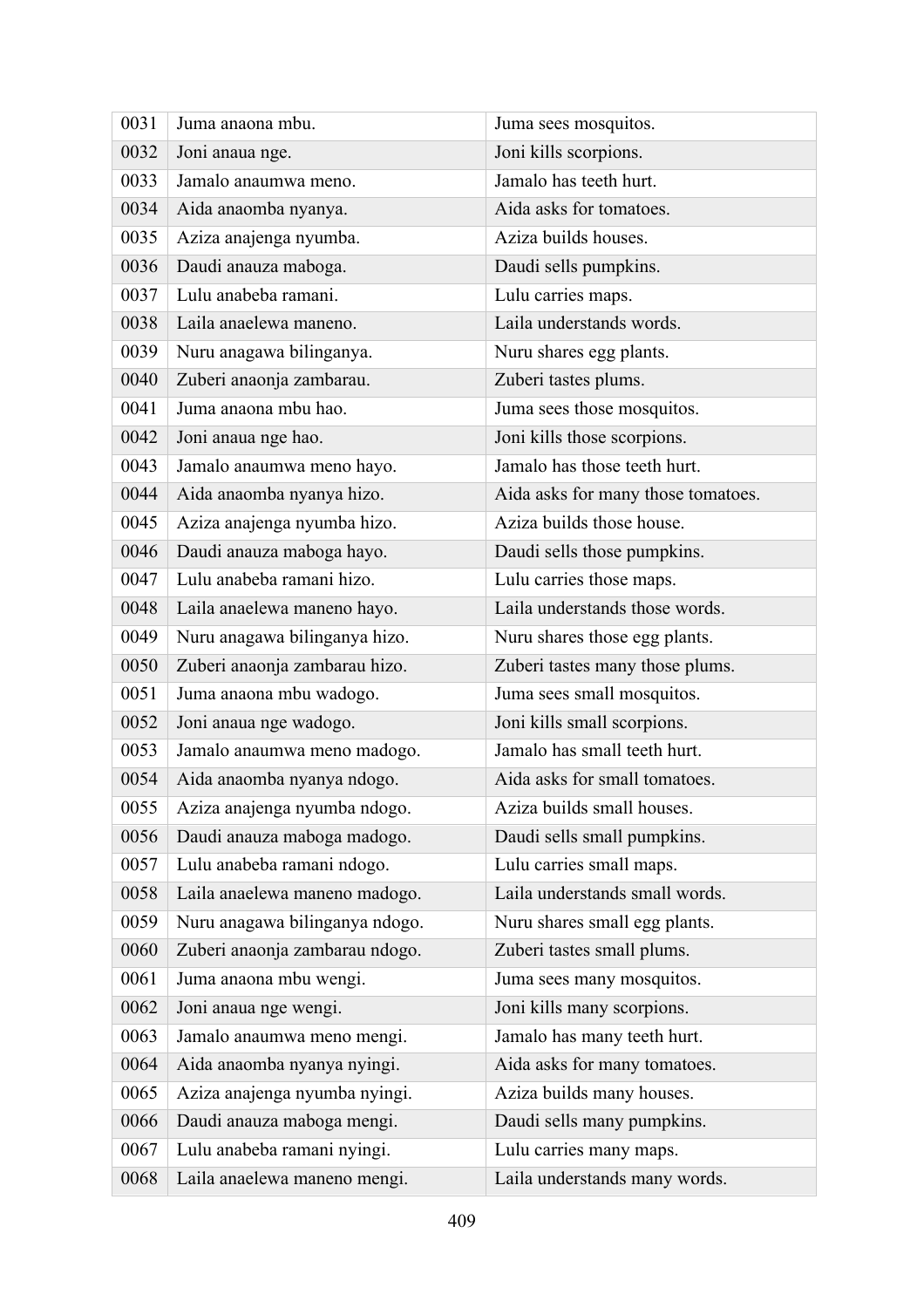| 0031 | Juma anaona mbu. | Juma sees mosquitos. |
|---|---|---|
| 0032 | Joni anaua nge. | Joni kills scorpions. |
| 0033 | Jamalo anaumwa meno. | Jamalo has teeth hurt. |
| 0034 | Aida anaomba nyanya. | Aida asks for tomatoes. |
| 0035 | Aziza anajenga nyumba. | Aziza builds houses. |
| 0036 | Daudi anauza maboga. | Daudi sells pumpkins. |
| 0037 | Lulu anabeba ramani. | Lulu carries maps. |
| 0038 | Laila anaelewa maneno. | Laila understands words. |
| 0039 | Nuru anagawa bilinganya. | Nuru shares egg plants. |
| 0040 | Zuberi anaonja zambarau. | Zuberi tastes plums. |
| 0041 | Juma anaona mbu hao. | Juma sees those mosquitos. |
| 0042 | Joni anaua nge hao. | Joni kills those scorpions. |
| 0043 | Jamalo anaumwa meno hayo. | Jamalo has those teeth hurt. |
| 0044 | Aida anaomba nyanya hizo. | Aida asks for many those tomatoes. |
| 0045 | Aziza anajenga nyumba hizo. | Aziza builds those house. |
| 0046 | Daudi anauza maboga hayo. | Daudi sells those pumpkins. |
| 0047 | Lulu anabeba ramani hizo. | Lulu carries those maps. |
| 0048 | Laila anaelewa maneno hayo. | Laila understands those words. |
| 0049 | Nuru anagawa bilinganya hizo. | Nuru shares those egg plants. |
| 0050 | Zuberi anaonja zambarau hizo. | Zuberi tastes many those plums. |
| 0051 | Juma anaona mbu wadogo. | Juma sees small mosquitos. |
| 0052 | Joni anaua nge wadogo. | Joni kills small scorpions. |
| 0053 | Jamalo anaumwa meno madogo. | Jamalo has small teeth hurt. |
| 0054 | Aida anaomba nyanya ndogo. | Aida asks for small tomatoes. |
| 0055 | Aziza anajenga nyumba ndogo. | Aziza builds small houses. |
| 0056 | Daudi anauza maboga madogo. | Daudi sells small pumpkins. |
| 0057 | Lulu anabeba ramani ndogo. | Lulu carries small maps. |
| 0058 | Laila anaelewa maneno madogo. | Laila understands small words. |
| 0059 | Nuru anagawa bilinganya ndogo. | Nuru shares small egg plants. |
| 0060 | Zuberi anaonja zambarau ndogo. | Zuberi tastes small plums. |
| 0061 | Juma anaona mbu wengi. | Juma sees many mosquitos. |
| 0062 | Joni anaua nge wengi. | Joni kills many scorpions. |
| 0063 | Jamalo anaumwa meno mengi. | Jamalo has many teeth hurt. |
| 0064 | Aida anaomba nyanya nyingi. | Aida asks for many tomatoes. |
| 0065 | Aziza anajenga nyumba nyingi. | Aziza builds many houses. |
| 0066 | Daudi anauza maboga mengi. | Daudi sells many pumpkins. |
| 0067 | Lulu anabeba ramani nyingi. | Lulu carries many maps. |
| 0068 | Laila anaelewa maneno mengi. | Laila understands many words. |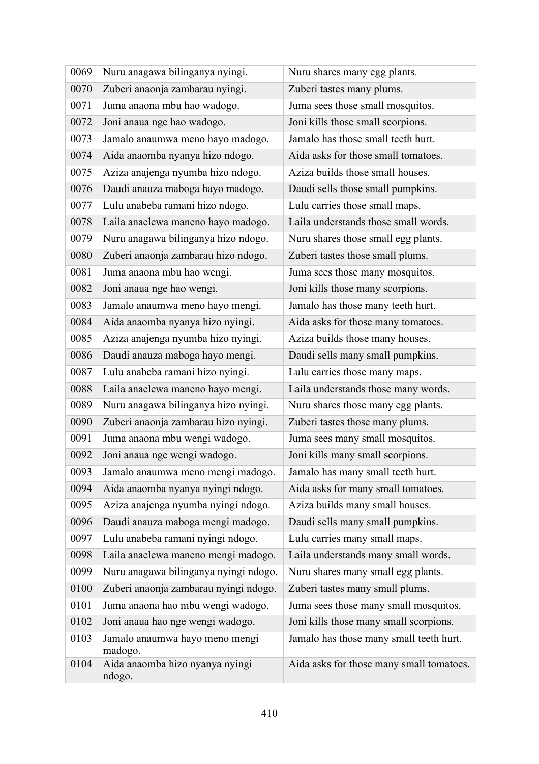| | | |
|---|---|---|
| 0069 | Nuru anagawa bilinganya nyingi. | Nuru shares many egg plants. |
| 0070 | Zuberi anaonja zambarau nyingi. | Zuberi tastes many plums. |
| 0071 | Juma anaona mbu hao wadogo. | Juma sees those small mosquitos. |
| 0072 | Joni anaua nge hao wadogo. | Joni kills those small scorpions. |
| 0073 | Jamalo anaumwa meno hayo madogo. | Jamalo has those small teeth hurt. |
| 0074 | Aida anaomba nyanya hizo ndogo. | Aida asks for those small tomatoes. |
| 0075 | Aziza anajenga nyumba hizo ndogo. | Aziza builds those small houses. |
| 0076 | Daudi anauza maboga hayo madogo. | Daudi sells those small pumpkins. |
| 0077 | Lulu anabeba ramani hizo ndogo. | Lulu carries those small maps. |
| 0078 | Laila anaelewa maneno hayo madogo. | Laila understands those small words. |
| 0079 | Nuru anagawa bilinganya hizo ndogo. | Nuru shares those small egg plants. |
| 0080 | Zuberi anaonja zambarau hizo ndogo. | Zuberi tastes those small plums. |
| 0081 | Juma anaona mbu hao wengi. | Juma sees those many mosquitos. |
| 0082 | Joni anaua nge hao wengi. | Joni kills those many scorpions. |
| 0083 | Jamalo anaumwa meno hayo mengi. | Jamalo has those many teeth hurt. |
| 0084 | Aida anaomba nyanya hizo nyingi. | Aida asks for those many tomatoes. |
| 0085 | Aziza anajenga nyumba hizo nyingi. | Aziza builds those many houses. |
| 0086 | Daudi anauza maboga hayo mengi. | Daudi sells many small pumpkins. |
| 0087 | Lulu anabeba ramani hizo nyingi. | Lulu carries those many maps. |
| 0088 | Laila anaelewa maneno hayo mengi. | Laila understands those many words. |
| 0089 | Nuru anagawa bilinganya hizo nyingi. | Nuru shares those many egg plants. |
| 0090 | Zuberi anaonja zambarau hizo nyingi. | Zuberi tastes those many plums. |
| 0091 | Juma anaona mbu wengi wadogo. | Juma sees many small mosquitos. |
| 0092 | Joni anaua nge wengi wadogo. | Joni kills many small scorpions. |
| 0093 | Jamalo anaumwa meno mengi madogo. | Jamalo has many small teeth hurt. |
| 0094 | Aida anaomba nyanya nyingi ndogo. | Aida asks for many small tomatoes. |
| 0095 | Aziza anajenga nyumba nyingi ndogo. | Aziza builds many small houses. |
| 0096 | Daudi anauza maboga mengi madogo. | Daudi sells many small pumpkins. |
| 0097 | Lulu anabeba ramani nyingi ndogo. | Lulu carries many small maps. |
| 0098 | Laila anaelewa maneno mengi madogo. | Laila understands many small words. |
| 0099 | Nuru anagawa bilinganya nyingi ndogo. | Nuru shares many small egg plants. |
| 0100 | Zuberi anaonja zambarau nyingi ndogo. | Zuberi tastes many small plums. |
| 0101 | Juma anaona hao mbu wengi wadogo. | Juma sees those many small mosquitos. |
| 0102 | Joni anaua hao nge wengi wadogo. | Joni kills those many small scorpions. |
| 0103 | Jamalo anaumwa hayo meno mengi madogo. | Jamalo has those many small teeth hurt. |
| 0104 | Aida anaomba hizo nyanya nyingi ndogo. | Aida asks for those many small tomatoes. |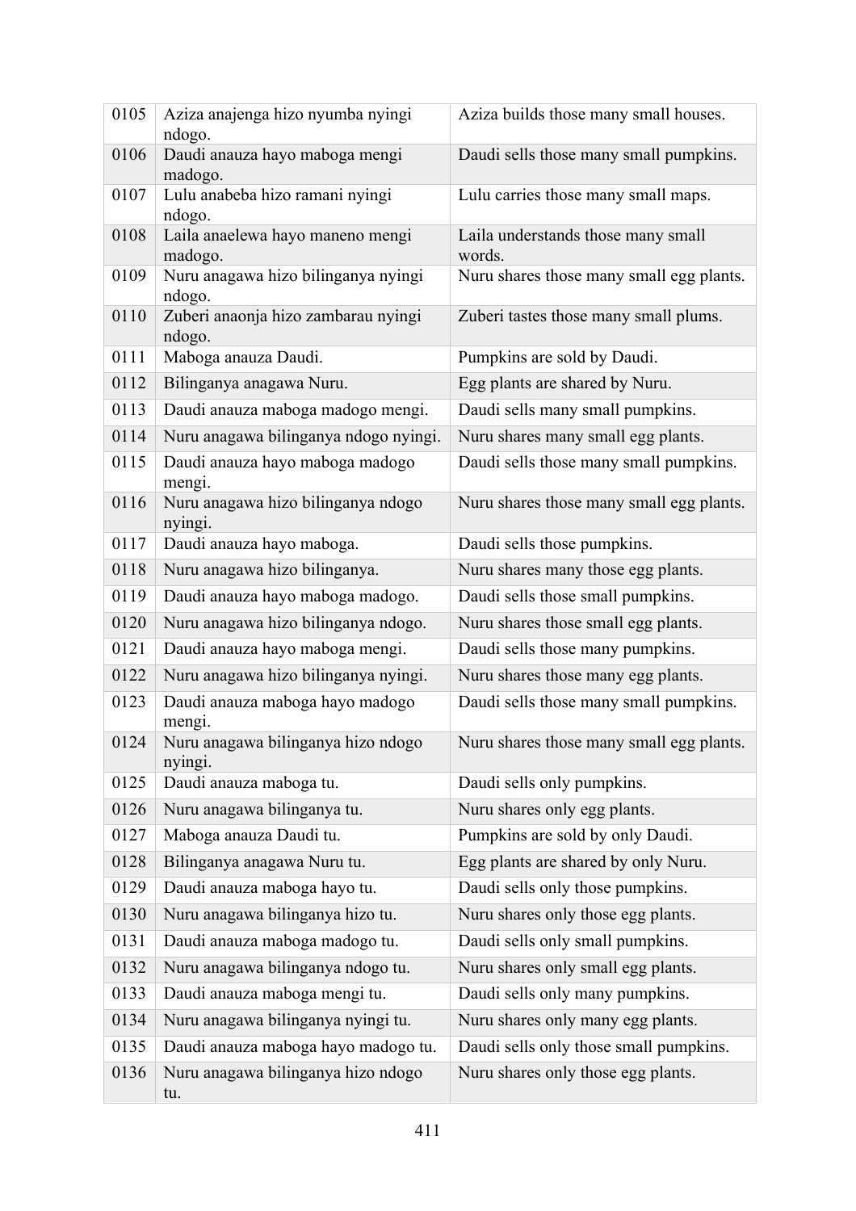| | | |
|---|---|---|
| 0105 | Aziza anajenga hizo nyumba nyingi ndogo. | Aziza builds those many small houses. |
| 0106 | Daudi anauza hayo maboga mengi madogo. | Daudi sells those many small pumpkins. |
| 0107 | Lulu anabeba hizo ramani nyingi ndogo. | Lulu carries those many small maps. |
| 0108 | Laila anaelewa hayo maneno mengi madogo. | Laila understands those many small words. |
| 0109 | Nuru anagawa hizo bilinganya nyingi ndogo. | Nuru shares those many small egg plants. |
| 0110 | Zuberi anaonja hizo zambarau nyingi ndogo. | Zuberi tastes those many small plums. |
| 0111 | Maboga anauza Daudi. | Pumpkins are sold by Daudi. |
| 0112 | Bilinganya anagawa Nuru. | Egg plants are shared by Nuru. |
| 0113 | Daudi anauza maboga madogo mengi. | Daudi sells many small pumpkins. |
| 0114 | Nuru anagawa bilinganya ndogo nyingi. | Nuru shares many small egg plants. |
| 0115 | Daudi anauza hayo maboga madogo mengi. | Daudi sells those many small pumpkins. |
| 0116 | Nuru anagawa hizo bilinganya ndogo nyingi. | Nuru shares those many small egg plants. |
| 0117 | Daudi anauza hayo maboga. | Daudi sells those pumpkins. |
| 0118 | Nuru anagawa hizo bilinganya. | Nuru shares many those egg plants. |
| 0119 | Daudi anauza hayo maboga madogo. | Daudi sells those small pumpkins. |
| 0120 | Nuru anagawa hizo bilinganya ndogo. | Nuru shares those small egg plants. |
| 0121 | Daudi anauza hayo maboga mengi. | Daudi sells those many pumpkins. |
| 0122 | Nuru anagawa hizo bilinganya nyingi. | Nuru shares those many egg plants. |
| 0123 | Daudi anauza maboga hayo madogo mengi. | Daudi sells those many small pumpkins. |
| 0124 | Nuru anagawa bilinganya hizo ndogo nyingi. | Nuru shares those many small egg plants. |
| 0125 | Daudi anauza maboga tu. | Daudi sells only pumpkins. |
| 0126 | Nuru anagawa bilinganya tu. | Nuru shares only egg plants. |
| 0127 | Maboga anauza Daudi tu. | Pumpkins are sold by only Daudi. |
| 0128 | Bilinganya anagawa Nuru tu. | Egg plants are shared by only Nuru. |
| 0129 | Daudi anauza maboga hayo tu. | Daudi sells only those pumpkins. |
| 0130 | Nuru anagawa bilinganya hizo tu. | Nuru shares only those egg plants. |
| 0131 | Daudi anauza maboga madogo tu. | Daudi sells only small pumpkins. |
| 0132 | Nuru anagawa bilinganya ndogo tu. | Nuru shares only small egg plants. |
| 0133 | Daudi anauza maboga mengi tu. | Daudi sells only many pumpkins. |
| 0134 | Nuru anagawa bilinganya nyingi tu. | Nuru shares only many egg plants. |
| 0135 | Daudi anauza maboga hayo madogo tu. | Daudi sells only those small pumpkins. |
| 0136 | Nuru anagawa bilinganya hizo ndogo tu. | Nuru shares only those egg plants. |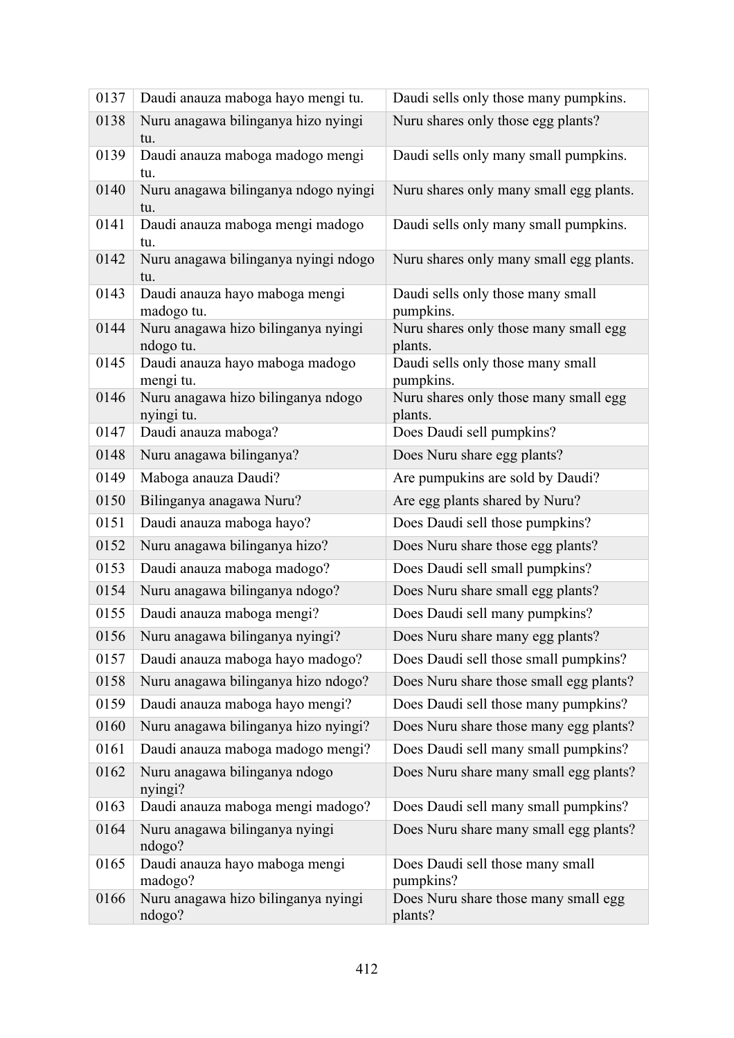| 0137 | Daudi anauza maboga hayo mengi tu. | Daudi sells only those many pumpkins. |
|---|---|---|
| 0138 | Nuru anagawa bilinganya hizo nyingi tu. | Nuru shares only those egg plants? |
| 0139 | Daudi anauza maboga madogo mengi tu. | Daudi sells only many small pumpkins. |
| 0140 | Nuru anagawa bilinganya ndogo nyingi tu. | Nuru shares only many small egg plants. |
| 0141 | Daudi anauza maboga mengi madogo tu. | Daudi sells only many small pumpkins. |
| 0142 | Nuru anagawa bilinganya nyingi ndogo tu. | Nuru shares only many small egg plants. |
| 0143 | Daudi anauza hayo maboga mengi madogo tu. | Daudi sells only those many small pumpkins. |
| 0144 | Nuru anagawa hizo bilinganya nyingi ndogo tu. | Nuru shares only those many small egg plants. |
| 0145 | Daudi anauza hayo maboga madogo mengi tu. | Daudi sells only those many small pumpkins. |
| 0146 | Nuru anagawa hizo bilinganya ndogo nyingi tu. | Nuru shares only those many small egg plants. |
| 0147 | Daudi anauza maboga? | Does Daudi sell pumpkins? |
| 0148 | Nuru anagawa bilinganya? | Does Nuru share egg plants? |
| 0149 | Maboga anauza Daudi? | Are pumpukins are sold by Daudi? |
| 0150 | Bilinganya anagawa Nuru? | Are egg plants shared by Nuru? |
| 0151 | Daudi anauza maboga hayo? | Does Daudi sell those pumpkins? |
| 0152 | Nuru anagawa bilinganya hizo? | Does Nuru share those egg plants? |
| 0153 | Daudi anauza maboga madogo? | Does Daudi sell small pumpkins? |
| 0154 | Nuru anagawa bilinganya ndogo? | Does Nuru share small egg plants? |
| 0155 | Daudi anauza maboga mengi? | Does Daudi sell many pumpkins? |
| 0156 | Nuru anagawa bilinganya nyingi? | Does Nuru share many egg plants? |
| 0157 | Daudi anauza maboga hayo madogo? | Does Daudi sell those small pumpkins? |
| 0158 | Nuru anagawa bilinganya hizo ndogo? | Does Nuru share those small egg plants? |
| 0159 | Daudi anauza maboga hayo mengi? | Does Daudi sell those many pumpkins? |
| 0160 | Nuru anagawa bilinganya hizo nyingi? | Does Nuru share those many egg plants? |
| 0161 | Daudi anauza maboga madogo mengi? | Does Daudi sell many small pumpkins? |
| 0162 | Nuru anagawa bilinganya ndogo nyingi? | Does Nuru share many small egg plants? |
| 0163 | Daudi anauza maboga mengi madogo? | Does Daudi sell many small pumpkins? |
| 0164 | Nuru anagawa bilinganya nyingi ndogo? | Does Nuru share many small egg plants? |
| 0165 | Daudi anauza hayo maboga mengi madogo? | Does Daudi sell those many small pumpkins? |
| 0166 | Nuru anagawa hizo bilinganya nyingi ndogo? | Does Nuru share those many small egg plants? |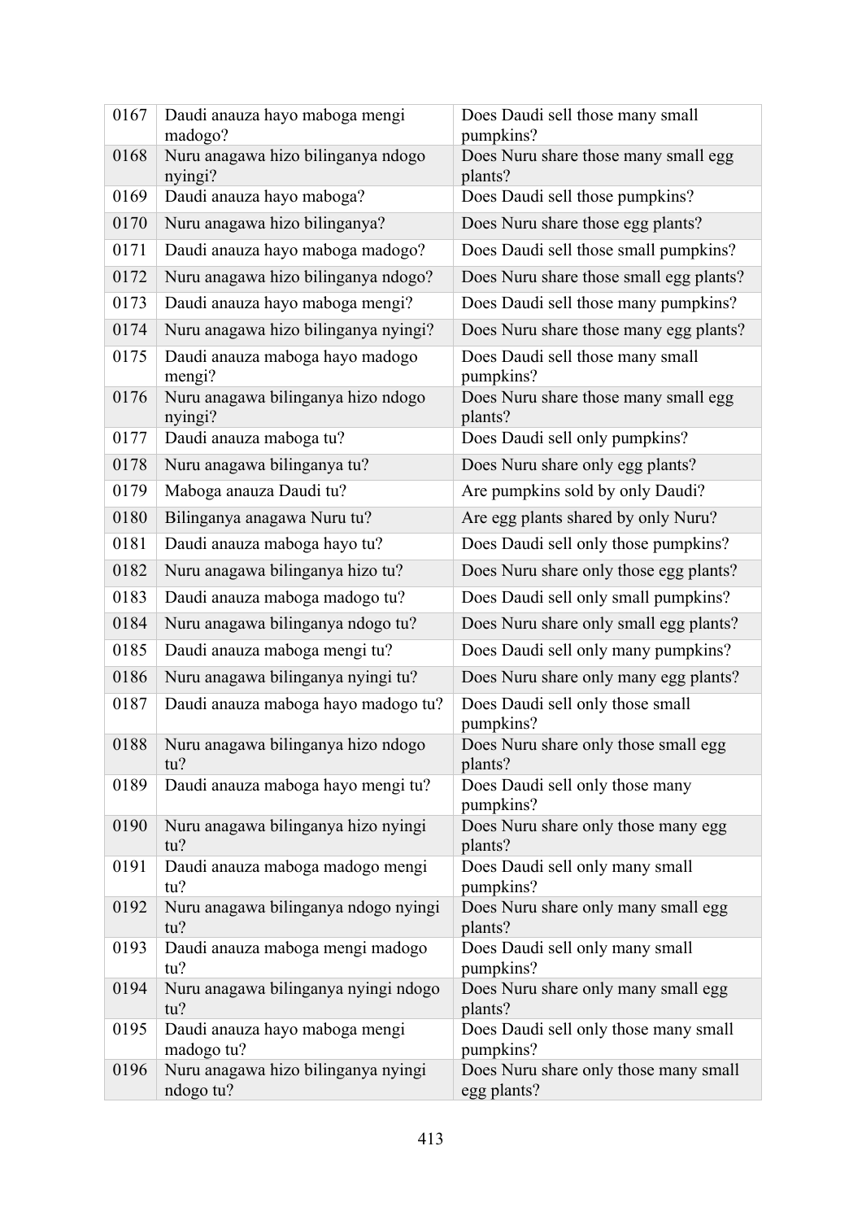| 0167 | Daudi anauza hayo maboga mengi madogo? | Does Daudi sell those many small pumpkins? |
|---|---|---|
| 0168 | Nuru anagawa hizo bilinganya ndogo nyingi? | Does Nuru share those many small egg plants? |
| 0169 | Daudi anauza hayo maboga? | Does Daudi sell those pumpkins? |
| 0170 | Nuru anagawa hizo bilinganya? | Does Nuru share those egg plants? |
| 0171 | Daudi anauza hayo maboga madogo? | Does Daudi sell those small pumpkins? |
| 0172 | Nuru anagawa hizo bilinganya ndogo? | Does Nuru share those small egg plants? |
| 0173 | Daudi anauza hayo maboga mengi? | Does Daudi sell those many pumpkins? |
| 0174 | Nuru anagawa hizo bilinganya nyingi? | Does Nuru share those many egg plants? |
| 0175 | Daudi anauza maboga hayo madogo mengi? | Does Daudi sell those many small pumpkins? |
| 0176 | Nuru anagawa bilinganya hizo ndogo nyingi? | Does Nuru share those many small egg plants? |
| 0177 | Daudi anauza maboga tu? | Does Daudi sell only pumpkins? |
| 0178 | Nuru anagawa bilinganya tu? | Does Nuru share only egg plants? |
| 0179 | Maboga anauza Daudi tu? | Are pumpkins sold by only Daudi? |
| 0180 | Bilinganya anagawa Nuru tu? | Are egg plants shared by only Nuru? |
| 0181 | Daudi anauza maboga hayo tu? | Does Daudi sell only those pumpkins? |
| 0182 | Nuru anagawa bilinganya hizo tu? | Does Nuru share only those egg plants? |
| 0183 | Daudi anauza maboga madogo tu? | Does Daudi sell only small pumpkins? |
| 0184 | Nuru anagawa bilinganya ndogo tu? | Does Nuru share only small egg plants? |
| 0185 | Daudi anauza maboga mengi tu? | Does Daudi sell only many pumpkins? |
| 0186 | Nuru anagawa bilinganya nyingi tu? | Does Nuru share only many egg plants? |
| 0187 | Daudi anauza maboga hayo madogo tu? | Does Daudi sell only those small pumpkins? |
| 0188 | Nuru anagawa bilinganya hizo ndogo tu? | Does Nuru share only those small egg plants? |
| 0189 | Daudi anauza maboga hayo mengi tu? | Does Daudi sell only those many pumpkins? |
| 0190 | Nuru anagawa bilinganya hizo nyingi tu? | Does Nuru share only those many egg plants? |
| 0191 | Daudi anauza maboga madogo mengi tu? | Does Daudi sell only many small pumpkins? |
| 0192 | Nuru anagawa bilinganya ndogo nyingi tu? | Does Nuru share only many small egg plants? |
| 0193 | Daudi anauza maboga mengi madogo tu? | Does Daudi sell only many small pumpkins? |
| 0194 | Nuru anagawa bilinganya nyingi ndogo tu? | Does Nuru share only many small egg plants? |
| 0195 | Daudi anauza hayo maboga mengi madogo tu? | Does Daudi sell only those many small pumpkins? |
| 0196 | Nuru anagawa hizo bilinganya nyingi ndogo tu? | Does Nuru share only those many small egg plants? |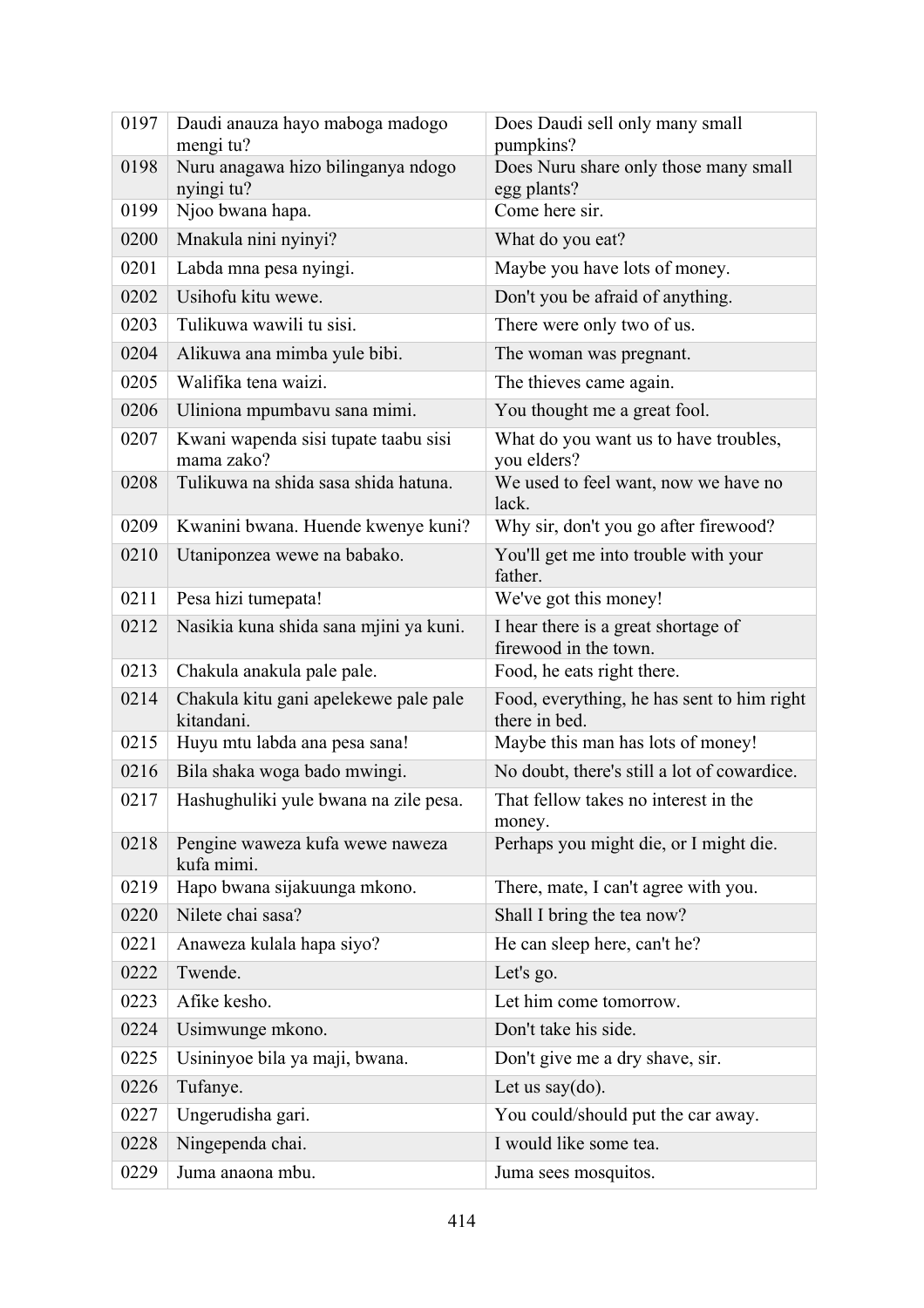| | | |
|---|---|---|
| 0197 | Daudi anauza hayo maboga madogo mengi tu? | Does Daudi sell only many small pumpkins? |
| 0198 | Nuru anagawa hizo bilinganya ndogo nyingi tu? | Does Nuru share only those many small egg plants? |
| 0199 | Njoo bwana hapa. | Come here sir. |
| 0200 | Mnakula nini nyinyi? | What do you eat? |
| 0201 | Labda mna pesa nyingi. | Maybe you have lots of money. |
| 0202 | Usihofu kitu wewe. | Don't you be afraid of anything. |
| 0203 | Tulikuwa wawili tu sisi. | There were only two of us. |
| 0204 | Alikuwa ana mimba yule bibi. | The woman was pregnant. |
| 0205 | Walifika tena waizi. | The thieves came again. |
| 0206 | Uliniona mpumbavu sana mimi. | You thought me a great fool. |
| 0207 | Kwani wapenda sisi tupate taabu sisi mama zako? | What do you want us to have troubles, you elders? |
| 0208 | Tulikuwa na shida sasa shida hatuna. | We used to feel want, now we have no lack. |
| 0209 | Kwanini bwana. Huende kwenye kuni? | Why sir, don't you go after firewood? |
| 0210 | Utaniponzea wewe na babako. | You'll get me into trouble with your father. |
| 0211 | Pesa hizi tumepata! | We've got this money! |
| 0212 | Nasikia kuna shida sana mjini ya kuni. | I hear there is a great shortage of firewood in the town. |
| 0213 | Chakula anakula pale pale. | Food, he eats right there. |
| 0214 | Chakula kitu gani apelekewe pale pale kitandani. | Food, everything, he has sent to him right there in bed. |
| 0215 | Huyu mtu labda ana pesa sana! | Maybe this man has lots of money! |
| 0216 | Bila shaka woga bado mwingi. | No doubt, there's still a lot of cowardice. |
| 0217 | Hashughuliki yule bwana na zile pesa. | That fellow takes no interest in the money. |
| 0218 | Pengine waweza kufa wewe naweza kufa mimi. | Perhaps you might die, or I might die. |
| 0219 | Hapo bwana sijakuunga mkono. | There, mate, I can't agree with you. |
| 0220 | Nilete chai sasa? | Shall I bring the tea now? |
| 0221 | Anaweza kulala hapa siyo? | He can sleep here, can't he? |
| 0222 | Twende. | Let's go. |
| 0223 | Afike kesho. | Let him come tomorrow. |
| 0224 | Usimwunge mkono. | Don't take his side. |
| 0225 | Usininyoe bila ya maji, bwana. | Don't give me a dry shave, sir. |
| 0226 | Tufanye. | Let us say(do). |
| 0227 | Ungerudisha gari. | You could/should put the car away. |
| 0228 | Ningependa chai. | I would like some tea. |
| 0229 | Juma anaona mbu. | Juma sees mosquitos. |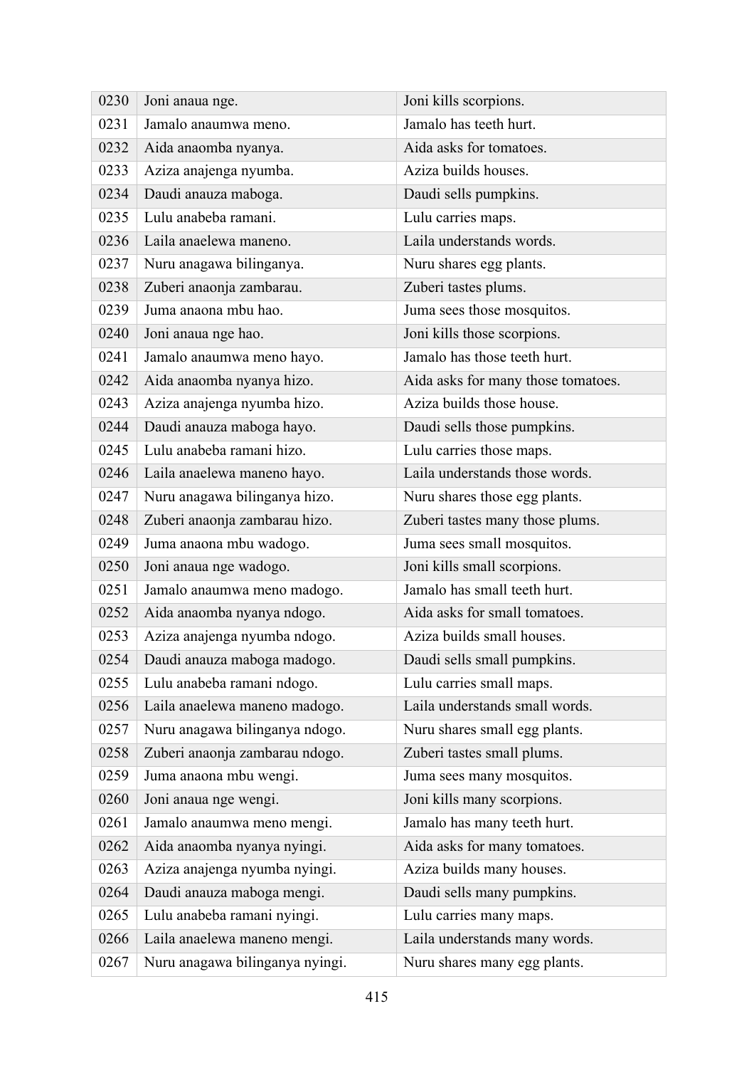| 0230 | Joni anaua nge. | Joni kills scorpions. |
|---|---|---|
| 0231 | Jamalo anaumwa meno. | Jamalo has teeth hurt. |
| 0232 | Aida anaomba nyanya. | Aida asks for tomatoes. |
| 0233 | Aziza anajenga nyumba. | Aziza builds houses. |
| 0234 | Daudi anauza maboga. | Daudi sells pumpkins. |
| 0235 | Lulu anabeba ramani. | Lulu carries maps. |
| 0236 | Laila anaelewa maneno. | Laila understands words. |
| 0237 | Nuru anagawa bilinganya. | Nuru shares egg plants. |
| 0238 | Zuberi anaonja zambarau. | Zuberi tastes plums. |
| 0239 | Juma anaona mbu hao. | Juma sees those mosquitos. |
| 0240 | Joni anaua nge hao. | Joni kills those scorpions. |
| 0241 | Jamalo anaumwa meno hayo. | Jamalo has those teeth hurt. |
| 0242 | Aida anaomba nyanya hizo. | Aida asks for many those tomatoes. |
| 0243 | Aziza anajenga nyumba hizo. | Aziza builds those house. |
| 0244 | Daudi anauza maboga hayo. | Daudi sells those pumpkins. |
| 0245 | Lulu anabeba ramani hizo. | Lulu carries those maps. |
| 0246 | Laila anaelewa maneno hayo. | Laila understands those words. |
| 0247 | Nuru anagawa bilinganya hizo. | Nuru shares those egg plants. |
| 0248 | Zuberi anaonja zambarau hizo. | Zuberi tastes many those plums. |
| 0249 | Juma anaona mbu wadogo. | Juma sees small mosquitos. |
| 0250 | Joni anaua nge wadogo. | Joni kills small scorpions. |
| 0251 | Jamalo anaumwa meno madogo. | Jamalo has small teeth hurt. |
| 0252 | Aida anaomba nyanya ndogo. | Aida asks for small tomatoes. |
| 0253 | Aziza anajenga nyumba ndogo. | Aziza builds small houses. |
| 0254 | Daudi anauza maboga madogo. | Daudi sells small pumpkins. |
| 0255 | Lulu anabeba ramani ndogo. | Lulu carries small maps. |
| 0256 | Laila anaelewa maneno madogo. | Laila understands small words. |
| 0257 | Nuru anagawa bilinganya ndogo. | Nuru shares small egg plants. |
| 0258 | Zuberi anaonja zambarau ndogo. | Zuberi tastes small plums. |
| 0259 | Juma anaona mbu wengi. | Juma sees many mosquitos. |
| 0260 | Joni anaua nge wengi. | Joni kills many scorpions. |
| 0261 | Jamalo anaumwa meno mengi. | Jamalo has many teeth hurt. |
| 0262 | Aida anaomba nyanya nyingi. | Aida asks for many tomatoes. |
| 0263 | Aziza anajenga nyumba nyingi. | Aziza builds many houses. |
| 0264 | Daudi anauza maboga mengi. | Daudi sells many pumpkins. |
| 0265 | Lulu anabeba ramani nyingi. | Lulu carries many maps. |
| 0266 | Laila anaelewa maneno mengi. | Laila understands many words. |
| 0267 | Nuru anagawa bilinganya nyingi. | Nuru shares many egg plants. |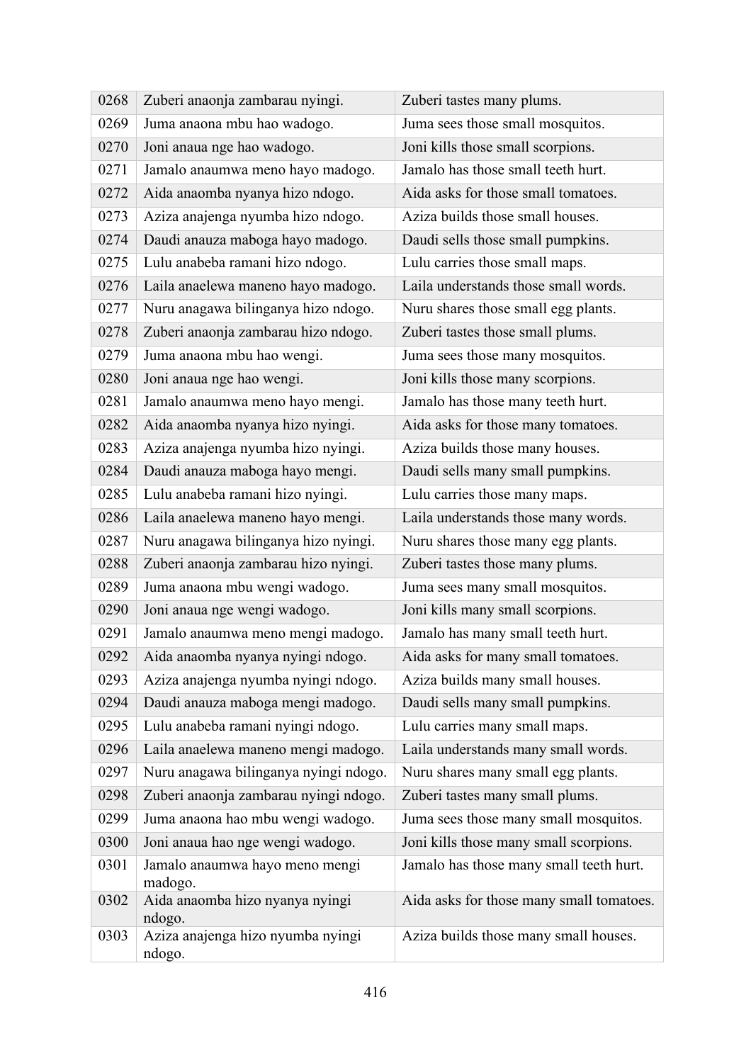| 0268 | Zuberi anaonja zambarau nyingi. | Zuberi tastes many plums. |
|---|---|---|
| 0269 | Juma anaona mbu hao wadogo. | Juma sees those small mosquitos. |
| 0270 | Joni anaua nge hao wadogo. | Joni kills those small scorpions. |
| 0271 | Jamalo anaumwa meno hayo madogo. | Jamalo has those small teeth hurt. |
| 0272 | Aida anaomba nyanya hizo ndogo. | Aida asks for those small tomatoes. |
| 0273 | Aziza anajenga nyumba hizo ndogo. | Aziza builds those small houses. |
| 0274 | Daudi anauza maboga hayo madogo. | Daudi sells those small pumpkins. |
| 0275 | Lulu anabeba ramani hizo ndogo. | Lulu carries those small maps. |
| 0276 | Laila anaelewa maneno hayo madogo. | Laila understands those small words. |
| 0277 | Nuru anagawa bilinganya hizo ndogo. | Nuru shares those small egg plants. |
| 0278 | Zuberi anaonja zambarau hizo ndogo. | Zuberi tastes those small plums. |
| 0279 | Juma anaona mbu hao wengi. | Juma sees those many mosquitos. |
| 0280 | Joni anaua nge hao wengi. | Joni kills those many scorpions. |
| 0281 | Jamalo anaumwa meno hayo mengi. | Jamalo has those many teeth hurt. |
| 0282 | Aida anaomba nyanya hizo nyingi. | Aida asks for those many tomatoes. |
| 0283 | Aziza anajenga nyumba hizo nyingi. | Aziza builds those many houses. |
| 0284 | Daudi anauza maboga hayo mengi. | Daudi sells many small pumpkins. |
| 0285 | Lulu anabeba ramani hizo nyingi. | Lulu carries those many maps. |
| 0286 | Laila anaelewa maneno hayo mengi. | Laila understands those many words. |
| 0287 | Nuru anagawa bilinganya hizo nyingi. | Nuru shares those many egg plants. |
| 0288 | Zuberi anaonja zambarau hizo nyingi. | Zuberi tastes those many plums. |
| 0289 | Juma anaona mbu wengi wadogo. | Juma sees many small mosquitos. |
| 0290 | Joni anaua nge wengi wadogo. | Joni kills many small scorpions. |
| 0291 | Jamalo anaumwa meno mengi madogo. | Jamalo has many small teeth hurt. |
| 0292 | Aida anaomba nyanya nyingi ndogo. | Aida asks for many small tomatoes. |
| 0293 | Aziza anajenga nyumba nyingi ndogo. | Aziza builds many small houses. |
| 0294 | Daudi anauza maboga mengi madogo. | Daudi sells many small pumpkins. |
| 0295 | Lulu anabeba ramani nyingi ndogo. | Lulu carries many small maps. |
| 0296 | Laila anaelewa maneno mengi madogo. | Laila understands many small words. |
| 0297 | Nuru anagawa bilinganya nyingi ndogo. | Nuru shares many small egg plants. |
| 0298 | Zuberi anaonja zambarau nyingi ndogo. | Zuberi tastes many small plums. |
| 0299 | Juma anaona hao mbu wengi wadogo. | Juma sees those many small mosquitos. |
| 0300 | Joni anaua hao nge wengi wadogo. | Joni kills those many small scorpions. |
| 0301 | Jamalo anaumwa hayo meno mengi madogo. | Jamalo has those many small teeth hurt. |
| 0302 | Aida anaomba hizo nyanya nyingi ndogo. | Aida asks for those many small tomatoes. |
| 0303 | Aziza anajenga hizo nyumba nyingi ndogo. | Aziza builds those many small houses. |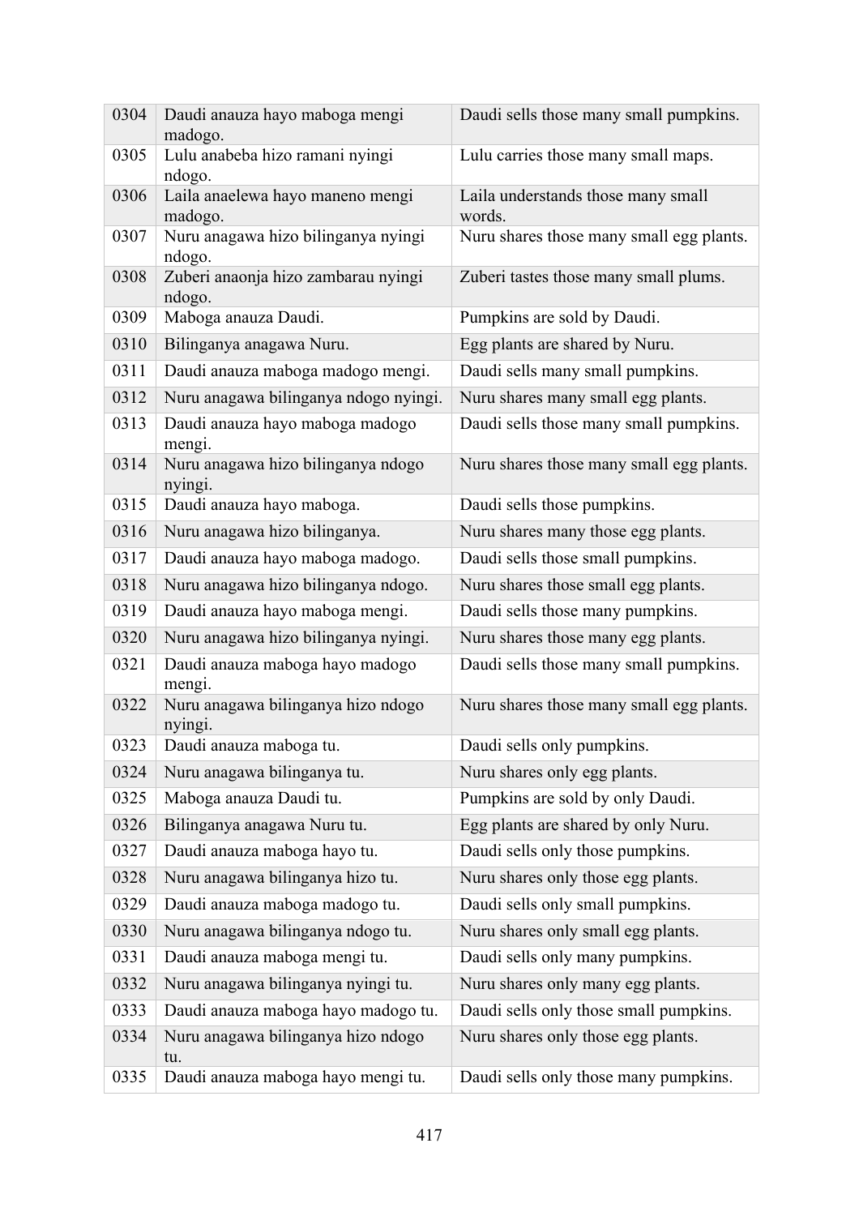| | | |
|---|---|---|
| 0304 | Daudi anauza hayo maboga mengi madogo. | Daudi sells those many small pumpkins. |
| 0305 | Lulu anabeba hizo ramani nyingi ndogo. | Lulu carries those many small maps. |
| 0306 | Laila anaelewa hayo maneno mengi madogo. | Laila understands those many small words. |
| 0307 | Nuru anagawa hizo bilinganya nyingi ndogo. | Nuru shares those many small egg plants. |
| 0308 | Zuberi anaonja hizo zambarau nyingi ndogo. | Zuberi tastes those many small plums. |
| 0309 | Maboga anauza Daudi. | Pumpkins are sold by Daudi. |
| 0310 | Bilinganya anagawa Nuru. | Egg plants are shared by Nuru. |
| 0311 | Daudi anauza maboga madogo mengi. | Daudi sells many small pumpkins. |
| 0312 | Nuru anagawa bilinganya ndogo nyingi. | Nuru shares many small egg plants. |
| 0313 | Daudi anauza hayo maboga madogo mengi. | Daudi sells those many small pumpkins. |
| 0314 | Nuru anagawa hizo bilinganya ndogo nyingi. | Nuru shares those many small egg plants. |
| 0315 | Daudi anauza hayo maboga. | Daudi sells those pumpkins. |
| 0316 | Nuru anagawa hizo bilinganya. | Nuru shares many those egg plants. |
| 0317 | Daudi anauza hayo maboga madogo. | Daudi sells those small pumpkins. |
| 0318 | Nuru anagawa hizo bilinganya ndogo. | Nuru shares those small egg plants. |
| 0319 | Daudi anauza hayo maboga mengi. | Daudi sells those many pumpkins. |
| 0320 | Nuru anagawa hizo bilinganya nyingi. | Nuru shares those many egg plants. |
| 0321 | Daudi anauza maboga hayo madogo mengi. | Daudi sells those many small pumpkins. |
| 0322 | Nuru anagawa bilinganya hizo ndogo nyingi. | Nuru shares those many small egg plants. |
| 0323 | Daudi anauza maboga tu. | Daudi sells only pumpkins. |
| 0324 | Nuru anagawa bilinganya tu. | Nuru shares only egg plants. |
| 0325 | Maboga anauza Daudi tu. | Pumpkins are sold by only Daudi. |
| 0326 | Bilinganya anagawa Nuru tu. | Egg plants are shared by only Nuru. |
| 0327 | Daudi anauza maboga hayo tu. | Daudi sells only those pumpkins. |
| 0328 | Nuru anagawa bilinganya hizo tu. | Nuru shares only those egg plants. |
| 0329 | Daudi anauza maboga madogo tu. | Daudi sells only small pumpkins. |
| 0330 | Nuru anagawa bilinganya ndogo tu. | Nuru shares only small egg plants. |
| 0331 | Daudi anauza maboga mengi tu. | Daudi sells only many pumpkins. |
| 0332 | Nuru anagawa bilinganya nyingi tu. | Nuru shares only many egg plants. |
| 0333 | Daudi anauza maboga hayo madogo tu. | Daudi sells only those small pumpkins. |
| 0334 | Nuru anagawa bilinganya hizo ndogo tu. | Nuru shares only those egg plants. |
| 0335 | Daudi anauza maboga hayo mengi tu. | Daudi sells only those many pumpkins. |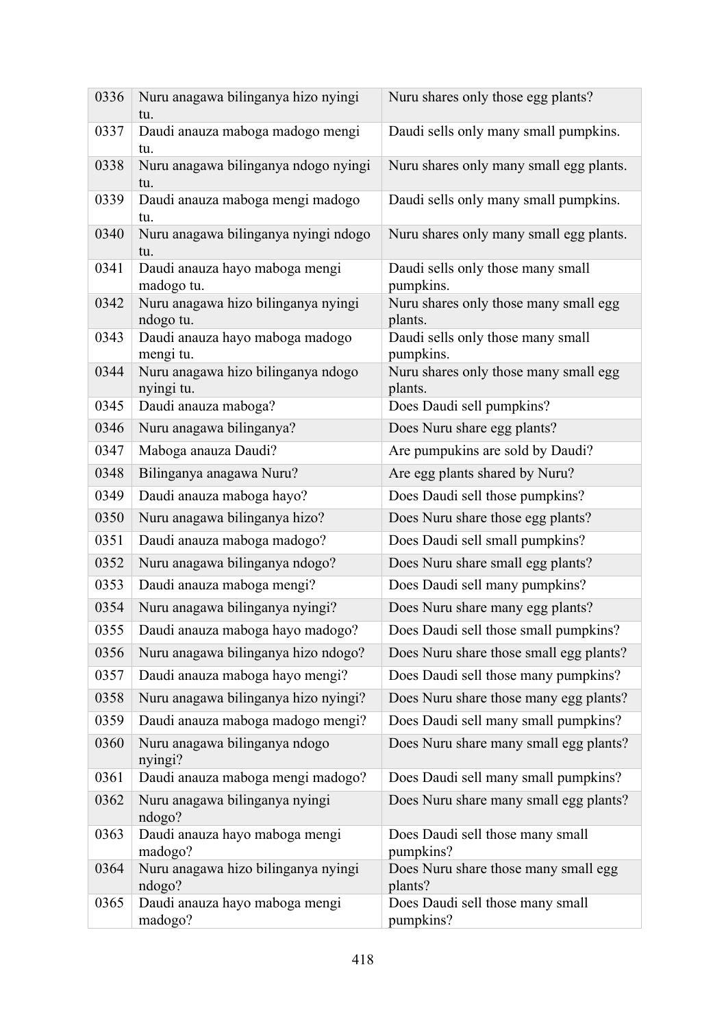| | | |
|---|---|---|
| 0336 | Nuru anagawa bilinganya hizo nyingi tu. | Nuru shares only those egg plants? |
| 0337 | Daudi anauza maboga madogo mengi tu. | Daudi sells only many small pumpkins. |
| 0338 | Nuru anagawa bilinganya ndogo nyingi tu. | Nuru shares only many small egg plants. |
| 0339 | Daudi anauza maboga mengi madogo tu. | Daudi sells only many small pumpkins. |
| 0340 | Nuru anagawa bilinganya nyingi ndogo tu. | Nuru shares only many small egg plants. |
| 0341 | Daudi anauza hayo maboga mengi madogo tu. | Daudi sells only those many small pumpkins. |
| 0342 | Nuru anagawa hizo bilinganya nyingi ndogo tu. | Nuru shares only those many small egg plants. |
| 0343 | Daudi anauza hayo maboga madogo mengi tu. | Daudi sells only those many small pumpkins. |
| 0344 | Nuru anagawa hizo bilinganya ndogo nyingi tu. | Nuru shares only those many small egg plants. |
| 0345 | Daudi anauza maboga? | Does Daudi sell pumpkins? |
| 0346 | Nuru anagawa bilinganya? | Does Nuru share egg plants? |
| 0347 | Maboga anauza Daudi? | Are pumpukins are sold by Daudi? |
| 0348 | Bilinganya anagawa Nuru? | Are egg plants shared by Nuru? |
| 0349 | Daudi anauza maboga hayo? | Does Daudi sell those pumpkins? |
| 0350 | Nuru anagawa bilinganya hizo? | Does Nuru share those egg plants? |
| 0351 | Daudi anauza maboga madogo? | Does Daudi sell small pumpkins? |
| 0352 | Nuru anagawa bilinganya ndogo? | Does Nuru share small egg plants? |
| 0353 | Daudi anauza maboga mengi? | Does Daudi sell many pumpkins? |
| 0354 | Nuru anagawa bilinganya nyingi? | Does Nuru share many egg plants? |
| 0355 | Daudi anauza maboga hayo madogo? | Does Daudi sell those small pumpkins? |
| 0356 | Nuru anagawa bilinganya hizo ndogo? | Does Nuru share those small egg plants? |
| 0357 | Daudi anauza maboga hayo mengi? | Does Daudi sell those many pumpkins? |
| 0358 | Nuru anagawa bilinganya hizo nyingi? | Does Nuru share those many egg plants? |
| 0359 | Daudi anauza maboga madogo mengi? | Does Daudi sell many small pumpkins? |
| 0360 | Nuru anagawa bilinganya ndogo nyingi? | Does Nuru share many small egg plants? |
| 0361 | Daudi anauza maboga mengi madogo? | Does Daudi sell many small pumpkins? |
| 0362 | Nuru anagawa bilinganya nyingi ndogo? | Does Nuru share many small egg plants? |
| 0363 | Daudi anauza hayo maboga mengi madogo? | Does Daudi sell those many small pumpkins? |
| 0364 | Nuru anagawa hizo bilinganya nyingi ndogo? | Does Nuru share those many small egg plants? |
| 0365 | Daudi anauza hayo maboga mengi madogo? | Does Daudi sell those many small pumpkins? |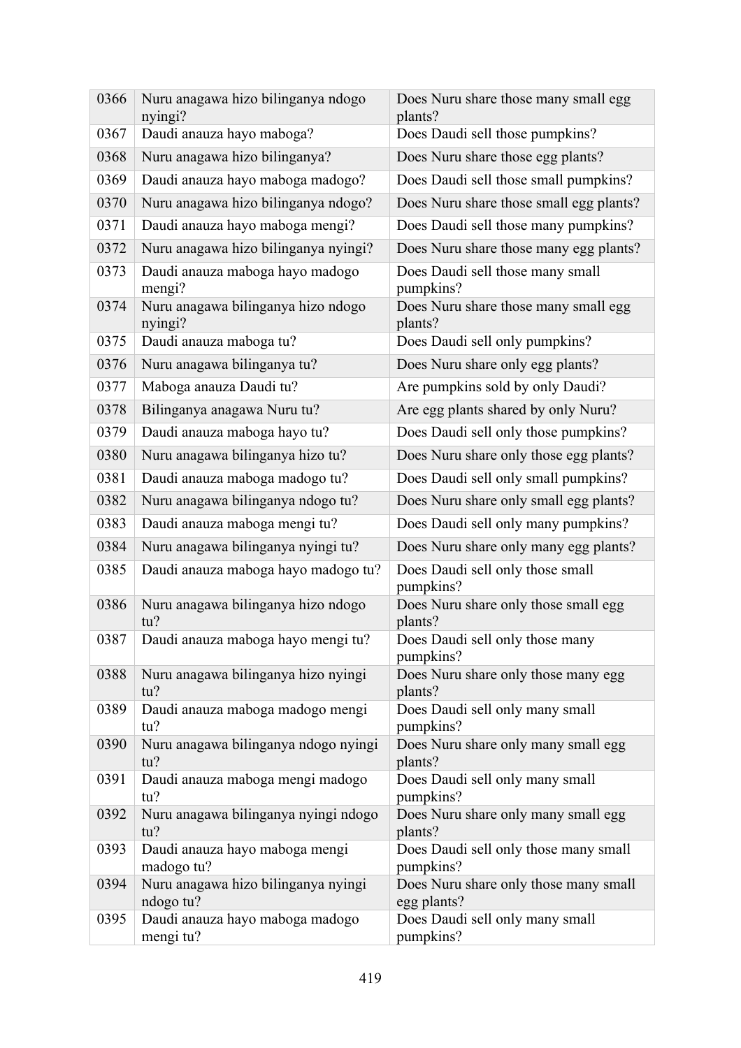| 0366 | Nuru anagawa hizo bilinganya ndogo nyingi? | Does Nuru share those many small egg plants? |
|---|---|---|
| 0367 | Daudi anauza hayo maboga? | Does Daudi sell those pumpkins? |
| 0368 | Nuru anagawa hizo bilinganya? | Does Nuru share those egg plants? |
| 0369 | Daudi anauza hayo maboga madogo? | Does Daudi sell those small pumpkins? |
| 0370 | Nuru anagawa hizo bilinganya ndogo? | Does Nuru share those small egg plants? |
| 0371 | Daudi anauza hayo maboga mengi? | Does Daudi sell those many pumpkins? |
| 0372 | Nuru anagawa hizo bilinganya nyingi? | Does Nuru share those many egg plants? |
| 0373 | Daudi anauza maboga hayo madogo mengi? | Does Daudi sell those many small pumpkins? |
| 0374 | Nuru anagawa bilinganya hizo ndogo nyingi? | Does Nuru share those many small egg plants? |
| 0375 | Daudi anauza maboga tu? | Does Daudi sell only pumpkins? |
| 0376 | Nuru anagawa bilinganya tu? | Does Nuru share only egg plants? |
| 0377 | Maboga anauza Daudi tu? | Are pumpkins sold by only Daudi? |
| 0378 | Bilinganya anagawa Nuru tu? | Are egg plants shared by only Nuru? |
| 0379 | Daudi anauza maboga hayo tu? | Does Daudi sell only those pumpkins? |
| 0380 | Nuru anagawa bilinganya hizo tu? | Does Nuru share only those egg plants? |
| 0381 | Daudi anauza maboga madogo tu? | Does Daudi sell only small pumpkins? |
| 0382 | Nuru anagawa bilinganya ndogo tu? | Does Nuru share only small egg plants? |
| 0383 | Daudi anauza maboga mengi tu? | Does Daudi sell only many pumpkins? |
| 0384 | Nuru anagawa bilinganya nyingi tu? | Does Nuru share only many egg plants? |
| 0385 | Daudi anauza maboga hayo madogo tu? | Does Daudi sell only those small pumpkins? |
| 0386 | Nuru anagawa bilinganya hizo ndogo tu? | Does Nuru share only those small egg plants? |
| 0387 | Daudi anauza maboga hayo mengi tu? | Does Daudi sell only those many pumpkins? |
| 0388 | Nuru anagawa bilinganya hizo nyingi tu? | Does Nuru share only those many egg plants? |
| 0389 | Daudi anauza maboga madogo mengi tu? | Does Daudi sell only many small pumpkins? |
| 0390 | Nuru anagawa bilinganya ndogo nyingi tu? | Does Nuru share only many small egg plants? |
| 0391 | Daudi anauza maboga mengi madogo tu? | Does Daudi sell only many small pumpkins? |
| 0392 | Nuru anagawa bilinganya nyingi ndogo tu? | Does Nuru share only many small egg plants? |
| 0393 | Daudi anauza hayo maboga mengi madogo tu? | Does Daudi sell only those many small pumpkins? |
| 0394 | Nuru anagawa hizo bilinganya nyingi ndogo tu? | Does Nuru share only those many small egg plants? |
| 0395 | Daudi anauza hayo maboga madogo mengi tu? | Does Daudi sell only many small pumpkins? |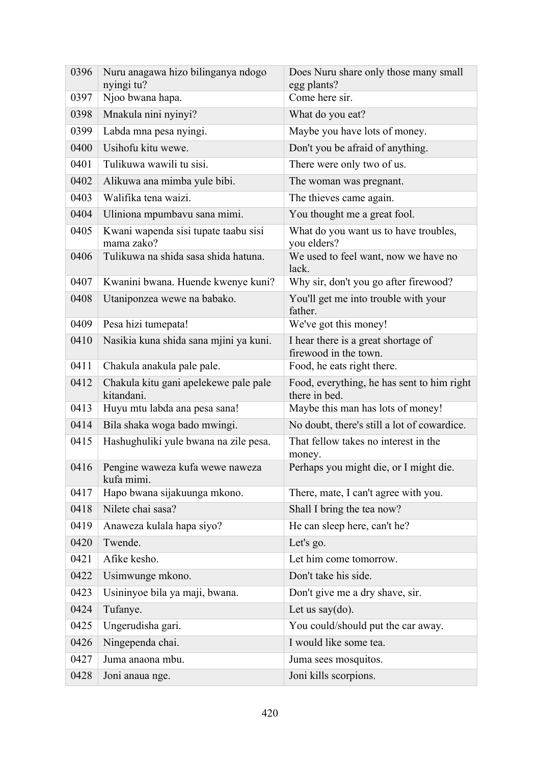| 0396 | Nuru anagawa hizo bilinganya ndogo nyingi tu? | Does Nuru share only those many small egg plants? |
|---|---|---|
| 0397 | Njoo bwana hapa. | Come here sir. |
| 0398 | Mnakula nini nyinyi? | What do you eat? |
| 0399 | Labda mna pesa nyingi. | Maybe you have lots of money. |
| 0400 | Usihofu kitu wewe. | Don't you be afraid of anything. |
| 0401 | Tulikuwa wawili tu sisi. | There were only two of us. |
| 0402 | Alikuwa ana mimba yule bibi. | The woman was pregnant. |
| 0403 | Walifika tena waizi. | The thieves came again. |
| 0404 | Uliniona mpumbavu sana mimi. | You thought me a great fool. |
| 0405 | Kwani wapenda sisi tupate taabu sisi mama zako? | What do you want us to have troubles, you elders? |
| 0406 | Tulikuwa na shida sasa shida hatuna. | We used to feel want, now we have no lack. |
| 0407 | Kwanini bwana. Huende kwenye kuni? | Why sir, don't you go after firewood? |
| 0408 | Utaniponzea wewe na babako. | You'll get me into trouble with your father. |
| 0409 | Pesa hizi tumepata! | We've got this money! |
| 0410 | Nasikia kuna shida sana mjini ya kuni. | I hear there is a great shortage of firewood in the town. |
| 0411 | Chakula anakula pale pale. | Food, he eats right there. |
| 0412 | Chakula kitu gani apelekewe pale pale kitandani. | Food, everything, he has sent to him right there in bed. |
| 0413 | Huyu mtu labda ana pesa sana! | Maybe this man has lots of money! |
| 0414 | Bila shaka woga bado mwingi. | No doubt, there's still a lot of cowardice. |
| 0415 | Hashughuliki yule bwana na zile pesa. | That fellow takes no interest in the money. |
| 0416 | Pengine waweza kufa wewe naweza kufa mimi. | Perhaps you might die, or I might die. |
| 0417 | Hapo bwana sijakuunga mkono. | There, mate, I can't agree with you. |
| 0418 | Nilete chai sasa? | Shall I bring the tea now? |
| 0419 | Anaweza kulala hapa siyo? | He can sleep here, can't he? |
| 0420 | Twende. | Let's go. |
| 0421 | Afike kesho. | Let him come tomorrow. |
| 0422 | Usimwunge mkono. | Don't take his side. |
| 0423 | Usininyoe bila ya maji, bwana. | Don't give me a dry shave, sir. |
| 0424 | Tufanye. | Let us say(do). |
| 0425 | Ungerudisha gari. | You could/should put the car away. |
| 0426 | Ningependa chai. | I would like some tea. |
| 0427 | Juma anaona mbu. | Juma sees mosquitos. |
| 0428 | Joni anaua nge. | Joni kills scorpions. |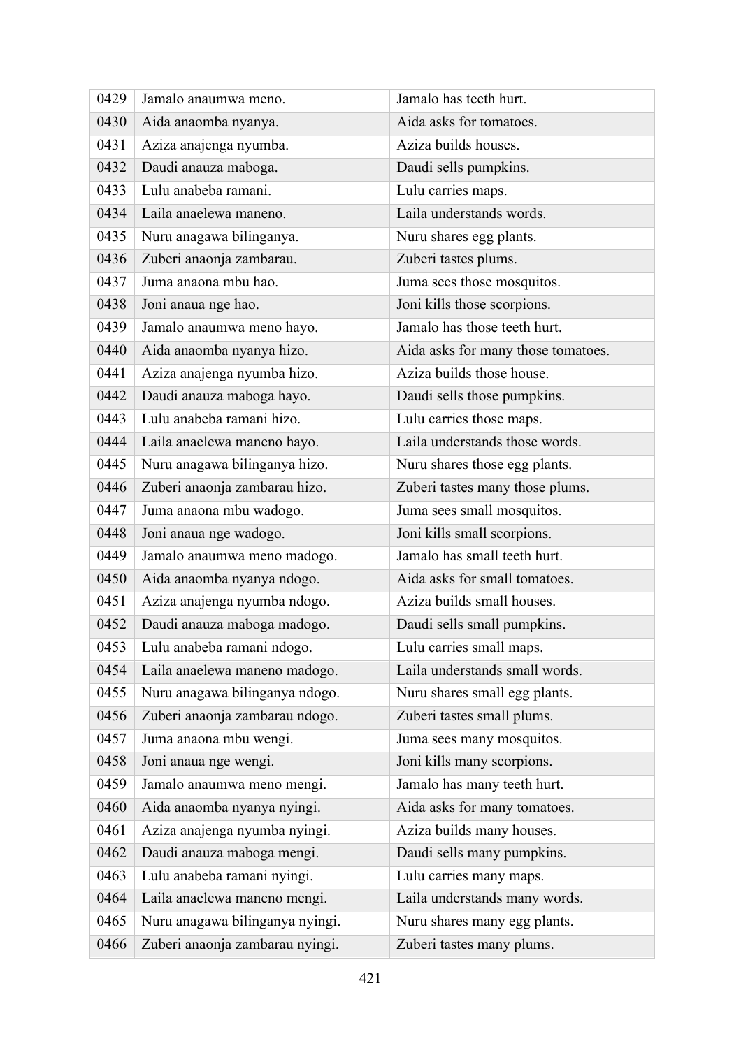| | | |
|---|---|---|
| 0429 | Jamalo anaumwa meno. | Jamalo has teeth hurt. |
| 0430 | Aida anaomba nyanya. | Aida asks for tomatoes. |
| 0431 | Aziza anajenga nyumba. | Aziza builds houses. |
| 0432 | Daudi anauza maboga. | Daudi sells pumpkins. |
| 0433 | Lulu anabeba ramani. | Lulu carries maps. |
| 0434 | Laila anaelewa maneno. | Laila understands words. |
| 0435 | Nuru anagawa bilinganya. | Nuru shares egg plants. |
| 0436 | Zuberi anaonja zambarau. | Zuberi tastes plums. |
| 0437 | Juma anaona mbu hao. | Juma sees those mosquitos. |
| 0438 | Joni anaua nge hao. | Joni kills those scorpions. |
| 0439 | Jamalo anaumwa meno hayo. | Jamalo has those teeth hurt. |
| 0440 | Aida anaomba nyanya hizo. | Aida asks for many those tomatoes. |
| 0441 | Aziza anajenga nyumba hizo. | Aziza builds those house. |
| 0442 | Daudi anauza maboga hayo. | Daudi sells those pumpkins. |
| 0443 | Lulu anabeba ramani hizo. | Lulu carries those maps. |
| 0444 | Laila anaelewa maneno hayo. | Laila understands those words. |
| 0445 | Nuru anagawa bilinganya hizo. | Nuru shares those egg plants. |
| 0446 | Zuberi anaonja zambarau hizo. | Zuberi tastes many those plums. |
| 0447 | Juma anaona mbu wadogo. | Juma sees small mosquitos. |
| 0448 | Joni anaua nge wadogo. | Joni kills small scorpions. |
| 0449 | Jamalo anaumwa meno madogo. | Jamalo has small teeth hurt. |
| 0450 | Aida anaomba nyanya ndogo. | Aida asks for small tomatoes. |
| 0451 | Aziza anajenga nyumba ndogo. | Aziza builds small houses. |
| 0452 | Daudi anauza maboga madogo. | Daudi sells small pumpkins. |
| 0453 | Lulu anabeba ramani ndogo. | Lulu carries small maps. |
| 0454 | Laila anaelewa maneno madogo. | Laila understands small words. |
| 0455 | Nuru anagawa bilinganya ndogo. | Nuru shares small egg plants. |
| 0456 | Zuberi anaonja zambarau ndogo. | Zuberi tastes small plums. |
| 0457 | Juma anaona mbu wengi. | Juma sees many mosquitos. |
| 0458 | Joni anaua nge wengi. | Joni kills many scorpions. |
| 0459 | Jamalo anaumwa meno mengi. | Jamalo has many teeth hurt. |
| 0460 | Aida anaomba nyanya nyingi. | Aida asks for many tomatoes. |
| 0461 | Aziza anajenga nyumba nyingi. | Aziza builds many houses. |
| 0462 | Daudi anauza maboga mengi. | Daudi sells many pumpkins. |
| 0463 | Lulu anabeba ramani nyingi. | Lulu carries many maps. |
| 0464 | Laila anaelewa maneno mengi. | Laila understands many words. |
| 0465 | Nuru anagawa bilinganya nyingi. | Nuru shares many egg plants. |
| 0466 | Zuberi anaonja zambarau nyingi. | Zuberi tastes many plums. |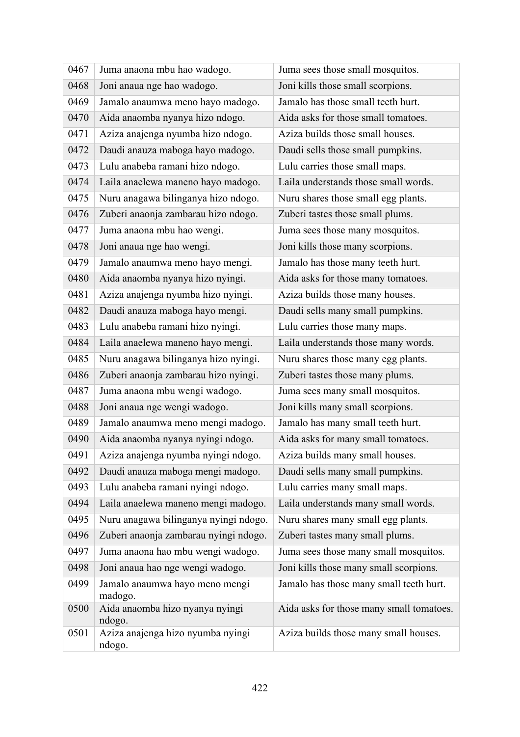| 0467 | Juma anaona mbu hao wadogo. | Juma sees those small mosquitos. |
|---|---|---|
| 0468 | Joni anaua nge hao wadogo. | Joni kills those small scorpions. |
| 0469 | Jamalo anaumwa meno hayo madogo. | Jamalo has those small teeth hurt. |
| 0470 | Aida anaomba nyanya hizo ndogo. | Aida asks for those small tomatoes. |
| 0471 | Aziza anajenga nyumba hizo ndogo. | Aziza builds those small houses. |
| 0472 | Daudi anauza maboga hayo madogo. | Daudi sells those small pumpkins. |
| 0473 | Lulu anabeba ramani hizo ndogo. | Lulu carries those small maps. |
| 0474 | Laila anaelewa maneno hayo madogo. | Laila understands those small words. |
| 0475 | Nuru anagawa bilinganya hizo ndogo. | Nuru shares those small egg plants. |
| 0476 | Zuberi anaonja zambarau hizo ndogo. | Zuberi tastes those small plums. |
| 0477 | Juma anaona mbu hao wengi. | Juma sees those many mosquitos. |
| 0478 | Joni anaua nge hao wengi. | Joni kills those many scorpions. |
| 0479 | Jamalo anaumwa meno hayo mengi. | Jamalo has those many teeth hurt. |
| 0480 | Aida anaomba nyanya hizo nyingi. | Aida asks for those many tomatoes. |
| 0481 | Aziza anajenga nyumba hizo nyingi. | Aziza builds those many houses. |
| 0482 | Daudi anauza maboga hayo mengi. | Daudi sells many small pumpkins. |
| 0483 | Lulu anabeba ramani hizo nyingi. | Lulu carries those many maps. |
| 0484 | Laila anaelewa maneno hayo mengi. | Laila understands those many words. |
| 0485 | Nuru anagawa bilinganya hizo nyingi. | Nuru shares those many egg plants. |
| 0486 | Zuberi anaonja zambarau hizo nyingi. | Zuberi tastes those many plums. |
| 0487 | Juma anaona mbu wengi wadogo. | Juma sees many small mosquitos. |
| 0488 | Joni anaua nge wengi wadogo. | Joni kills many small scorpions. |
| 0489 | Jamalo anaumwa meno mengi madogo. | Jamalo has many small teeth hurt. |
| 0490 | Aida anaomba nyanya nyingi ndogo. | Aida asks for many small tomatoes. |
| 0491 | Aziza anajenga nyumba nyingi ndogo. | Aziza builds many small houses. |
| 0492 | Daudi anauza maboga mengi madogo. | Daudi sells many small pumpkins. |
| 0493 | Lulu anabeba ramani nyingi ndogo. | Lulu carries many small maps. |
| 0494 | Laila anaelewa maneno mengi madogo. | Laila understands many small words. |
| 0495 | Nuru anagawa bilinganya nyingi ndogo. | Nuru shares many small egg plants. |
| 0496 | Zuberi anaonja zambarau nyingi ndogo. | Zuberi tastes many small plums. |
| 0497 | Juma anaona hao mbu wengi wadogo. | Juma sees those many small mosquitos. |
| 0498 | Joni anaua hao nge wengi wadogo. | Joni kills those many small scorpions. |
| 0499 | Jamalo anaumwa hayo meno mengi madogo. | Jamalo has those many small teeth hurt. |
| 0500 | Aida anaomba hizo nyanya nyingi ndogo. | Aida asks for those many small tomatoes. |
| 0501 | Aziza anajenga hizo nyumba nyingi ndogo. | Aziza builds those many small houses. |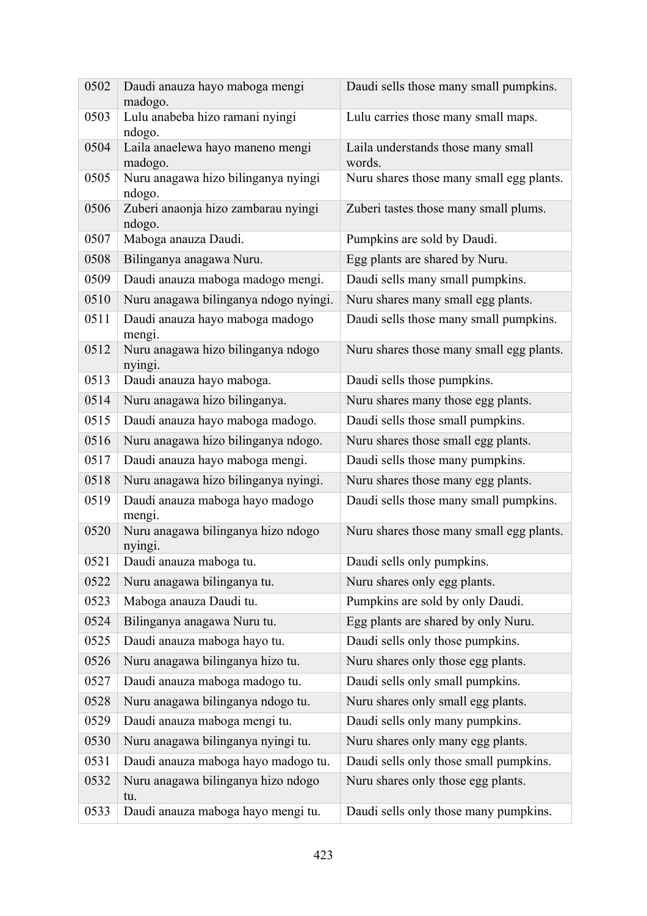| 0502 | Daudi anauza hayo maboga mengi madogo. | Daudi sells those many small pumpkins. |
|---|---|---|
| 0503 | Lulu anabeba hizo ramani nyingi ndogo. | Lulu carries those many small maps. |
| 0504 | Laila anaelewa hayo maneno mengi madogo. | Laila understands those many small words. |
| 0505 | Nuru anagawa hizo bilinganya nyingi ndogo. | Nuru shares those many small egg plants. |
| 0506 | Zuberi anaonja hizo zambarau nyingi ndogo. | Zuberi tastes those many small plums. |
| 0507 | Maboga anauza Daudi. | Pumpkins are sold by Daudi. |
| 0508 | Bilinganya anagawa Nuru. | Egg plants are shared by Nuru. |
| 0509 | Daudi anauza maboga madogo mengi. | Daudi sells many small pumpkins. |
| 0510 | Nuru anagawa bilinganya ndogo nyingi. | Nuru shares many small egg plants. |
| 0511 | Daudi anauza hayo maboga madogo mengi. | Daudi sells those many small pumpkins. |
| 0512 | Nuru anagawa hizo bilinganya ndogo nyingi. | Nuru shares those many small egg plants. |
| 0513 | Daudi anauza hayo maboga. | Daudi sells those pumpkins. |
| 0514 | Nuru anagawa hizo bilinganya. | Nuru shares many those egg plants. |
| 0515 | Daudi anauza hayo maboga madogo. | Daudi sells those small pumpkins. |
| 0516 | Nuru anagawa hizo bilinganya ndogo. | Nuru shares those small egg plants. |
| 0517 | Daudi anauza hayo maboga mengi. | Daudi sells those many pumpkins. |
| 0518 | Nuru anagawa hizo bilinganya nyingi. | Nuru shares those many egg plants. |
| 0519 | Daudi anauza maboga hayo madogo mengi. | Daudi sells those many small pumpkins. |
| 0520 | Nuru anagawa bilinganya hizo ndogo nyingi. | Nuru shares those many small egg plants. |
| 0521 | Daudi anauza maboga tu. | Daudi sells only pumpkins. |
| 0522 | Nuru anagawa bilinganya tu. | Nuru shares only egg plants. |
| 0523 | Maboga anauza Daudi tu. | Pumpkins are sold by only Daudi. |
| 0524 | Bilinganya anagawa Nuru tu. | Egg plants are shared by only Nuru. |
| 0525 | Daudi anauza maboga hayo tu. | Daudi sells only those pumpkins. |
| 0526 | Nuru anagawa bilinganya hizo tu. | Nuru shares only those egg plants. |
| 0527 | Daudi anauza maboga madogo tu. | Daudi sells only small pumpkins. |
| 0528 | Nuru anagawa bilinganya ndogo tu. | Nuru shares only small egg plants. |
| 0529 | Daudi anauza maboga mengi tu. | Daudi sells only many pumpkins. |
| 0530 | Nuru anagawa bilinganya nyingi tu. | Nuru shares only many egg plants. |
| 0531 | Daudi anauza maboga hayo madogo tu. | Daudi sells only those small pumpkins. |
| 0532 | Nuru anagawa bilinganya hizo ndogo tu. | Nuru shares only those egg plants. |
| 0533 | Daudi anauza maboga hayo mengi tu. | Daudi sells only those many pumpkins. |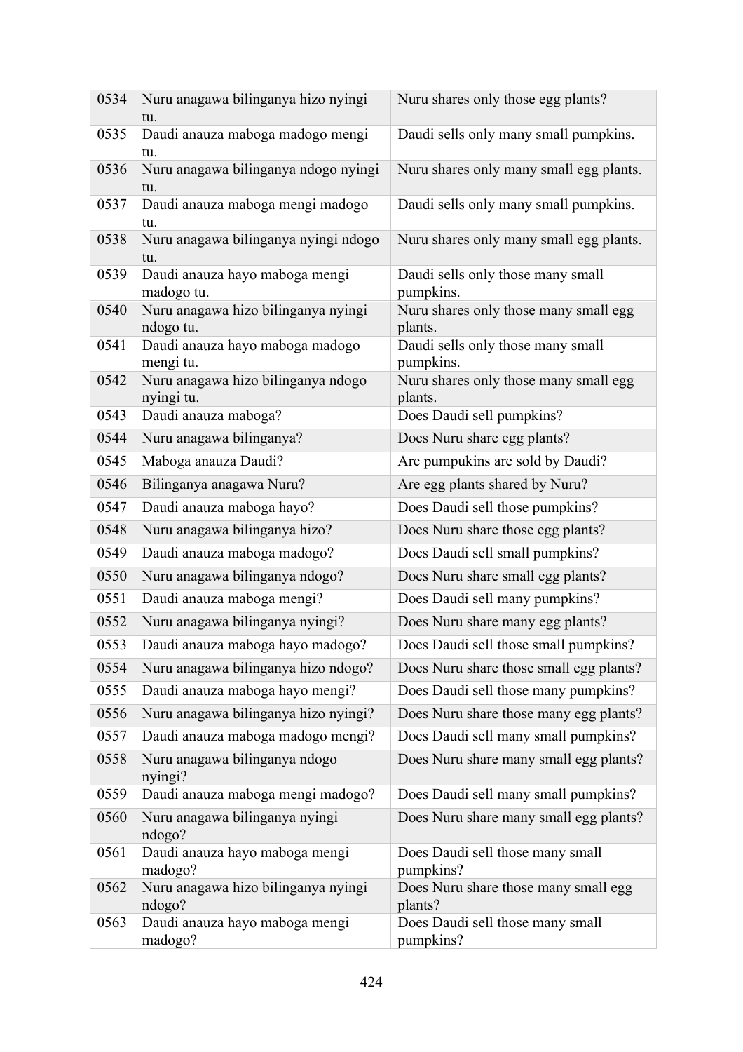| 0534 | Nuru anagawa bilinganya hizo nyingi tu. | Nuru shares only those egg plants? |
|---|---|---|
| 0535 | Daudi anauza maboga madogo mengi tu. | Daudi sells only many small pumpkins. |
| 0536 | Nuru anagawa bilinganya ndogo nyingi tu. | Nuru shares only many small egg plants. |
| 0537 | Daudi anauza maboga mengi madogo tu. | Daudi sells only many small pumpkins. |
| 0538 | Nuru anagawa bilinganya nyingi ndogo tu. | Nuru shares only many small egg plants. |
| 0539 | Daudi anauza hayo maboga mengi madogo tu. | Daudi sells only those many small pumpkins. |
| 0540 | Nuru anagawa hizo bilinganya nyingi ndogo tu. | Nuru shares only those many small egg plants. |
| 0541 | Daudi anauza hayo maboga madogo mengi tu. | Daudi sells only those many small pumpkins. |
| 0542 | Nuru anagawa hizo bilinganya ndogo nyingi tu. | Nuru shares only those many small egg plants. |
| 0543 | Daudi anauza maboga? | Does Daudi sell pumpkins? |
| 0544 | Nuru anagawa bilinganya? | Does Nuru share egg plants? |
| 0545 | Maboga anauza Daudi? | Are pumpukins are sold by Daudi? |
| 0546 | Bilinganya anagawa Nuru? | Are egg plants shared by Nuru? |
| 0547 | Daudi anauza maboga hayo? | Does Daudi sell those pumpkins? |
| 0548 | Nuru anagawa bilinganya hizo? | Does Nuru share those egg plants? |
| 0549 | Daudi anauza maboga madogo? | Does Daudi sell small pumpkins? |
| 0550 | Nuru anagawa bilinganya ndogo? | Does Nuru share small egg plants? |
| 0551 | Daudi anauza maboga mengi? | Does Daudi sell many pumpkins? |
| 0552 | Nuru anagawa bilinganya nyingi? | Does Nuru share many egg plants? |
| 0553 | Daudi anauza maboga hayo madogo? | Does Daudi sell those small pumpkins? |
| 0554 | Nuru anagawa bilinganya hizo ndogo? | Does Nuru share those small egg plants? |
| 0555 | Daudi anauza maboga hayo mengi? | Does Daudi sell those many pumpkins? |
| 0556 | Nuru anagawa bilinganya hizo nyingi? | Does Nuru share those many egg plants? |
| 0557 | Daudi anauza maboga madogo mengi? | Does Daudi sell many small pumpkins? |
| 0558 | Nuru anagawa bilinganya ndogo nyingi? | Does Nuru share many small egg plants? |
| 0559 | Daudi anauza maboga mengi madogo? | Does Daudi sell many small pumpkins? |
| 0560 | Nuru anagawa bilinganya nyingi ndogo? | Does Nuru share many small egg plants? |
| 0561 | Daudi anauza hayo maboga mengi madogo? | Does Daudi sell those many small pumpkins? |
| 0562 | Nuru anagawa hizo bilinganya nyingi ndogo? | Does Nuru share those many small egg plants? |
| 0563 | Daudi anauza hayo maboga mengi madogo? | Does Daudi sell those many small pumpkins? |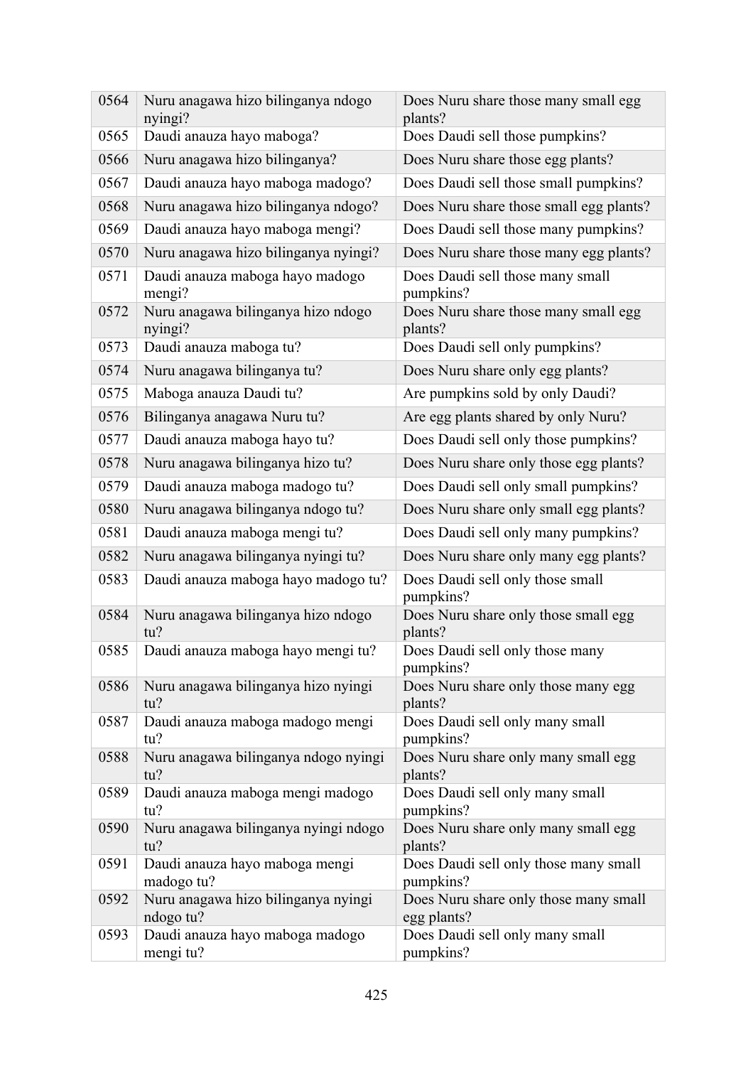| | | |
|---|---|---|
| 0564 | Nuru anagawa hizo bilinganya ndogo nyingi? | Does Nuru share those many small egg plants? |
| 0565 | Daudi anauza hayo maboga? | Does Daudi sell those pumpkins? |
| 0566 | Nuru anagawa hizo bilinganya? | Does Nuru share those egg plants? |
| 0567 | Daudi anauza hayo maboga madogo? | Does Daudi sell those small pumpkins? |
| 0568 | Nuru anagawa hizo bilinganya ndogo? | Does Nuru share those small egg plants? |
| 0569 | Daudi anauza hayo maboga mengi? | Does Daudi sell those many pumpkins? |
| 0570 | Nuru anagawa hizo bilinganya nyingi? | Does Nuru share those many egg plants? |
| 0571 | Daudi anauza maboga hayo madogo mengi? | Does Daudi sell those many small pumpkins? |
| 0572 | Nuru anagawa bilinganya hizo ndogo nyingi? | Does Nuru share those many small egg plants? |
| 0573 | Daudi anauza maboga tu? | Does Daudi sell only pumpkins? |
| 0574 | Nuru anagawa bilinganya tu? | Does Nuru share only egg plants? |
| 0575 | Maboga anauza Daudi tu? | Are pumpkins sold by only Daudi? |
| 0576 | Bilinganya anagawa Nuru tu? | Are egg plants shared by only Nuru? |
| 0577 | Daudi anauza maboga hayo tu? | Does Daudi sell only those pumpkins? |
| 0578 | Nuru anagawa bilinganya hizo tu? | Does Nuru share only those egg plants? |
| 0579 | Daudi anauza maboga madogo tu? | Does Daudi sell only small pumpkins? |
| 0580 | Nuru anagawa bilinganya ndogo tu? | Does Nuru share only small egg plants? |
| 0581 | Daudi anauza maboga mengi tu? | Does Daudi sell only many pumpkins? |
| 0582 | Nuru anagawa bilinganya nyingi tu? | Does Nuru share only many egg plants? |
| 0583 | Daudi anauza maboga hayo madogo tu? | Does Daudi sell only those small pumpkins? |
| 0584 | Nuru anagawa bilinganya hizo ndogo tu? | Does Nuru share only those small egg plants? |
| 0585 | Daudi anauza maboga hayo mengi tu? | Does Daudi sell only those many pumpkins? |
| 0586 | Nuru anagawa bilinganya hizo nyingi tu? | Does Nuru share only those many egg plants? |
| 0587 | Daudi anauza maboga madogo mengi tu? | Does Daudi sell only many small pumpkins? |
| 0588 | Nuru anagawa bilinganya ndogo nyingi tu? | Does Nuru share only many small egg plants? |
| 0589 | Daudi anauza maboga mengi madogo tu? | Does Daudi sell only many small pumpkins? |
| 0590 | Nuru anagawa bilinganya nyingi ndogo tu? | Does Nuru share only many small egg plants? |
| 0591 | Daudi anauza hayo maboga mengi madogo tu? | Does Daudi sell only those many small pumpkins? |
| 0592 | Nuru anagawa hizo bilinganya nyingi ndogo tu? | Does Nuru share only those many small egg plants? |
| 0593 | Daudi anauza hayo maboga madogo mengi tu? | Does Daudi sell only many small pumpkins? |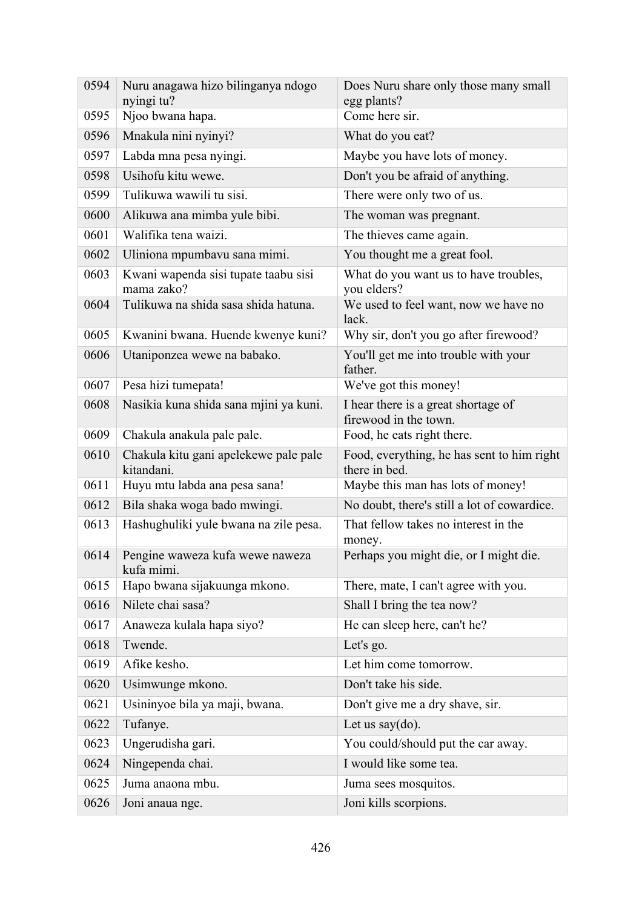| | | |
|---|---|---|
| 0594 | Nuru anagawa hizo bilinganya ndogo nyingi tu? | Does Nuru share only those many small egg plants? |
| 0595 | Njoo bwana hapa. | Come here sir. |
| 0596 | Mnakula nini nyinyi? | What do you eat? |
| 0597 | Labda mna pesa nyingi. | Maybe you have lots of money. |
| 0598 | Usihofu kitu wewe. | Don't you be afraid of anything. |
| 0599 | Tulikuwa wawili tu sisi. | There were only two of us. |
| 0600 | Alikuwa ana mimba yule bibi. | The woman was pregnant. |
| 0601 | Walifika tena waizi. | The thieves came again. |
| 0602 | Uliniona mpumbavu sana mimi. | You thought me a great fool. |
| 0603 | Kwani wapenda sisi tupate taabu sisi mama zako? | What do you want us to have troubles, you elders? |
| 0604 | Tulikuwa na shida sasa shida hatuna. | We used to feel want, now we have no lack. |
| 0605 | Kwanini bwana. Huende kwenye kuni? | Why sir, don't you go after firewood? |
| 0606 | Utaniponzea wewe na babako. | You'll get me into trouble with your father. |
| 0607 | Pesa hizi tumepata! | We've got this money! |
| 0608 | Nasikia kuna shida sana mjini ya kuni. | I hear there is a great shortage of firewood in the town. |
| 0609 | Chakula anakula pale pale. | Food, he eats right there. |
| 0610 | Chakula kitu gani apelekewe pale pale kitandani. | Food, everything, he has sent to him right there in bed. |
| 0611 | Huyu mtu labda ana pesa sana! | Maybe this man has lots of money! |
| 0612 | Bila shaka woga bado mwingi. | No doubt, there's still a lot of cowardice. |
| 0613 | Hashughuliki yule bwana na zile pesa. | That fellow takes no interest in the money. |
| 0614 | Pengine waweza kufa wewe naweza kufa mimi. | Perhaps you might die, or I might die. |
| 0615 | Hapo bwana sijakuunga mkono. | There, mate, I can't agree with you. |
| 0616 | Nilete chai sasa? | Shall I bring the tea now? |
| 0617 | Anaweza kulala hapa siyo? | He can sleep here, can't he? |
| 0618 | Twende. | Let's go. |
| 0619 | Afike kesho. | Let him come tomorrow. |
| 0620 | Usimwunge mkono. | Don't take his side. |
| 0621 | Usininyoe bila ya maji, bwana. | Don't give me a dry shave, sir. |
| 0622 | Tufanye. | Let us say(do). |
| 0623 | Ungerudisha gari. | You could/should put the car away. |
| 0624 | Ningependa chai. | I would like some tea. |
| 0625 | Juma anaona mbu. | Juma sees mosquitos. |
| 0626 | Joni anaua nge. | Joni kills scorpions. |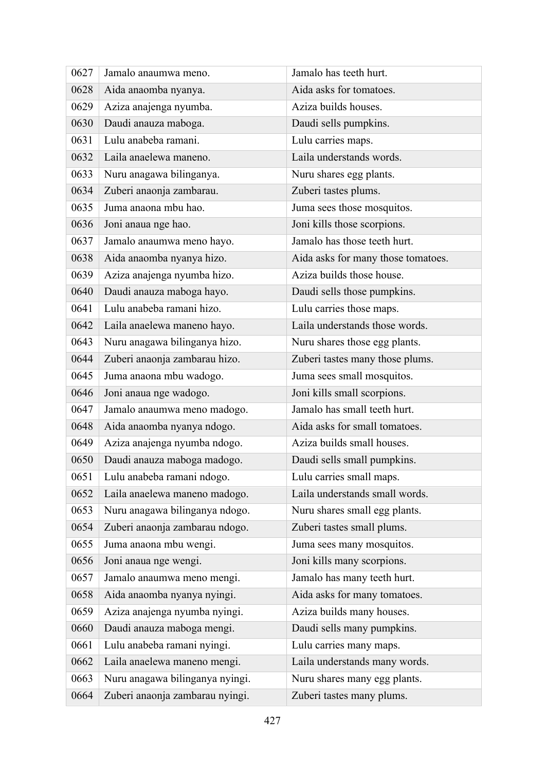| 0627 | Jamalo anaumwa meno. | Jamalo has teeth hurt. |
|---|---|---|
| 0628 | Aida anaomba nyanya. | Aida asks for tomatoes. |
| 0629 | Aziza anajenga nyumba. | Aziza builds houses. |
| 0630 | Daudi anauza maboga. | Daudi sells pumpkins. |
| 0631 | Lulu anabeba ramani. | Lulu carries maps. |
| 0632 | Laila anaelewa maneno. | Laila understands words. |
| 0633 | Nuru anagawa bilinganya. | Nuru shares egg plants. |
| 0634 | Zuberi anaonja zambarau. | Zuberi tastes plums. |
| 0635 | Juma anaona mbu hao. | Juma sees those mosquitos. |
| 0636 | Joni anaua nge hao. | Joni kills those scorpions. |
| 0637 | Jamalo anaumwa meno hayo. | Jamalo has those teeth hurt. |
| 0638 | Aida anaomba nyanya hizo. | Aida asks for many those tomatoes. |
| 0639 | Aziza anajenga nyumba hizo. | Aziza builds those house. |
| 0640 | Daudi anauza maboga hayo. | Daudi sells those pumpkins. |
| 0641 | Lulu anabeba ramani hizo. | Lulu carries those maps. |
| 0642 | Laila anaelewa maneno hayo. | Laila understands those words. |
| 0643 | Nuru anagawa bilinganya hizo. | Nuru shares those egg plants. |
| 0644 | Zuberi anaonja zambarau hizo. | Zuberi tastes many those plums. |
| 0645 | Juma anaona mbu wadogo. | Juma sees small mosquitos. |
| 0646 | Joni anaua nge wadogo. | Joni kills small scorpions. |
| 0647 | Jamalo anaumwa meno madogo. | Jamalo has small teeth hurt. |
| 0648 | Aida anaomba nyanya ndogo. | Aida asks for small tomatoes. |
| 0649 | Aziza anajenga nyumba ndogo. | Aziza builds small houses. |
| 0650 | Daudi anauza maboga madogo. | Daudi sells small pumpkins. |
| 0651 | Lulu anabeba ramani ndogo. | Lulu carries small maps. |
| 0652 | Laila anaelewa maneno madogo. | Laila understands small words. |
| 0653 | Nuru anagawa bilinganya ndogo. | Nuru shares small egg plants. |
| 0654 | Zuberi anaonja zambarau ndogo. | Zuberi tastes small plums. |
| 0655 | Juma anaona mbu wengi. | Juma sees many mosquitos. |
| 0656 | Joni anaua nge wengi. | Joni kills many scorpions. |
| 0657 | Jamalo anaumwa meno mengi. | Jamalo has many teeth hurt. |
| 0658 | Aida anaomba nyanya nyingi. | Aida asks for many tomatoes. |
| 0659 | Aziza anajenga nyumba nyingi. | Aziza builds many houses. |
| 0660 | Daudi anauza maboga mengi. | Daudi sells many pumpkins. |
| 0661 | Lulu anabeba ramani nyingi. | Lulu carries many maps. |
| 0662 | Laila anaelewa maneno mengi. | Laila understands many words. |
| 0663 | Nuru anagawa bilinganya nyingi. | Nuru shares many egg plants. |
| 0664 | Zuberi anaonja zambarau nyingi. | Zuberi tastes many plums. |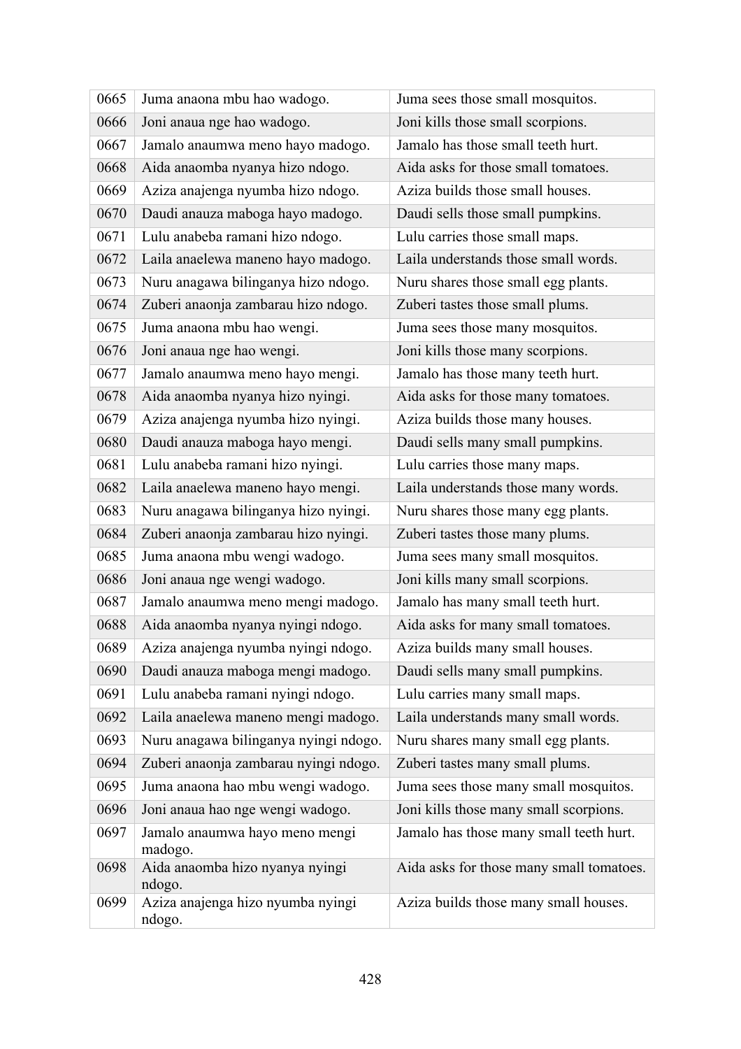| | | |
|---|---|---|
| 0665 | Juma anaona mbu hao wadogo. | Juma sees those small mosquitos. |
| 0666 | Joni anaua nge hao wadogo. | Joni kills those small scorpions. |
| 0667 | Jamalo anaumwa meno hayo madogo. | Jamalo has those small teeth hurt. |
| 0668 | Aida anaomba nyanya hizo ndogo. | Aida asks for those small tomatoes. |
| 0669 | Aziza anajenga nyumba hizo ndogo. | Aziza builds those small houses. |
| 0670 | Daudi anauza maboga hayo madogo. | Daudi sells those small pumpkins. |
| 0671 | Lulu anabeba ramani hizo ndogo. | Lulu carries those small maps. |
| 0672 | Laila anaelewa maneno hayo madogo. | Laila understands those small words. |
| 0673 | Nuru anagawa bilinganya hizo ndogo. | Nuru shares those small egg plants. |
| 0674 | Zuberi anaonja zambarau hizo ndogo. | Zuberi tastes those small plums. |
| 0675 | Juma anaona mbu hao wengi. | Juma sees those many mosquitos. |
| 0676 | Joni anaua nge hao wengi. | Joni kills those many scorpions. |
| 0677 | Jamalo anaumwa meno hayo mengi. | Jamalo has those many teeth hurt. |
| 0678 | Aida anaomba nyanya hizo nyingi. | Aida asks for those many tomatoes. |
| 0679 | Aziza anajenga nyumba hizo nyingi. | Aziza builds those many houses. |
| 0680 | Daudi anauza maboga hayo mengi. | Daudi sells many small pumpkins. |
| 0681 | Lulu anabeba ramani hizo nyingi. | Lulu carries those many maps. |
| 0682 | Laila anaelewa maneno hayo mengi. | Laila understands those many words. |
| 0683 | Nuru anagawa bilinganya hizo nyingi. | Nuru shares those many egg plants. |
| 0684 | Zuberi anaonja zambarau hizo nyingi. | Zuberi tastes those many plums. |
| 0685 | Juma anaona mbu wengi wadogo. | Juma sees many small mosquitos. |
| 0686 | Joni anaua nge wengi wadogo. | Joni kills many small scorpions. |
| 0687 | Jamalo anaumwa meno mengi madogo. | Jamalo has many small teeth hurt. |
| 0688 | Aida anaomba nyanya nyingi ndogo. | Aida asks for many small tomatoes. |
| 0689 | Aziza anajenga nyumba nyingi ndogo. | Aziza builds many small houses. |
| 0690 | Daudi anauza maboga mengi madogo. | Daudi sells many small pumpkins. |
| 0691 | Lulu anabeba ramani nyingi ndogo. | Lulu carries many small maps. |
| 0692 | Laila anaelewa maneno mengi madogo. | Laila understands many small words. |
| 0693 | Nuru anagawa bilinganya nyingi ndogo. | Nuru shares many small egg plants. |
| 0694 | Zuberi anaonja zambarau nyingi ndogo. | Zuberi tastes many small plums. |
| 0695 | Juma anaona hao mbu wengi wadogo. | Juma sees those many small mosquitos. |
| 0696 | Joni anaua hao nge wengi wadogo. | Joni kills those many small scorpions. |
| 0697 | Jamalo anaumwa hayo meno mengi madogo. | Jamalo has those many small teeth hurt. |
| 0698 | Aida anaomba hizo nyanya nyingi ndogo. | Aida asks for those many small tomatoes. |
| 0699 | Aziza anajenga hizo nyumba nyingi ndogo. | Aziza builds those many small houses. |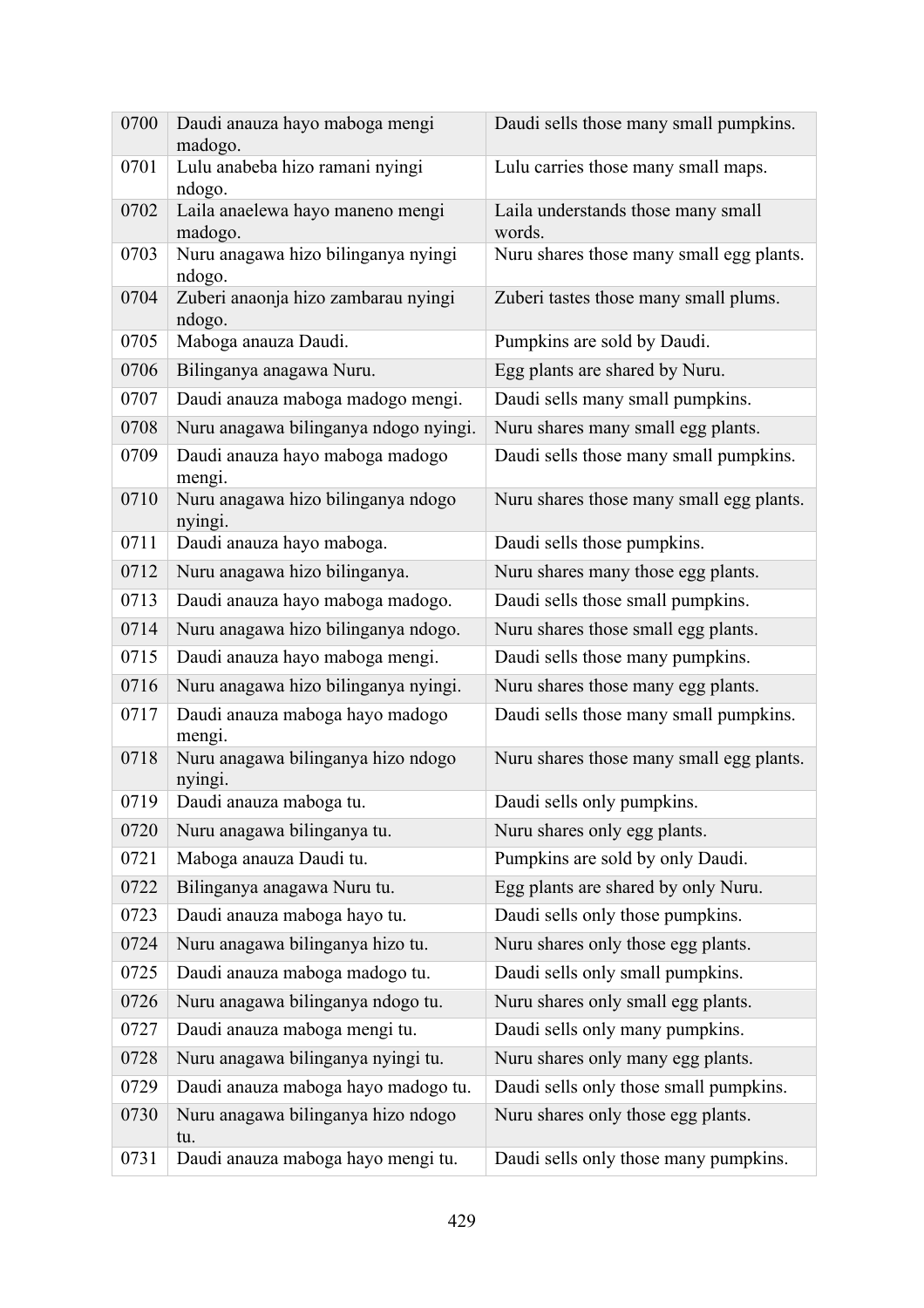| 0700 | Daudi anauza hayo maboga mengi madogo. | Daudi sells those many small pumpkins. |
|---|---|---|
| 0701 | Lulu anabeba hizo ramani nyingi ndogo. | Lulu carries those many small maps. |
| 0702 | Laila anaelewa hayo maneno mengi madogo. | Laila understands those many small words. |
| 0703 | Nuru anagawa hizo bilinganya nyingi ndogo. | Nuru shares those many small egg plants. |
| 0704 | Zuberi anaonja hizo zambarau nyingi ndogo. | Zuberi tastes those many small plums. |
| 0705 | Maboga anauza Daudi. | Pumpkins are sold by Daudi. |
| 0706 | Bilinganya anagawa Nuru. | Egg plants are shared by Nuru. |
| 0707 | Daudi anauza maboga madogo mengi. | Daudi sells many small pumpkins. |
| 0708 | Nuru anagawa bilinganya ndogo nyingi. | Nuru shares many small egg plants. |
| 0709 | Daudi anauza hayo maboga madogo mengi. | Daudi sells those many small pumpkins. |
| 0710 | Nuru anagawa hizo bilinganya ndogo nyingi. | Nuru shares those many small egg plants. |
| 0711 | Daudi anauza hayo maboga. | Daudi sells those pumpkins. |
| 0712 | Nuru anagawa hizo bilinganya. | Nuru shares many those egg plants. |
| 0713 | Daudi anauza hayo maboga madogo. | Daudi sells those small pumpkins. |
| 0714 | Nuru anagawa hizo bilinganya ndogo. | Nuru shares those small egg plants. |
| 0715 | Daudi anauza hayo maboga mengi. | Daudi sells those many pumpkins. |
| 0716 | Nuru anagawa hizo bilinganya nyingi. | Nuru shares those many egg plants. |
| 0717 | Daudi anauza maboga hayo madogo mengi. | Daudi sells those many small pumpkins. |
| 0718 | Nuru anagawa bilinganya hizo ndogo nyingi. | Nuru shares those many small egg plants. |
| 0719 | Daudi anauza maboga tu. | Daudi sells only pumpkins. |
| 0720 | Nuru anagawa bilinganya tu. | Nuru shares only egg plants. |
| 0721 | Maboga anauza Daudi tu. | Pumpkins are sold by only Daudi. |
| 0722 | Bilinganya anagawa Nuru tu. | Egg plants are shared by only Nuru. |
| 0723 | Daudi anauza maboga hayo tu. | Daudi sells only those pumpkins. |
| 0724 | Nuru anagawa bilinganya hizo tu. | Nuru shares only those egg plants. |
| 0725 | Daudi anauza maboga madogo tu. | Daudi sells only small pumpkins. |
| 0726 | Nuru anagawa bilinganya ndogo tu. | Nuru shares only small egg plants. |
| 0727 | Daudi anauza maboga mengi tu. | Daudi sells only many pumpkins. |
| 0728 | Nuru anagawa bilinganya nyingi tu. | Nuru shares only many egg plants. |
| 0729 | Daudi anauza maboga hayo madogo tu. | Daudi sells only those small pumpkins. |
| 0730 | Nuru anagawa bilinganya hizo ndogo tu. | Nuru shares only those egg plants. |
| 0731 | Daudi anauza maboga hayo mengi tu. | Daudi sells only those many pumpkins. |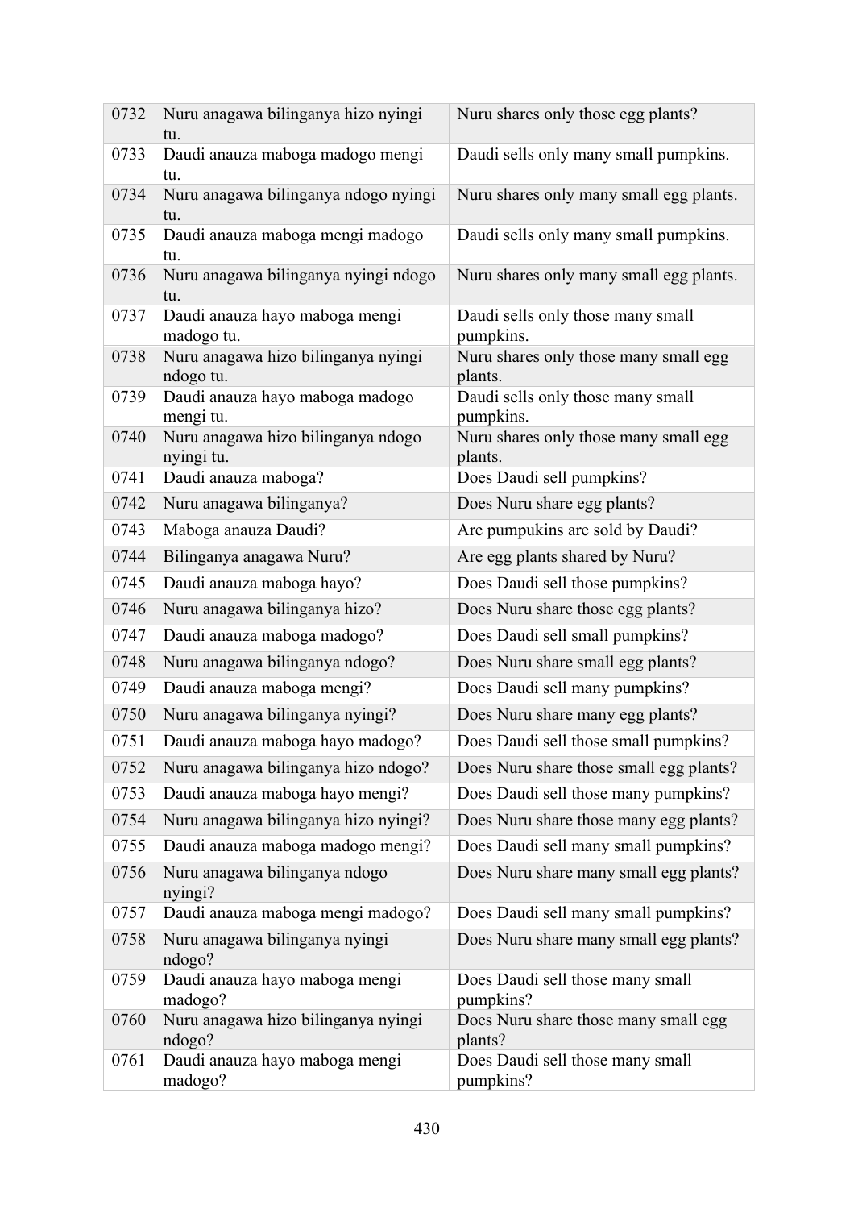| 0732 | Nuru anagawa bilinganya hizo nyingi tu. | Nuru shares only those egg plants? |
|---|---|---|
| 0733 | Daudi anauza maboga madogo mengi tu. | Daudi sells only many small pumpkins. |
| 0734 | Nuru anagawa bilinganya ndogo nyingi tu. | Nuru shares only many small egg plants. |
| 0735 | Daudi anauza maboga mengi madogo tu. | Daudi sells only many small pumpkins. |
| 0736 | Nuru anagawa bilinganya nyingi ndogo tu. | Nuru shares only many small egg plants. |
| 0737 | Daudi anauza hayo maboga mengi madogo tu. | Daudi sells only those many small pumpkins. |
| 0738 | Nuru anagawa hizo bilinganya nyingi ndogo tu. | Nuru shares only those many small egg plants. |
| 0739 | Daudi anauza hayo maboga madogo mengi tu. | Daudi sells only those many small pumpkins. |
| 0740 | Nuru anagawa hizo bilinganya ndogo nyingi tu. | Nuru shares only those many small egg plants. |
| 0741 | Daudi anauza maboga? | Does Daudi sell pumpkins? |
| 0742 | Nuru anagawa bilinganya? | Does Nuru share egg plants? |
| 0743 | Maboga anauza Daudi? | Are pumpukins are sold by Daudi? |
| 0744 | Bilinganya anagawa Nuru? | Are egg plants shared by Nuru? |
| 0745 | Daudi anauza maboga hayo? | Does Daudi sell those pumpkins? |
| 0746 | Nuru anagawa bilinganya hizo? | Does Nuru share those egg plants? |
| 0747 | Daudi anauza maboga madogo? | Does Daudi sell small pumpkins? |
| 0748 | Nuru anagawa bilinganya ndogo? | Does Nuru share small egg plants? |
| 0749 | Daudi anauza maboga mengi? | Does Daudi sell many pumpkins? |
| 0750 | Nuru anagawa bilinganya nyingi? | Does Nuru share many egg plants? |
| 0751 | Daudi anauza maboga hayo madogo? | Does Daudi sell those small pumpkins? |
| 0752 | Nuru anagawa bilinganya hizo ndogo? | Does Nuru share those small egg plants? |
| 0753 | Daudi anauza maboga hayo mengi? | Does Daudi sell those many pumpkins? |
| 0754 | Nuru anagawa bilinganya hizo nyingi? | Does Nuru share those many egg plants? |
| 0755 | Daudi anauza maboga madogo mengi? | Does Daudi sell many small pumpkins? |
| 0756 | Nuru anagawa bilinganya ndogo nyingi? | Does Nuru share many small egg plants? |
| 0757 | Daudi anauza maboga mengi madogo? | Does Daudi sell many small pumpkins? |
| 0758 | Nuru anagawa bilinganya nyingi ndogo? | Does Nuru share many small egg plants? |
| 0759 | Daudi anauza hayo maboga mengi madogo? | Does Daudi sell those many small pumpkins? |
| 0760 | Nuru anagawa hizo bilinganya nyingi ndogo? | Does Nuru share those many small egg plants? |
| 0761 | Daudi anauza hayo maboga mengi madogo? | Does Daudi sell those many small pumpkins? |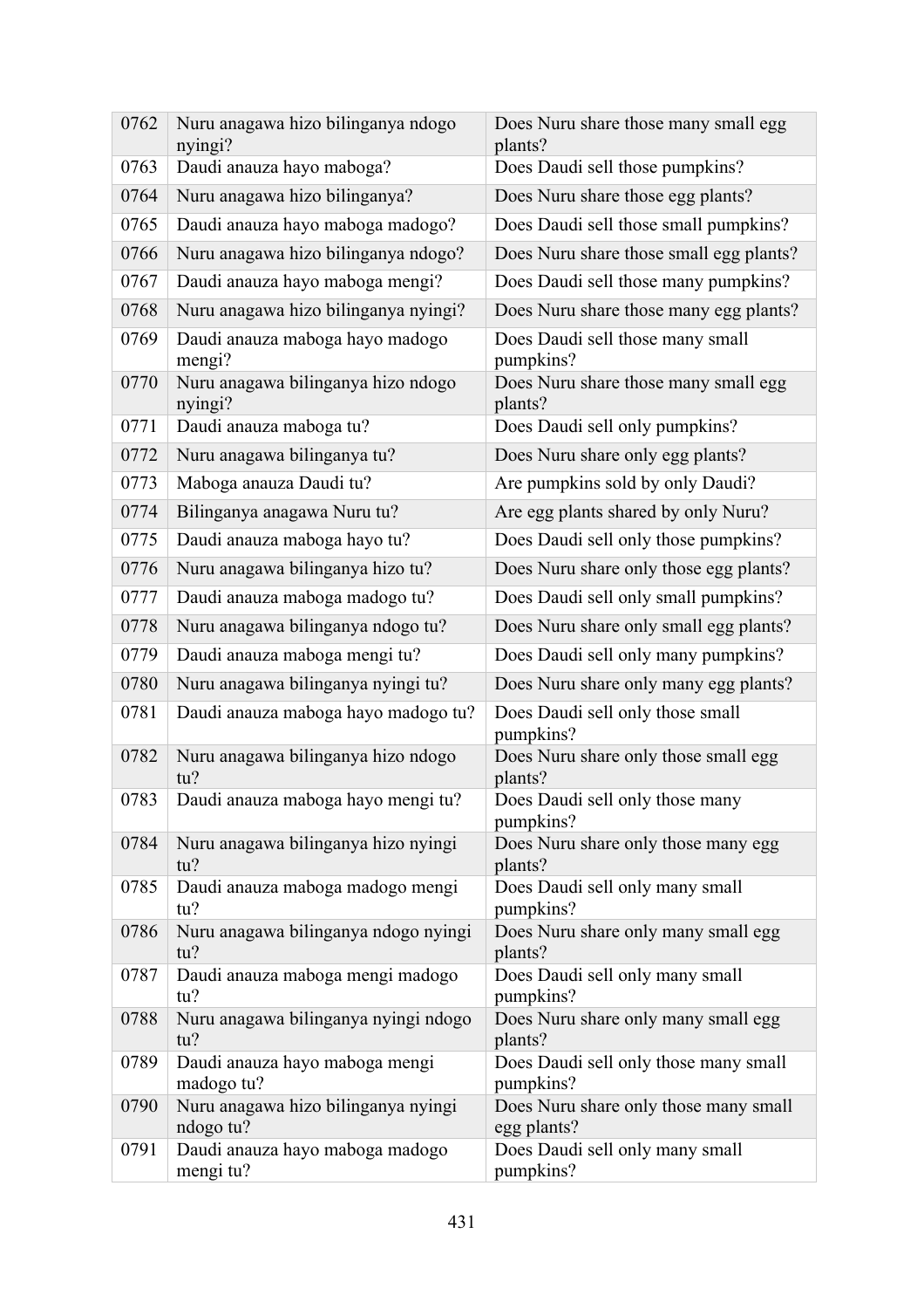| 0762 | Nuru anagawa hizo bilinganya ndogo nyingi? | Does Nuru share those many small egg plants? |
|---|---|---|
| 0763 | Daudi anauza hayo maboga? | Does Daudi sell those pumpkins? |
| 0764 | Nuru anagawa hizo bilinganya? | Does Nuru share those egg plants? |
| 0765 | Daudi anauza hayo maboga madogo? | Does Daudi sell those small pumpkins? |
| 0766 | Nuru anagawa hizo bilinganya ndogo? | Does Nuru share those small egg plants? |
| 0767 | Daudi anauza hayo maboga mengi? | Does Daudi sell those many pumpkins? |
| 0768 | Nuru anagawa hizo bilinganya nyingi? | Does Nuru share those many egg plants? |
| 0769 | Daudi anauza maboga hayo madogo mengi? | Does Daudi sell those many small pumpkins? |
| 0770 | Nuru anagawa bilinganya hizo ndogo nyingi? | Does Nuru share those many small egg plants? |
| 0771 | Daudi anauza maboga tu? | Does Daudi sell only pumpkins? |
| 0772 | Nuru anagawa bilinganya tu? | Does Nuru share only egg plants? |
| 0773 | Maboga anauza Daudi tu? | Are pumpkins sold by only Daudi? |
| 0774 | Bilinganya anagawa Nuru tu? | Are egg plants shared by only Nuru? |
| 0775 | Daudi anauza maboga hayo tu? | Does Daudi sell only those pumpkins? |
| 0776 | Nuru anagawa bilinganya hizo tu? | Does Nuru share only those egg plants? |
| 0777 | Daudi anauza maboga madogo tu? | Does Daudi sell only small pumpkins? |
| 0778 | Nuru anagawa bilinganya ndogo tu? | Does Nuru share only small egg plants? |
| 0779 | Daudi anauza maboga mengi tu? | Does Daudi sell only many pumpkins? |
| 0780 | Nuru anagawa bilinganya nyingi tu? | Does Nuru share only many egg plants? |
| 0781 | Daudi anauza maboga hayo madogo tu? | Does Daudi sell only those small pumpkins? |
| 0782 | Nuru anagawa bilinganya hizo ndogo tu? | Does Nuru share only those small egg plants? |
| 0783 | Daudi anauza maboga hayo mengi tu? | Does Daudi sell only those many pumpkins? |
| 0784 | Nuru anagawa bilinganya hizo nyingi tu? | Does Nuru share only those many egg plants? |
| 0785 | Daudi anauza maboga madogo mengi tu? | Does Daudi sell only many small pumpkins? |
| 0786 | Nuru anagawa bilinganya ndogo nyingi tu? | Does Nuru share only many small egg plants? |
| 0787 | Daudi anauza maboga mengi madogo tu? | Does Daudi sell only many small pumpkins? |
| 0788 | Nuru anagawa bilinganya nyingi ndogo tu? | Does Nuru share only many small egg plants? |
| 0789 | Daudi anauza hayo maboga mengi madogo tu? | Does Daudi sell only those many small pumpkins? |
| 0790 | Nuru anagawa hizo bilinganya nyingi ndogo tu? | Does Nuru share only those many small egg plants? |
| 0791 | Daudi anauza hayo maboga madogo mengi tu? | Does Daudi sell only many small pumpkins? |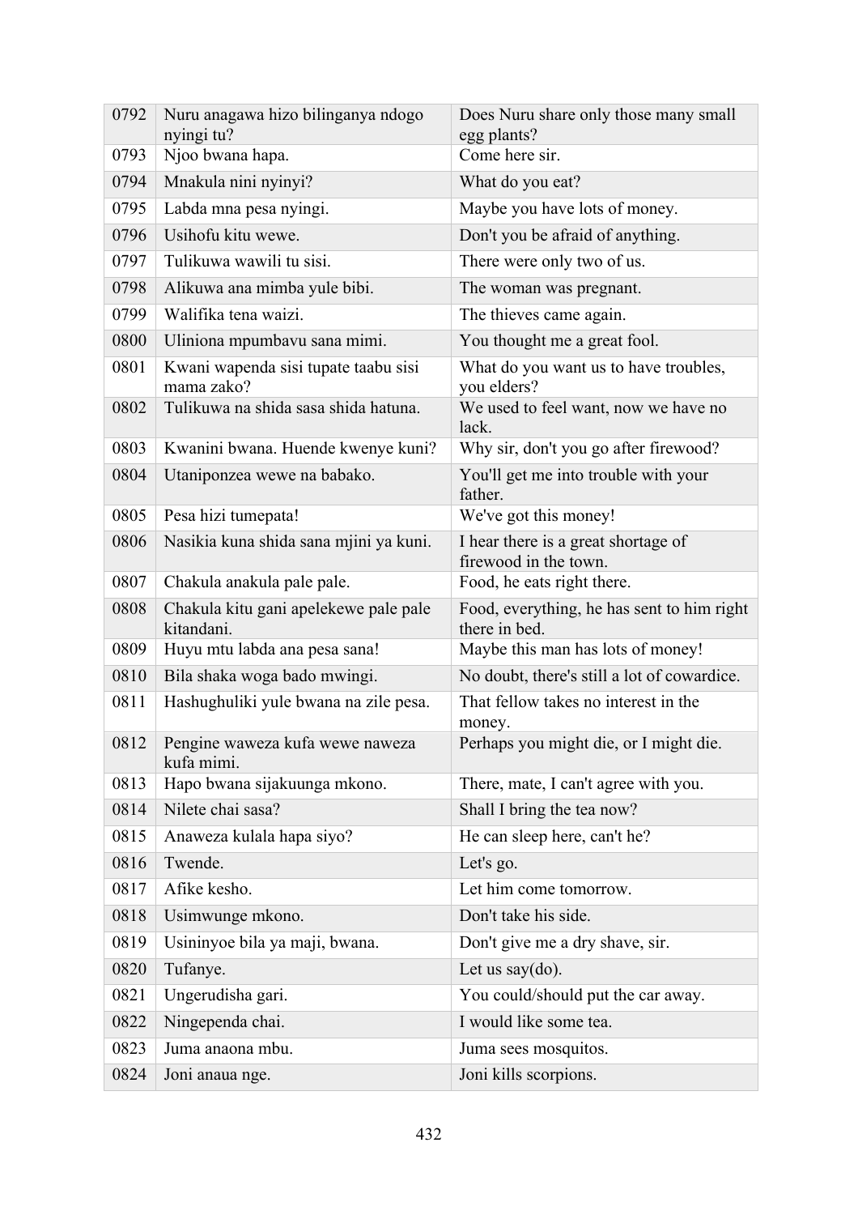| | | |
|---|---|---|
| 0792 | Nuru anagawa hizo bilinganya ndogo nyingi tu? | Does Nuru share only those many small egg plants? |
| 0793 | Njoo bwana hapa. | Come here sir. |
| 0794 | Mnakula nini nyinyi? | What do you eat? |
| 0795 | Labda mna pesa nyingi. | Maybe you have lots of money. |
| 0796 | Usihofu kitu wewe. | Don't you be afraid of anything. |
| 0797 | Tulikuwa wawili tu sisi. | There were only two of us. |
| 0798 | Alikuwa ana mimba yule bibi. | The woman was pregnant. |
| 0799 | Walifika tena waizi. | The thieves came again. |
| 0800 | Uliniona mpumbavu sana mimi. | You thought me a great fool. |
| 0801 | Kwani wapenda sisi tupate taabu sisi mama zako? | What do you want us to have troubles, you elders? |
| 0802 | Tulikuwa na shida sasa shida hatuna. | We used to feel want, now we have no lack. |
| 0803 | Kwanini bwana. Huende kwenye kuni? | Why sir, don't you go after firewood? |
| 0804 | Utaniponzea wewe na babako. | You'll get me into trouble with your father. |
| 0805 | Pesa hizi tumepata! | We've got this money! |
| 0806 | Nasikia kuna shida sana mjini ya kuni. | I hear there is a great shortage of firewood in the town. |
| 0807 | Chakula anakula pale pale. | Food, he eats right there. |
| 0808 | Chakula kitu gani apelekewe pale pale kitandani. | Food, everything, he has sent to him right there in bed. |
| 0809 | Huyu mtu labda ana pesa sana! | Maybe this man has lots of money! |
| 0810 | Bila shaka woga bado mwingi. | No doubt, there's still a lot of cowardice. |
| 0811 | Hashughuliki yule bwana na zile pesa. | That fellow takes no interest in the money. |
| 0812 | Pengine waweza kufa wewe naweza kufa mimi. | Perhaps you might die, or I might die. |
| 0813 | Hapo bwana sijakuunga mkono. | There, mate, I can't agree with you. |
| 0814 | Nilete chai sasa? | Shall I bring the tea now? |
| 0815 | Anaweza kulala hapa siyo? | He can sleep here, can't he? |
| 0816 | Twende. | Let's go. |
| 0817 | Afike kesho. | Let him come tomorrow. |
| 0818 | Usimwunge mkono. | Don't take his side. |
| 0819 | Usininyoe bila ya maji, bwana. | Don't give me a dry shave, sir. |
| 0820 | Tufanye. | Let us say(do). |
| 0821 | Ungerudisha gari. | You could/should put the car away. |
| 0822 | Ningependa chai. | I would like some tea. |
| 0823 | Juma anaona mbu. | Juma sees mosquitos. |
| 0824 | Joni anaua nge. | Joni kills scorpions. |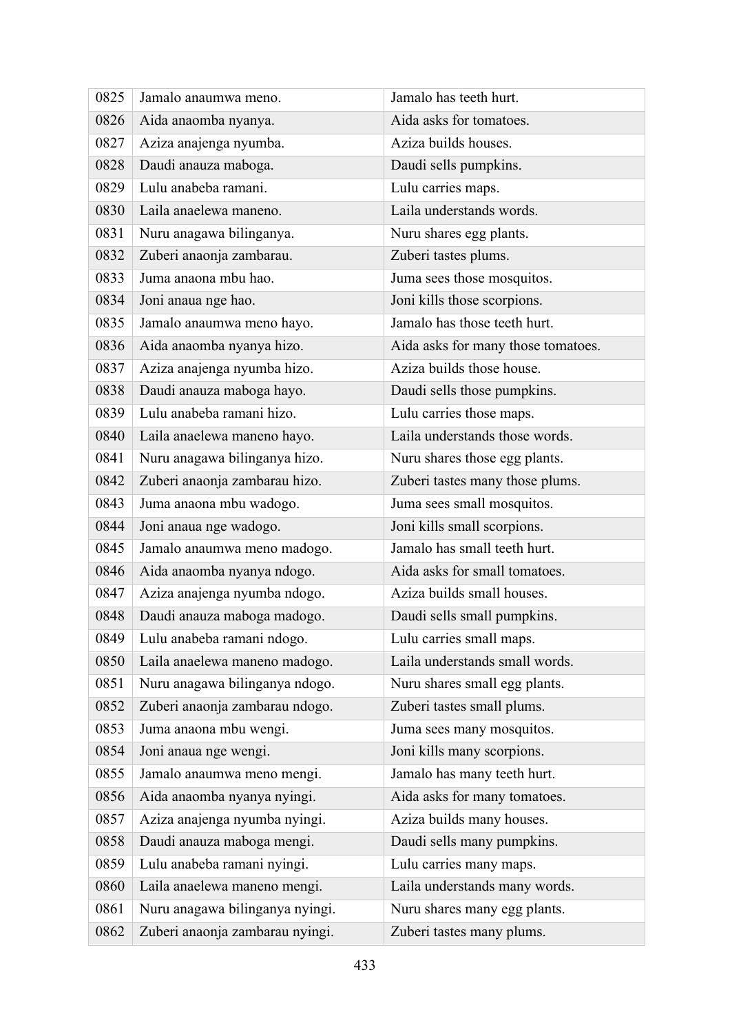| 0825 | Jamalo anaumwa meno. | Jamalo has teeth hurt. |
|---|---|---|
| 0826 | Aida anaomba nyanya. | Aida asks for tomatoes. |
| 0827 | Aziza anajenga nyumba. | Aziza builds houses. |
| 0828 | Daudi anauza maboga. | Daudi sells pumpkins. |
| 0829 | Lulu anabeba ramani. | Lulu carries maps. |
| 0830 | Laila anaelewa maneno. | Laila understands words. |
| 0831 | Nuru anagawa bilinganya. | Nuru shares egg plants. |
| 0832 | Zuberi anaonja zambarau. | Zuberi tastes plums. |
| 0833 | Juma anaona mbu hao. | Juma sees those mosquitos. |
| 0834 | Joni anaua nge hao. | Joni kills those scorpions. |
| 0835 | Jamalo anaumwa meno hayo. | Jamalo has those teeth hurt. |
| 0836 | Aida anaomba nyanya hizo. | Aida asks for many those tomatoes. |
| 0837 | Aziza anajenga nyumba hizo. | Aziza builds those house. |
| 0838 | Daudi anauza maboga hayo. | Daudi sells those pumpkins. |
| 0839 | Lulu anabeba ramani hizo. | Lulu carries those maps. |
| 0840 | Laila anaelewa maneno hayo. | Laila understands those words. |
| 0841 | Nuru anagawa bilinganya hizo. | Nuru shares those egg plants. |
| 0842 | Zuberi anaonja zambarau hizo. | Zuberi tastes many those plums. |
| 0843 | Juma anaona mbu wadogo. | Juma sees small mosquitos. |
| 0844 | Joni anaua nge wadogo. | Joni kills small scorpions. |
| 0845 | Jamalo anaumwa meno madogo. | Jamalo has small teeth hurt. |
| 0846 | Aida anaomba nyanya ndogo. | Aida asks for small tomatoes. |
| 0847 | Aziza anajenga nyumba ndogo. | Aziza builds small houses. |
| 0848 | Daudi anauza maboga madogo. | Daudi sells small pumpkins. |
| 0849 | Lulu anabeba ramani ndogo. | Lulu carries small maps. |
| 0850 | Laila anaelewa maneno madogo. | Laila understands small words. |
| 0851 | Nuru anagawa bilinganya ndogo. | Nuru shares small egg plants. |
| 0852 | Zuberi anaonja zambarau ndogo. | Zuberi tastes small plums. |
| 0853 | Juma anaona mbu wengi. | Juma sees many mosquitos. |
| 0854 | Joni anaua nge wengi. | Joni kills many scorpions. |
| 0855 | Jamalo anaumwa meno mengi. | Jamalo has many teeth hurt. |
| 0856 | Aida anaomba nyanya nyingi. | Aida asks for many tomatoes. |
| 0857 | Aziza anajenga nyumba nyingi. | Aziza builds many houses. |
| 0858 | Daudi anauza maboga mengi. | Daudi sells many pumpkins. |
| 0859 | Lulu anabeba ramani nyingi. | Lulu carries many maps. |
| 0860 | Laila anaelewa maneno mengi. | Laila understands many words. |
| 0861 | Nuru anagawa bilinganya nyingi. | Nuru shares many egg plants. |
| 0862 | Zuberi anaonja zambarau nyingi. | Zuberi tastes many plums. |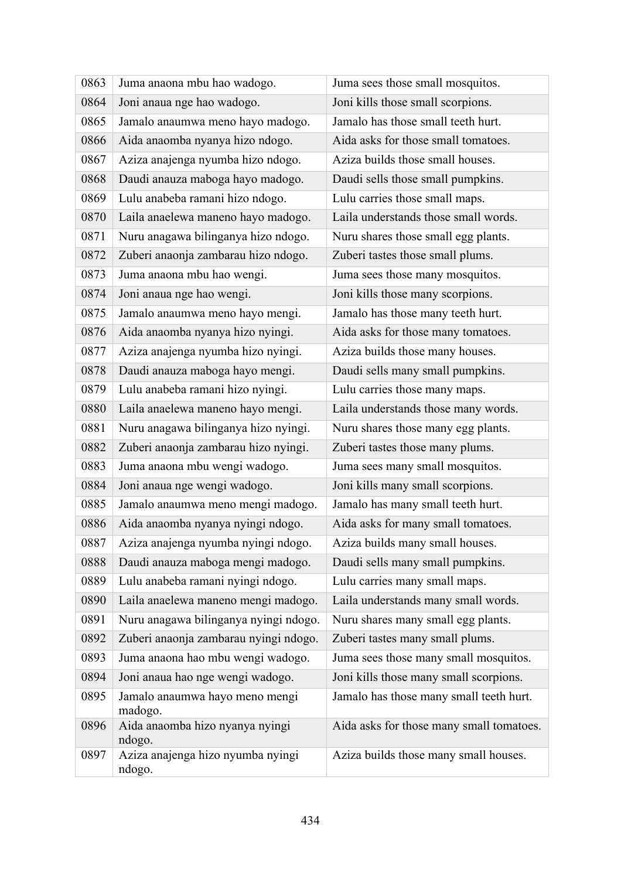| 0863 | Juma anaona mbu hao wadogo. | Juma sees those small mosquitos. |
|---|---|---|
| 0864 | Joni anaua nge hao wadogo. | Joni kills those small scorpions. |
| 0865 | Jamalo anaumwa meno hayo madogo. | Jamalo has those small teeth hurt. |
| 0866 | Aida anaomba nyanya hizo ndogo. | Aida asks for those small tomatoes. |
| 0867 | Aziza anajenga nyumba hizo ndogo. | Aziza builds those small houses. |
| 0868 | Daudi anauza maboga hayo madogo. | Daudi sells those small pumpkins. |
| 0869 | Lulu anabeba ramani hizo ndogo. | Lulu carries those small maps. |
| 0870 | Laila anaelewa maneno hayo madogo. | Laila understands those small words. |
| 0871 | Nuru anagawa bilinganya hizo ndogo. | Nuru shares those small egg plants. |
| 0872 | Zuberi anaonja zambarau hizo ndogo. | Zuberi tastes those small plums. |
| 0873 | Juma anaona mbu hao wengi. | Juma sees those many mosquitos. |
| 0874 | Joni anaua nge hao wengi. | Joni kills those many scorpions. |
| 0875 | Jamalo anaumwa meno hayo mengi. | Jamalo has those many teeth hurt. |
| 0876 | Aida anaomba nyanya hizo nyingi. | Aida asks for those many tomatoes. |
| 0877 | Aziza anajenga nyumba hizo nyingi. | Aziza builds those many houses. |
| 0878 | Daudi anauza maboga hayo mengi. | Daudi sells many small pumpkins. |
| 0879 | Lulu anabeba ramani hizo nyingi. | Lulu carries those many maps. |
| 0880 | Laila anaelewa maneno hayo mengi. | Laila understands those many words. |
| 0881 | Nuru anagawa bilinganya hizo nyingi. | Nuru shares those many egg plants. |
| 0882 | Zuberi anaonja zambarau hizo nyingi. | Zuberi tastes those many plums. |
| 0883 | Juma anaona mbu wengi wadogo. | Juma sees many small mosquitos. |
| 0884 | Joni anaua nge wengi wadogo. | Joni kills many small scorpions. |
| 0885 | Jamalo anaumwa meno mengi madogo. | Jamalo has many small teeth hurt. |
| 0886 | Aida anaomba nyanya nyingi ndogo. | Aida asks for many small tomatoes. |
| 0887 | Aziza anajenga nyumba nyingi ndogo. | Aziza builds many small houses. |
| 0888 | Daudi anauza maboga mengi madogo. | Daudi sells many small pumpkins. |
| 0889 | Lulu anabeba ramani nyingi ndogo. | Lulu carries many small maps. |
| 0890 | Laila anaelewa maneno mengi madogo. | Laila understands many small words. |
| 0891 | Nuru anagawa bilinganya nyingi ndogo. | Nuru shares many small egg plants. |
| 0892 | Zuberi anaonja zambarau nyingi ndogo. | Zuberi tastes many small plums. |
| 0893 | Juma anaona hao mbu wengi wadogo. | Juma sees those many small mosquitos. |
| 0894 | Joni anaua hao nge wengi wadogo. | Joni kills those many small scorpions. |
| 0895 | Jamalo anaumwa hayo meno mengi madogo. | Jamalo has those many small teeth hurt. |
| 0896 | Aida anaomba hizo nyanya nyingi ndogo. | Aida asks for those many small tomatoes. |
| 0897 | Aziza anajenga hizo nyumba nyingi ndogo. | Aziza builds those many small houses. |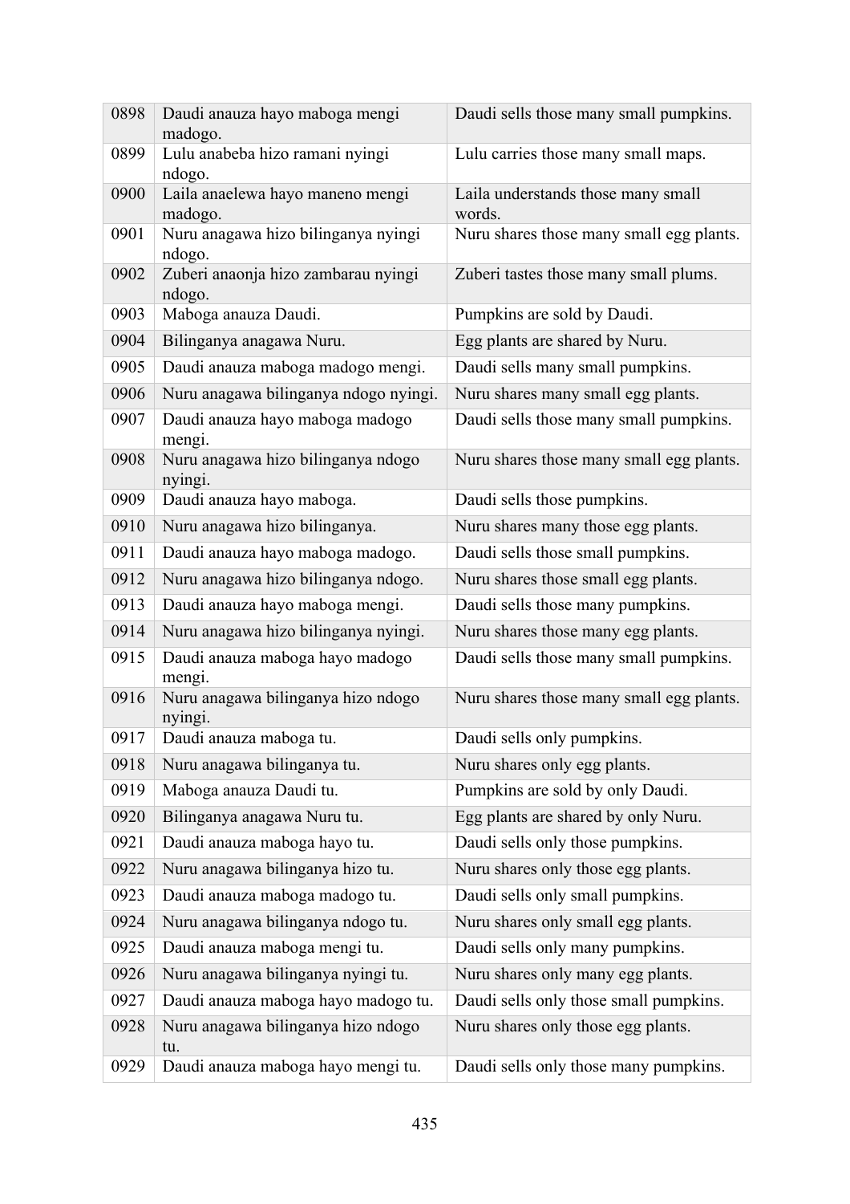| 0898 | Daudi anauza hayo maboga mengi madogo. | Daudi sells those many small pumpkins. |
|---|---|---|
| 0899 | Lulu anabeba hizo ramani nyingi ndogo. | Lulu carries those many small maps. |
| 0900 | Laila anaelewa hayo maneno mengi madogo. | Laila understands those many small words. |
| 0901 | Nuru anagawa hizo bilinganya nyingi ndogo. | Nuru shares those many small egg plants. |
| 0902 | Zuberi anaonja hizo zambarau nyingi ndogo. | Zuberi tastes those many small plums. |
| 0903 | Maboga anauza Daudi. | Pumpkins are sold by Daudi. |
| 0904 | Bilinganya anagawa Nuru. | Egg plants are shared by Nuru. |
| 0905 | Daudi anauza maboga madogo mengi. | Daudi sells many small pumpkins. |
| 0906 | Nuru anagawa bilinganya ndogo nyingi. | Nuru shares many small egg plants. |
| 0907 | Daudi anauza hayo maboga madogo mengi. | Daudi sells those many small pumpkins. |
| 0908 | Nuru anagawa hizo bilinganya ndogo nyingi. | Nuru shares those many small egg plants. |
| 0909 | Daudi anauza hayo maboga. | Daudi sells those pumpkins. |
| 0910 | Nuru anagawa hizo bilinganya. | Nuru shares many those egg plants. |
| 0911 | Daudi anauza hayo maboga madogo. | Daudi sells those small pumpkins. |
| 0912 | Nuru anagawa hizo bilinganya ndogo. | Nuru shares those small egg plants. |
| 0913 | Daudi anauza hayo maboga mengi. | Daudi sells those many pumpkins. |
| 0914 | Nuru anagawa hizo bilinganya nyingi. | Nuru shares those many egg plants. |
| 0915 | Daudi anauza maboga hayo madogo mengi. | Daudi sells those many small pumpkins. |
| 0916 | Nuru anagawa bilinganya hizo ndogo nyingi. | Nuru shares those many small egg plants. |
| 0917 | Daudi anauza maboga tu. | Daudi sells only pumpkins. |
| 0918 | Nuru anagawa bilinganya tu. | Nuru shares only egg plants. |
| 0919 | Maboga anauza Daudi tu. | Pumpkins are sold by only Daudi. |
| 0920 | Bilinganya anagawa Nuru tu. | Egg plants are shared by only Nuru. |
| 0921 | Daudi anauza maboga hayo tu. | Daudi sells only those pumpkins. |
| 0922 | Nuru anagawa bilinganya hizo tu. | Nuru shares only those egg plants. |
| 0923 | Daudi anauza maboga madogo tu. | Daudi sells only small pumpkins. |
| 0924 | Nuru anagawa bilinganya ndogo tu. | Nuru shares only small egg plants. |
| 0925 | Daudi anauza maboga mengi tu. | Daudi sells only many pumpkins. |
| 0926 | Nuru anagawa bilinganya nyingi tu. | Nuru shares only many egg plants. |
| 0927 | Daudi anauza maboga hayo madogo tu. | Daudi sells only those small pumpkins. |
| 0928 | Nuru anagawa bilinganya hizo ndogo tu. | Nuru shares only those egg plants. |
| 0929 | Daudi anauza maboga hayo mengi tu. | Daudi sells only those many pumpkins. |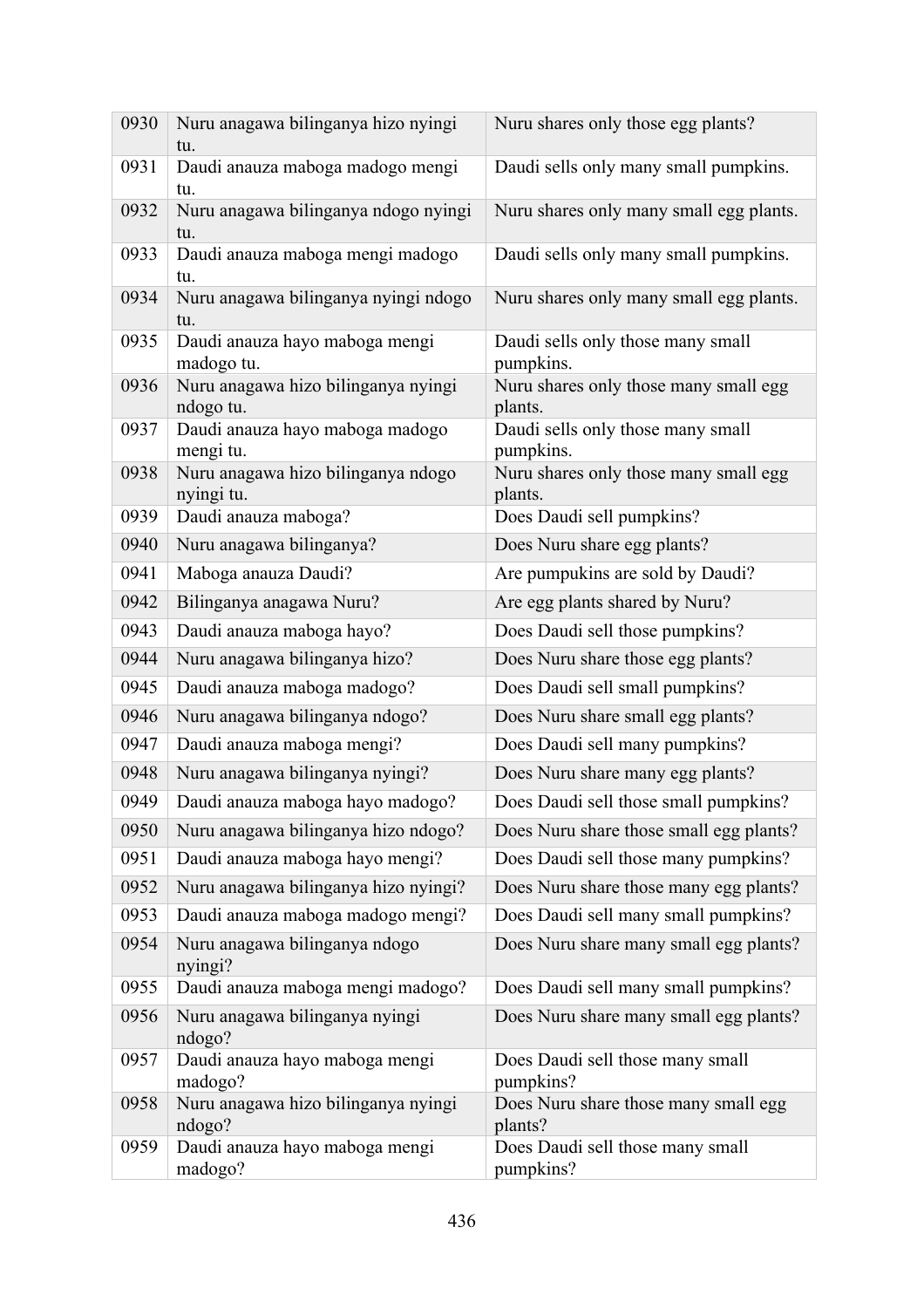| | | |
|---|---|---|
| 0930 | Nuru anagawa bilinganya hizo nyingi tu. | Nuru shares only those egg plants? |
| 0931 | Daudi anauza maboga madogo mengi tu. | Daudi sells only many small pumpkins. |
| 0932 | Nuru anagawa bilinganya ndogo nyingi tu. | Nuru shares only many small egg plants. |
| 0933 | Daudi anauza maboga mengi madogo tu. | Daudi sells only many small pumpkins. |
| 0934 | Nuru anagawa bilinganya nyingi ndogo tu. | Nuru shares only many small egg plants. |
| 0935 | Daudi anauza hayo maboga mengi madogo tu. | Daudi sells only those many small pumpkins. |
| 0936 | Nuru anagawa hizo bilinganya nyingi ndogo tu. | Nuru shares only those many small egg plants. |
| 0937 | Daudi anauza hayo maboga madogo mengi tu. | Daudi sells only those many small pumpkins. |
| 0938 | Nuru anagawa hizo bilinganya ndogo nyingi tu. | Nuru shares only those many small egg plants. |
| 0939 | Daudi anauza maboga? | Does Daudi sell pumpkins? |
| 0940 | Nuru anagawa bilinganya? | Does Nuru share egg plants? |
| 0941 | Maboga anauza Daudi? | Are pumpukins are sold by Daudi? |
| 0942 | Bilinganya anagawa Nuru? | Are egg plants shared by Nuru? |
| 0943 | Daudi anauza maboga hayo? | Does Daudi sell those pumpkins? |
| 0944 | Nuru anagawa bilinganya hizo? | Does Nuru share those egg plants? |
| 0945 | Daudi anauza maboga madogo? | Does Daudi sell small pumpkins? |
| 0946 | Nuru anagawa bilinganya ndogo? | Does Nuru share small egg plants? |
| 0947 | Daudi anauza maboga mengi? | Does Daudi sell many pumpkins? |
| 0948 | Nuru anagawa bilinganya nyingi? | Does Nuru share many egg plants? |
| 0949 | Daudi anauza maboga hayo madogo? | Does Daudi sell those small pumpkins? |
| 0950 | Nuru anagawa bilinganya hizo ndogo? | Does Nuru share those small egg plants? |
| 0951 | Daudi anauza maboga hayo mengi? | Does Daudi sell those many pumpkins? |
| 0952 | Nuru anagawa bilinganya hizo nyingi? | Does Nuru share those many egg plants? |
| 0953 | Daudi anauza maboga madogo mengi? | Does Daudi sell many small pumpkins? |
| 0954 | Nuru anagawa bilinganya ndogo nyingi? | Does Nuru share many small egg plants? |
| 0955 | Daudi anauza maboga mengi madogo? | Does Daudi sell many small pumpkins? |
| 0956 | Nuru anagawa bilinganya nyingi ndogo? | Does Nuru share many small egg plants? |
| 0957 | Daudi anauza hayo maboga mengi madogo? | Does Daudi sell those many small pumpkins? |
| 0958 | Nuru anagawa hizo bilinganya nyingi ndogo? | Does Nuru share those many small egg plants? |
| 0959 | Daudi anauza hayo maboga mengi madogo? | Does Daudi sell those many small pumpkins? |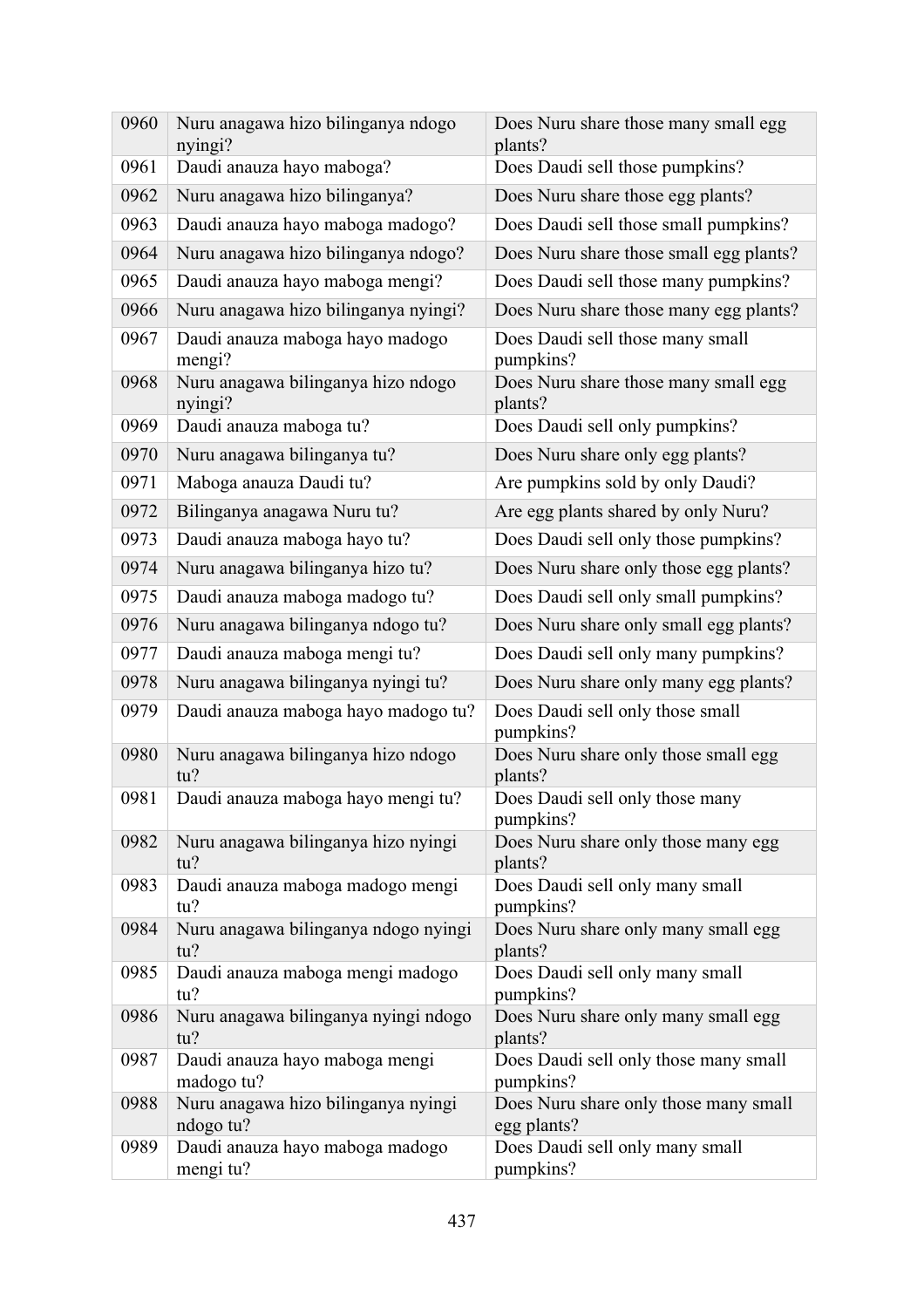| 0960 | Nuru anagawa hizo bilinganya ndogo nyingi? | Does Nuru share those many small egg plants? |
|---|---|---|
| 0961 | Daudi anauza hayo maboga? | Does Daudi sell those pumpkins? |
| 0962 | Nuru anagawa hizo bilinganya? | Does Nuru share those egg plants? |
| 0963 | Daudi anauza hayo maboga madogo? | Does Daudi sell those small pumpkins? |
| 0964 | Nuru anagawa hizo bilinganya ndogo? | Does Nuru share those small egg plants? |
| 0965 | Daudi anauza hayo maboga mengi? | Does Daudi sell those many pumpkins? |
| 0966 | Nuru anagawa hizo bilinganya nyingi? | Does Nuru share those many egg plants? |
| 0967 | Daudi anauza maboga hayo madogo mengi? | Does Daudi sell those many small pumpkins? |
| 0968 | Nuru anagawa bilinganya hizo ndogo nyingi? | Does Nuru share those many small egg plants? |
| 0969 | Daudi anauza maboga tu? | Does Daudi sell only pumpkins? |
| 0970 | Nuru anagawa bilinganya tu? | Does Nuru share only egg plants? |
| 0971 | Maboga anauza Daudi tu? | Are pumpkins sold by only Daudi? |
| 0972 | Bilinganya anagawa Nuru tu? | Are egg plants shared by only Nuru? |
| 0973 | Daudi anauza maboga hayo tu? | Does Daudi sell only those pumpkins? |
| 0974 | Nuru anagawa bilinganya hizo tu? | Does Nuru share only those egg plants? |
| 0975 | Daudi anauza maboga madogo tu? | Does Daudi sell only small pumpkins? |
| 0976 | Nuru anagawa bilinganya ndogo tu? | Does Nuru share only small egg plants? |
| 0977 | Daudi anauza maboga mengi tu? | Does Daudi sell only many pumpkins? |
| 0978 | Nuru anagawa bilinganya nyingi tu? | Does Nuru share only many egg plants? |
| 0979 | Daudi anauza maboga hayo madogo tu? | Does Daudi sell only those small pumpkins? |
| 0980 | Nuru anagawa bilinganya hizo ndogo tu? | Does Nuru share only those small egg plants? |
| 0981 | Daudi anauza maboga hayo mengi tu? | Does Daudi sell only those many pumpkins? |
| 0982 | Nuru anagawa bilinganya hizo nyingi tu? | Does Nuru share only those many egg plants? |
| 0983 | Daudi anauza maboga madogo mengi tu? | Does Daudi sell only many small pumpkins? |
| 0984 | Nuru anagawa bilinganya ndogo nyingi tu? | Does Nuru share only many small egg plants? |
| 0985 | Daudi anauza maboga mengi madogo tu? | Does Daudi sell only many small pumpkins? |
| 0986 | Nuru anagawa bilinganya nyingi ndogo tu? | Does Nuru share only many small egg plants? |
| 0987 | Daudi anauza hayo maboga mengi madogo tu? | Does Daudi sell only those many small pumpkins? |
| 0988 | Nuru anagawa hizo bilinganya nyingi ndogo tu? | Does Nuru share only those many small egg plants? |
| 0989 | Daudi anauza hayo maboga madogo mengi tu? | Does Daudi sell only many small pumpkins? |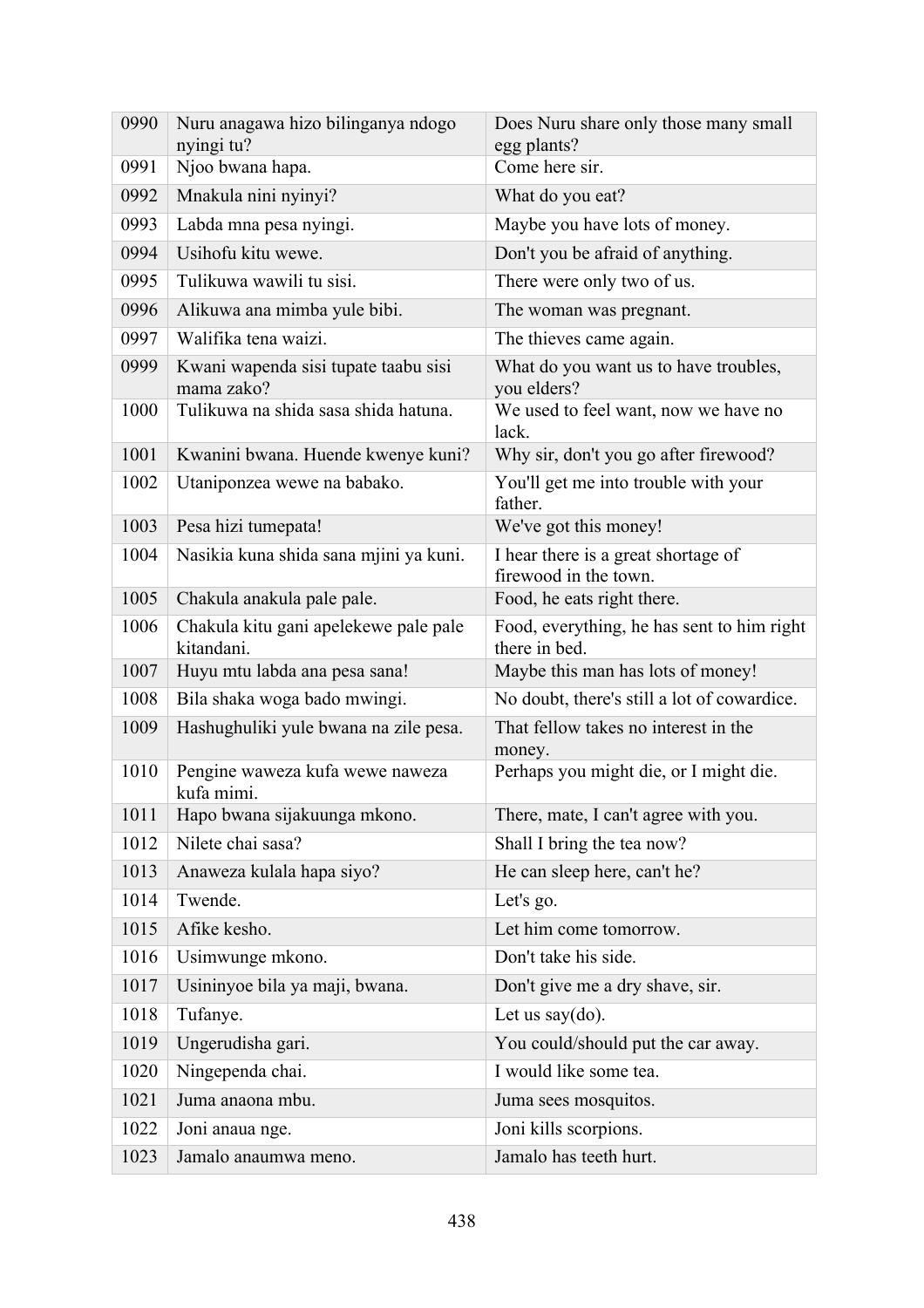| | | |
|---|---|---|
| 0990 | Nuru anagawa hizo bilinganya ndogo nyingi tu? | Does Nuru share only those many small egg plants? |
| 0991 | Njoo bwana hapa. | Come here sir. |
| 0992 | Mnakula nini nyinyi? | What do you eat? |
| 0993 | Labda mna pesa nyingi. | Maybe you have lots of money. |
| 0994 | Usihofu kitu wewe. | Don't you be afraid of anything. |
| 0995 | Tulikuwa wawili tu sisi. | There were only two of us. |
| 0996 | Alikuwa ana mimba yule bibi. | The woman was pregnant. |
| 0997 | Walifika tena waizi. | The thieves came again. |
| 0999 | Kwani wapenda sisi tupate taabu sisi mama zako? | What do you want us to have troubles, you elders? |
| 1000 | Tulikuwa na shida sasa shida hatuna. | We used to feel want, now we have no lack. |
| 1001 | Kwanini bwana. Huende kwenye kuni? | Why sir, don't you go after firewood? |
| 1002 | Utaniponzea wewe na babako. | You'll get me into trouble with your father. |
| 1003 | Pesa hizi tumepata! | We've got this money! |
| 1004 | Nasikia kuna shida sana mjini ya kuni. | I hear there is a great shortage of firewood in the town. |
| 1005 | Chakula anakula pale pale. | Food, he eats right there. |
| 1006 | Chakula kitu gani apelekewe pale pale kitandani. | Food, everything, he has sent to him right there in bed. |
| 1007 | Huyu mtu labda ana pesa sana! | Maybe this man has lots of money! |
| 1008 | Bila shaka woga bado mwingi. | No doubt, there's still a lot of cowardice. |
| 1009 | Hashughuliki yule bwana na zile pesa. | That fellow takes no interest in the money. |
| 1010 | Pengine waweza kufa wewe naweza kufa mimi. | Perhaps you might die, or I might die. |
| 1011 | Hapo bwana sijakuunga mkono. | There, mate, I can't agree with you. |
| 1012 | Nilete chai sasa? | Shall I bring the tea now? |
| 1013 | Anaweza kulala hapa siyo? | He can sleep here, can't he? |
| 1014 | Twende. | Let's go. |
| 1015 | Afike kesho. | Let him come tomorrow. |
| 1016 | Usimwunge mkono. | Don't take his side. |
| 1017 | Usininyoe bila ya maji, bwana. | Don't give me a dry shave, sir. |
| 1018 | Tufanye. | Let us say(do). |
| 1019 | Ungerudisha gari. | You could/should put the car away. |
| 1020 | Ningependa chai. | I would like some tea. |
| 1021 | Juma anaona mbu. | Juma sees mosquitos. |
| 1022 | Joni anaua nge. | Joni kills scorpions. |
| 1023 | Jamalo anaumwa meno. | Jamalo has teeth hurt. |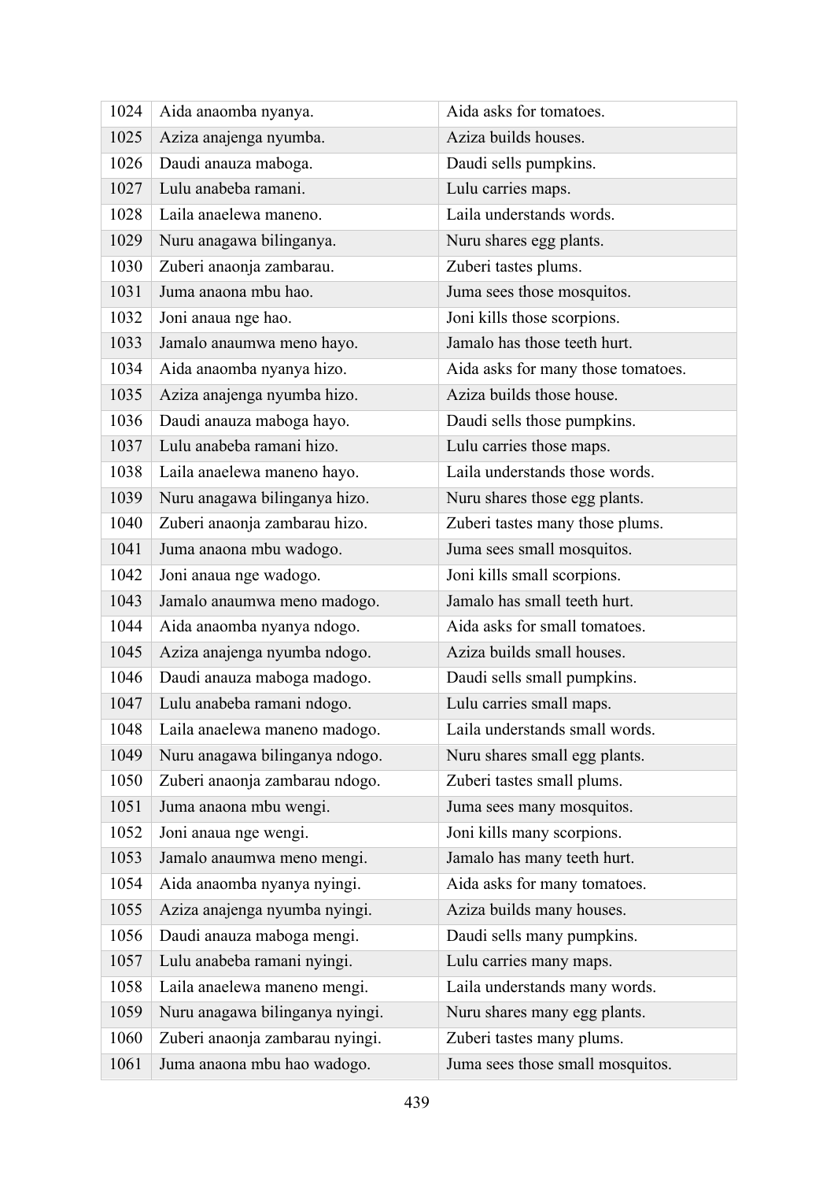| | | |
|---|---|---|
| 1024 | Aida anaomba nyanya. | Aida asks for tomatoes. |
| 1025 | Aziza anajenga nyumba. | Aziza builds houses. |
| 1026 | Daudi anauza maboga. | Daudi sells pumpkins. |
| 1027 | Lulu anabeba ramani. | Lulu carries maps. |
| 1028 | Laila anaelewa maneno. | Laila understands words. |
| 1029 | Nuru anagawa bilinganya. | Nuru shares egg plants. |
| 1030 | Zuberi anaonja zambarau. | Zuberi tastes plums. |
| 1031 | Juma anaona mbu hao. | Juma sees those mosquitos. |
| 1032 | Joni anaua nge hao. | Joni kills those scorpions. |
| 1033 | Jamalo anaumwa meno hayo. | Jamalo has those teeth hurt. |
| 1034 | Aida anaomba nyanya hizo. | Aida asks for many those tomatoes. |
| 1035 | Aziza anajenga nyumba hizo. | Aziza builds those house. |
| 1036 | Daudi anauza maboga hayo. | Daudi sells those pumpkins. |
| 1037 | Lulu anabeba ramani hizo. | Lulu carries those maps. |
| 1038 | Laila anaelewa maneno hayo. | Laila understands those words. |
| 1039 | Nuru anagawa bilinganya hizo. | Nuru shares those egg plants. |
| 1040 | Zuberi anaonja zambarau hizo. | Zuberi tastes many those plums. |
| 1041 | Juma anaona mbu wadogo. | Juma sees small mosquitos. |
| 1042 | Joni anaua nge wadogo. | Joni kills small scorpions. |
| 1043 | Jamalo anaumwa meno madogo. | Jamalo has small teeth hurt. |
| 1044 | Aida anaomba nyanya ndogo. | Aida asks for small tomatoes. |
| 1045 | Aziza anajenga nyumba ndogo. | Aziza builds small houses. |
| 1046 | Daudi anauza maboga madogo. | Daudi sells small pumpkins. |
| 1047 | Lulu anabeba ramani ndogo. | Lulu carries small maps. |
| 1048 | Laila anaelewa maneno madogo. | Laila understands small words. |
| 1049 | Nuru anagawa bilinganya ndogo. | Nuru shares small egg plants. |
| 1050 | Zuberi anaonja zambarau ndogo. | Zuberi tastes small plums. |
| 1051 | Juma anaona mbu wengi. | Juma sees many mosquitos. |
| 1052 | Joni anaua nge wengi. | Joni kills many scorpions. |
| 1053 | Jamalo anaumwa meno mengi. | Jamalo has many teeth hurt. |
| 1054 | Aida anaomba nyanya nyingi. | Aida asks for many tomatoes. |
| 1055 | Aziza anajenga nyumba nyingi. | Aziza builds many houses. |
| 1056 | Daudi anauza maboga mengi. | Daudi sells many pumpkins. |
| 1057 | Lulu anabeba ramani nyingi. | Lulu carries many maps. |
| 1058 | Laila anaelewa maneno mengi. | Laila understands many words. |
| 1059 | Nuru anagawa bilinganya nyingi. | Nuru shares many egg plants. |
| 1060 | Zuberi anaonja zambarau nyingi. | Zuberi tastes many plums. |
| 1061 | Juma anaona mbu hao wadogo. | Juma sees those small mosquitos. |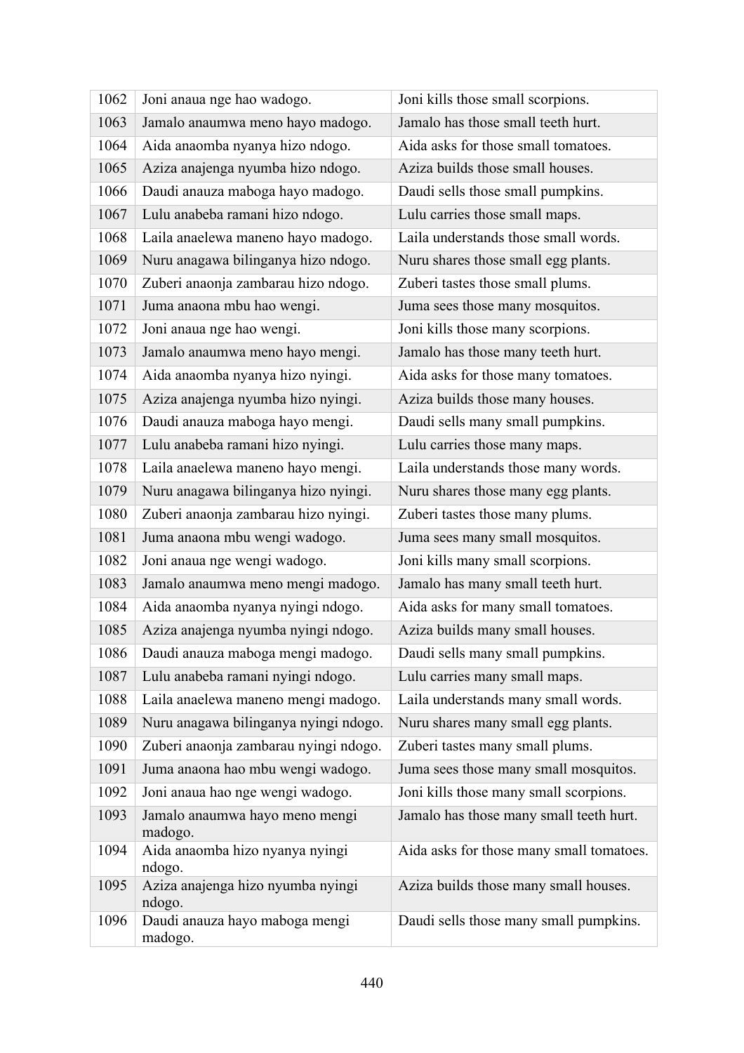| 1062 | Joni anaua nge hao wadogo. | Joni kills those small scorpions. |
|---|---|---|
| 1063 | Jamalo anaumwa meno hayo madogo. | Jamalo has those small teeth hurt. |
| 1064 | Aida anaomba nyanya hizo ndogo. | Aida asks for those small tomatoes. |
| 1065 | Aziza anajenga nyumba hizo ndogo. | Aziza builds those small houses. |
| 1066 | Daudi anauza maboga hayo madogo. | Daudi sells those small pumpkins. |
| 1067 | Lulu anabeba ramani hizo ndogo. | Lulu carries those small maps. |
| 1068 | Laila anaelewa maneno hayo madogo. | Laila understands those small words. |
| 1069 | Nuru anagawa bilinganya hizo ndogo. | Nuru shares those small egg plants. |
| 1070 | Zuberi anaonja zambarau hizo ndogo. | Zuberi tastes those small plums. |
| 1071 | Juma anaona mbu hao wengi. | Juma sees those many mosquitos. |
| 1072 | Joni anaua nge hao wengi. | Joni kills those many scorpions. |
| 1073 | Jamalo anaumwa meno hayo mengi. | Jamalo has those many teeth hurt. |
| 1074 | Aida anaomba nyanya hizo nyingi. | Aida asks for those many tomatoes. |
| 1075 | Aziza anajenga nyumba hizo nyingi. | Aziza builds those many houses. |
| 1076 | Daudi anauza maboga hayo mengi. | Daudi sells many small pumpkins. |
| 1077 | Lulu anabeba ramani hizo nyingi. | Lulu carries those many maps. |
| 1078 | Laila anaelewa maneno hayo mengi. | Laila understands those many words. |
| 1079 | Nuru anagawa bilinganya hizo nyingi. | Nuru shares those many egg plants. |
| 1080 | Zuberi anaonja zambarau hizo nyingi. | Zuberi tastes those many plums. |
| 1081 | Juma anaona mbu wengi wadogo. | Juma sees many small mosquitos. |
| 1082 | Joni anaua nge wengi wadogo. | Joni kills many small scorpions. |
| 1083 | Jamalo anaumwa meno mengi madogo. | Jamalo has many small teeth hurt. |
| 1084 | Aida anaomba nyanya nyingi ndogo. | Aida asks for many small tomatoes. |
| 1085 | Aziza anajenga nyumba nyingi ndogo. | Aziza builds many small houses. |
| 1086 | Daudi anauza maboga mengi madogo. | Daudi sells many small pumpkins. |
| 1087 | Lulu anabeba ramani nyingi ndogo. | Lulu carries many small maps. |
| 1088 | Laila anaelewa maneno mengi madogo. | Laila understands many small words. |
| 1089 | Nuru anagawa bilinganya nyingi ndogo. | Nuru shares many small egg plants. |
| 1090 | Zuberi anaonja zambarau nyingi ndogo. | Zuberi tastes many small plums. |
| 1091 | Juma anaona hao mbu wengi wadogo. | Juma sees those many small mosquitos. |
| 1092 | Joni anaua hao nge wengi wadogo. | Joni kills those many small scorpions. |
| 1093 | Jamalo anaumwa hayo meno mengi madogo. | Jamalo has those many small teeth hurt. |
| 1094 | Aida anaomba hizo nyanya nyingi ndogo. | Aida asks for those many small tomatoes. |
| 1095 | Aziza anajenga hizo nyumba nyingi ndogo. | Aziza builds those many small houses. |
| 1096 | Daudi anauza hayo maboga mengi madogo. | Daudi sells those many small pumpkins. |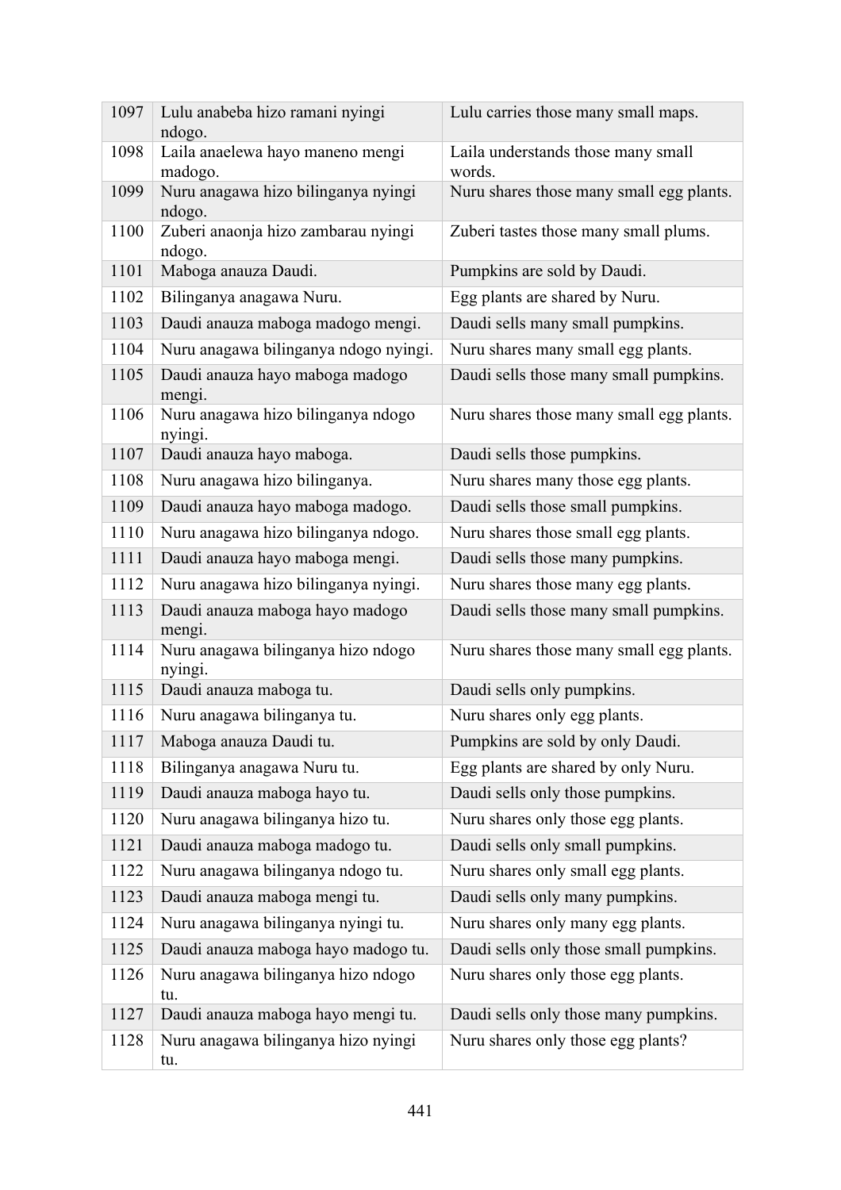| | | |
|---|---|---|
| 1097 | Lulu anabeba hizo ramani nyingi ndogo. | Lulu carries those many small maps. |
| 1098 | Laila anaelewa hayo maneno mengi madogo. | Laila understands those many small words. |
| 1099 | Nuru anagawa hizo bilinganya nyingi ndogo. | Nuru shares those many small egg plants. |
| 1100 | Zuberi anaonja hizo zambarau nyingi ndogo. | Zuberi tastes those many small plums. |
| 1101 | Maboga anauza Daudi. | Pumpkins are sold by Daudi. |
| 1102 | Bilinganya anagawa Nuru. | Egg plants are shared by Nuru. |
| 1103 | Daudi anauza maboga madogo mengi. | Daudi sells many small pumpkins. |
| 1104 | Nuru anagawa bilinganya ndogo nyingi. | Nuru shares many small egg plants. |
| 1105 | Daudi anauza hayo maboga madogo mengi. | Daudi sells those many small pumpkins. |
| 1106 | Nuru anagawa hizo bilinganya ndogo nyingi. | Nuru shares those many small egg plants. |
| 1107 | Daudi anauza hayo maboga. | Daudi sells those pumpkins. |
| 1108 | Nuru anagawa hizo bilinganya. | Nuru shares many those egg plants. |
| 1109 | Daudi anauza hayo maboga madogo. | Daudi sells those small pumpkins. |
| 1110 | Nuru anagawa hizo bilinganya ndogo. | Nuru shares those small egg plants. |
| 1111 | Daudi anauza hayo maboga mengi. | Daudi sells those many pumpkins. |
| 1112 | Nuru anagawa hizo bilinganya nyingi. | Nuru shares those many egg plants. |
| 1113 | Daudi anauza maboga hayo madogo mengi. | Daudi sells those many small pumpkins. |
| 1114 | Nuru anagawa bilinganya hizo ndogo nyingi. | Nuru shares those many small egg plants. |
| 1115 | Daudi anauza maboga tu. | Daudi sells only pumpkins. |
| 1116 | Nuru anagawa bilinganya tu. | Nuru shares only egg plants. |
| 1117 | Maboga anauza Daudi tu. | Pumpkins are sold by only Daudi. |
| 1118 | Bilinganya anagawa Nuru tu. | Egg plants are shared by only Nuru. |
| 1119 | Daudi anauza maboga hayo tu. | Daudi sells only those pumpkins. |
| 1120 | Nuru anagawa bilinganya hizo tu. | Nuru shares only those egg plants. |
| 1121 | Daudi anauza maboga madogo tu. | Daudi sells only small pumpkins. |
| 1122 | Nuru anagawa bilinganya ndogo tu. | Nuru shares only small egg plants. |
| 1123 | Daudi anauza maboga mengi tu. | Daudi sells only many pumpkins. |
| 1124 | Nuru anagawa bilinganya nyingi tu. | Nuru shares only many egg plants. |
| 1125 | Daudi anauza maboga hayo madogo tu. | Daudi sells only those small pumpkins. |
| 1126 | Nuru anagawa bilinganya hizo ndogo tu. | Nuru shares only those egg plants. |
| 1127 | Daudi anauza maboga hayo mengi tu. | Daudi sells only those many pumpkins. |
| 1128 | Nuru anagawa bilinganya hizo nyingi tu. | Nuru shares only those egg plants? |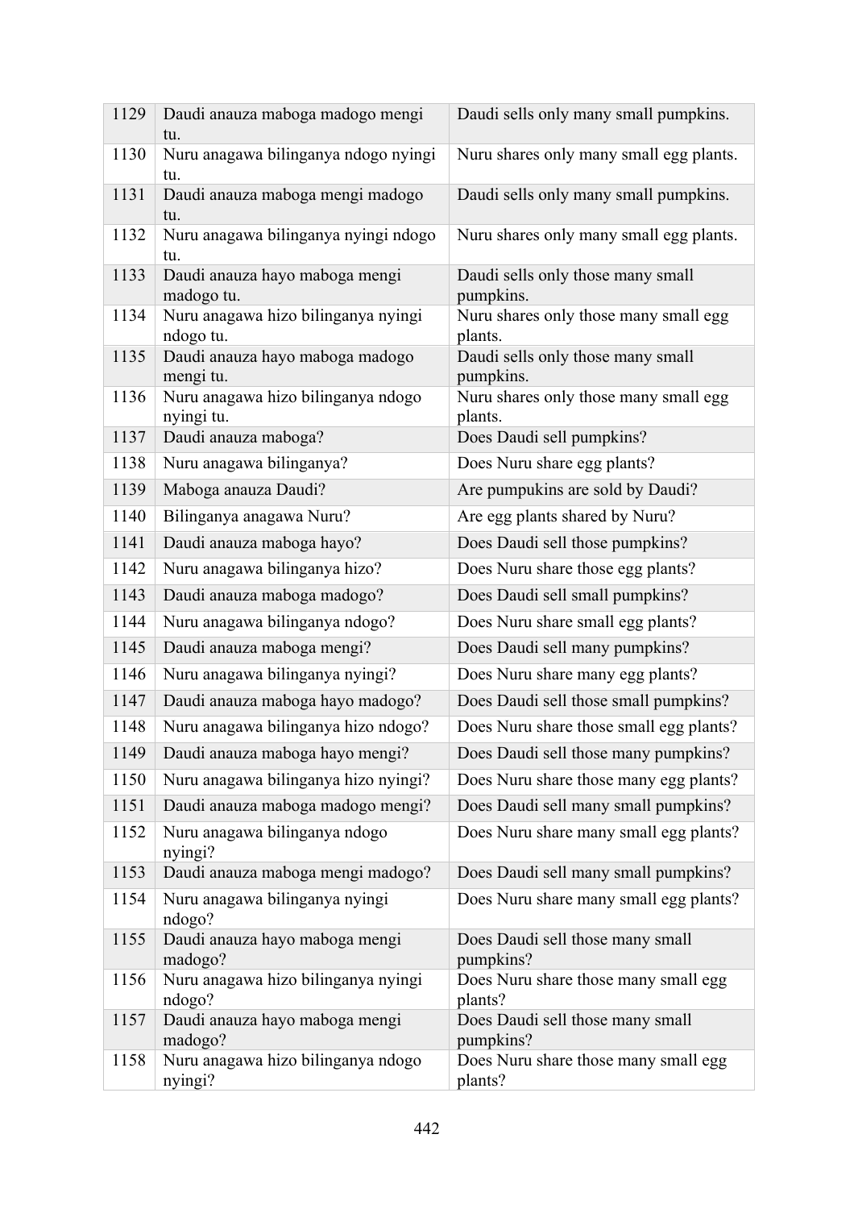| 1129 | Daudi anauza maboga madogo mengi tu. | Daudi sells only many small pumpkins. |
|---|---|---|
| 1130 | Nuru anagawa bilinganya ndogo nyingi tu. | Nuru shares only many small egg plants. |
| 1131 | Daudi anauza maboga mengi madogo tu. | Daudi sells only many small pumpkins. |
| 1132 | Nuru anagawa bilinganya nyingi ndogo tu. | Nuru shares only many small egg plants. |
| 1133 | Daudi anauza hayo maboga mengi madogo tu. | Daudi sells only those many small pumpkins. |
| 1134 | Nuru anagawa hizo bilinganya nyingi ndogo tu. | Nuru shares only those many small egg plants. |
| 1135 | Daudi anauza hayo maboga madogo mengi tu. | Daudi sells only those many small pumpkins. |
| 1136 | Nuru anagawa hizo bilinganya ndogo nyingi tu. | Nuru shares only those many small egg plants. |
| 1137 | Daudi anauza maboga? | Does Daudi sell pumpkins? |
| 1138 | Nuru anagawa bilinganya? | Does Nuru share egg plants? |
| 1139 | Maboga anauza Daudi? | Are pumpukins are sold by Daudi? |
| 1140 | Bilinganya anagawa Nuru? | Are egg plants shared by Nuru? |
| 1141 | Daudi anauza maboga hayo? | Does Daudi sell those pumpkins? |
| 1142 | Nuru anagawa bilinganya hizo? | Does Nuru share those egg plants? |
| 1143 | Daudi anauza maboga madogo? | Does Daudi sell small pumpkins? |
| 1144 | Nuru anagawa bilinganya ndogo? | Does Nuru share small egg plants? |
| 1145 | Daudi anauza maboga mengi? | Does Daudi sell many pumpkins? |
| 1146 | Nuru anagawa bilinganya nyingi? | Does Nuru share many egg plants? |
| 1147 | Daudi anauza maboga hayo madogo? | Does Daudi sell those small pumpkins? |
| 1148 | Nuru anagawa bilinganya hizo ndogo? | Does Nuru share those small egg plants? |
| 1149 | Daudi anauza maboga hayo mengi? | Does Daudi sell those many pumpkins? |
| 1150 | Nuru anagawa bilinganya hizo nyingi? | Does Nuru share those many egg plants? |
| 1151 | Daudi anauza maboga madogo mengi? | Does Daudi sell many small pumpkins? |
| 1152 | Nuru anagawa bilinganya ndogo nyingi? | Does Nuru share many small egg plants? |
| 1153 | Daudi anauza maboga mengi madogo? | Does Daudi sell many small pumpkins? |
| 1154 | Nuru anagawa bilinganya nyingi ndogo? | Does Nuru share many small egg plants? |
| 1155 | Daudi anauza hayo maboga mengi madogo? | Does Daudi sell those many small pumpkins? |
| 1156 | Nuru anagawa hizo bilinganya nyingi ndogo? | Does Nuru share those many small egg plants? |
| 1157 | Daudi anauza hayo maboga mengi madogo? | Does Daudi sell those many small pumpkins? |
| 1158 | Nuru anagawa hizo bilinganya ndogo nyingi? | Does Nuru share those many small egg plants? |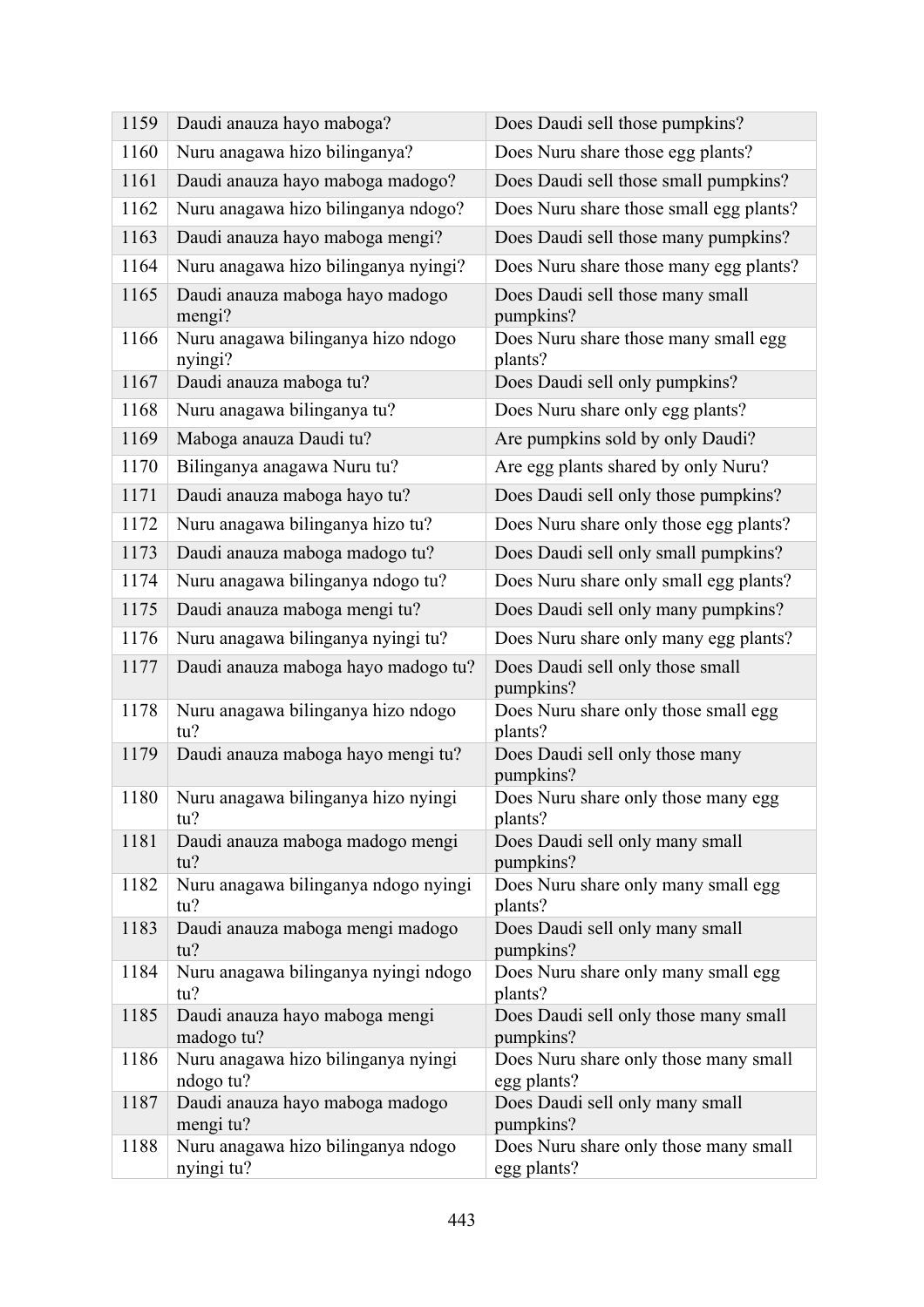| 1159 | Daudi anauza hayo maboga? | Does Daudi sell those pumpkins? |
|---|---|---|
| 1160 | Nuru anagawa hizo bilinganya? | Does Nuru share those egg plants? |
| 1161 | Daudi anauza hayo maboga madogo? | Does Daudi sell those small pumpkins? |
| 1162 | Nuru anagawa hizo bilinganya ndogo? | Does Nuru share those small egg plants? |
| 1163 | Daudi anauza hayo maboga mengi? | Does Daudi sell those many pumpkins? |
| 1164 | Nuru anagawa hizo bilinganya nyingi? | Does Nuru share those many egg plants? |
| 1165 | Daudi anauza maboga hayo madogo mengi? | Does Daudi sell those many small pumpkins? |
| 1166 | Nuru anagawa bilinganya hizo ndogo nyingi? | Does Nuru share those many small egg plants? |
| 1167 | Daudi anauza maboga tu? | Does Daudi sell only pumpkins? |
| 1168 | Nuru anagawa bilinganya tu? | Does Nuru share only egg plants? |
| 1169 | Maboga anauza Daudi tu? | Are pumpkins sold by only Daudi? |
| 1170 | Bilinganya anagawa Nuru tu? | Are egg plants shared by only Nuru? |
| 1171 | Daudi anauza maboga hayo tu? | Does Daudi sell only those pumpkins? |
| 1172 | Nuru anagawa bilinganya hizo tu? | Does Nuru share only those egg plants? |
| 1173 | Daudi anauza maboga madogo tu? | Does Daudi sell only small pumpkins? |
| 1174 | Nuru anagawa bilinganya ndogo tu? | Does Nuru share only small egg plants? |
| 1175 | Daudi anauza maboga mengi tu? | Does Daudi sell only many pumpkins? |
| 1176 | Nuru anagawa bilinganya nyingi tu? | Does Nuru share only many egg plants? |
| 1177 | Daudi anauza maboga hayo madogo tu? | Does Daudi sell only those small pumpkins? |
| 1178 | Nuru anagawa bilinganya hizo ndogo tu? | Does Nuru share only those small egg plants? |
| 1179 | Daudi anauza maboga hayo mengi tu? | Does Daudi sell only those many pumpkins? |
| 1180 | Nuru anagawa bilinganya hizo nyingi tu? | Does Nuru share only those many egg plants? |
| 1181 | Daudi anauza maboga madogo mengi tu? | Does Daudi sell only many small pumpkins? |
| 1182 | Nuru anagawa bilinganya ndogo nyingi tu? | Does Nuru share only many small egg plants? |
| 1183 | Daudi anauza maboga mengi madogo tu? | Does Daudi sell only many small pumpkins? |
| 1184 | Nuru anagawa bilinganya nyingi ndogo tu? | Does Nuru share only many small egg plants? |
| 1185 | Daudi anauza hayo maboga mengi madogo tu? | Does Daudi sell only those many small pumpkins? |
| 1186 | Nuru anagawa hizo bilinganya nyingi ndogo tu? | Does Nuru share only those many small egg plants? |
| 1187 | Daudi anauza hayo maboga madogo mengi tu? | Does Daudi sell only many small pumpkins? |
| 1188 | Nuru anagawa hizo bilinganya ndogo nyingi tu? | Does Nuru share only those many small egg plants? |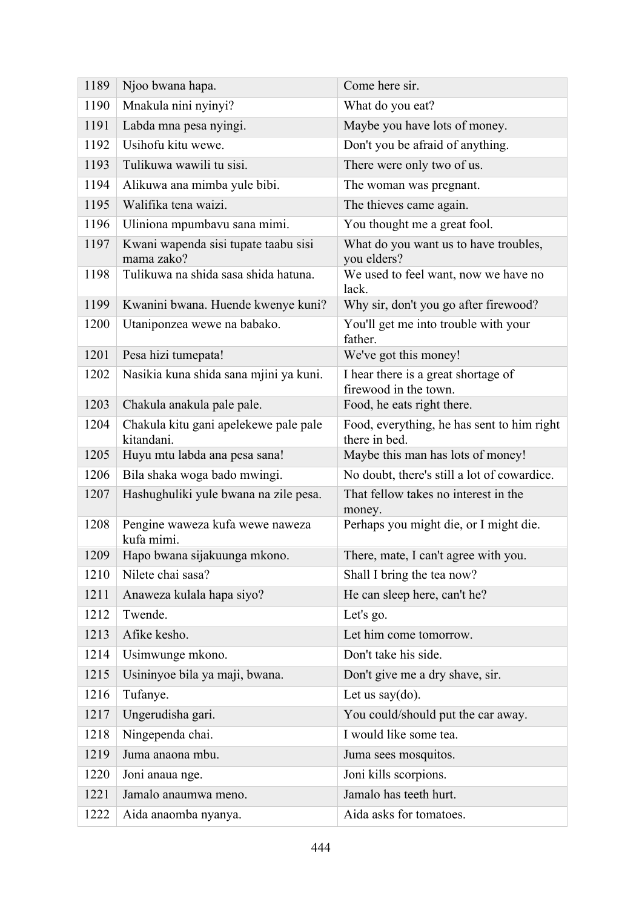| | | |
|---|---|---|
| 1189 | Njoo bwana hapa. | Come here sir. |
| 1190 | Mnakula nini nyinyi? | What do you eat? |
| 1191 | Labda mna pesa nyingi. | Maybe you have lots of money. |
| 1192 | Usihofu kitu wewe. | Don't you be afraid of anything. |
| 1193 | Tulikuwa wawili tu sisi. | There were only two of us. |
| 1194 | Alikuwa ana mimba yule bibi. | The woman was pregnant. |
| 1195 | Walifika tena waizi. | The thieves came again. |
| 1196 | Uliniona mpumbavu sana mimi. | You thought me a great fool. |
| 1197 | Kwani wapenda sisi tupate taabu sisi mama zako? | What do you want us to have troubles, you elders? |
| 1198 | Tulikuwa na shida sasa shida hatuna. | We used to feel want, now we have no lack. |
| 1199 | Kwanini bwana. Huende kwenye kuni? | Why sir, don't you go after firewood? |
| 1200 | Utaniponzea wewe na babako. | You'll get me into trouble with your father. |
| 1201 | Pesa hizi tumepata! | We've got this money! |
| 1202 | Nasikia kuna shida sana mjini ya kuni. | I hear there is a great shortage of firewood in the town. |
| 1203 | Chakula anakula pale pale. | Food, he eats right there. |
| 1204 | Chakula kitu gani apelekewe pale pale kitandani. | Food, everything, he has sent to him right there in bed. |
| 1205 | Huyu mtu labda ana pesa sana! | Maybe this man has lots of money! |
| 1206 | Bila shaka woga bado mwingi. | No doubt, there's still a lot of cowardice. |
| 1207 | Hashughuliki yule bwana na zile pesa. | That fellow takes no interest in the money. |
| 1208 | Pengine waweza kufa wewe naweza kufa mimi. | Perhaps you might die, or I might die. |
| 1209 | Hapo bwana sijakuunga mkono. | There, mate, I can't agree with you. |
| 1210 | Nilete chai sasa? | Shall I bring the tea now? |
| 1211 | Anaweza kulala hapa siyo? | He can sleep here, can't he? |
| 1212 | Twende. | Let's go. |
| 1213 | Afike kesho. | Let him come tomorrow. |
| 1214 | Usimwunge mkono. | Don't take his side. |
| 1215 | Usininyoe bila ya maji, bwana. | Don't give me a dry shave, sir. |
| 1216 | Tufanye. | Let us say(do). |
| 1217 | Ungerudisha gari. | You could/should put the car away. |
| 1218 | Ningependa chai. | I would like some tea. |
| 1219 | Juma anaona mbu. | Juma sees mosquitos. |
| 1220 | Joni anaua nge. | Joni kills scorpions. |
| 1221 | Jamalo anaumwa meno. | Jamalo has teeth hurt. |
| 1222 | Aida anaomba nyanya. | Aida asks for tomatoes. |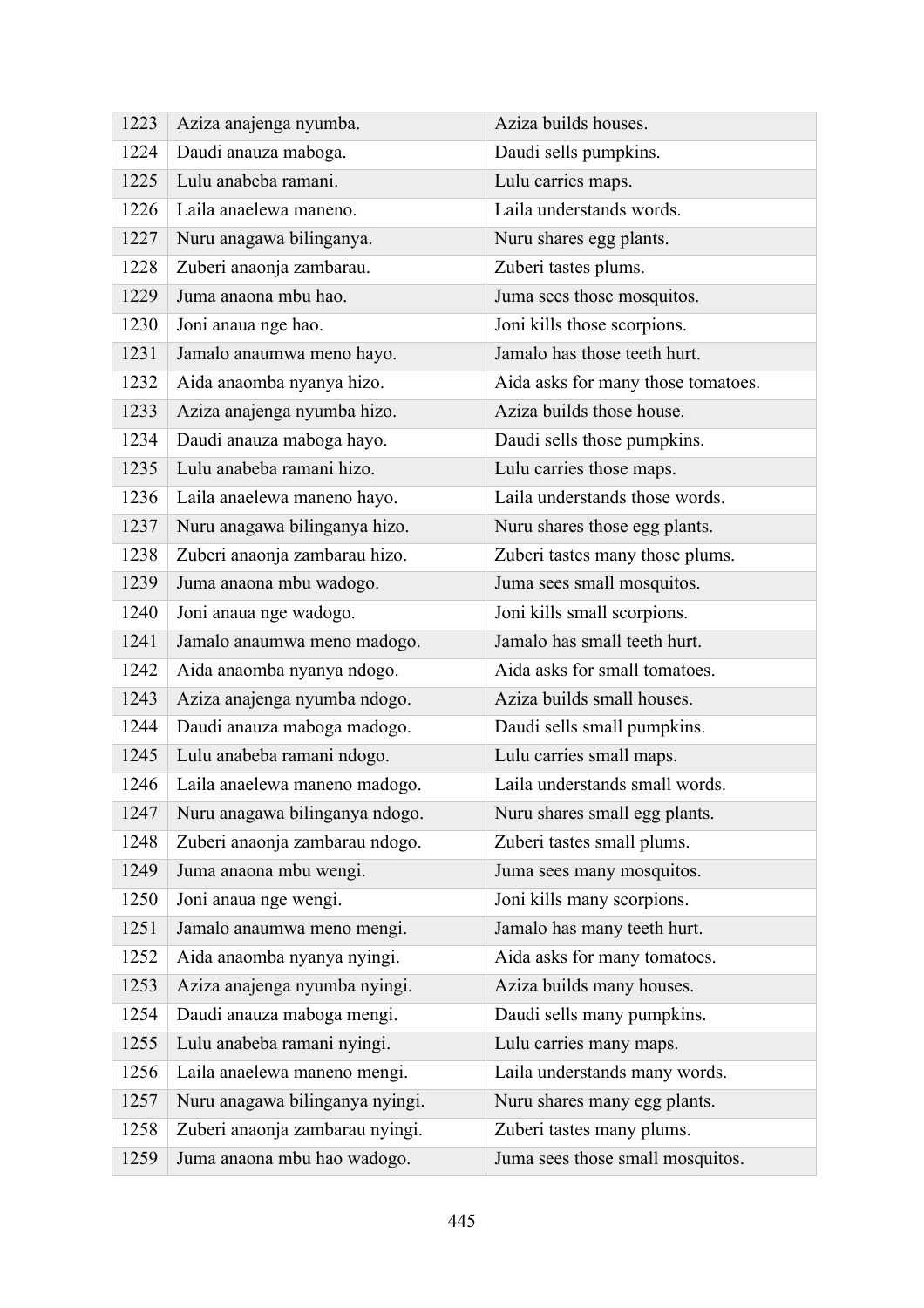| 1223 | Aziza anajenga nyumba. | Aziza builds houses. |
|---|---|---|
| 1224 | Daudi anauza maboga. | Daudi sells pumpkins. |
| 1225 | Lulu anabeba ramani. | Lulu carries maps. |
| 1226 | Laila anaelewa maneno. | Laila understands words. |
| 1227 | Nuru anagawa bilinganya. | Nuru shares egg plants. |
| 1228 | Zuberi anaonja zambarau. | Zuberi tastes plums. |
| 1229 | Juma anaona mbu hao. | Juma sees those mosquitos. |
| 1230 | Joni anaua nge hao. | Joni kills those scorpions. |
| 1231 | Jamalo anaumwa meno hayo. | Jamalo has those teeth hurt. |
| 1232 | Aida anaomba nyanya hizo. | Aida asks for many those tomatoes. |
| 1233 | Aziza anajenga nyumba hizo. | Aziza builds those house. |
| 1234 | Daudi anauza maboga hayo. | Daudi sells those pumpkins. |
| 1235 | Lulu anabeba ramani hizo. | Lulu carries those maps. |
| 1236 | Laila anaelewa maneno hayo. | Laila understands those words. |
| 1237 | Nuru anagawa bilinganya hizo. | Nuru shares those egg plants. |
| 1238 | Zuberi anaonja zambarau hizo. | Zuberi tastes many those plums. |
| 1239 | Juma anaona mbu wadogo. | Juma sees small mosquitos. |
| 1240 | Joni anaua nge wadogo. | Joni kills small scorpions. |
| 1241 | Jamalo anaumwa meno madogo. | Jamalo has small teeth hurt. |
| 1242 | Aida anaomba nyanya ndogo. | Aida asks for small tomatoes. |
| 1243 | Aziza anajenga nyumba ndogo. | Aziza builds small houses. |
| 1244 | Daudi anauza maboga madogo. | Daudi sells small pumpkins. |
| 1245 | Lulu anabeba ramani ndogo. | Lulu carries small maps. |
| 1246 | Laila anaelewa maneno madogo. | Laila understands small words. |
| 1247 | Nuru anagawa bilinganya ndogo. | Nuru shares small egg plants. |
| 1248 | Zuberi anaonja zambarau ndogo. | Zuberi tastes small plums. |
| 1249 | Juma anaona mbu wengi. | Juma sees many mosquitos. |
| 1250 | Joni anaua nge wengi. | Joni kills many scorpions. |
| 1251 | Jamalo anaumwa meno mengi. | Jamalo has many teeth hurt. |
| 1252 | Aida anaomba nyanya nyingi. | Aida asks for many tomatoes. |
| 1253 | Aziza anajenga nyumba nyingi. | Aziza builds many houses. |
| 1254 | Daudi anauza maboga mengi. | Daudi sells many pumpkins. |
| 1255 | Lulu anabeba ramani nyingi. | Lulu carries many maps. |
| 1256 | Laila anaelewa maneno mengi. | Laila understands many words. |
| 1257 | Nuru anagawa bilinganya nyingi. | Nuru shares many egg plants. |
| 1258 | Zuberi anaonja zambarau nyingi. | Zuberi tastes many plums. |
| 1259 | Juma anaona mbu hao wadogo. | Juma sees those small mosquitos. |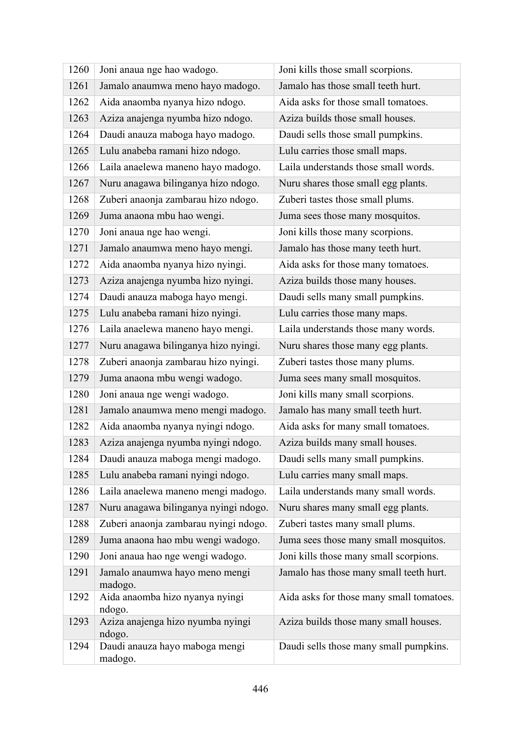| 1260 | Joni anaua nge hao wadogo. | Joni kills those small scorpions. |
|---|---|---|
| 1261 | Jamalo anaumwa meno hayo madogo. | Jamalo has those small teeth hurt. |
| 1262 | Aida anaomba nyanya hizo ndogo. | Aida asks for those small tomatoes. |
| 1263 | Aziza anajenga nyumba hizo ndogo. | Aziza builds those small houses. |
| 1264 | Daudi anauza maboga hayo madogo. | Daudi sells those small pumpkins. |
| 1265 | Lulu anabeba ramani hizo ndogo. | Lulu carries those small maps. |
| 1266 | Laila anaelewa maneno hayo madogo. | Laila understands those small words. |
| 1267 | Nuru anagawa bilinganya hizo ndogo. | Nuru shares those small egg plants. |
| 1268 | Zuberi anaonja zambarau hizo ndogo. | Zuberi tastes those small plums. |
| 1269 | Juma anaona mbu hao wengi. | Juma sees those many mosquitos. |
| 1270 | Joni anaua nge hao wengi. | Joni kills those many scorpions. |
| 1271 | Jamalo anaumwa meno hayo mengi. | Jamalo has those many teeth hurt. |
| 1272 | Aida anaomba nyanya hizo nyingi. | Aida asks for those many tomatoes. |
| 1273 | Aziza anajenga nyumba hizo nyingi. | Aziza builds those many houses. |
| 1274 | Daudi anauza maboga hayo mengi. | Daudi sells many small pumpkins. |
| 1275 | Lulu anabeba ramani hizo nyingi. | Lulu carries those many maps. |
| 1276 | Laila anaelewa maneno hayo mengi. | Laila understands those many words. |
| 1277 | Nuru anagawa bilinganya hizo nyingi. | Nuru shares those many egg plants. |
| 1278 | Zuberi anaonja zambarau hizo nyingi. | Zuberi tastes those many plums. |
| 1279 | Juma anaona mbu wengi wadogo. | Juma sees many small mosquitos. |
| 1280 | Joni anaua nge wengi wadogo. | Joni kills many small scorpions. |
| 1281 | Jamalo anaumwa meno mengi madogo. | Jamalo has many small teeth hurt. |
| 1282 | Aida anaomba nyanya nyingi ndogo. | Aida asks for many small tomatoes. |
| 1283 | Aziza anajenga nyumba nyingi ndogo. | Aziza builds many small houses. |
| 1284 | Daudi anauza maboga mengi madogo. | Daudi sells many small pumpkins. |
| 1285 | Lulu anabeba ramani nyingi ndogo. | Lulu carries many small maps. |
| 1286 | Laila anaelewa maneno mengi madogo. | Laila understands many small words. |
| 1287 | Nuru anagawa bilinganya nyingi ndogo. | Nuru shares many small egg plants. |
| 1288 | Zuberi anaonja zambarau nyingi ndogo. | Zuberi tastes many small plums. |
| 1289 | Juma anaona hao mbu wengi wadogo. | Juma sees those many small mosquitos. |
| 1290 | Joni anaua hao nge wengi wadogo. | Joni kills those many small scorpions. |
| 1291 | Jamalo anaumwa hayo meno mengi madogo. | Jamalo has those many small teeth hurt. |
| 1292 | Aida anaomba hizo nyanya nyingi ndogo. | Aida asks for those many small tomatoes. |
| 1293 | Aziza anajenga hizo nyumba nyingi ndogo. | Aziza builds those many small houses. |
| 1294 | Daudi anauza hayo maboga mengi madogo. | Daudi sells those many small pumpkins. |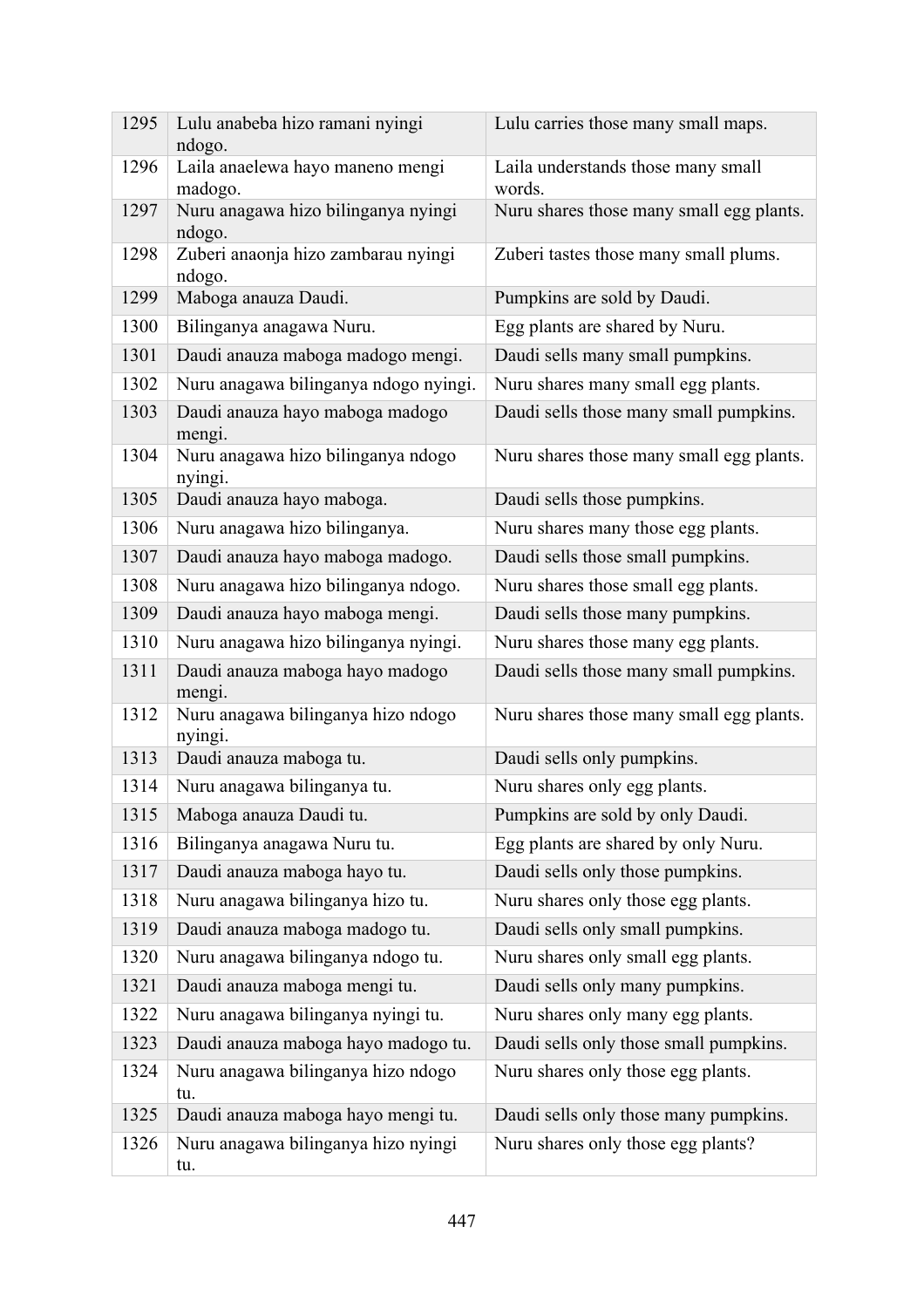| 1295 | Lulu anabeba hizo ramani nyingi ndogo. | Lulu carries those many small maps. |
|---|---|---|
| 1296 | Laila anaelewa hayo maneno mengi madogo. | Laila understands those many small words. |
| 1297 | Nuru anagawa hizo bilinganya nyingi ndogo. | Nuru shares those many small egg plants. |
| 1298 | Zuberi anaonja hizo zambarau nyingi ndogo. | Zuberi tastes those many small plums. |
| 1299 | Maboga anauza Daudi. | Pumpkins are sold by Daudi. |
| 1300 | Bilinganya anagawa Nuru. | Egg plants are shared by Nuru. |
| 1301 | Daudi anauza maboga madogo mengi. | Daudi sells many small pumpkins. |
| 1302 | Nuru anagawa bilinganya ndogo nyingi. | Nuru shares many small egg plants. |
| 1303 | Daudi anauza hayo maboga madogo mengi. | Daudi sells those many small pumpkins. |
| 1304 | Nuru anagawa hizo bilinganya ndogo nyingi. | Nuru shares those many small egg plants. |
| 1305 | Daudi anauza hayo maboga. | Daudi sells those pumpkins. |
| 1306 | Nuru anagawa hizo bilinganya. | Nuru shares many those egg plants. |
| 1307 | Daudi anauza hayo maboga madogo. | Daudi sells those small pumpkins. |
| 1308 | Nuru anagawa hizo bilinganya ndogo. | Nuru shares those small egg plants. |
| 1309 | Daudi anauza hayo maboga mengi. | Daudi sells those many pumpkins. |
| 1310 | Nuru anagawa hizo bilinganya nyingi. | Nuru shares those many egg plants. |
| 1311 | Daudi anauza maboga hayo madogo mengi. | Daudi sells those many small pumpkins. |
| 1312 | Nuru anagawa bilinganya hizo ndogo nyingi. | Nuru shares those many small egg plants. |
| 1313 | Daudi anauza maboga tu. | Daudi sells only pumpkins. |
| 1314 | Nuru anagawa bilinganya tu. | Nuru shares only egg plants. |
| 1315 | Maboga anauza Daudi tu. | Pumpkins are sold by only Daudi. |
| 1316 | Bilinganya anagawa Nuru tu. | Egg plants are shared by only Nuru. |
| 1317 | Daudi anauza maboga hayo tu. | Daudi sells only those pumpkins. |
| 1318 | Nuru anagawa bilinganya hizo tu. | Nuru shares only those egg plants. |
| 1319 | Daudi anauza maboga madogo tu. | Daudi sells only small pumpkins. |
| 1320 | Nuru anagawa bilinganya ndogo tu. | Nuru shares only small egg plants. |
| 1321 | Daudi anauza maboga mengi tu. | Daudi sells only many pumpkins. |
| 1322 | Nuru anagawa bilinganya nyingi tu. | Nuru shares only many egg plants. |
| 1323 | Daudi anauza maboga hayo madogo tu. | Daudi sells only those small pumpkins. |
| 1324 | Nuru anagawa bilinganya hizo ndogo tu. | Nuru shares only those egg plants. |
| 1325 | Daudi anauza maboga hayo mengi tu. | Daudi sells only those many pumpkins. |
| 1326 | Nuru anagawa bilinganya hizo nyingi tu. | Nuru shares only those egg plants? |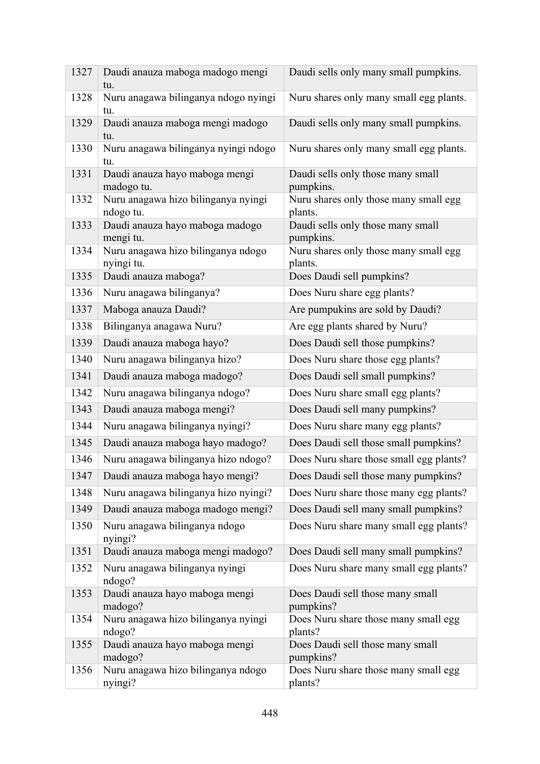| | | |
|---|---|---|
| 1327 | Daudi anauza maboga madogo mengi tu. | Daudi sells only many small pumpkins. |
| 1328 | Nuru anagawa bilinganya ndogo nyingi tu. | Nuru shares only many small egg plants. |
| 1329 | Daudi anauza maboga mengi madogo tu. | Daudi sells only many small pumpkins. |
| 1330 | Nuru anagawa bilinganya nyingi ndogo tu. | Nuru shares only many small egg plants. |
| 1331 | Daudi anauza hayo maboga mengi madogo tu. | Daudi sells only those many small pumpkins. |
| 1332 | Nuru anagawa hizo bilinganya nyingi ndogo tu. | Nuru shares only those many small egg plants. |
| 1333 | Daudi anauza hayo maboga madogo mengi tu. | Daudi sells only those many small pumpkins. |
| 1334 | Nuru anagawa hizo bilinganya ndogo nyingi tu. | Nuru shares only those many small egg plants. |
| 1335 | Daudi anauza maboga? | Does Daudi sell pumpkins? |
| 1336 | Nuru anagawa bilinganya? | Does Nuru share egg plants? |
| 1337 | Maboga anauza Daudi? | Are pumpukins are sold by Daudi? |
| 1338 | Bilinganya anagawa Nuru? | Are egg plants shared by Nuru? |
| 1339 | Daudi anauza maboga hayo? | Does Daudi sell those pumpkins? |
| 1340 | Nuru anagawa bilinganya hizo? | Does Nuru share those egg plants? |
| 1341 | Daudi anauza maboga madogo? | Does Daudi sell small pumpkins? |
| 1342 | Nuru anagawa bilinganya ndogo? | Does Nuru share small egg plants? |
| 1343 | Daudi anauza maboga mengi? | Does Daudi sell many pumpkins? |
| 1344 | Nuru anagawa bilinganya nyingi? | Does Nuru share many egg plants? |
| 1345 | Daudi anauza maboga hayo madogo? | Does Daudi sell those small pumpkins? |
| 1346 | Nuru anagawa bilinganya hizo ndogo? | Does Nuru share those small egg plants? |
| 1347 | Daudi anauza maboga hayo mengi? | Does Daudi sell those many pumpkins? |
| 1348 | Nuru anagawa bilinganya hizo nyingi? | Does Nuru share those many egg plants? |
| 1349 | Daudi anauza maboga madogo mengi? | Does Daudi sell many small pumpkins? |
| 1350 | Nuru anagawa bilinganya ndogo nyingi? | Does Nuru share many small egg plants? |
| 1351 | Daudi anauza maboga mengi madogo? | Does Daudi sell many small pumpkins? |
| 1352 | Nuru anagawa bilinganya nyingi ndogo? | Does Nuru share many small egg plants? |
| 1353 | Daudi anauza hayo maboga mengi madogo? | Does Daudi sell those many small pumpkins? |
| 1354 | Nuru anagawa hizo bilinganya nyingi ndogo? | Does Nuru share those many small egg plants? |
| 1355 | Daudi anauza hayo maboga mengi madogo? | Does Daudi sell those many small pumpkins? |
| 1356 | Nuru anagawa hizo bilinganya ndogo nyingi? | Does Nuru share those many small egg plants? |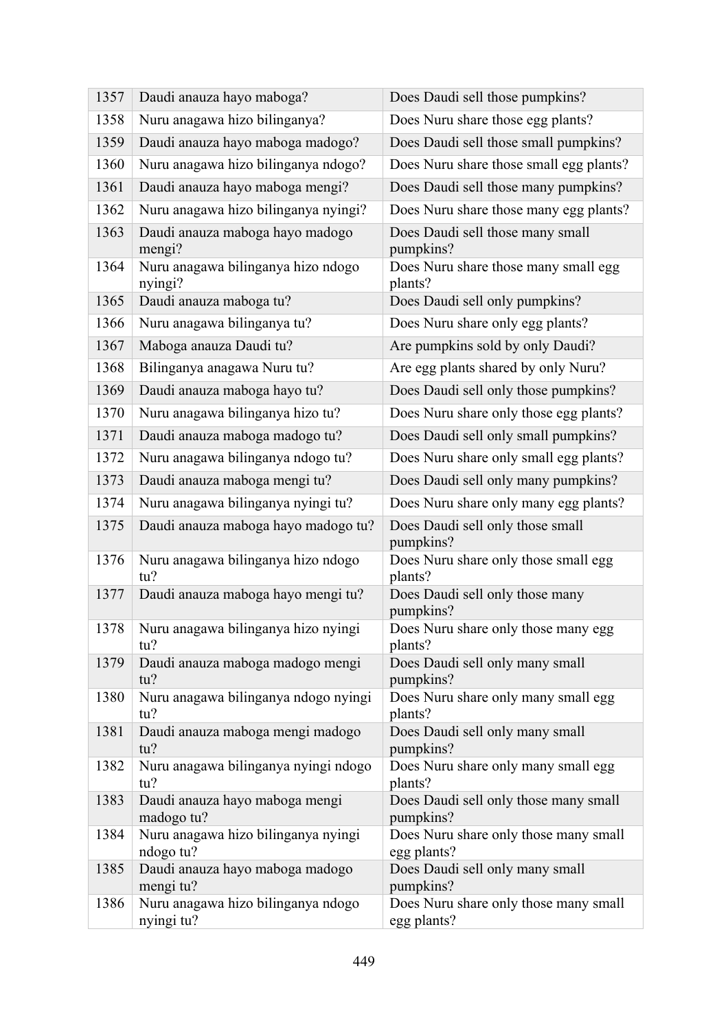| | | |
|---|---|---|
| 1357 | Daudi anauza hayo maboga? | Does Daudi sell those pumpkins? |
| 1358 | Nuru anagawa hizo bilinganya? | Does Nuru share those egg plants? |
| 1359 | Daudi anauza hayo maboga madogo? | Does Daudi sell those small pumpkins? |
| 1360 | Nuru anagawa hizo bilinganya ndogo? | Does Nuru share those small egg plants? |
| 1361 | Daudi anauza hayo maboga mengi? | Does Daudi sell those many pumpkins? |
| 1362 | Nuru anagawa hizo bilinganya nyingi? | Does Nuru share those many egg plants? |
| 1363 | Daudi anauza maboga hayo madogo mengi? | Does Daudi sell those many small pumpkins? |
| 1364 | Nuru anagawa bilinganya hizo ndogo nyingi? | Does Nuru share those many small egg plants? |
| 1365 | Daudi anauza maboga tu? | Does Daudi sell only pumpkins? |
| 1366 | Nuru anagawa bilinganya tu? | Does Nuru share only egg plants? |
| 1367 | Maboga anauza Daudi tu? | Are pumpkins sold by only Daudi? |
| 1368 | Bilinganya anagawa Nuru tu? | Are egg plants shared by only Nuru? |
| 1369 | Daudi anauza maboga hayo tu? | Does Daudi sell only those pumpkins? |
| 1370 | Nuru anagawa bilinganya hizo tu? | Does Nuru share only those egg plants? |
| 1371 | Daudi anauza maboga madogo tu? | Does Daudi sell only small pumpkins? |
| 1372 | Nuru anagawa bilinganya ndogo tu? | Does Nuru share only small egg plants? |
| 1373 | Daudi anauza maboga mengi tu? | Does Daudi sell only many pumpkins? |
| 1374 | Nuru anagawa bilinganya nyingi tu? | Does Nuru share only many egg plants? |
| 1375 | Daudi anauza maboga hayo madogo tu? | Does Daudi sell only those small pumpkins? |
| 1376 | Nuru anagawa bilinganya hizo ndogo tu? | Does Nuru share only those small egg plants? |
| 1377 | Daudi anauza maboga hayo mengi tu? | Does Daudi sell only those many pumpkins? |
| 1378 | Nuru anagawa bilinganya hizo nyingi tu? | Does Nuru share only those many egg plants? |
| 1379 | Daudi anauza maboga madogo mengi tu? | Does Daudi sell only many small pumpkins? |
| 1380 | Nuru anagawa bilinganya ndogo nyingi tu? | Does Nuru share only many small egg plants? |
| 1381 | Daudi anauza maboga mengi madogo tu? | Does Daudi sell only many small pumpkins? |
| 1382 | Nuru anagawa bilinganya nyingi ndogo tu? | Does Nuru share only many small egg plants? |
| 1383 | Daudi anauza hayo maboga mengi madogo tu? | Does Daudi sell only those many small pumpkins? |
| 1384 | Nuru anagawa hizo bilinganya nyingi ndogo tu? | Does Nuru share only those many small egg plants? |
| 1385 | Daudi anauza hayo maboga madogo mengi tu? | Does Daudi sell only many small pumpkins? |
| 1386 | Nuru anagawa hizo bilinganya ndogo nyingi tu? | Does Nuru share only those many small egg plants? |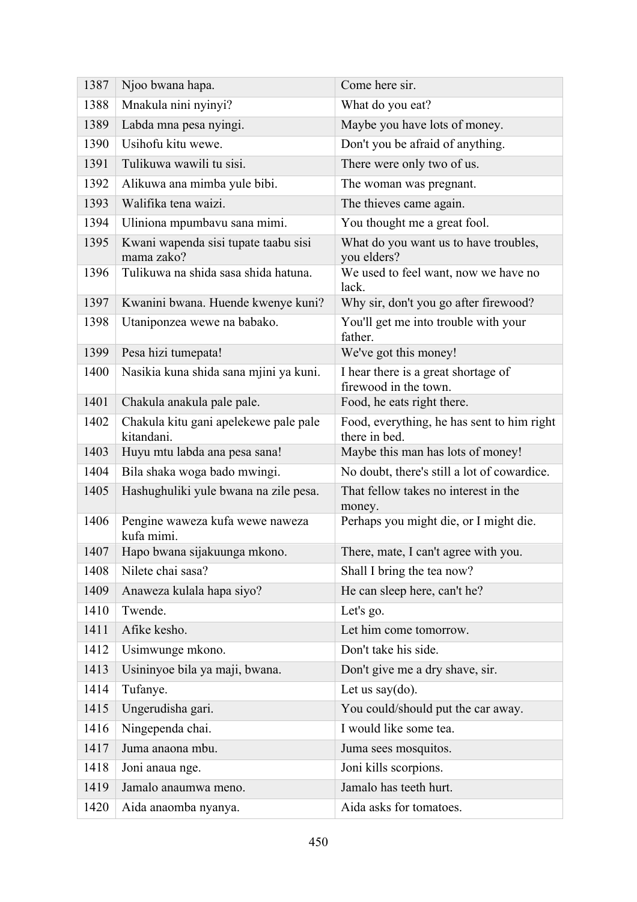| | | |
|---|---|---|
| 1387 | Njoo bwana hapa. | Come here sir. |
| 1388 | Mnakula nini nyinyi? | What do you eat? |
| 1389 | Labda mna pesa nyingi. | Maybe you have lots of money. |
| 1390 | Usihofu kitu wewe. | Don't you be afraid of anything. |
| 1391 | Tulikuwa wawili tu sisi. | There were only two of us. |
| 1392 | Alikuwa ana mimba yule bibi. | The woman was pregnant. |
| 1393 | Walifika tena waizi. | The thieves came again. |
| 1394 | Uliniona mpumbavu sana mimi. | You thought me a great fool. |
| 1395 | Kwani wapenda sisi tupate taabu sisi mama zako? | What do you want us to have troubles, you elders? |
| 1396 | Tulikuwa na shida sasa shida hatuna. | We used to feel want, now we have no lack. |
| 1397 | Kwanini bwana. Huende kwenye kuni? | Why sir, don't you go after firewood? |
| 1398 | Utaniponzea wewe na babako. | You'll get me into trouble with your father. |
| 1399 | Pesa hizi tumepata! | We've got this money! |
| 1400 | Nasikia kuna shida sana mjini ya kuni. | I hear there is a great shortage of firewood in the town. |
| 1401 | Chakula anakula pale pale. | Food, he eats right there. |
| 1402 | Chakula kitu gani apelekewe pale pale kitandani. | Food, everything, he has sent to him right there in bed. |
| 1403 | Huyu mtu labda ana pesa sana! | Maybe this man has lots of money! |
| 1404 | Bila shaka woga bado mwingi. | No doubt, there's still a lot of cowardice. |
| 1405 | Hashughuliki yule bwana na zile pesa. | That fellow takes no interest in the money. |
| 1406 | Pengine waweza kufa wewe naweza kufa mimi. | Perhaps you might die, or I might die. |
| 1407 | Hapo bwana sijakuunga mkono. | There, mate, I can't agree with you. |
| 1408 | Nilete chai sasa? | Shall I bring the tea now? |
| 1409 | Anaweza kulala hapa siyo? | He can sleep here, can't he? |
| 1410 | Twende. | Let's go. |
| 1411 | Afike kesho. | Let him come tomorrow. |
| 1412 | Usimwunge mkono. | Don't take his side. |
| 1413 | Usininyoe bila ya maji, bwana. | Don't give me a dry shave, sir. |
| 1414 | Tufanye. | Let us say(do). |
| 1415 | Ungerudisha gari. | You could/should put the car away. |
| 1416 | Ningependa chai. | I would like some tea. |
| 1417 | Juma anaona mbu. | Juma sees mosquitos. |
| 1418 | Joni anaua nge. | Joni kills scorpions. |
| 1419 | Jamalo anaumwa meno. | Jamalo has teeth hurt. |
| 1420 | Aida anaomba nyanya. | Aida asks for tomatoes. |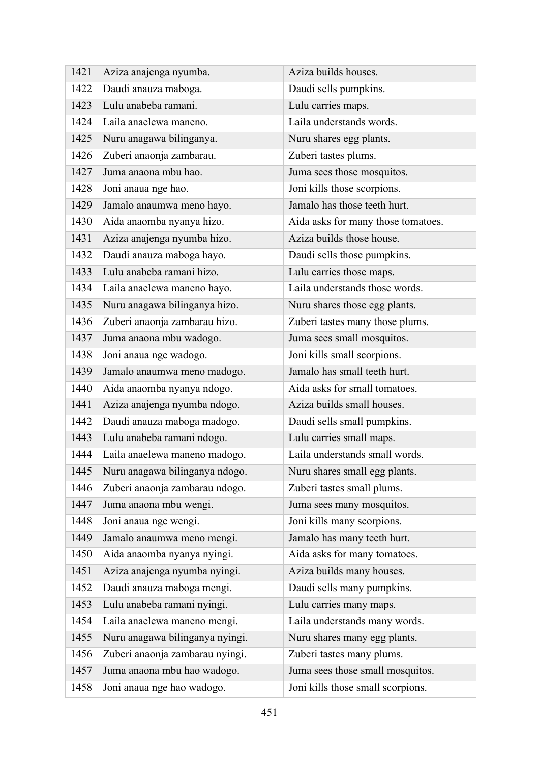| 1421 | Aziza anajenga nyumba. | Aziza builds houses. |
|---|---|---|
| 1422 | Daudi anauza maboga. | Daudi sells pumpkins. |
| 1423 | Lulu anabeba ramani. | Lulu carries maps. |
| 1424 | Laila anaelewa maneno. | Laila understands words. |
| 1425 | Nuru anagawa bilinganya. | Nuru shares egg plants. |
| 1426 | Zuberi anaonja zambarau. | Zuberi tastes plums. |
| 1427 | Juma anaona mbu hao. | Juma sees those mosquitos. |
| 1428 | Joni anaua nge hao. | Joni kills those scorpions. |
| 1429 | Jamalo anaumwa meno hayo. | Jamalo has those teeth hurt. |
| 1430 | Aida anaomba nyanya hizo. | Aida asks for many those tomatoes. |
| 1431 | Aziza anajenga nyumba hizo. | Aziza builds those house. |
| 1432 | Daudi anauza maboga hayo. | Daudi sells those pumpkins. |
| 1433 | Lulu anabeba ramani hizo. | Lulu carries those maps. |
| 1434 | Laila anaelewa maneno hayo. | Laila understands those words. |
| 1435 | Nuru anagawa bilinganya hizo. | Nuru shares those egg plants. |
| 1436 | Zuberi anaonja zambarau hizo. | Zuberi tastes many those plums. |
| 1437 | Juma anaona mbu wadogo. | Juma sees small mosquitos. |
| 1438 | Joni anaua nge wadogo. | Joni kills small scorpions. |
| 1439 | Jamalo anaumwa meno madogo. | Jamalo has small teeth hurt. |
| 1440 | Aida anaomba nyanya ndogo. | Aida asks for small tomatoes. |
| 1441 | Aziza anajenga nyumba ndogo. | Aziza builds small houses. |
| 1442 | Daudi anauza maboga madogo. | Daudi sells small pumpkins. |
| 1443 | Lulu anabeba ramani ndogo. | Lulu carries small maps. |
| 1444 | Laila anaelewa maneno madogo. | Laila understands small words. |
| 1445 | Nuru anagawa bilinganya ndogo. | Nuru shares small egg plants. |
| 1446 | Zuberi anaonja zambarau ndogo. | Zuberi tastes small plums. |
| 1447 | Juma anaona mbu wengi. | Juma sees many mosquitos. |
| 1448 | Joni anaua nge wengi. | Joni kills many scorpions. |
| 1449 | Jamalo anaumwa meno mengi. | Jamalo has many teeth hurt. |
| 1450 | Aida anaomba nyanya nyingi. | Aida asks for many tomatoes. |
| 1451 | Aziza anajenga nyumba nyingi. | Aziza builds many houses. |
| 1452 | Daudi anauza maboga mengi. | Daudi sells many pumpkins. |
| 1453 | Lulu anabeba ramani nyingi. | Lulu carries many maps. |
| 1454 | Laila anaelewa maneno mengi. | Laila understands many words. |
| 1455 | Nuru anagawa bilinganya nyingi. | Nuru shares many egg plants. |
| 1456 | Zuberi anaonja zambarau nyingi. | Zuberi tastes many plums. |
| 1457 | Juma anaona mbu hao wadogo. | Juma sees those small mosquitos. |
| 1458 | Joni anaua nge hao wadogo. | Joni kills those small scorpions. |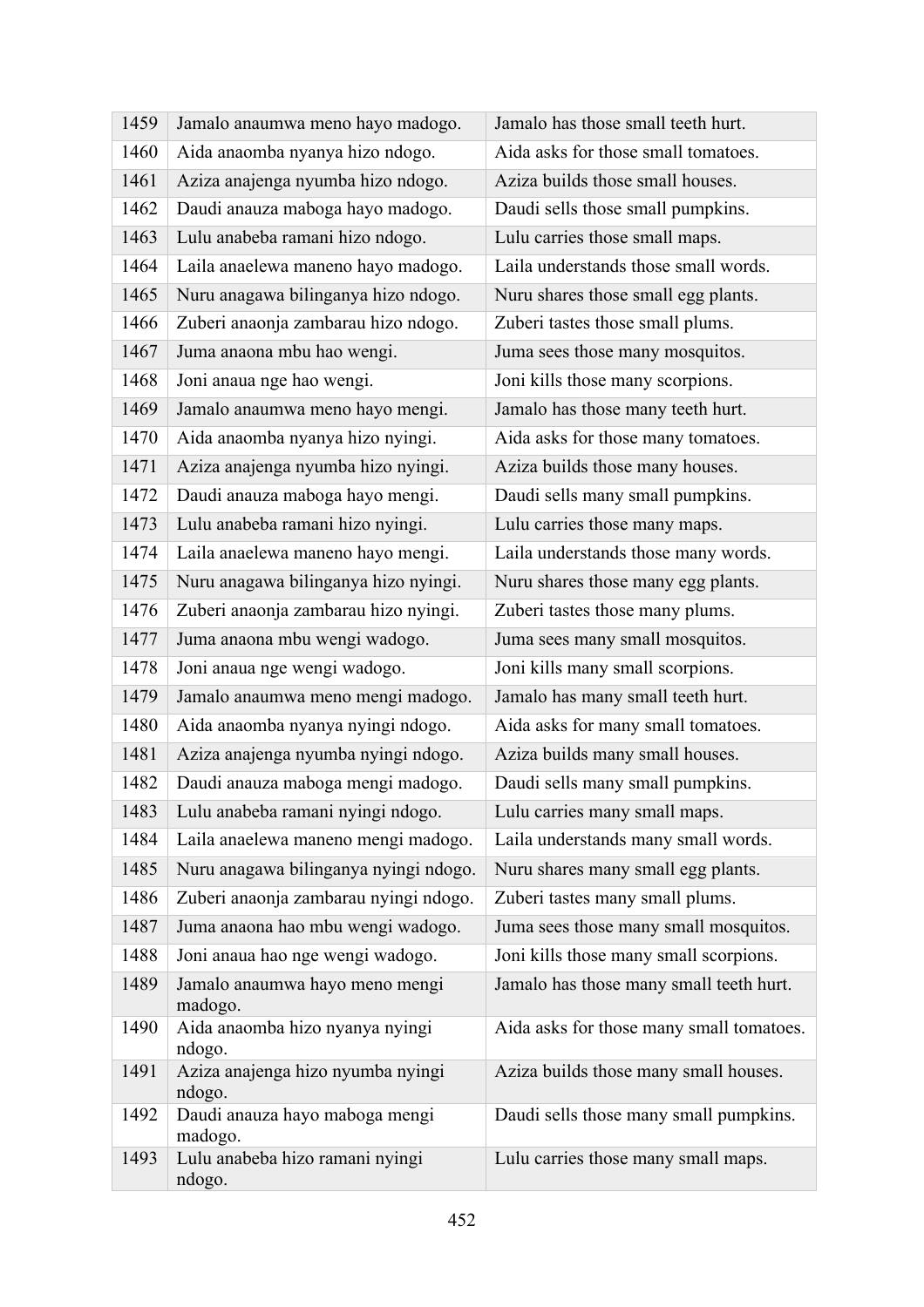| 1459 | Jamalo anaumwa meno hayo madogo. | Jamalo has those small teeth hurt. |
|---|---|---|
| 1460 | Aida anaomba nyanya hizo ndogo. | Aida asks for those small tomatoes. |
| 1461 | Aziza anajenga nyumba hizo ndogo. | Aziza builds those small houses. |
| 1462 | Daudi anauza maboga hayo madogo. | Daudi sells those small pumpkins. |
| 1463 | Lulu anabeba ramani hizo ndogo. | Lulu carries those small maps. |
| 1464 | Laila anaelewa maneno hayo madogo. | Laila understands those small words. |
| 1465 | Nuru anagawa bilinganya hizo ndogo. | Nuru shares those small egg plants. |
| 1466 | Zuberi anaonja zambarau hizo ndogo. | Zuberi tastes those small plums. |
| 1467 | Juma anaona mbu hao wengi. | Juma sees those many mosquitos. |
| 1468 | Joni anaua nge hao wengi. | Joni kills those many scorpions. |
| 1469 | Jamalo anaumwa meno hayo mengi. | Jamalo has those many teeth hurt. |
| 1470 | Aida anaomba nyanya hizo nyingi. | Aida asks for those many tomatoes. |
| 1471 | Aziza anajenga nyumba hizo nyingi. | Aziza builds those many houses. |
| 1472 | Daudi anauza maboga hayo mengi. | Daudi sells many small pumpkins. |
| 1473 | Lulu anabeba ramani hizo nyingi. | Lulu carries those many maps. |
| 1474 | Laila anaelewa maneno hayo mengi. | Laila understands those many words. |
| 1475 | Nuru anagawa bilinganya hizo nyingi. | Nuru shares those many egg plants. |
| 1476 | Zuberi anaonja zambarau hizo nyingi. | Zuberi tastes those many plums. |
| 1477 | Juma anaona mbu wengi wadogo. | Juma sees many small mosquitos. |
| 1478 | Joni anaua nge wengi wadogo. | Joni kills many small scorpions. |
| 1479 | Jamalo anaumwa meno mengi madogo. | Jamalo has many small teeth hurt. |
| 1480 | Aida anaomba nyanya nyingi ndogo. | Aida asks for many small tomatoes. |
| 1481 | Aziza anajenga nyumba nyingi ndogo. | Aziza builds many small houses. |
| 1482 | Daudi anauza maboga mengi madogo. | Daudi sells many small pumpkins. |
| 1483 | Lulu anabeba ramani nyingi ndogo. | Lulu carries many small maps. |
| 1484 | Laila anaelewa maneno mengi madogo. | Laila understands many small words. |
| 1485 | Nuru anagawa bilinganya nyingi ndogo. | Nuru shares many small egg plants. |
| 1486 | Zuberi anaonja zambarau nyingi ndogo. | Zuberi tastes many small plums. |
| 1487 | Juma anaona hao mbu wengi wadogo. | Juma sees those many small mosquitos. |
| 1488 | Joni anaua hao nge wengi wadogo. | Joni kills those many small scorpions. |
| 1489 | Jamalo anaumwa hayo meno mengi madogo. | Jamalo has those many small teeth hurt. |
| 1490 | Aida anaomba hizo nyanya nyingi ndogo. | Aida asks for those many small tomatoes. |
| 1491 | Aziza anajenga hizo nyumba nyingi ndogo. | Aziza builds those many small houses. |
| 1492 | Daudi anauza hayo maboga mengi madogo. | Daudi sells those many small pumpkins. |
| 1493 | Lulu anabeba hizo ramani nyingi ndogo. | Lulu carries those many small maps. |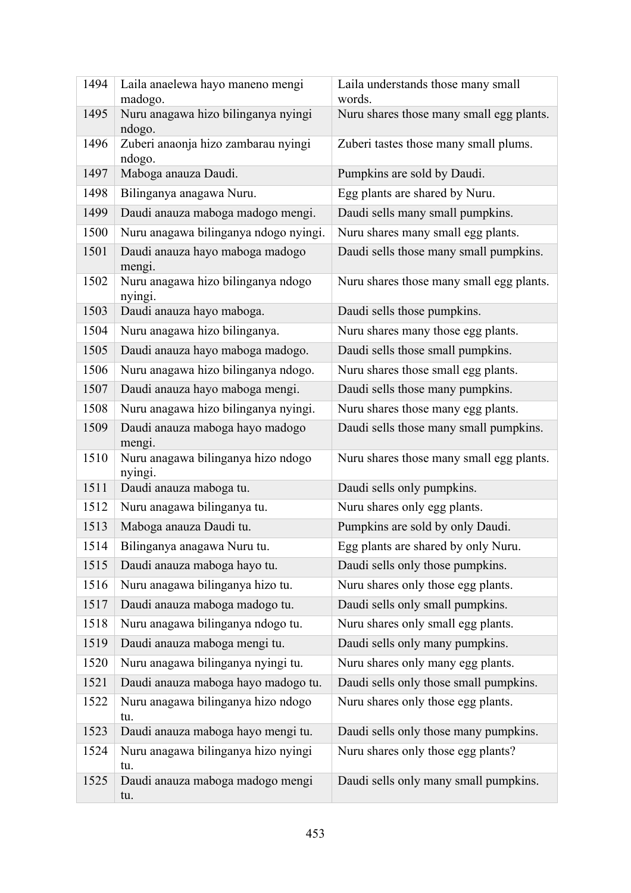| 1494 | Laila anaelewa hayo maneno mengi madogo. | Laila understands those many small words. |
|---|---|---|
| 1495 | Nuru anagawa hizo bilinganya nyingi ndogo. | Nuru shares those many small egg plants. |
| 1496 | Zuberi anaonja hizo zambarau nyingi ndogo. | Zuberi tastes those many small plums. |
| 1497 | Maboga anauza Daudi. | Pumpkins are sold by Daudi. |
| 1498 | Bilinganya anagawa Nuru. | Egg plants are shared by Nuru. |
| 1499 | Daudi anauza maboga madogo mengi. | Daudi sells many small pumpkins. |
| 1500 | Nuru anagawa bilinganya ndogo nyingi. | Nuru shares many small egg plants. |
| 1501 | Daudi anauza hayo maboga madogo mengi. | Daudi sells those many small pumpkins. |
| 1502 | Nuru anagawa hizo bilinganya ndogo nyingi. | Nuru shares those many small egg plants. |
| 1503 | Daudi anauza hayo maboga. | Daudi sells those pumpkins. |
| 1504 | Nuru anagawa hizo bilinganya. | Nuru shares many those egg plants. |
| 1505 | Daudi anauza hayo maboga madogo. | Daudi sells those small pumpkins. |
| 1506 | Nuru anagawa hizo bilinganya ndogo. | Nuru shares those small egg plants. |
| 1507 | Daudi anauza hayo maboga mengi. | Daudi sells those many pumpkins. |
| 1508 | Nuru anagawa hizo bilinganya nyingi. | Nuru shares those many egg plants. |
| 1509 | Daudi anauza maboga hayo madogo mengi. | Daudi sells those many small pumpkins. |
| 1510 | Nuru anagawa bilinganya hizo ndogo nyingi. | Nuru shares those many small egg plants. |
| 1511 | Daudi anauza maboga tu. | Daudi sells only pumpkins. |
| 1512 | Nuru anagawa bilinganya tu. | Nuru shares only egg plants. |
| 1513 | Maboga anauza Daudi tu. | Pumpkins are sold by only Daudi. |
| 1514 | Bilinganya anagawa Nuru tu. | Egg plants are shared by only Nuru. |
| 1515 | Daudi anauza maboga hayo tu. | Daudi sells only those pumpkins. |
| 1516 | Nuru anagawa bilinganya hizo tu. | Nuru shares only those egg plants. |
| 1517 | Daudi anauza maboga madogo tu. | Daudi sells only small pumpkins. |
| 1518 | Nuru anagawa bilinganya ndogo tu. | Nuru shares only small egg plants. |
| 1519 | Daudi anauza maboga mengi tu. | Daudi sells only many pumpkins. |
| 1520 | Nuru anagawa bilinganya nyingi tu. | Nuru shares only many egg plants. |
| 1521 | Daudi anauza maboga hayo madogo tu. | Daudi sells only those small pumpkins. |
| 1522 | Nuru anagawa bilinganya hizo ndogo tu. | Nuru shares only those egg plants. |
| 1523 | Daudi anauza maboga hayo mengi tu. | Daudi sells only those many pumpkins. |
| 1524 | Nuru anagawa bilinganya hizo nyingi tu. | Nuru shares only those egg plants? |
| 1525 | Daudi anauza maboga madogo mengi tu. | Daudi sells only many small pumpkins. |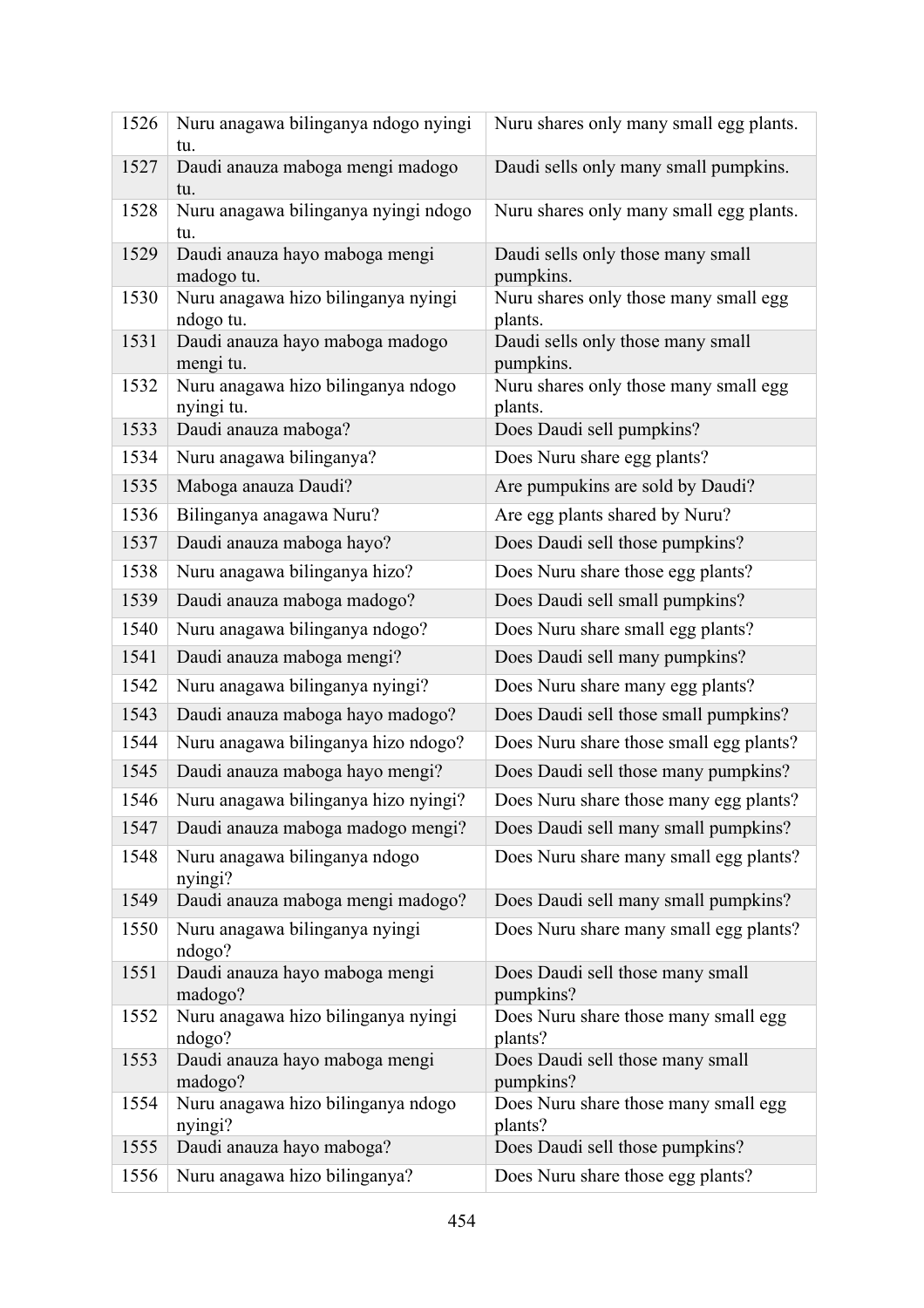| 1526 | Nuru anagawa bilinganya ndogo nyingi tu. | Nuru shares only many small egg plants. |
|---|---|---|
| 1527 | Daudi anauza maboga mengi madogo tu. | Daudi sells only many small pumpkins. |
| 1528 | Nuru anagawa bilinganya nyingi ndogo tu. | Nuru shares only many small egg plants. |
| 1529 | Daudi anauza hayo maboga mengi madogo tu. | Daudi sells only those many small pumpkins. |
| 1530 | Nuru anagawa hizo bilinganya nyingi ndogo tu. | Nuru shares only those many small egg plants. |
| 1531 | Daudi anauza hayo maboga madogo mengi tu. | Daudi sells only those many small pumpkins. |
| 1532 | Nuru anagawa hizo bilinganya ndogo nyingi tu. | Nuru shares only those many small egg plants. |
| 1533 | Daudi anauza maboga? | Does Daudi sell pumpkins? |
| 1534 | Nuru anagawa bilinganya? | Does Nuru share egg plants? |
| 1535 | Maboga anauza Daudi? | Are pumpukins are sold by Daudi? |
| 1536 | Bilinganya anagawa Nuru? | Are egg plants shared by Nuru? |
| 1537 | Daudi anauza maboga hayo? | Does Daudi sell those pumpkins? |
| 1538 | Nuru anagawa bilinganya hizo? | Does Nuru share those egg plants? |
| 1539 | Daudi anauza maboga madogo? | Does Daudi sell small pumpkins? |
| 1540 | Nuru anagawa bilinganya ndogo? | Does Nuru share small egg plants? |
| 1541 | Daudi anauza maboga mengi? | Does Daudi sell many pumpkins? |
| 1542 | Nuru anagawa bilinganya nyingi? | Does Nuru share many egg plants? |
| 1543 | Daudi anauza maboga hayo madogo? | Does Daudi sell those small pumpkins? |
| 1544 | Nuru anagawa bilinganya hizo ndogo? | Does Nuru share those small egg plants? |
| 1545 | Daudi anauza maboga hayo mengi? | Does Daudi sell those many pumpkins? |
| 1546 | Nuru anagawa bilinganya hizo nyingi? | Does Nuru share those many egg plants? |
| 1547 | Daudi anauza maboga madogo mengi? | Does Daudi sell many small pumpkins? |
| 1548 | Nuru anagawa bilinganya ndogo nyingi? | Does Nuru share many small egg plants? |
| 1549 | Daudi anauza maboga mengi madogo? | Does Daudi sell many small pumpkins? |
| 1550 | Nuru anagawa bilinganya nyingi ndogo? | Does Nuru share many small egg plants? |
| 1551 | Daudi anauza hayo maboga mengi madogo? | Does Daudi sell those many small pumpkins? |
| 1552 | Nuru anagawa hizo bilinganya nyingi ndogo? | Does Nuru share those many small egg plants? |
| 1553 | Daudi anauza hayo maboga mengi madogo? | Does Daudi sell those many small pumpkins? |
| 1554 | Nuru anagawa hizo bilinganya ndogo nyingi? | Does Nuru share those many small egg plants? |
| 1555 | Daudi anauza hayo maboga? | Does Daudi sell those pumpkins? |
| 1556 | Nuru anagawa hizo bilinganya? | Does Nuru share those egg plants? |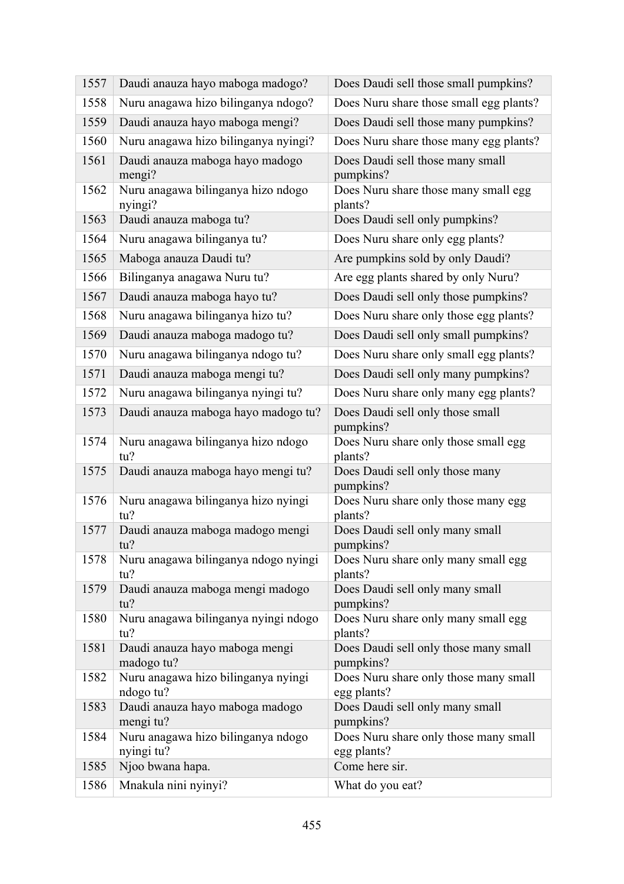| | | |
|---|---|---|
| 1557 | Daudi anauza hayo maboga madogo? | Does Daudi sell those small pumpkins? |
| 1558 | Nuru anagawa hizo bilinganya ndogo? | Does Nuru share those small egg plants? |
| 1559 | Daudi anauza hayo maboga mengi? | Does Daudi sell those many pumpkins? |
| 1560 | Nuru anagawa hizo bilinganya nyingi? | Does Nuru share those many egg plants? |
| 1561 | Daudi anauza maboga hayo madogo mengi? | Does Daudi sell those many small pumpkins? |
| 1562 | Nuru anagawa bilinganya hizo ndogo nyingi? | Does Nuru share those many small egg plants? |
| 1563 | Daudi anauza maboga tu? | Does Daudi sell only pumpkins? |
| 1564 | Nuru anagawa bilinganya tu? | Does Nuru share only egg plants? |
| 1565 | Maboga anauza Daudi tu? | Are pumpkins sold by only Daudi? |
| 1566 | Bilinganya anagawa Nuru tu? | Are egg plants shared by only Nuru? |
| 1567 | Daudi anauza maboga hayo tu? | Does Daudi sell only those pumpkins? |
| 1568 | Nuru anagawa bilinganya hizo tu? | Does Nuru share only those egg plants? |
| 1569 | Daudi anauza maboga madogo tu? | Does Daudi sell only small pumpkins? |
| 1570 | Nuru anagawa bilinganya ndogo tu? | Does Nuru share only small egg plants? |
| 1571 | Daudi anauza maboga mengi tu? | Does Daudi sell only many pumpkins? |
| 1572 | Nuru anagawa bilinganya nyingi tu? | Does Nuru share only many egg plants? |
| 1573 | Daudi anauza maboga hayo madogo tu? | Does Daudi sell only those small pumpkins? |
| 1574 | Nuru anagawa bilinganya hizo ndogo tu? | Does Nuru share only those small egg plants? |
| 1575 | Daudi anauza maboga hayo mengi tu? | Does Daudi sell only those many pumpkins? |
| 1576 | Nuru anagawa bilinganya hizo nyingi tu? | Does Nuru share only those many egg plants? |
| 1577 | Daudi anauza maboga madogo mengi tu? | Does Daudi sell only many small pumpkins? |
| 1578 | Nuru anagawa bilinganya ndogo nyingi tu? | Does Nuru share only many small egg plants? |
| 1579 | Daudi anauza maboga mengi madogo tu? | Does Daudi sell only many small pumpkins? |
| 1580 | Nuru anagawa bilinganya nyingi ndogo tu? | Does Nuru share only many small egg plants? |
| 1581 | Daudi anauza hayo maboga mengi madogo tu? | Does Daudi sell only those many small pumpkins? |
| 1582 | Nuru anagawa hizo bilinganya nyingi ndogo tu? | Does Nuru share only those many small egg plants? |
| 1583 | Daudi anauza hayo maboga madogo mengi tu? | Does Daudi sell only many small pumpkins? |
| 1584 | Nuru anagawa hizo bilinganya ndogo nyingi tu? | Does Nuru share only those many small egg plants? |
| 1585 | Njoo bwana hapa. | Come here sir. |
| 1586 | Mnakula nini nyinyi? | What do you eat? |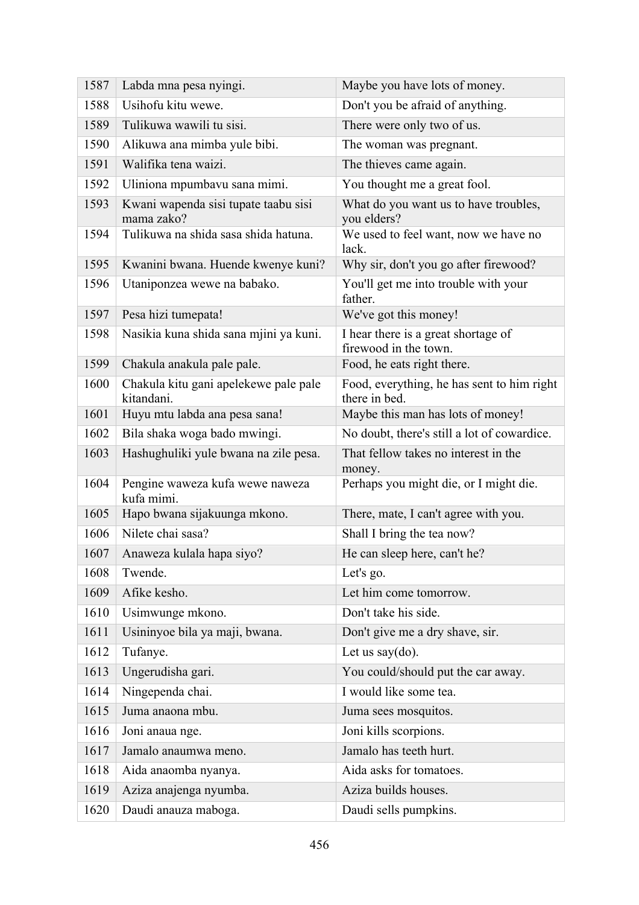| 1587 | Labda mna pesa nyingi. | Maybe you have lots of money. |
|---|---|---|
| 1588 | Usihofu kitu wewe. | Don't you be afraid of anything. |
| 1589 | Tulikuwa wawili tu sisi. | There were only two of us. |
| 1590 | Alikuwa ana mimba yule bibi. | The woman was pregnant. |
| 1591 | Walifika tena waizi. | The thieves came again. |
| 1592 | Uliniona mpumbavu sana mimi. | You thought me a great fool. |
| 1593 | Kwani wapenda sisi tupate taabu sisi mama zako? | What do you want us to have troubles, you elders? |
| 1594 | Tulikuwa na shida sasa shida hatuna. | We used to feel want, now we have no lack. |
| 1595 | Kwanini bwana. Huende kwenye kuni? | Why sir, don't you go after firewood? |
| 1596 | Utaniponzea wewe na babako. | You'll get me into trouble with your father. |
| 1597 | Pesa hizi tumepata! | We've got this money! |
| 1598 | Nasikia kuna shida sana mjini ya kuni. | I hear there is a great shortage of firewood in the town. |
| 1599 | Chakula anakula pale pale. | Food, he eats right there. |
| 1600 | Chakula kitu gani apelekewe pale pale kitandani. | Food, everything, he has sent to him right there in bed. |
| 1601 | Huyu mtu labda ana pesa sana! | Maybe this man has lots of money! |
| 1602 | Bila shaka woga bado mwingi. | No doubt, there's still a lot of cowardice. |
| 1603 | Hashughuliki yule bwana na zile pesa. | That fellow takes no interest in the money. |
| 1604 | Pengine waweza kufa wewe naweza kufa mimi. | Perhaps you might die, or I might die. |
| 1605 | Hapo bwana sijakuunga mkono. | There, mate, I can't agree with you. |
| 1606 | Nilete chai sasa? | Shall I bring the tea now? |
| 1607 | Anaweza kulala hapa siyo? | He can sleep here, can't he? |
| 1608 | Twende. | Let's go. |
| 1609 | Afike kesho. | Let him come tomorrow. |
| 1610 | Usimwunge mkono. | Don't take his side. |
| 1611 | Usininyoe bila ya maji, bwana. | Don't give me a dry shave, sir. |
| 1612 | Tufanye. | Let us say(do). |
| 1613 | Ungerudisha gari. | You could/should put the car away. |
| 1614 | Ningependa chai. | I would like some tea. |
| 1615 | Juma anaona mbu. | Juma sees mosquitos. |
| 1616 | Joni anaua nge. | Joni kills scorpions. |
| 1617 | Jamalo anaumwa meno. | Jamalo has teeth hurt. |
| 1618 | Aida anaomba nyanya. | Aida asks for tomatoes. |
| 1619 | Aziza anajenga nyumba. | Aziza builds houses. |
| 1620 | Daudi anauza maboga. | Daudi sells pumpkins. |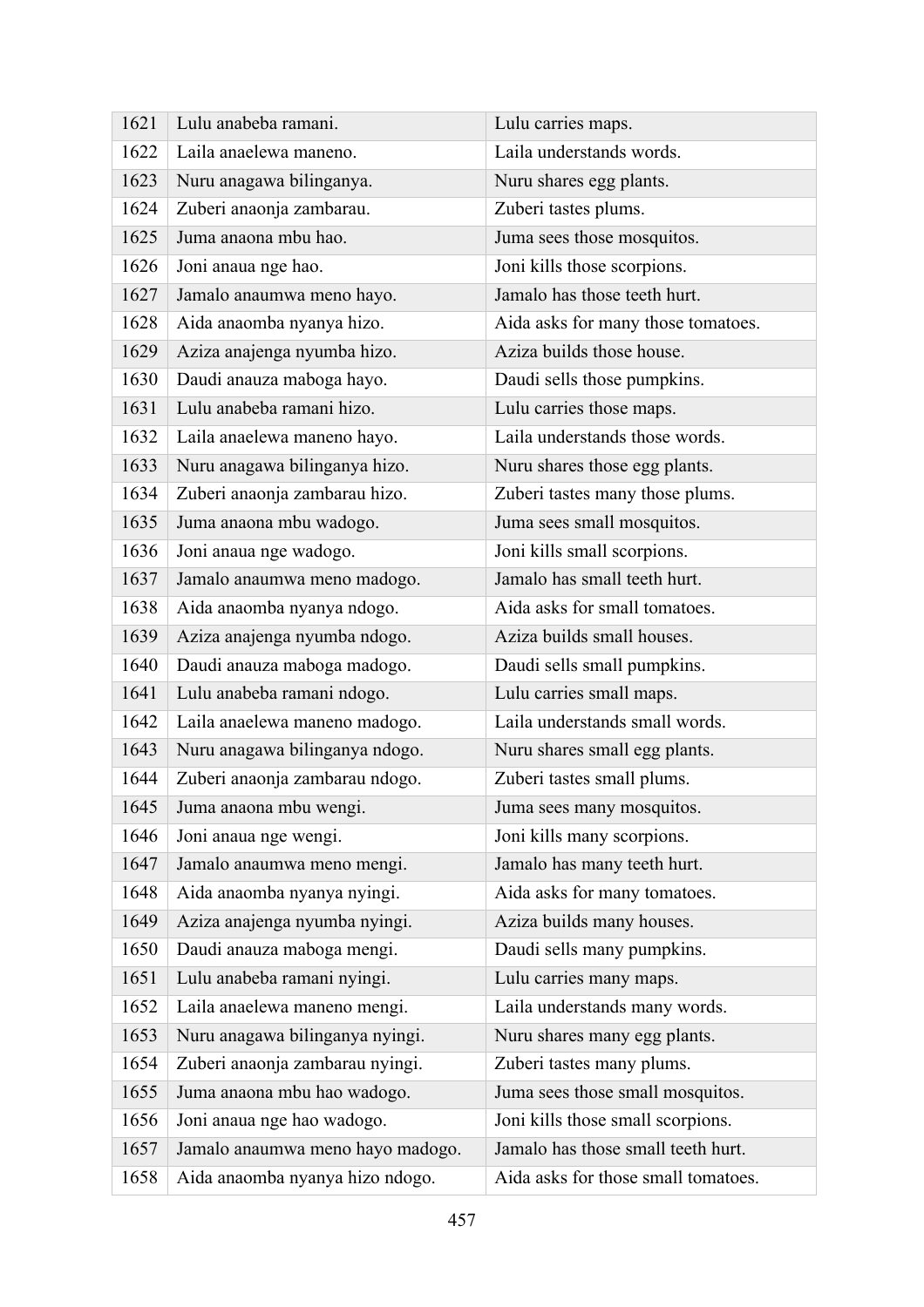| 1621 | Lulu anabeba ramani. | Lulu carries maps. |
|---|---|---|
| 1622 | Laila anaelewa maneno. | Laila understands words. |
| 1623 | Nuru anagawa bilinganya. | Nuru shares egg plants. |
| 1624 | Zuberi anaonja zambarau. | Zuberi tastes plums. |
| 1625 | Juma anaona mbu hao. | Juma sees those mosquitos. |
| 1626 | Joni anaua nge hao. | Joni kills those scorpions. |
| 1627 | Jamalo anaumwa meno hayo. | Jamalo has those teeth hurt. |
| 1628 | Aida anaomba nyanya hizo. | Aida asks for many those tomatoes. |
| 1629 | Aziza anajenga nyumba hizo. | Aziza builds those house. |
| 1630 | Daudi anauza maboga hayo. | Daudi sells those pumpkins. |
| 1631 | Lulu anabeba ramani hizo. | Lulu carries those maps. |
| 1632 | Laila anaelewa maneno hayo. | Laila understands those words. |
| 1633 | Nuru anagawa bilinganya hizo. | Nuru shares those egg plants. |
| 1634 | Zuberi anaonja zambarau hizo. | Zuberi tastes many those plums. |
| 1635 | Juma anaona mbu wadogo. | Juma sees small mosquitos. |
| 1636 | Joni anaua nge wadogo. | Joni kills small scorpions. |
| 1637 | Jamalo anaumwa meno madogo. | Jamalo has small teeth hurt. |
| 1638 | Aida anaomba nyanya ndogo. | Aida asks for small tomatoes. |
| 1639 | Aziza anajenga nyumba ndogo. | Aziza builds small houses. |
| 1640 | Daudi anauza maboga madogo. | Daudi sells small pumpkins. |
| 1641 | Lulu anabeba ramani ndogo. | Lulu carries small maps. |
| 1642 | Laila anaelewa maneno madogo. | Laila understands small words. |
| 1643 | Nuru anagawa bilinganya ndogo. | Nuru shares small egg plants. |
| 1644 | Zuberi anaonja zambarau ndogo. | Zuberi tastes small plums. |
| 1645 | Juma anaona mbu wengi. | Juma sees many mosquitos. |
| 1646 | Joni anaua nge wengi. | Joni kills many scorpions. |
| 1647 | Jamalo anaumwa meno mengi. | Jamalo has many teeth hurt. |
| 1648 | Aida anaomba nyanya nyingi. | Aida asks for many tomatoes. |
| 1649 | Aziza anajenga nyumba nyingi. | Aziza builds many houses. |
| 1650 | Daudi anauza maboga mengi. | Daudi sells many pumpkins. |
| 1651 | Lulu anabeba ramani nyingi. | Lulu carries many maps. |
| 1652 | Laila anaelewa maneno mengi. | Laila understands many words. |
| 1653 | Nuru anagawa bilinganya nyingi. | Nuru shares many egg plants. |
| 1654 | Zuberi anaonja zambarau nyingi. | Zuberi tastes many plums. |
| 1655 | Juma anaona mbu hao wadogo. | Juma sees those small mosquitos. |
| 1656 | Joni anaua nge hao wadogo. | Joni kills those small scorpions. |
| 1657 | Jamalo anaumwa meno hayo madogo. | Jamalo has those small teeth hurt. |
| 1658 | Aida anaomba nyanya hizo ndogo. | Aida asks for those small tomatoes. |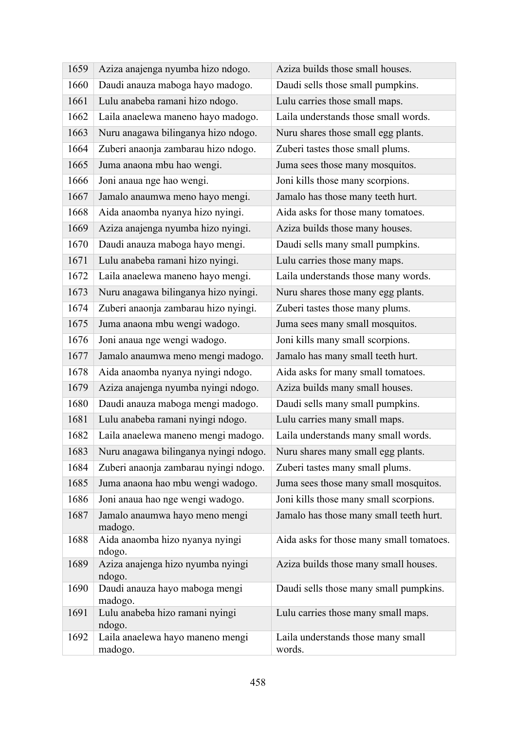| 1659 | Aziza anajenga nyumba hizo ndogo. | Aziza builds those small houses. |
|---|---|---|
| 1660 | Daudi anauza maboga hayo madogo. | Daudi sells those small pumpkins. |
| 1661 | Lulu anabeba ramani hizo ndogo. | Lulu carries those small maps. |
| 1662 | Laila anaelewa maneno hayo madogo. | Laila understands those small words. |
| 1663 | Nuru anagawa bilinganya hizo ndogo. | Nuru shares those small egg plants. |
| 1664 | Zuberi anaonja zambarau hizo ndogo. | Zuberi tastes those small plums. |
| 1665 | Juma anaona mbu hao wengi. | Juma sees those many mosquitos. |
| 1666 | Joni anaua nge hao wengi. | Joni kills those many scorpions. |
| 1667 | Jamalo anaumwa meno hayo mengi. | Jamalo has those many teeth hurt. |
| 1668 | Aida anaomba nyanya hizo nyingi. | Aida asks for those many tomatoes. |
| 1669 | Aziza anajenga nyumba hizo nyingi. | Aziza builds those many houses. |
| 1670 | Daudi anauza maboga hayo mengi. | Daudi sells many small pumpkins. |
| 1671 | Lulu anabeba ramani hizo nyingi. | Lulu carries those many maps. |
| 1672 | Laila anaelewa maneno hayo mengi. | Laila understands those many words. |
| 1673 | Nuru anagawa bilinganya hizo nyingi. | Nuru shares those many egg plants. |
| 1674 | Zuberi anaonja zambarau hizo nyingi. | Zuberi tastes those many plums. |
| 1675 | Juma anaona mbu wengi wadogo. | Juma sees many small mosquitos. |
| 1676 | Joni anaua nge wengi wadogo. | Joni kills many small scorpions. |
| 1677 | Jamalo anaumwa meno mengi madogo. | Jamalo has many small teeth hurt. |
| 1678 | Aida anaomba nyanya nyingi ndogo. | Aida asks for many small tomatoes. |
| 1679 | Aziza anajenga nyumba nyingi ndogo. | Aziza builds many small houses. |
| 1680 | Daudi anauza maboga mengi madogo. | Daudi sells many small pumpkins. |
| 1681 | Lulu anabeba ramani nyingi ndogo. | Lulu carries many small maps. |
| 1682 | Laila anaelewa maneno mengi madogo. | Laila understands many small words. |
| 1683 | Nuru anagawa bilinganya nyingi ndogo. | Nuru shares many small egg plants. |
| 1684 | Zuberi anaonja zambarau nyingi ndogo. | Zuberi tastes many small plums. |
| 1685 | Juma anaona hao mbu wengi wadogo. | Juma sees those many small mosquitos. |
| 1686 | Joni anaua hao nge wengi wadogo. | Joni kills those many small scorpions. |
| 1687 | Jamalo anaumwa hayo meno mengi madogo. | Jamalo has those many small teeth hurt. |
| 1688 | Aida anaomba hizo nyanya nyingi ndogo. | Aida asks for those many small tomatoes. |
| 1689 | Aziza anajenga hizo nyumba nyingi ndogo. | Aziza builds those many small houses. |
| 1690 | Daudi anauza hayo maboga mengi madogo. | Daudi sells those many small pumpkins. |
| 1691 | Lulu anabeba hizo ramani nyingi ndogo. | Lulu carries those many small maps. |
| 1692 | Laila anaelewa hayo maneno mengi madogo. | Laila understands those many small words. |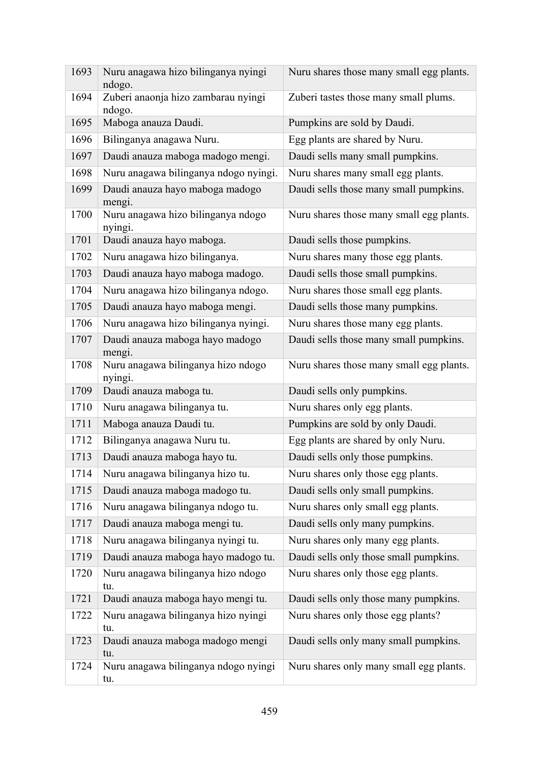| 1693 | Nuru anagawa hizo bilinganya nyingi ndogo. | Nuru shares those many small egg plants. |
|---|---|---|
| 1694 | Zuberi anaonja hizo zambarau nyingi ndogo. | Zuberi tastes those many small plums. |
| 1695 | Maboga anauza Daudi. | Pumpkins are sold by Daudi. |
| 1696 | Bilinganya anagawa Nuru. | Egg plants are shared by Nuru. |
| 1697 | Daudi anauza maboga madogo mengi. | Daudi sells many small pumpkins. |
| 1698 | Nuru anagawa bilinganya ndogo nyingi. | Nuru shares many small egg plants. |
| 1699 | Daudi anauza hayo maboga madogo mengi. | Daudi sells those many small pumpkins. |
| 1700 | Nuru anagawa hizo bilinganya ndogo nyingi. | Nuru shares those many small egg plants. |
| 1701 | Daudi anauza hayo maboga. | Daudi sells those pumpkins. |
| 1702 | Nuru anagawa hizo bilinganya. | Nuru shares many those egg plants. |
| 1703 | Daudi anauza hayo maboga madogo. | Daudi sells those small pumpkins. |
| 1704 | Nuru anagawa hizo bilinganya ndogo. | Nuru shares those small egg plants. |
| 1705 | Daudi anauza hayo maboga mengi. | Daudi sells those many pumpkins. |
| 1706 | Nuru anagawa hizo bilinganya nyingi. | Nuru shares those many egg plants. |
| 1707 | Daudi anauza maboga hayo madogo mengi. | Daudi sells those many small pumpkins. |
| 1708 | Nuru anagawa bilinganya hizo ndogo nyingi. | Nuru shares those many small egg plants. |
| 1709 | Daudi anauza maboga tu. | Daudi sells only pumpkins. |
| 1710 | Nuru anagawa bilinganya tu. | Nuru shares only egg plants. |
| 1711 | Maboga anauza Daudi tu. | Pumpkins are sold by only Daudi. |
| 1712 | Bilinganya anagawa Nuru tu. | Egg plants are shared by only Nuru. |
| 1713 | Daudi anauza maboga hayo tu. | Daudi sells only those pumpkins. |
| 1714 | Nuru anagawa bilinganya hizo tu. | Nuru shares only those egg plants. |
| 1715 | Daudi anauza maboga madogo tu. | Daudi sells only small pumpkins. |
| 1716 | Nuru anagawa bilinganya ndogo tu. | Nuru shares only small egg plants. |
| 1717 | Daudi anauza maboga mengi tu. | Daudi sells only many pumpkins. |
| 1718 | Nuru anagawa bilinganya nyingi tu. | Nuru shares only many egg plants. |
| 1719 | Daudi anauza maboga hayo madogo tu. | Daudi sells only those small pumpkins. |
| 1720 | Nuru anagawa bilinganya hizo ndogo tu. | Nuru shares only those egg plants. |
| 1721 | Daudi anauza maboga hayo mengi tu. | Daudi sells only those many pumpkins. |
| 1722 | Nuru anagawa bilinganya hizo nyingi tu. | Nuru shares only those egg plants? |
| 1723 | Daudi anauza maboga madogo mengi tu. | Daudi sells only many small pumpkins. |
| 1724 | Nuru anagawa bilinganya ndogo nyingi tu. | Nuru shares only many small egg plants. |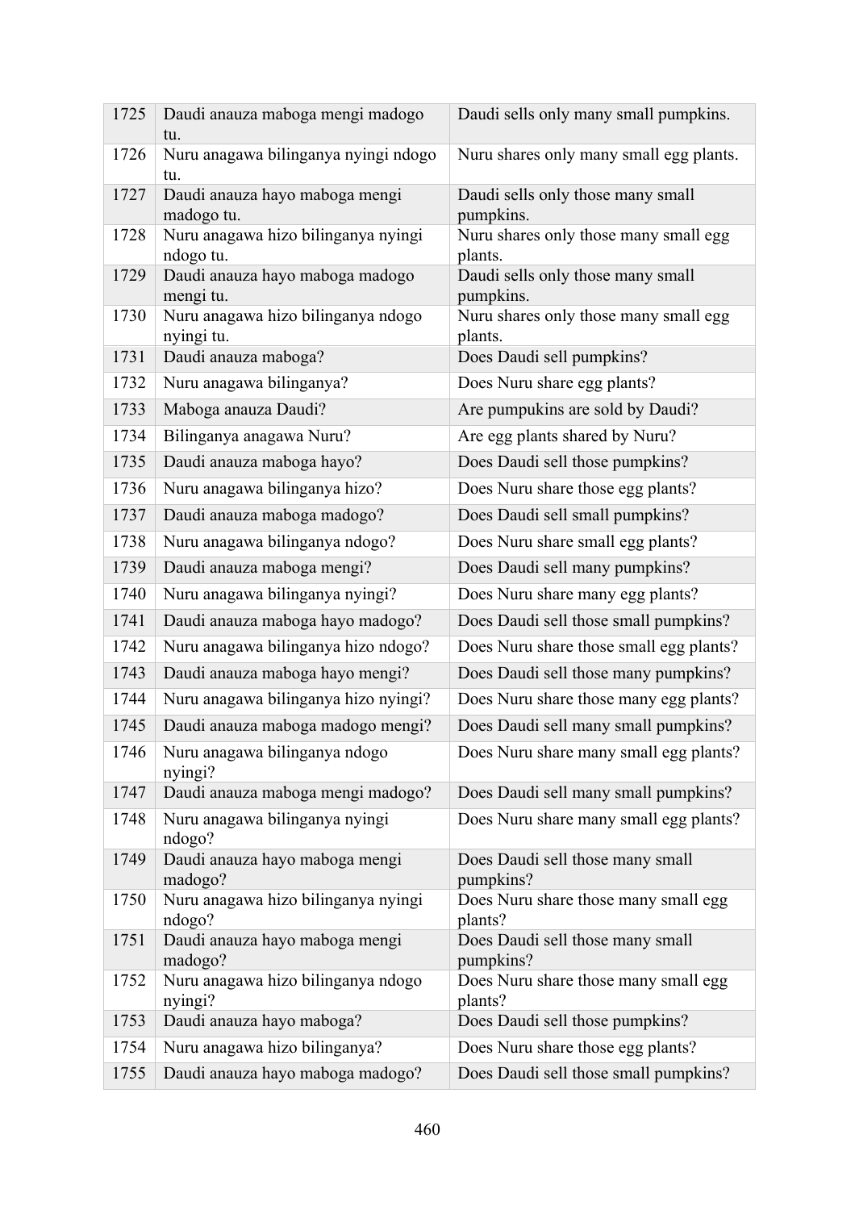| 1725 | Daudi anauza maboga mengi madogo tu. | Daudi sells only many small pumpkins. |
|---|---|---|
| 1726 | Nuru anagawa bilinganya nyingi ndogo tu. | Nuru shares only many small egg plants. |
| 1727 | Daudi anauza hayo maboga mengi madogo tu. | Daudi sells only those many small pumpkins. |
| 1728 | Nuru anagawa hizo bilinganya nyingi ndogo tu. | Nuru shares only those many small egg plants. |
| 1729 | Daudi anauza hayo maboga madogo mengi tu. | Daudi sells only those many small pumpkins. |
| 1730 | Nuru anagawa hizo bilinganya ndogo nyingi tu. | Nuru shares only those many small egg plants. |
| 1731 | Daudi anauza maboga? | Does Daudi sell pumpkins? |
| 1732 | Nuru anagawa bilinganya? | Does Nuru share egg plants? |
| 1733 | Maboga anauza Daudi? | Are pumpukins are sold by Daudi? |
| 1734 | Bilinganya anagawa Nuru? | Are egg plants shared by Nuru? |
| 1735 | Daudi anauza maboga hayo? | Does Daudi sell those pumpkins? |
| 1736 | Nuru anagawa bilinganya hizo? | Does Nuru share those egg plants? |
| 1737 | Daudi anauza maboga madogo? | Does Daudi sell small pumpkins? |
| 1738 | Nuru anagawa bilinganya ndogo? | Does Nuru share small egg plants? |
| 1739 | Daudi anauza maboga mengi? | Does Daudi sell many pumpkins? |
| 1740 | Nuru anagawa bilinganya nyingi? | Does Nuru share many egg plants? |
| 1741 | Daudi anauza maboga hayo madogo? | Does Daudi sell those small pumpkins? |
| 1742 | Nuru anagawa bilinganya hizo ndogo? | Does Nuru share those small egg plants? |
| 1743 | Daudi anauza maboga hayo mengi? | Does Daudi sell those many pumpkins? |
| 1744 | Nuru anagawa bilinganya hizo nyingi? | Does Nuru share those many egg plants? |
| 1745 | Daudi anauza maboga madogo mengi? | Does Daudi sell many small pumpkins? |
| 1746 | Nuru anagawa bilinganya ndogo nyingi? | Does Nuru share many small egg plants? |
| 1747 | Daudi anauza maboga mengi madogo? | Does Daudi sell many small pumpkins? |
| 1748 | Nuru anagawa bilinganya nyingi ndogo? | Does Nuru share many small egg plants? |
| 1749 | Daudi anauza hayo maboga mengi madogo? | Does Daudi sell those many small pumpkins? |
| 1750 | Nuru anagawa hizo bilinganya nyingi ndogo? | Does Nuru share those many small egg plants? |
| 1751 | Daudi anauza hayo maboga mengi madogo? | Does Daudi sell those many small pumpkins? |
| 1752 | Nuru anagawa hizo bilinganya ndogo nyingi? | Does Nuru share those many small egg plants? |
| 1753 | Daudi anauza hayo maboga? | Does Daudi sell those pumpkins? |
| 1754 | Nuru anagawa hizo bilinganya? | Does Nuru share those egg plants? |
| 1755 | Daudi anauza hayo maboga madogo? | Does Daudi sell those small pumpkins? |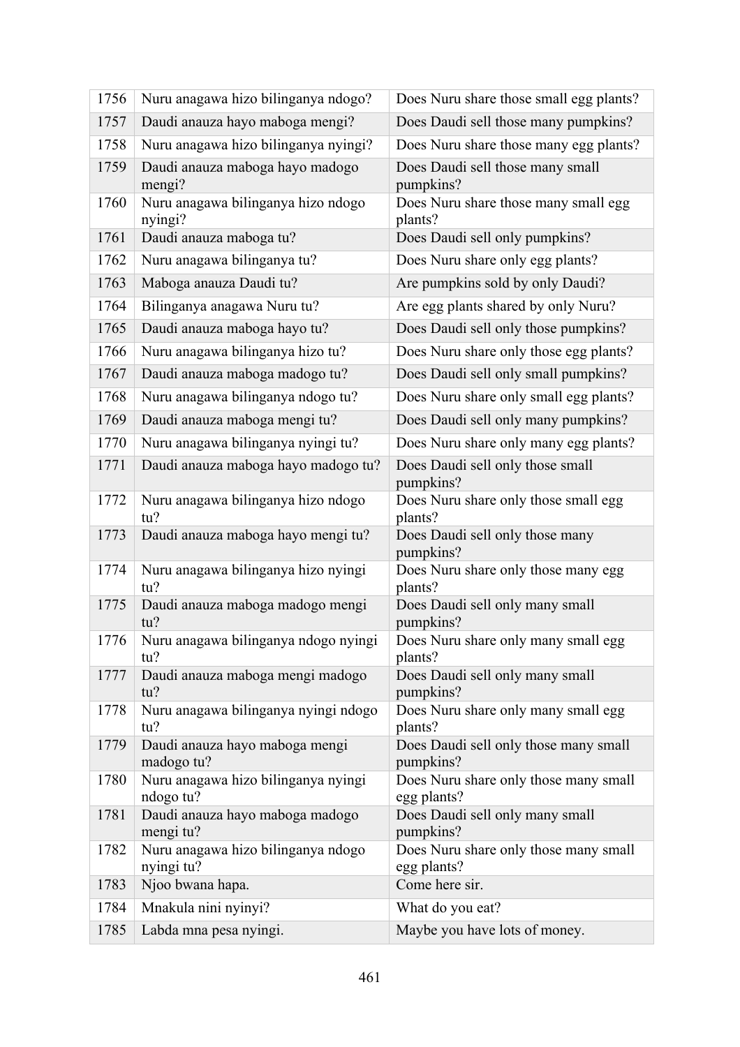| | | |
|---|---|---|
| 1756 | Nuru anagawa hizo bilinganya ndogo? | Does Nuru share those small egg plants? |
| 1757 | Daudi anauza hayo maboga mengi? | Does Daudi sell those many pumpkins? |
| 1758 | Nuru anagawa hizo bilinganya nyingi? | Does Nuru share those many egg plants? |
| 1759 | Daudi anauza maboga hayo madogo mengi? | Does Daudi sell those many small pumpkins? |
| 1760 | Nuru anagawa bilinganya hizo ndogo nyingi? | Does Nuru share those many small egg plants? |
| 1761 | Daudi anauza maboga tu? | Does Daudi sell only pumpkins? |
| 1762 | Nuru anagawa bilinganya tu? | Does Nuru share only egg plants? |
| 1763 | Maboga anauza Daudi tu? | Are pumpkins sold by only Daudi? |
| 1764 | Bilinganya anagawa Nuru tu? | Are egg plants shared by only Nuru? |
| 1765 | Daudi anauza maboga hayo tu? | Does Daudi sell only those pumpkins? |
| 1766 | Nuru anagawa bilinganya hizo tu? | Does Nuru share only those egg plants? |
| 1767 | Daudi anauza maboga madogo tu? | Does Daudi sell only small pumpkins? |
| 1768 | Nuru anagawa bilinganya ndogo tu? | Does Nuru share only small egg plants? |
| 1769 | Daudi anauza maboga mengi tu? | Does Daudi sell only many pumpkins? |
| 1770 | Nuru anagawa bilinganya nyingi tu? | Does Nuru share only many egg plants? |
| 1771 | Daudi anauza maboga hayo madogo tu? | Does Daudi sell only those small pumpkins? |
| 1772 | Nuru anagawa bilinganya hizo ndogo tu? | Does Nuru share only those small egg plants? |
| 1773 | Daudi anauza maboga hayo mengi tu? | Does Daudi sell only those many pumpkins? |
| 1774 | Nuru anagawa bilinganya hizo nyingi tu? | Does Nuru share only those many egg plants? |
| 1775 | Daudi anauza maboga madogo mengi tu? | Does Daudi sell only many small pumpkins? |
| 1776 | Nuru anagawa bilinganya ndogo nyingi tu? | Does Nuru share only many small egg plants? |
| 1777 | Daudi anauza maboga mengi madogo tu? | Does Daudi sell only many small pumpkins? |
| 1778 | Nuru anagawa bilinganya nyingi ndogo tu? | Does Nuru share only many small egg plants? |
| 1779 | Daudi anauza hayo maboga mengi madogo tu? | Does Daudi sell only those many small pumpkins? |
| 1780 | Nuru anagawa hizo bilinganya nyingi ndogo tu? | Does Nuru share only those many small egg plants? |
| 1781 | Daudi anauza hayo maboga madogo mengi tu? | Does Daudi sell only many small pumpkins? |
| 1782 | Nuru anagawa hizo bilinganya ndogo nyingi tu? | Does Nuru share only those many small egg plants? |
| 1783 | Njoo bwana hapa. | Come here sir. |
| 1784 | Mnakula nini nyinyi? | What do you eat? |
| 1785 | Labda mna pesa nyingi. | Maybe you have lots of money. |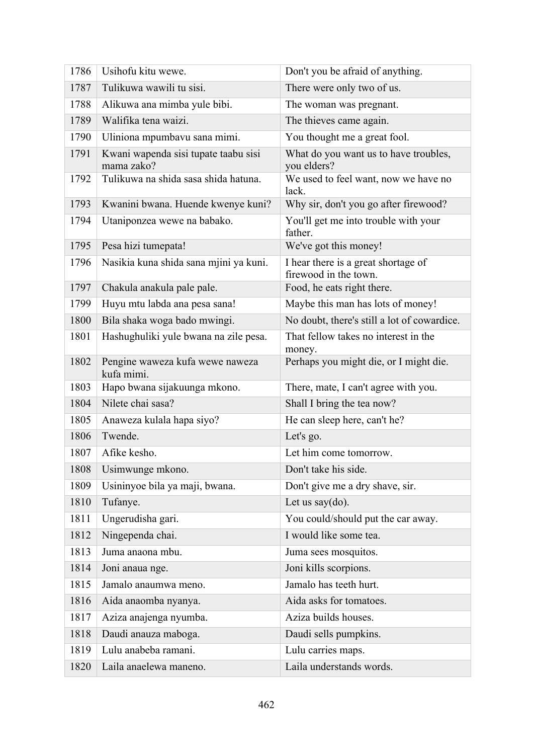| 1786 | Usihofu kitu wewe. | Don't you be afraid of anything. |
|---|---|---|
| 1787 | Tulikuwa wawili tu sisi. | There were only two of us. |
| 1788 | Alikuwa ana mimba yule bibi. | The woman was pregnant. |
| 1789 | Walifika tena waizi. | The thieves came again. |
| 1790 | Uliniona mpumbavu sana mimi. | You thought me a great fool. |
| 1791 | Kwani wapenda sisi tupate taabu sisi mama zako? | What do you want us to have troubles, you elders? |
| 1792 | Tulikuwa na shida sasa shida hatuna. | We used to feel want, now we have no lack. |
| 1793 | Kwanini bwana. Huende kwenye kuni? | Why sir, don't you go after firewood? |
| 1794 | Utaniponzea wewe na babako. | You'll get me into trouble with your father. |
| 1795 | Pesa hizi tumepata! | We've got this money! |
| 1796 | Nasikia kuna shida sana mjini ya kuni. | I hear there is a great shortage of firewood in the town. |
| 1797 | Chakula anakula pale pale. | Food, he eats right there. |
| 1799 | Huyu mtu labda ana pesa sana! | Maybe this man has lots of money! |
| 1800 | Bila shaka woga bado mwingi. | No doubt, there's still a lot of cowardice. |
| 1801 | Hashughuliki yule bwana na zile pesa. | That fellow takes no interest in the money. |
| 1802 | Pengine waweza kufa wewe naweza kufa mimi. | Perhaps you might die, or I might die. |
| 1803 | Hapo bwana sijakuunga mkono. | There, mate, I can't agree with you. |
| 1804 | Nilete chai sasa? | Shall I bring the tea now? |
| 1805 | Anaweza kulala hapa siyo? | He can sleep here, can't he? |
| 1806 | Twende. | Let's go. |
| 1807 | Afike kesho. | Let him come tomorrow. |
| 1808 | Usimwunge mkono. | Don't take his side. |
| 1809 | Usininyoe bila ya maji, bwana. | Don't give me a dry shave, sir. |
| 1810 | Tufanye. | Let us say(do). |
| 1811 | Ungerudisha gari. | You could/should put the car away. |
| 1812 | Ningependa chai. | I would like some tea. |
| 1813 | Juma anaona mbu. | Juma sees mosquitos. |
| 1814 | Joni anaua nge. | Joni kills scorpions. |
| 1815 | Jamalo anaumwa meno. | Jamalo has teeth hurt. |
| 1816 | Aida anaomba nyanya. | Aida asks for tomatoes. |
| 1817 | Aziza anajenga nyumba. | Aziza builds houses. |
| 1818 | Daudi anauza maboga. | Daudi sells pumpkins. |
| 1819 | Lulu anabeba ramani. | Lulu carries maps. |
| 1820 | Laila anaelewa maneno. | Laila understands words. |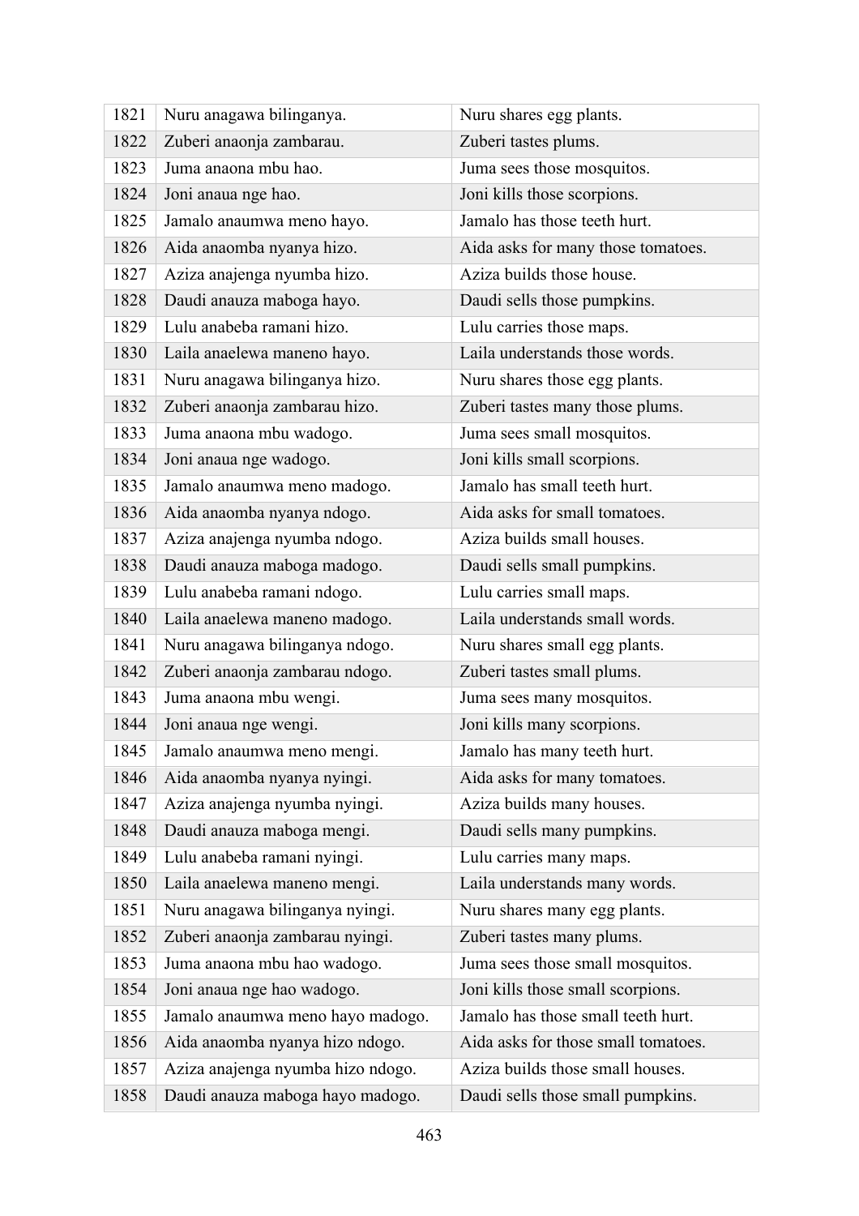| | | |
|---|---|---|
| 1821 | Nuru anagawa bilinganya. | Nuru shares egg plants. |
| 1822 | Zuberi anaonja zambarau. | Zuberi tastes plums. |
| 1823 | Juma anaona mbu hao. | Juma sees those mosquitos. |
| 1824 | Joni anaua nge hao. | Joni kills those scorpions. |
| 1825 | Jamalo anaumwa meno hayo. | Jamalo has those teeth hurt. |
| 1826 | Aida anaomba nyanya hizo. | Aida asks for many those tomatoes. |
| 1827 | Aziza anajenga nyumba hizo. | Aziza builds those house. |
| 1828 | Daudi anauza maboga hayo. | Daudi sells those pumpkins. |
| 1829 | Lulu anabeba ramani hizo. | Lulu carries those maps. |
| 1830 | Laila anaelewa maneno hayo. | Laila understands those words. |
| 1831 | Nuru anagawa bilinganya hizo. | Nuru shares those egg plants. |
| 1832 | Zuberi anaonja zambarau hizo. | Zuberi tastes many those plums. |
| 1833 | Juma anaona mbu wadogo. | Juma sees small mosquitos. |
| 1834 | Joni anaua nge wadogo. | Joni kills small scorpions. |
| 1835 | Jamalo anaumwa meno madogo. | Jamalo has small teeth hurt. |
| 1836 | Aida anaomba nyanya ndogo. | Aida asks for small tomatoes. |
| 1837 | Aziza anajenga nyumba ndogo. | Aziza builds small houses. |
| 1838 | Daudi anauza maboga madogo. | Daudi sells small pumpkins. |
| 1839 | Lulu anabeba ramani ndogo. | Lulu carries small maps. |
| 1840 | Laila anaelewa maneno madogo. | Laila understands small words. |
| 1841 | Nuru anagawa bilinganya ndogo. | Nuru shares small egg plants. |
| 1842 | Zuberi anaonja zambarau ndogo. | Zuberi tastes small plums. |
| 1843 | Juma anaona mbu wengi. | Juma sees many mosquitos. |
| 1844 | Joni anaua nge wengi. | Joni kills many scorpions. |
| 1845 | Jamalo anaumwa meno mengi. | Jamalo has many teeth hurt. |
| 1846 | Aida anaomba nyanya nyingi. | Aida asks for many tomatoes. |
| 1847 | Aziza anajenga nyumba nyingi. | Aziza builds many houses. |
| 1848 | Daudi anauza maboga mengi. | Daudi sells many pumpkins. |
| 1849 | Lulu anabeba ramani nyingi. | Lulu carries many maps. |
| 1850 | Laila anaelewa maneno mengi. | Laila understands many words. |
| 1851 | Nuru anagawa bilinganya nyingi. | Nuru shares many egg plants. |
| 1852 | Zuberi anaonja zambarau nyingi. | Zuberi tastes many plums. |
| 1853 | Juma anaona mbu hao wadogo. | Juma sees those small mosquitos. |
| 1854 | Joni anaua nge hao wadogo. | Joni kills those small scorpions. |
| 1855 | Jamalo anaumwa meno hayo madogo. | Jamalo has those small teeth hurt. |
| 1856 | Aida anaomba nyanya hizo ndogo. | Aida asks for those small tomatoes. |
| 1857 | Aziza anajenga nyumba hizo ndogo. | Aziza builds those small houses. |
| 1858 | Daudi anauza maboga hayo madogo. | Daudi sells those small pumpkins. |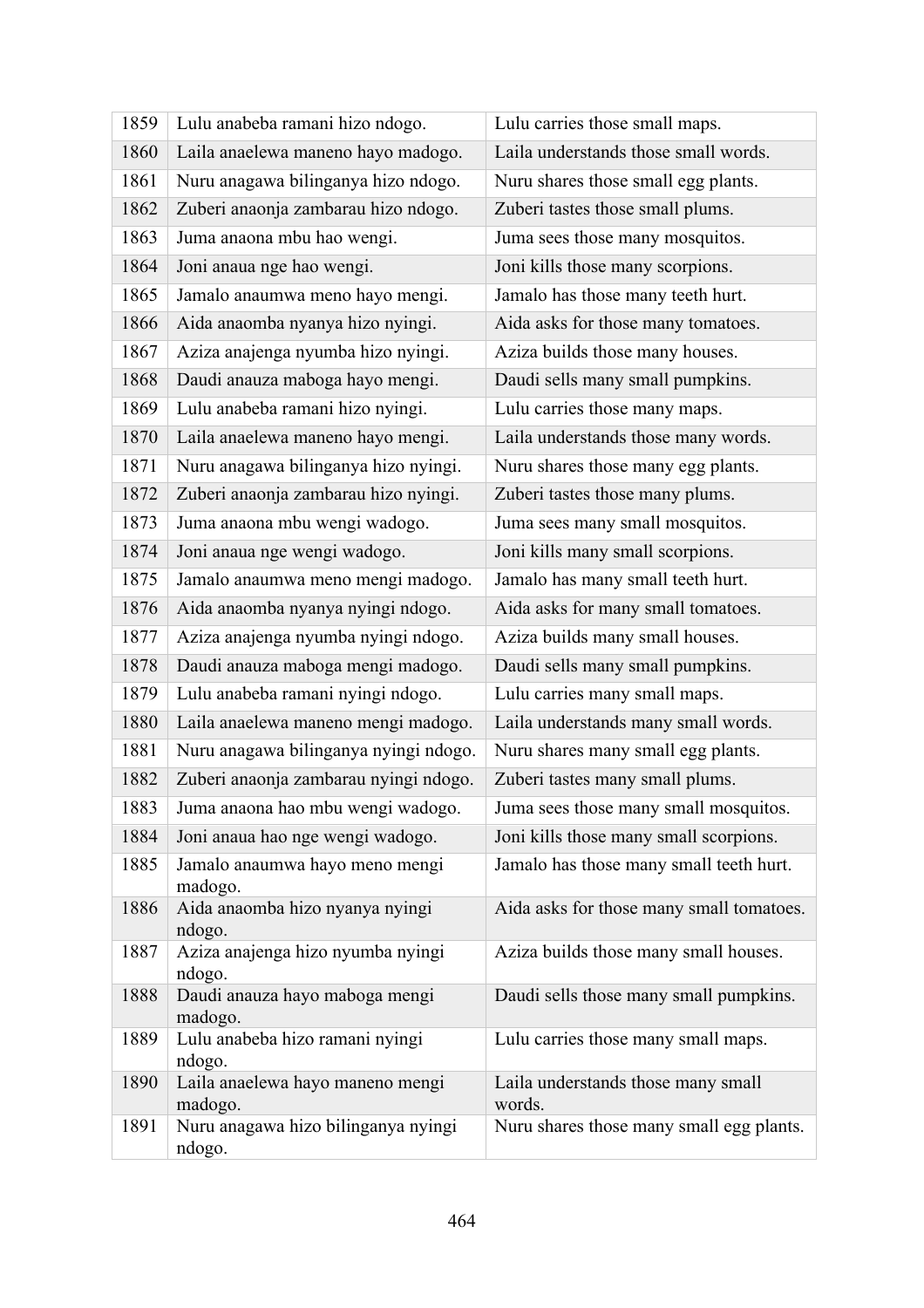| 1859 | Lulu anabeba ramani hizo ndogo. | Lulu carries those small maps. |
|---|---|---|
| 1860 | Laila anaelewa maneno hayo madogo. | Laila understands those small words. |
| 1861 | Nuru anagawa bilinganya hizo ndogo. | Nuru shares those small egg plants. |
| 1862 | Zuberi anaonja zambarau hizo ndogo. | Zuberi tastes those small plums. |
| 1863 | Juma anaona mbu hao wengi. | Juma sees those many mosquitos. |
| 1864 | Joni anaua nge hao wengi. | Joni kills those many scorpions. |
| 1865 | Jamalo anaumwa meno hayo mengi. | Jamalo has those many teeth hurt. |
| 1866 | Aida anaomba nyanya hizo nyingi. | Aida asks for those many tomatoes. |
| 1867 | Aziza anajenga nyumba hizo nyingi. | Aziza builds those many houses. |
| 1868 | Daudi anauza maboga hayo mengi. | Daudi sells many small pumpkins. |
| 1869 | Lulu anabeba ramani hizo nyingi. | Lulu carries those many maps. |
| 1870 | Laila anaelewa maneno hayo mengi. | Laila understands those many words. |
| 1871 | Nuru anagawa bilinganya hizo nyingi. | Nuru shares those many egg plants. |
| 1872 | Zuberi anaonja zambarau hizo nyingi. | Zuberi tastes those many plums. |
| 1873 | Juma anaona mbu wengi wadogo. | Juma sees many small mosquitos. |
| 1874 | Joni anaua nge wengi wadogo. | Joni kills many small scorpions. |
| 1875 | Jamalo anaumwa meno mengi madogo. | Jamalo has many small teeth hurt. |
| 1876 | Aida anaomba nyanya nyingi ndogo. | Aida asks for many small tomatoes. |
| 1877 | Aziza anajenga nyumba nyingi ndogo. | Aziza builds many small houses. |
| 1878 | Daudi anauza maboga mengi madogo. | Daudi sells many small pumpkins. |
| 1879 | Lulu anabeba ramani nyingi ndogo. | Lulu carries many small maps. |
| 1880 | Laila anaelewa maneno mengi madogo. | Laila understands many small words. |
| 1881 | Nuru anagawa bilinganya nyingi ndogo. | Nuru shares many small egg plants. |
| 1882 | Zuberi anaonja zambarau nyingi ndogo. | Zuberi tastes many small plums. |
| 1883 | Juma anaona hao mbu wengi wadogo. | Juma sees those many small mosquitos. |
| 1884 | Joni anaua hao nge wengi wadogo. | Joni kills those many small scorpions. |
| 1885 | Jamalo anaumwa hayo meno mengi madogo. | Jamalo has those many small teeth hurt. |
| 1886 | Aida anaomba hizo nyanya nyingi ndogo. | Aida asks for those many small tomatoes. |
| 1887 | Aziza anajenga hizo nyumba nyingi ndogo. | Aziza builds those many small houses. |
| 1888 | Daudi anauza hayo maboga mengi madogo. | Daudi sells those many small pumpkins. |
| 1889 | Lulu anabeba hizo ramani nyingi ndogo. | Lulu carries those many small maps. |
| 1890 | Laila anaelewa hayo maneno mengi madogo. | Laila understands those many small words. |
| 1891 | Nuru anagawa hizo bilinganya nyingi ndogo. | Nuru shares those many small egg plants. |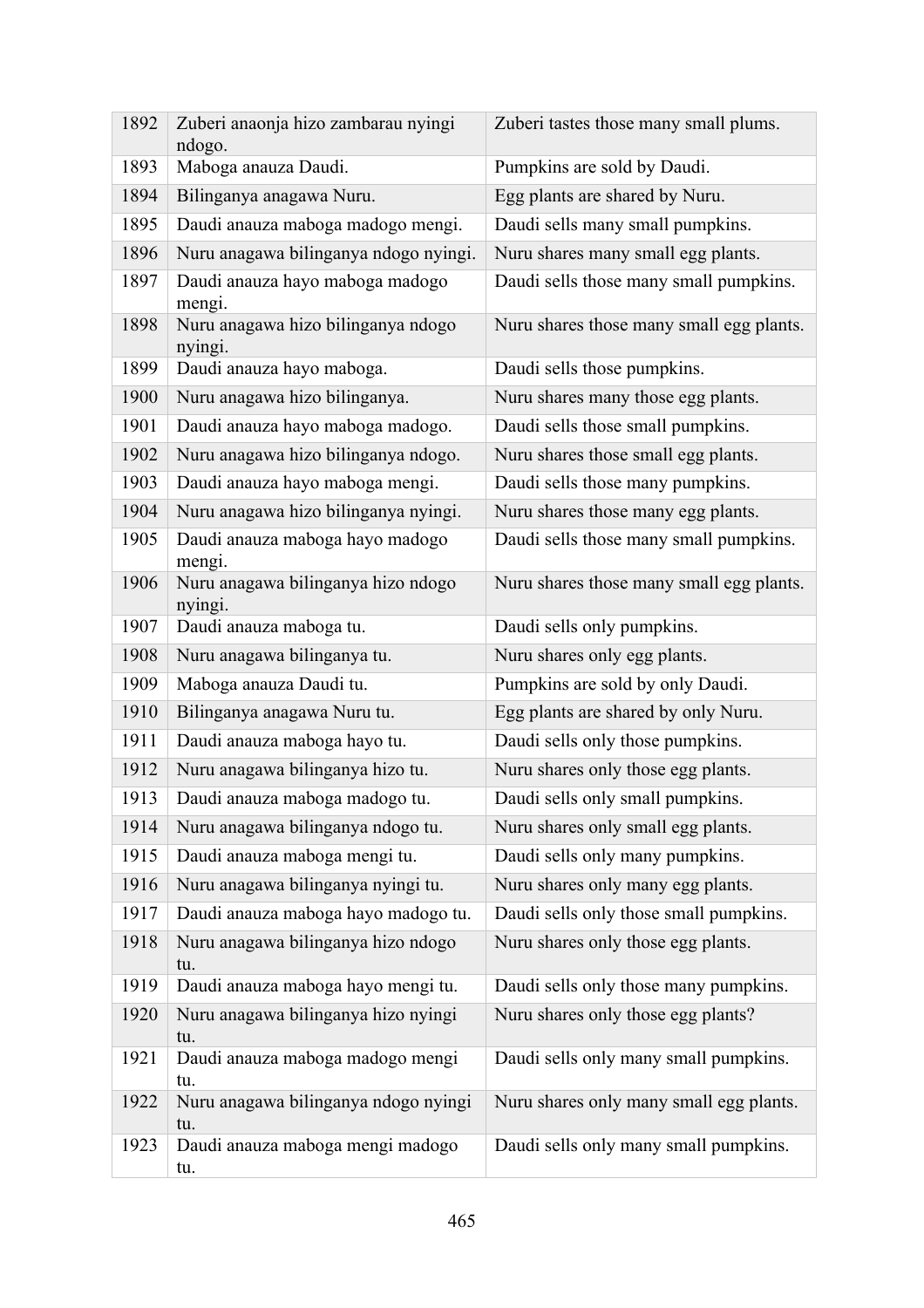| 1892 | Zuberi anaonja hizo zambarau nyingi ndogo. | Zuberi tastes those many small plums. |
|---|---|---|
| 1893 | Maboga anauza Daudi. | Pumpkins are sold by Daudi. |
| 1894 | Bilinganya anagawa Nuru. | Egg plants are shared by Nuru. |
| 1895 | Daudi anauza maboga madogo mengi. | Daudi sells many small pumpkins. |
| 1896 | Nuru anagawa bilinganya ndogo nyingi. | Nuru shares many small egg plants. |
| 1897 | Daudi anauza hayo maboga madogo mengi. | Daudi sells those many small pumpkins. |
| 1898 | Nuru anagawa hizo bilinganya ndogo nyingi. | Nuru shares those many small egg plants. |
| 1899 | Daudi anauza hayo maboga. | Daudi sells those pumpkins. |
| 1900 | Nuru anagawa hizo bilinganya. | Nuru shares many those egg plants. |
| 1901 | Daudi anauza hayo maboga madogo. | Daudi sells those small pumpkins. |
| 1902 | Nuru anagawa hizo bilinganya ndogo. | Nuru shares those small egg plants. |
| 1903 | Daudi anauza hayo maboga mengi. | Daudi sells those many pumpkins. |
| 1904 | Nuru anagawa hizo bilinganya nyingi. | Nuru shares those many egg plants. |
| 1905 | Daudi anauza maboga hayo madogo mengi. | Daudi sells those many small pumpkins. |
| 1906 | Nuru anagawa bilinganya hizo ndogo nyingi. | Nuru shares those many small egg plants. |
| 1907 | Daudi anauza maboga tu. | Daudi sells only pumpkins. |
| 1908 | Nuru anagawa bilinganya tu. | Nuru shares only egg plants. |
| 1909 | Maboga anauza Daudi tu. | Pumpkins are sold by only Daudi. |
| 1910 | Bilinganya anagawa Nuru tu. | Egg plants are shared by only Nuru. |
| 1911 | Daudi anauza maboga hayo tu. | Daudi sells only those pumpkins. |
| 1912 | Nuru anagawa bilinganya hizo tu. | Nuru shares only those egg plants. |
| 1913 | Daudi anauza maboga madogo tu. | Daudi sells only small pumpkins. |
| 1914 | Nuru anagawa bilinganya ndogo tu. | Nuru shares only small egg plants. |
| 1915 | Daudi anauza maboga mengi tu. | Daudi sells only many pumpkins. |
| 1916 | Nuru anagawa bilinganya nyingi tu. | Nuru shares only many egg plants. |
| 1917 | Daudi anauza maboga hayo madogo tu. | Daudi sells only those small pumpkins. |
| 1918 | Nuru anagawa bilinganya hizo ndogo tu. | Nuru shares only those egg plants. |
| 1919 | Daudi anauza maboga hayo mengi tu. | Daudi sells only those many pumpkins. |
| 1920 | Nuru anagawa bilinganya hizo nyingi tu. | Nuru shares only those egg plants? |
| 1921 | Daudi anauza maboga madogo mengi tu. | Daudi sells only many small pumpkins. |
| 1922 | Nuru anagawa bilinganya ndogo nyingi tu. | Nuru shares only many small egg plants. |
| 1923 | Daudi anauza maboga mengi madogo tu. | Daudi sells only many small pumpkins. |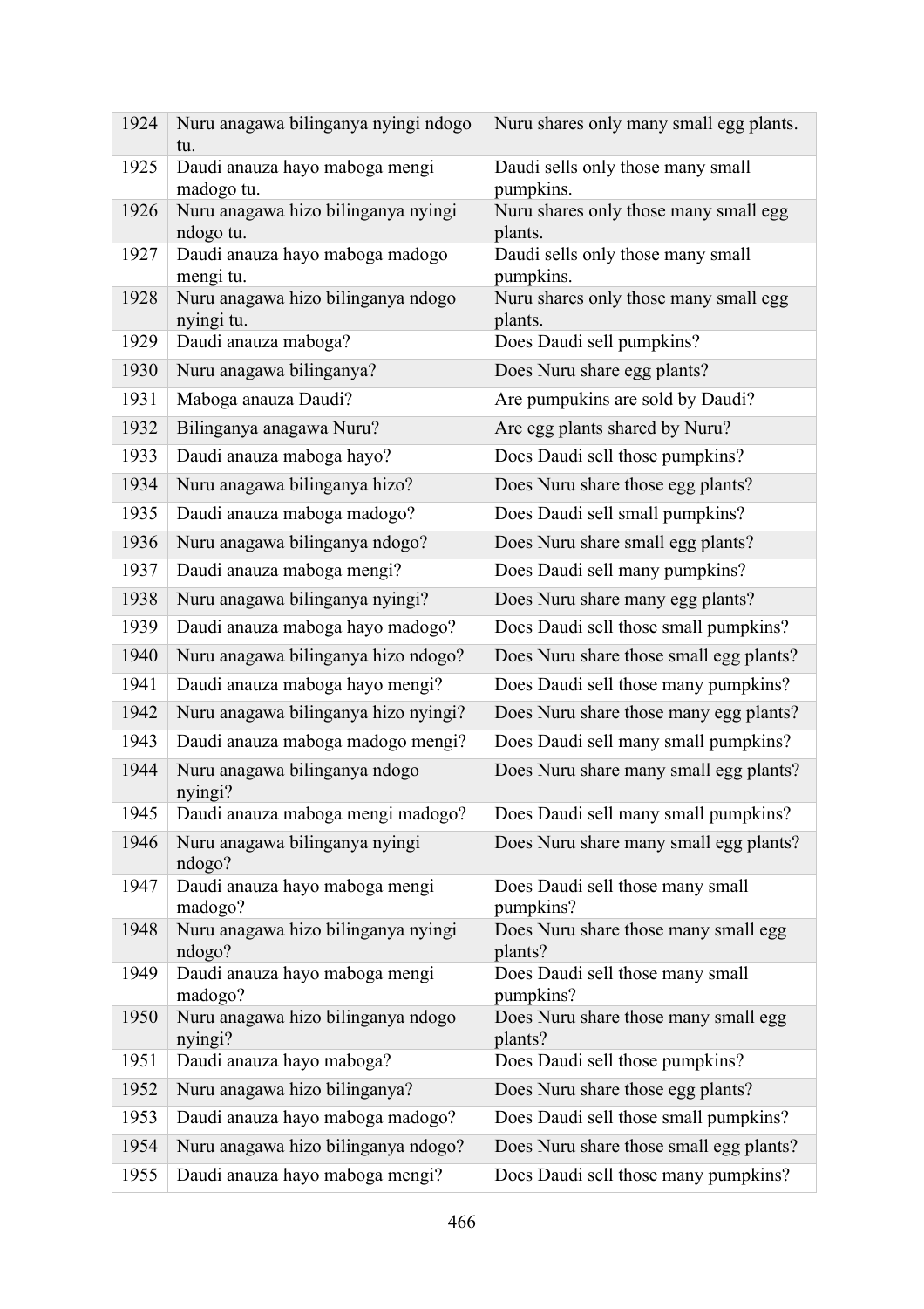| 1924 | Nuru anagawa bilinganya nyingi ndogo tu. | Nuru shares only many small egg plants. |
|---|---|---|
| 1925 | Daudi anauza hayo maboga mengi madogo tu. | Daudi sells only those many small pumpkins. |
| 1926 | Nuru anagawa hizo bilinganya nyingi ndogo tu. | Nuru shares only those many small egg plants. |
| 1927 | Daudi anauza hayo maboga madogo mengi tu. | Daudi sells only those many small pumpkins. |
| 1928 | Nuru anagawa hizo bilinganya ndogo nyingi tu. | Nuru shares only those many small egg plants. |
| 1929 | Daudi anauza maboga? | Does Daudi sell pumpkins? |
| 1930 | Nuru anagawa bilinganya? | Does Nuru share egg plants? |
| 1931 | Maboga anauza Daudi? | Are pumpukins are sold by Daudi? |
| 1932 | Bilinganya anagawa Nuru? | Are egg plants shared by Nuru? |
| 1933 | Daudi anauza maboga hayo? | Does Daudi sell those pumpkins? |
| 1934 | Nuru anagawa bilinganya hizo? | Does Nuru share those egg plants? |
| 1935 | Daudi anauza maboga madogo? | Does Daudi sell small pumpkins? |
| 1936 | Nuru anagawa bilinganya ndogo? | Does Nuru share small egg plants? |
| 1937 | Daudi anauza maboga mengi? | Does Daudi sell many pumpkins? |
| 1938 | Nuru anagawa bilinganya nyingi? | Does Nuru share many egg plants? |
| 1939 | Daudi anauza maboga hayo madogo? | Does Daudi sell those small pumpkins? |
| 1940 | Nuru anagawa bilinganya hizo ndogo? | Does Nuru share those small egg plants? |
| 1941 | Daudi anauza maboga hayo mengi? | Does Daudi sell those many pumpkins? |
| 1942 | Nuru anagawa bilinganya hizo nyingi? | Does Nuru share those many egg plants? |
| 1943 | Daudi anauza maboga madogo mengi? | Does Daudi sell many small pumpkins? |
| 1944 | Nuru anagawa bilinganya ndogo nyingi? | Does Nuru share many small egg plants? |
| 1945 | Daudi anauza maboga mengi madogo? | Does Daudi sell many small pumpkins? |
| 1946 | Nuru anagawa bilinganya nyingi ndogo? | Does Nuru share many small egg plants? |
| 1947 | Daudi anauza hayo maboga mengi madogo? | Does Daudi sell those many small pumpkins? |
| 1948 | Nuru anagawa hizo bilinganya nyingi ndogo? | Does Nuru share those many small egg plants? |
| 1949 | Daudi anauza hayo maboga mengi madogo? | Does Daudi sell those many small pumpkins? |
| 1950 | Nuru anagawa hizo bilinganya ndogo nyingi? | Does Nuru share those many small egg plants? |
| 1951 | Daudi anauza hayo maboga? | Does Daudi sell those pumpkins? |
| 1952 | Nuru anagawa hizo bilinganya? | Does Nuru share those egg plants? |
| 1953 | Daudi anauza hayo maboga madogo? | Does Daudi sell those small pumpkins? |
| 1954 | Nuru anagawa hizo bilinganya ndogo? | Does Nuru share those small egg plants? |
| 1955 | Daudi anauza hayo maboga mengi? | Does Daudi sell those many pumpkins? |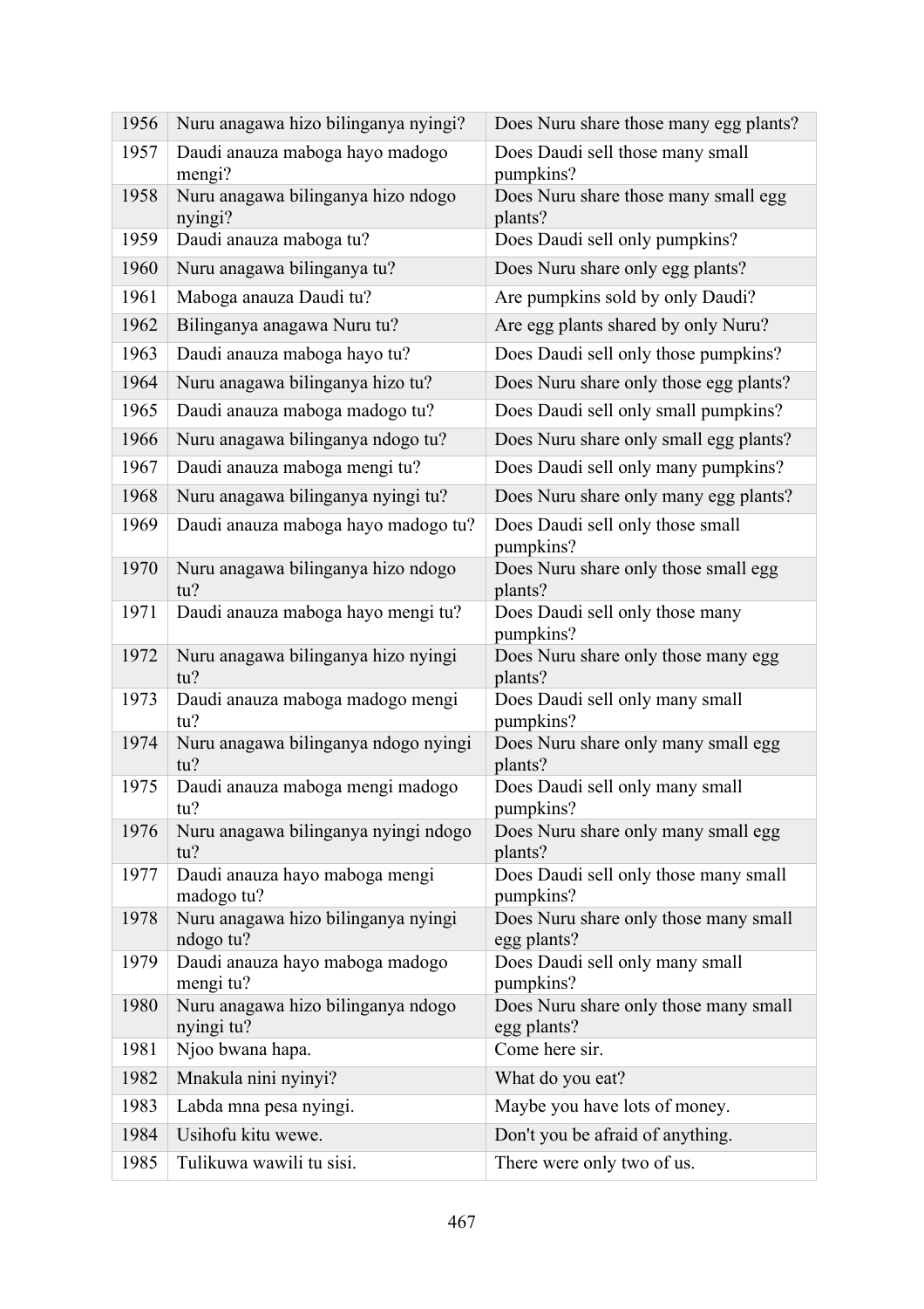| 1956 | Nuru anagawa hizo bilinganya nyingi? | Does Nuru share those many egg plants? |
|---|---|---|
| 1957 | Daudi anauza maboga hayo madogo mengi? | Does Daudi sell those many small pumpkins? |
| 1958 | Nuru anagawa bilinganya hizo ndogo nyingi? | Does Nuru share those many small egg plants? |
| 1959 | Daudi anauza maboga tu? | Does Daudi sell only pumpkins? |
| 1960 | Nuru anagawa bilinganya tu? | Does Nuru share only egg plants? |
| 1961 | Maboga anauza Daudi tu? | Are pumpkins sold by only Daudi? |
| 1962 | Bilinganya anagawa Nuru tu? | Are egg plants shared by only Nuru? |
| 1963 | Daudi anauza maboga hayo tu? | Does Daudi sell only those pumpkins? |
| 1964 | Nuru anagawa bilinganya hizo tu? | Does Nuru share only those egg plants? |
| 1965 | Daudi anauza maboga madogo tu? | Does Daudi sell only small pumpkins? |
| 1966 | Nuru anagawa bilinganya ndogo tu? | Does Nuru share only small egg plants? |
| 1967 | Daudi anauza maboga mengi tu? | Does Daudi sell only many pumpkins? |
| 1968 | Nuru anagawa bilinganya nyingi tu? | Does Nuru share only many egg plants? |
| 1969 | Daudi anauza maboga hayo madogo tu? | Does Daudi sell only those small pumpkins? |
| 1970 | Nuru anagawa bilinganya hizo ndogo tu? | Does Nuru share only those small egg plants? |
| 1971 | Daudi anauza maboga hayo mengi tu? | Does Daudi sell only those many pumpkins? |
| 1972 | Nuru anagawa bilinganya hizo nyingi tu? | Does Nuru share only those many egg plants? |
| 1973 | Daudi anauza maboga madogo mengi tu? | Does Daudi sell only many small pumpkins? |
| 1974 | Nuru anagawa bilinganya ndogo nyingi tu? | Does Nuru share only many small egg plants? |
| 1975 | Daudi anauza maboga mengi madogo tu? | Does Daudi sell only many small pumpkins? |
| 1976 | Nuru anagawa bilinganya nyingi ndogo tu? | Does Nuru share only many small egg plants? |
| 1977 | Daudi anauza hayo maboga mengi madogo tu? | Does Daudi sell only those many small pumpkins? |
| 1978 | Nuru anagawa hizo bilinganya nyingi ndogo tu? | Does Nuru share only those many small egg plants? |
| 1979 | Daudi anauza hayo maboga madogo mengi tu? | Does Daudi sell only many small pumpkins? |
| 1980 | Nuru anagawa hizo bilinganya ndogo nyingi tu? | Does Nuru share only those many small egg plants? |
| 1981 | Njoo bwana hapa. | Come here sir. |
| 1982 | Mnakula nini nyinyi? | What do you eat? |
| 1983 | Labda mna pesa nyingi. | Maybe you have lots of money. |
| 1984 | Usihofu kitu wewe. | Don't you be afraid of anything. |
| 1985 | Tulikuwa wawili tu sisi. | There were only two of us. |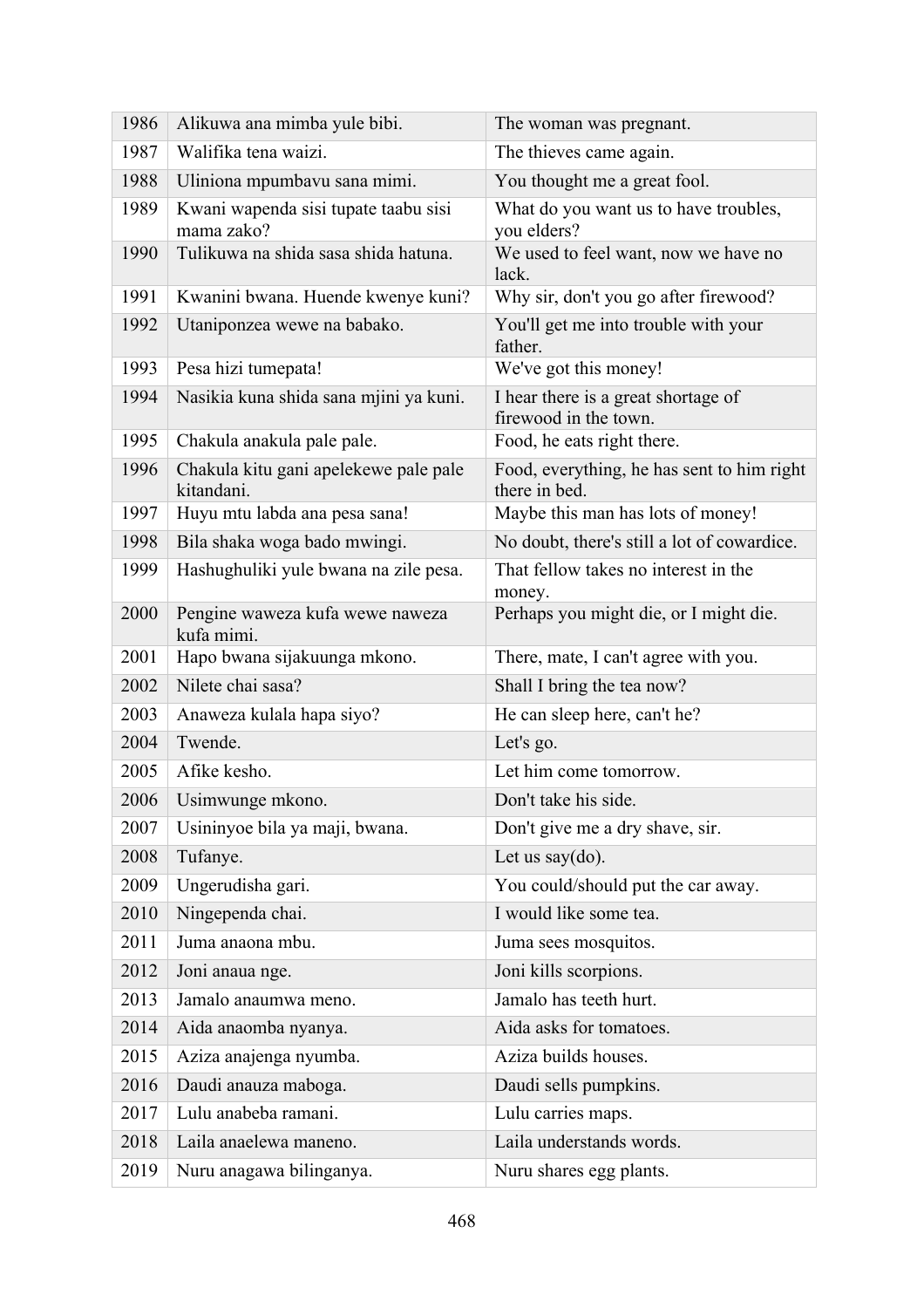| | | |
|---|---|---|
| 1986 | Alikuwa ana mimba yule bibi. | The woman was pregnant. |
| 1987 | Walifika tena waizi. | The thieves came again. |
| 1988 | Uliniona mpumbavu sana mimi. | You thought me a great fool. |
| 1989 | Kwani wapenda sisi tupate taabu sisi mama zako? | What do you want us to have troubles, you elders? |
| 1990 | Tulikuwa na shida sasa shida hatuna. | We used to feel want, now we have no lack. |
| 1991 | Kwanini bwana. Huende kwenye kuni? | Why sir, don't you go after firewood? |
| 1992 | Utaniponzea wewe na babako. | You'll get me into trouble with your father. |
| 1993 | Pesa hizi tumepata! | We've got this money! |
| 1994 | Nasikia kuna shida sana mjini ya kuni. | I hear there is a great shortage of firewood in the town. |
| 1995 | Chakula anakula pale pale. | Food, he eats right there. |
| 1996 | Chakula kitu gani apelekewe pale pale kitandani. | Food, everything, he has sent to him right there in bed. |
| 1997 | Huyu mtu labda ana pesa sana! | Maybe this man has lots of money! |
| 1998 | Bila shaka woga bado mwingi. | No doubt, there's still a lot of cowardice. |
| 1999 | Hashughuliki yule bwana na zile pesa. | That fellow takes no interest in the money. |
| 2000 | Pengine waweza kufa wewe naweza kufa mimi. | Perhaps you might die, or I might die. |
| 2001 | Hapo bwana sijakuunga mkono. | There, mate, I can't agree with you. |
| 2002 | Nilete chai sasa? | Shall I bring the tea now? |
| 2003 | Anaweza kulala hapa siyo? | He can sleep here, can't he? |
| 2004 | Twende. | Let's go. |
| 2005 | Afike kesho. | Let him come tomorrow. |
| 2006 | Usimwunge mkono. | Don't take his side. |
| 2007 | Usininyoe bila ya maji, bwana. | Don't give me a dry shave, sir. |
| 2008 | Tufanye. | Let us say(do). |
| 2009 | Ungerudisha gari. | You could/should put the car away. |
| 2010 | Ningependa chai. | I would like some tea. |
| 2011 | Juma anaona mbu. | Juma sees mosquitos. |
| 2012 | Joni anaua nge. | Joni kills scorpions. |
| 2013 | Jamalo anaumwa meno. | Jamalo has teeth hurt. |
| 2014 | Aida anaomba nyanya. | Aida asks for tomatoes. |
| 2015 | Aziza anajenga nyumba. | Aziza builds houses. |
| 2016 | Daudi anauza maboga. | Daudi sells pumpkins. |
| 2017 | Lulu anabeba ramani. | Lulu carries maps. |
| 2018 | Laila anaelewa maneno. | Laila understands words. |
| 2019 | Nuru anagawa bilinganya. | Nuru shares egg plants. |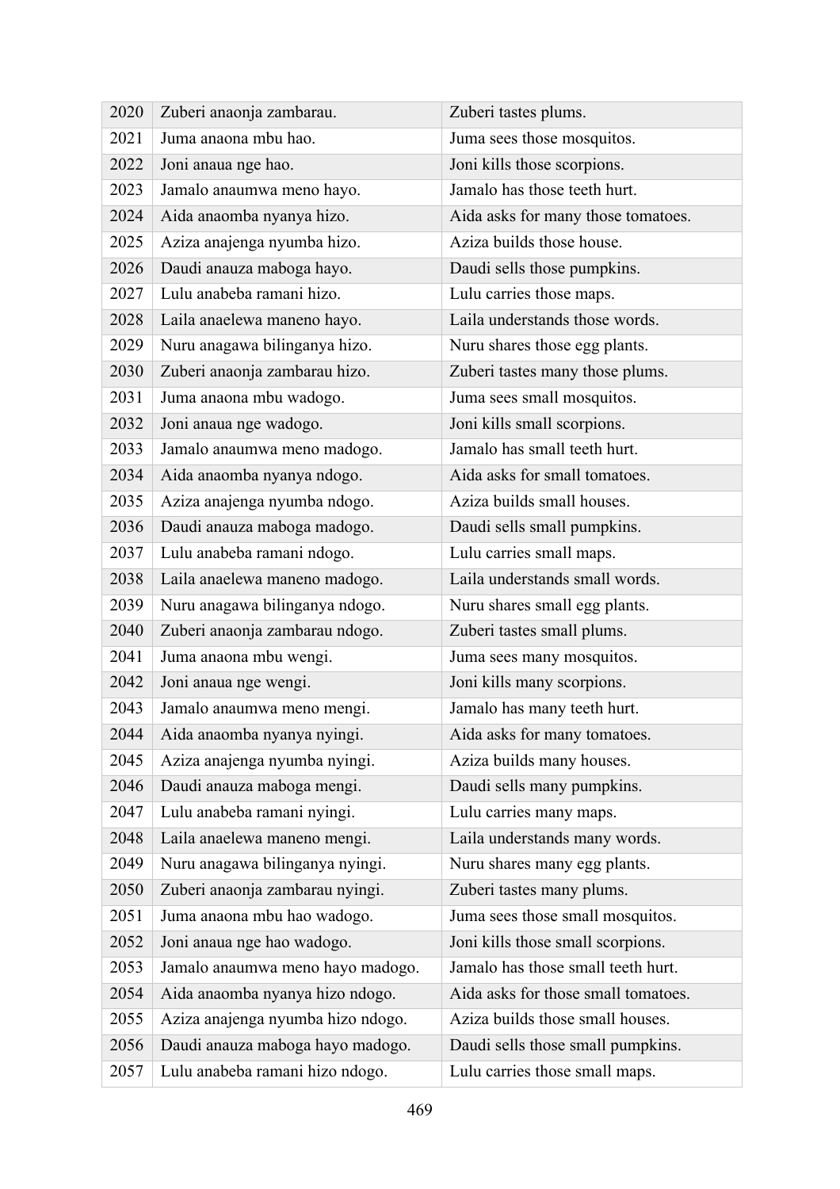| 2020 | Zuberi anaonja zambarau. | Zuberi tastes plums. |
|---|---|---|
| 2021 | Juma anaona mbu hao. | Juma sees those mosquitos. |
| 2022 | Joni anaua nge hao. | Joni kills those scorpions. |
| 2023 | Jamalo anaumwa meno hayo. | Jamalo has those teeth hurt. |
| 2024 | Aida anaomba nyanya hizo. | Aida asks for many those tomatoes. |
| 2025 | Aziza anajenga nyumba hizo. | Aziza builds those house. |
| 2026 | Daudi anauza maboga hayo. | Daudi sells those pumpkins. |
| 2027 | Lulu anabeba ramani hizo. | Lulu carries those maps. |
| 2028 | Laila anaelewa maneno hayo. | Laila understands those words. |
| 2029 | Nuru anagawa bilinganya hizo. | Nuru shares those egg plants. |
| 2030 | Zuberi anaonja zambarau hizo. | Zuberi tastes many those plums. |
| 2031 | Juma anaona mbu wadogo. | Juma sees small mosquitos. |
| 2032 | Joni anaua nge wadogo. | Joni kills small scorpions. |
| 2033 | Jamalo anaumwa meno madogo. | Jamalo has small teeth hurt. |
| 2034 | Aida anaomba nyanya ndogo. | Aida asks for small tomatoes. |
| 2035 | Aziza anajenga nyumba ndogo. | Aziza builds small houses. |
| 2036 | Daudi anauza maboga madogo. | Daudi sells small pumpkins. |
| 2037 | Lulu anabeba ramani ndogo. | Lulu carries small maps. |
| 2038 | Laila anaelewa maneno madogo. | Laila understands small words. |
| 2039 | Nuru anagawa bilinganya ndogo. | Nuru shares small egg plants. |
| 2040 | Zuberi anaonja zambarau ndogo. | Zuberi tastes small plums. |
| 2041 | Juma anaona mbu wengi. | Juma sees many mosquitos. |
| 2042 | Joni anaua nge wengi. | Joni kills many scorpions. |
| 2043 | Jamalo anaumwa meno mengi. | Jamalo has many teeth hurt. |
| 2044 | Aida anaomba nyanya nyingi. | Aida asks for many tomatoes. |
| 2045 | Aziza anajenga nyumba nyingi. | Aziza builds many houses. |
| 2046 | Daudi anauza maboga mengi. | Daudi sells many pumpkins. |
| 2047 | Lulu anabeba ramani nyingi. | Lulu carries many maps. |
| 2048 | Laila anaelewa maneno mengi. | Laila understands many words. |
| 2049 | Nuru anagawa bilinganya nyingi. | Nuru shares many egg plants. |
| 2050 | Zuberi anaonja zambarau nyingi. | Zuberi tastes many plums. |
| 2051 | Juma anaona mbu hao wadogo. | Juma sees those small mosquitos. |
| 2052 | Joni anaua nge hao wadogo. | Joni kills those small scorpions. |
| 2053 | Jamalo anaumwa meno hayo madogo. | Jamalo has those small teeth hurt. |
| 2054 | Aida anaomba nyanya hizo ndogo. | Aida asks for those small tomatoes. |
| 2055 | Aziza anajenga nyumba hizo ndogo. | Aziza builds those small houses. |
| 2056 | Daudi anauza maboga hayo madogo. | Daudi sells those small pumpkins. |
| 2057 | Lulu anabeba ramani hizo ndogo. | Lulu carries those small maps. |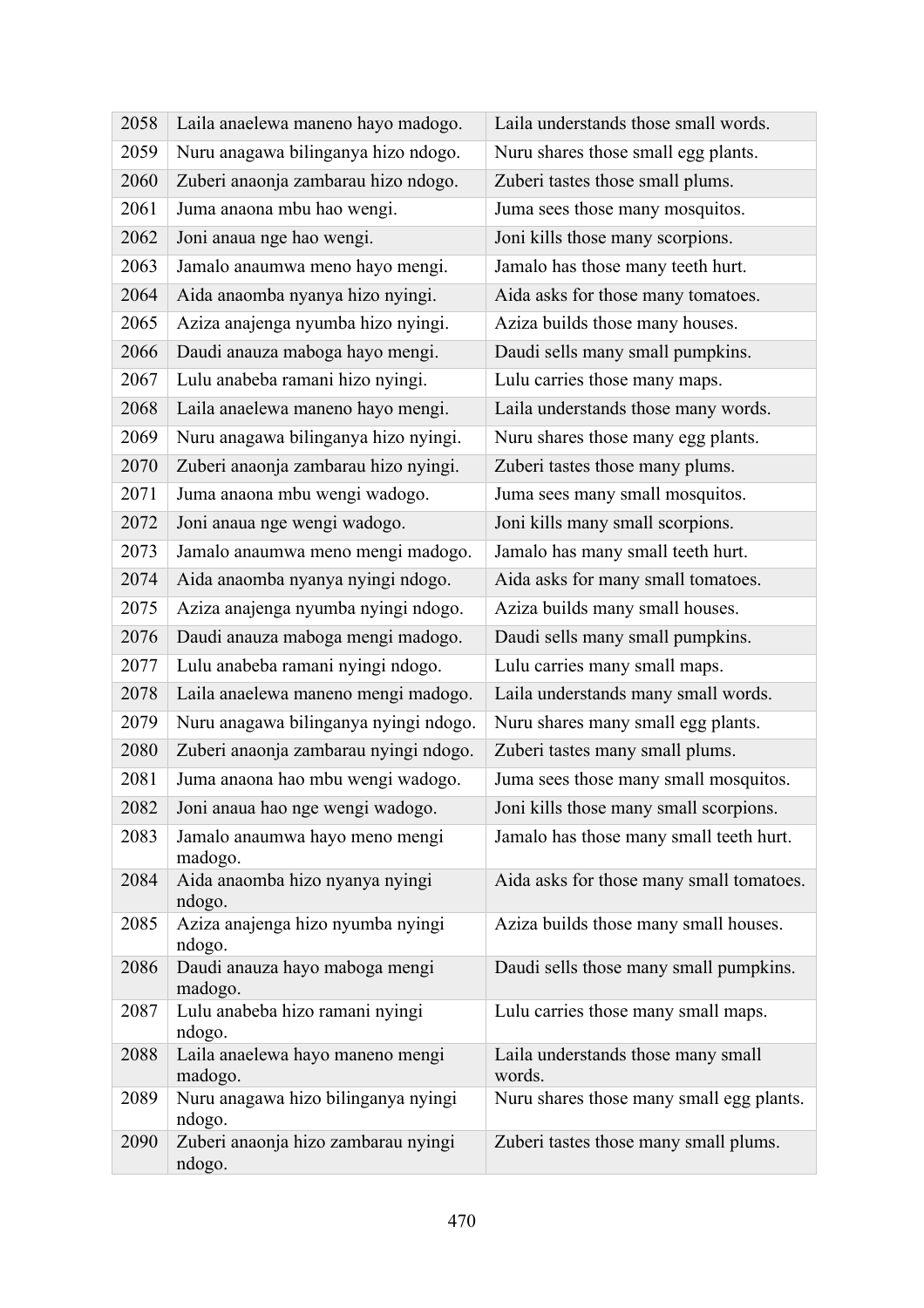| 2058 | Laila anaelewa maneno hayo madogo. | Laila understands those small words. |
|---|---|---|
| 2059 | Nuru anagawa bilinganya hizo ndogo. | Nuru shares those small egg plants. |
| 2060 | Zuberi anaonja zambarau hizo ndogo. | Zuberi tastes those small plums. |
| 2061 | Juma anaona mbu hao wengi. | Juma sees those many mosquitos. |
| 2062 | Joni anaua nge hao wengi. | Joni kills those many scorpions. |
| 2063 | Jamalo anaumwa meno hayo mengi. | Jamalo has those many teeth hurt. |
| 2064 | Aida anaomba nyanya hizo nyingi. | Aida asks for those many tomatoes. |
| 2065 | Aziza anajenga nyumba hizo nyingi. | Aziza builds those many houses. |
| 2066 | Daudi anauza maboga hayo mengi. | Daudi sells many small pumpkins. |
| 2067 | Lulu anabeba ramani hizo nyingi. | Lulu carries those many maps. |
| 2068 | Laila anaelewa maneno hayo mengi. | Laila understands those many words. |
| 2069 | Nuru anagawa bilinganya hizo nyingi. | Nuru shares those many egg plants. |
| 2070 | Zuberi anaonja zambarau hizo nyingi. | Zuberi tastes those many plums. |
| 2071 | Juma anaona mbu wengi wadogo. | Juma sees many small mosquitos. |
| 2072 | Joni anaua nge wengi wadogo. | Joni kills many small scorpions. |
| 2073 | Jamalo anaumwa meno mengi madogo. | Jamalo has many small teeth hurt. |
| 2074 | Aida anaomba nyanya nyingi ndogo. | Aida asks for many small tomatoes. |
| 2075 | Aziza anajenga nyumba nyingi ndogo. | Aziza builds many small houses. |
| 2076 | Daudi anauza maboga mengi madogo. | Daudi sells many small pumpkins. |
| 2077 | Lulu anabeba ramani nyingi ndogo. | Lulu carries many small maps. |
| 2078 | Laila anaelewa maneno mengi madogo. | Laila understands many small words. |
| 2079 | Nuru anagawa bilinganya nyingi ndogo. | Nuru shares many small egg plants. |
| 2080 | Zuberi anaonja zambarau nyingi ndogo. | Zuberi tastes many small plums. |
| 2081 | Juma anaona hao mbu wengi wadogo. | Juma sees those many small mosquitos. |
| 2082 | Joni anaua hao nge wengi wadogo. | Joni kills those many small scorpions. |
| 2083 | Jamalo anaumwa hayo meno mengi madogo. | Jamalo has those many small teeth hurt. |
| 2084 | Aida anaomba hizo nyanya nyingi ndogo. | Aida asks for those many small tomatoes. |
| 2085 | Aziza anajenga hizo nyumba nyingi ndogo. | Aziza builds those many small houses. |
| 2086 | Daudi anauza hayo maboga mengi madogo. | Daudi sells those many small pumpkins. |
| 2087 | Lulu anabeba hizo ramani nyingi ndogo. | Lulu carries those many small maps. |
| 2088 | Laila anaelewa hayo maneno mengi madogo. | Laila understands those many small words. |
| 2089 | Nuru anagawa hizo bilinganya nyingi ndogo. | Nuru shares those many small egg plants. |
| 2090 | Zuberi anaonja hizo zambarau nyingi ndogo. | Zuberi tastes those many small plums. |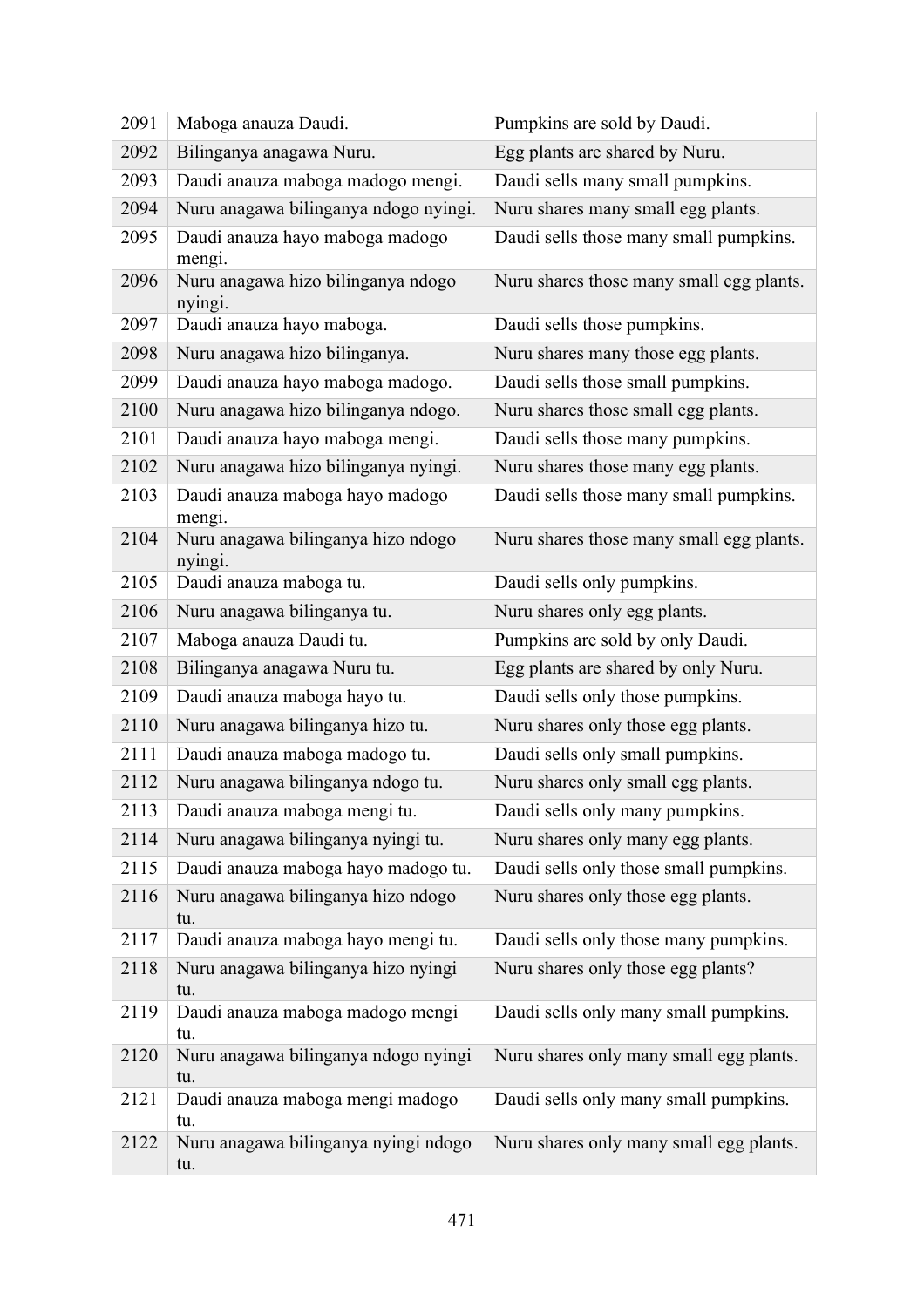| 2091 | Maboga anauza Daudi. | Pumpkins are sold by Daudi. |
|---|---|---|
| 2092 | Bilinganya anagawa Nuru. | Egg plants are shared by Nuru. |
| 2093 | Daudi anauza maboga madogo mengi. | Daudi sells many small pumpkins. |
| 2094 | Nuru anagawa bilinganya ndogo nyingi. | Nuru shares many small egg plants. |
| 2095 | Daudi anauza hayo maboga madogo mengi. | Daudi sells those many small pumpkins. |
| 2096 | Nuru anagawa hizo bilinganya ndogo nyingi. | Nuru shares those many small egg plants. |
| 2097 | Daudi anauza hayo maboga. | Daudi sells those pumpkins. |
| 2098 | Nuru anagawa hizo bilinganya. | Nuru shares many those egg plants. |
| 2099 | Daudi anauza hayo maboga madogo. | Daudi sells those small pumpkins. |
| 2100 | Nuru anagawa hizo bilinganya ndogo. | Nuru shares those small egg plants. |
| 2101 | Daudi anauza hayo maboga mengi. | Daudi sells those many pumpkins. |
| 2102 | Nuru anagawa hizo bilinganya nyingi. | Nuru shares those many egg plants. |
| 2103 | Daudi anauza maboga hayo madogo mengi. | Daudi sells those many small pumpkins. |
| 2104 | Nuru anagawa bilinganya hizo ndogo nyingi. | Nuru shares those many small egg plants. |
| 2105 | Daudi anauza maboga tu. | Daudi sells only pumpkins. |
| 2106 | Nuru anagawa bilinganya tu. | Nuru shares only egg plants. |
| 2107 | Maboga anauza Daudi tu. | Pumpkins are sold by only Daudi. |
| 2108 | Bilinganya anagawa Nuru tu. | Egg plants are shared by only Nuru. |
| 2109 | Daudi anauza maboga hayo tu. | Daudi sells only those pumpkins. |
| 2110 | Nuru anagawa bilinganya hizo tu. | Nuru shares only those egg plants. |
| 2111 | Daudi anauza maboga madogo tu. | Daudi sells only small pumpkins. |
| 2112 | Nuru anagawa bilinganya ndogo tu. | Nuru shares only small egg plants. |
| 2113 | Daudi anauza maboga mengi tu. | Daudi sells only many pumpkins. |
| 2114 | Nuru anagawa bilinganya nyingi tu. | Nuru shares only many egg plants. |
| 2115 | Daudi anauza maboga hayo madogo tu. | Daudi sells only those small pumpkins. |
| 2116 | Nuru anagawa bilinganya hizo ndogo tu. | Nuru shares only those egg plants. |
| 2117 | Daudi anauza maboga hayo mengi tu. | Daudi sells only those many pumpkins. |
| 2118 | Nuru anagawa bilinganya hizo nyingi tu. | Nuru shares only those egg plants? |
| 2119 | Daudi anauza maboga madogo mengi tu. | Daudi sells only many small pumpkins. |
| 2120 | Nuru anagawa bilinganya ndogo nyingi tu. | Nuru shares only many small egg plants. |
| 2121 | Daudi anauza maboga mengi madogo tu. | Daudi sells only many small pumpkins. |
| 2122 | Nuru anagawa bilinganya nyingi ndogo tu. | Nuru shares only many small egg plants. |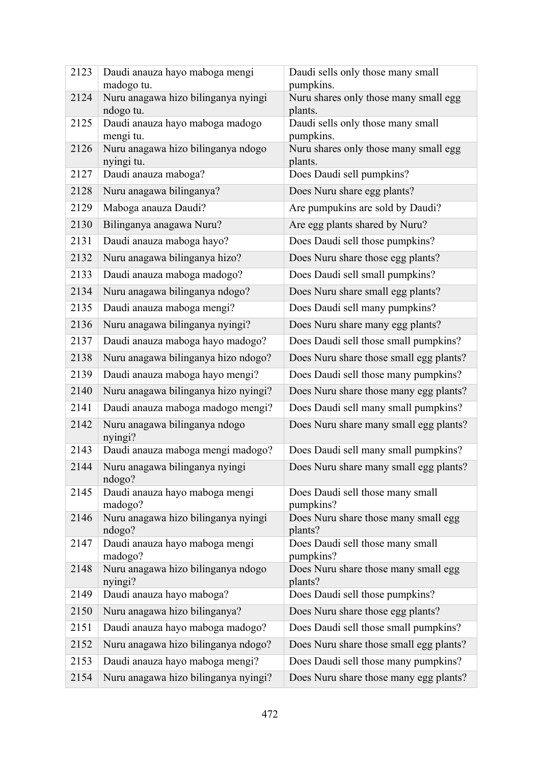| 2123 | Daudi anauza hayo maboga mengi madogo tu. | Daudi sells only those many small pumpkins. |
|---|---|---|
| 2124 | Nuru anagawa hizo bilinganya nyingi ndogo tu. | Nuru shares only those many small egg plants. |
| 2125 | Daudi anauza hayo maboga madogo mengi tu. | Daudi sells only those many small pumpkins. |
| 2126 | Nuru anagawa hizo bilinganya ndogo nyingi tu. | Nuru shares only those many small egg plants. |
| 2127 | Daudi anauza maboga? | Does Daudi sell pumpkins? |
| 2128 | Nuru anagawa bilinganya? | Does Nuru share egg plants? |
| 2129 | Maboga anauza Daudi? | Are pumpukins are sold by Daudi? |
| 2130 | Bilinganya anagawa Nuru? | Are egg plants shared by Nuru? |
| 2131 | Daudi anauza maboga hayo? | Does Daudi sell those pumpkins? |
| 2132 | Nuru anagawa bilinganya hizo? | Does Nuru share those egg plants? |
| 2133 | Daudi anauza maboga madogo? | Does Daudi sell small pumpkins? |
| 2134 | Nuru anagawa bilinganya ndogo? | Does Nuru share small egg plants? |
| 2135 | Daudi anauza maboga mengi? | Does Daudi sell many pumpkins? |
| 2136 | Nuru anagawa bilinganya nyingi? | Does Nuru share many egg plants? |
| 2137 | Daudi anauza maboga hayo madogo? | Does Daudi sell those small pumpkins? |
| 2138 | Nuru anagawa bilinganya hizo ndogo? | Does Nuru share those small egg plants? |
| 2139 | Daudi anauza maboga hayo mengi? | Does Daudi sell those many pumpkins? |
| 2140 | Nuru anagawa bilinganya hizo nyingi? | Does Nuru share those many egg plants? |
| 2141 | Daudi anauza maboga madogo mengi? | Does Daudi sell many small pumpkins? |
| 2142 | Nuru anagawa bilinganya ndogo nyingi? | Does Nuru share many small egg plants? |
| 2143 | Daudi anauza maboga mengi madogo? | Does Daudi sell many small pumpkins? |
| 2144 | Nuru anagawa bilinganya nyingi ndogo? | Does Nuru share many small egg plants? |
| 2145 | Daudi anauza hayo maboga mengi madogo? | Does Daudi sell those many small pumpkins? |
| 2146 | Nuru anagawa hizo bilinganya nyingi ndogo? | Does Nuru share those many small egg plants? |
| 2147 | Daudi anauza hayo maboga mengi madogo? | Does Daudi sell those many small pumpkins? |
| 2148 | Nuru anagawa hizo bilinganya ndogo nyingi? | Does Nuru share those many small egg plants? |
| 2149 | Daudi anauza hayo maboga? | Does Daudi sell those pumpkins? |
| 2150 | Nuru anagawa hizo bilinganya? | Does Nuru share those egg plants? |
| 2151 | Daudi anauza hayo maboga madogo? | Does Daudi sell those small pumpkins? |
| 2152 | Nuru anagawa hizo bilinganya ndogo? | Does Nuru share those small egg plants? |
| 2153 | Daudi anauza hayo maboga mengi? | Does Daudi sell those many pumpkins? |
| 2154 | Nuru anagawa hizo bilinganya nyingi? | Does Nuru share those many egg plants? |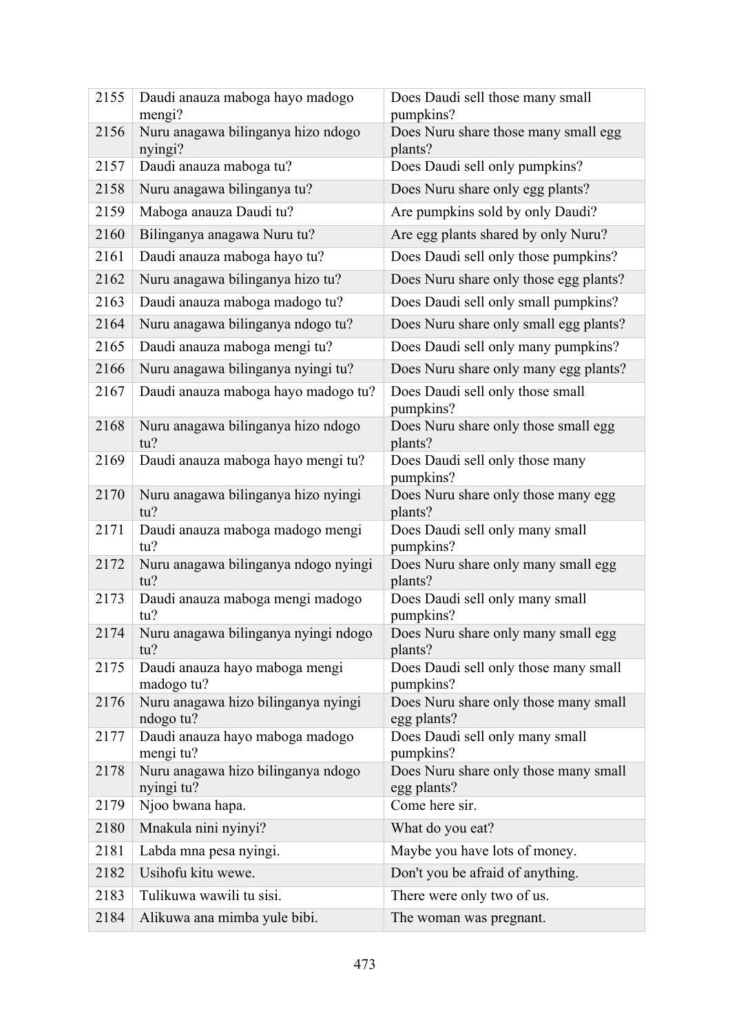| | | |
|---|---|---|
| 2155 | Daudi anauza maboga hayo madogo mengi? | Does Daudi sell those many small pumpkins? |
| 2156 | Nuru anagawa bilinganya hizo ndogo nyingi? | Does Nuru share those many small egg plants? |
| 2157 | Daudi anauza maboga tu? | Does Daudi sell only pumpkins? |
| 2158 | Nuru anagawa bilinganya tu? | Does Nuru share only egg plants? |
| 2159 | Maboga anauza Daudi tu? | Are pumpkins sold by only Daudi? |
| 2160 | Bilinganya anagawa Nuru tu? | Are egg plants shared by only Nuru? |
| 2161 | Daudi anauza maboga hayo tu? | Does Daudi sell only those pumpkins? |
| 2162 | Nuru anagawa bilinganya hizo tu? | Does Nuru share only those egg plants? |
| 2163 | Daudi anauza maboga madogo tu? | Does Daudi sell only small pumpkins? |
| 2164 | Nuru anagawa bilinganya ndogo tu? | Does Nuru share only small egg plants? |
| 2165 | Daudi anauza maboga mengi tu? | Does Daudi sell only many pumpkins? |
| 2166 | Nuru anagawa bilinganya nyingi tu? | Does Nuru share only many egg plants? |
| 2167 | Daudi anauza maboga hayo madogo tu? | Does Daudi sell only those small pumpkins? |
| 2168 | Nuru anagawa bilinganya hizo ndogo tu? | Does Nuru share only those small egg plants? |
| 2169 | Daudi anauza maboga hayo mengi tu? | Does Daudi sell only those many pumpkins? |
| 2170 | Nuru anagawa bilinganya hizo nyingi tu? | Does Nuru share only those many egg plants? |
| 2171 | Daudi anauza maboga madogo mengi tu? | Does Daudi sell only many small pumpkins? |
| 2172 | Nuru anagawa bilinganya ndogo nyingi tu? | Does Nuru share only many small egg plants? |
| 2173 | Daudi anauza maboga mengi madogo tu? | Does Daudi sell only many small pumpkins? |
| 2174 | Nuru anagawa bilinganya nyingi ndogo tu? | Does Nuru share only many small egg plants? |
| 2175 | Daudi anauza hayo maboga mengi madogo tu? | Does Daudi sell only those many small pumpkins? |
| 2176 | Nuru anagawa hizo bilinganya nyingi ndogo tu? | Does Nuru share only those many small egg plants? |
| 2177 | Daudi anauza hayo maboga madogo mengi tu? | Does Daudi sell only many small pumpkins? |
| 2178 | Nuru anagawa hizo bilinganya ndogo nyingi tu? | Does Nuru share only those many small egg plants? |
| 2179 | Njoo bwana hapa. | Come here sir. |
| 2180 | Mnakula nini nyinyi? | What do you eat? |
| 2181 | Labda mna pesa nyingi. | Maybe you have lots of money. |
| 2182 | Usihofu kitu wewe. | Don't you be afraid of anything. |
| 2183 | Tulikuwa wawili tu sisi. | There were only two of us. |
| 2184 | Alikuwa ana mimba yule bibi. | The woman was pregnant. |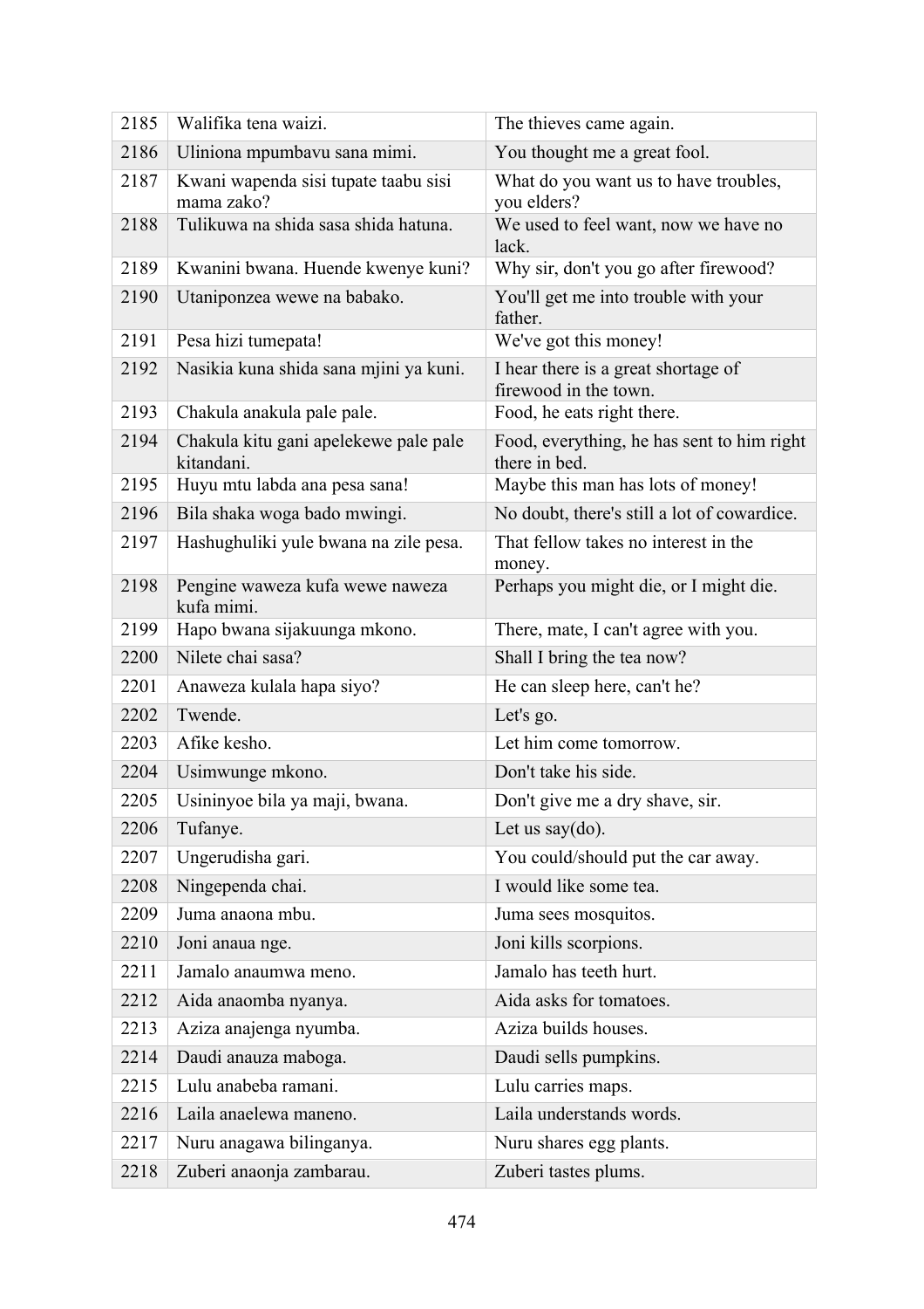| | | |
|---|---|---|
| 2185 | Walifika tena waizi. | The thieves came again. |
| 2186 | Uliniona mpumbavu sana mimi. | You thought me a great fool. |
| 2187 | Kwani wapenda sisi tupate taabu sisi mama zako? | What do you want us to have troubles, you elders? |
| 2188 | Tulikuwa na shida sasa shida hatuna. | We used to feel want, now we have no lack. |
| 2189 | Kwanini bwana. Huende kwenye kuni? | Why sir, don't you go after firewood? |
| 2190 | Utaniponzea wewe na babako. | You'll get me into trouble with your father. |
| 2191 | Pesa hizi tumepata! | We've got this money! |
| 2192 | Nasikia kuna shida sana mjini ya kuni. | I hear there is a great shortage of firewood in the town. |
| 2193 | Chakula anakula pale pale. | Food, he eats right there. |
| 2194 | Chakula kitu gani apelekewe pale pale kitandani. | Food, everything, he has sent to him right there in bed. |
| 2195 | Huyu mtu labda ana pesa sana! | Maybe this man has lots of money! |
| 2196 | Bila shaka woga bado mwingi. | No doubt, there's still a lot of cowardice. |
| 2197 | Hashughuliki yule bwana na zile pesa. | That fellow takes no interest in the money. |
| 2198 | Pengine waweza kufa wewe naweza kufa mimi. | Perhaps you might die, or I might die. |
| 2199 | Hapo bwana sijakuunga mkono. | There, mate, I can't agree with you. |
| 2200 | Nilete chai sasa? | Shall I bring the tea now? |
| 2201 | Anaweza kulala hapa siyo? | He can sleep here, can't he? |
| 2202 | Twende. | Let's go. |
| 2203 | Afike kesho. | Let him come tomorrow. |
| 2204 | Usimwunge mkono. | Don't take his side. |
| 2205 | Usininyoe bila ya maji, bwana. | Don't give me a dry shave, sir. |
| 2206 | Tufanye. | Let us say(do). |
| 2207 | Ungerudisha gari. | You could/should put the car away. |
| 2208 | Ningependa chai. | I would like some tea. |
| 2209 | Juma anaona mbu. | Juma sees mosquitos. |
| 2210 | Joni anaua nge. | Joni kills scorpions. |
| 2211 | Jamalo anaumwa meno. | Jamalo has teeth hurt. |
| 2212 | Aida anaomba nyanya. | Aida asks for tomatoes. |
| 2213 | Aziza anajenga nyumba. | Aziza builds houses. |
| 2214 | Daudi anauza maboga. | Daudi sells pumpkins. |
| 2215 | Lulu anabeba ramani. | Lulu carries maps. |
| 2216 | Laila anaelewa maneno. | Laila understands words. |
| 2217 | Nuru anagawa bilinganya. | Nuru shares egg plants. |
| 2218 | Zuberi anaonja zambarau. | Zuberi tastes plums. |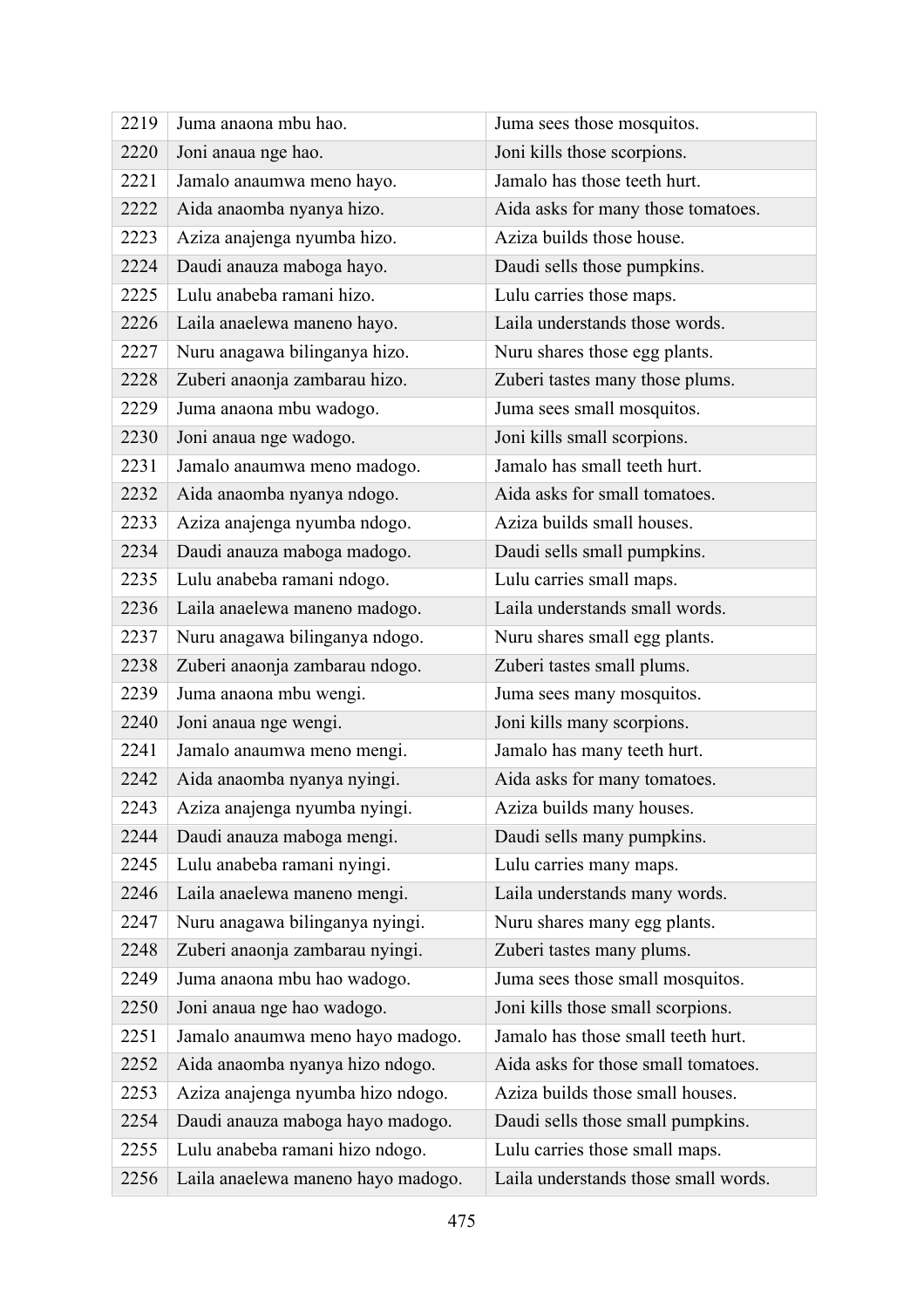| 2219 | Juma anaona mbu hao. | Juma sees those mosquitos. |
|---|---|---|
| 2220 | Joni anaua nge hao. | Joni kills those scorpions. |
| 2221 | Jamalo anaumwa meno hayo. | Jamalo has those teeth hurt. |
| 2222 | Aida anaomba nyanya hizo. | Aida asks for many those tomatoes. |
| 2223 | Aziza anajenga nyumba hizo. | Aziza builds those house. |
| 2224 | Daudi anauza maboga hayo. | Daudi sells those pumpkins. |
| 2225 | Lulu anabeba ramani hizo. | Lulu carries those maps. |
| 2226 | Laila anaelewa maneno hayo. | Laila understands those words. |
| 2227 | Nuru anagawa bilinganya hizo. | Nuru shares those egg plants. |
| 2228 | Zuberi anaonja zambarau hizo. | Zuberi tastes many those plums. |
| 2229 | Juma anaona mbu wadogo. | Juma sees small mosquitos. |
| 2230 | Joni anaua nge wadogo. | Joni kills small scorpions. |
| 2231 | Jamalo anaumwa meno madogo. | Jamalo has small teeth hurt. |
| 2232 | Aida anaomba nyanya ndogo. | Aida asks for small tomatoes. |
| 2233 | Aziza anajenga nyumba ndogo. | Aziza builds small houses. |
| 2234 | Daudi anauza maboga madogo. | Daudi sells small pumpkins. |
| 2235 | Lulu anabeba ramani ndogo. | Lulu carries small maps. |
| 2236 | Laila anaelewa maneno madogo. | Laila understands small words. |
| 2237 | Nuru anagawa bilinganya ndogo. | Nuru shares small egg plants. |
| 2238 | Zuberi anaonja zambarau ndogo. | Zuberi tastes small plums. |
| 2239 | Juma anaona mbu wengi. | Juma sees many mosquitos. |
| 2240 | Joni anaua nge wengi. | Joni kills many scorpions. |
| 2241 | Jamalo anaumwa meno mengi. | Jamalo has many teeth hurt. |
| 2242 | Aida anaomba nyanya nyingi. | Aida asks for many tomatoes. |
| 2243 | Aziza anajenga nyumba nyingi. | Aziza builds many houses. |
| 2244 | Daudi anauza maboga mengi. | Daudi sells many pumpkins. |
| 2245 | Lulu anabeba ramani nyingi. | Lulu carries many maps. |
| 2246 | Laila anaelewa maneno mengi. | Laila understands many words. |
| 2247 | Nuru anagawa bilinganya nyingi. | Nuru shares many egg plants. |
| 2248 | Zuberi anaonja zambarau nyingi. | Zuberi tastes many plums. |
| 2249 | Juma anaona mbu hao wadogo. | Juma sees those small mosquitos. |
| 2250 | Joni anaua nge hao wadogo. | Joni kills those small scorpions. |
| 2251 | Jamalo anaumwa meno hayo madogo. | Jamalo has those small teeth hurt. |
| 2252 | Aida anaomba nyanya hizo ndogo. | Aida asks for those small tomatoes. |
| 2253 | Aziza anajenga nyumba hizo ndogo. | Aziza builds those small houses. |
| 2254 | Daudi anauza maboga hayo madogo. | Daudi sells those small pumpkins. |
| 2255 | Lulu anabeba ramani hizo ndogo. | Lulu carries those small maps. |
| 2256 | Laila anaelewa maneno hayo madogo. | Laila understands those small words. |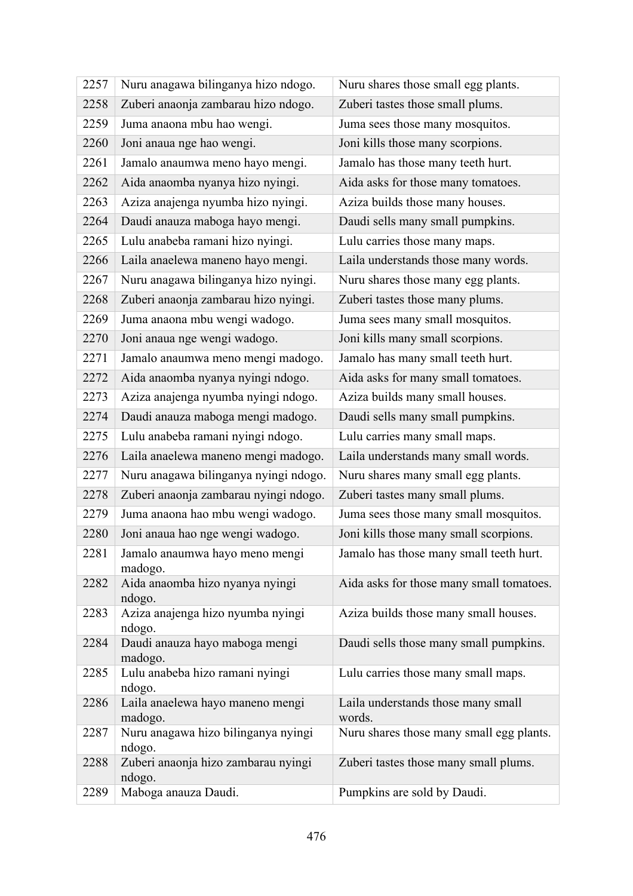| 2257 | Nuru anagawa bilinganya hizo ndogo. | Nuru shares those small egg plants. |
|---|---|---|
| 2258 | Zuberi anaonja zambarau hizo ndogo. | Zuberi tastes those small plums. |
| 2259 | Juma anaona mbu hao wengi. | Juma sees those many mosquitos. |
| 2260 | Joni anaua nge hao wengi. | Joni kills those many scorpions. |
| 2261 | Jamalo anaumwa meno hayo mengi. | Jamalo has those many teeth hurt. |
| 2262 | Aida anaomba nyanya hizo nyingi. | Aida asks for those many tomatoes. |
| 2263 | Aziza anajenga nyumba hizo nyingi. | Aziza builds those many houses. |
| 2264 | Daudi anauza maboga hayo mengi. | Daudi sells many small pumpkins. |
| 2265 | Lulu anabeba ramani hizo nyingi. | Lulu carries those many maps. |
| 2266 | Laila anaelewa maneno hayo mengi. | Laila understands those many words. |
| 2267 | Nuru anagawa bilinganya hizo nyingi. | Nuru shares those many egg plants. |
| 2268 | Zuberi anaonja zambarau hizo nyingi. | Zuberi tastes those many plums. |
| 2269 | Juma anaona mbu wengi wadogo. | Juma sees many small mosquitos. |
| 2270 | Joni anaua nge wengi wadogo. | Joni kills many small scorpions. |
| 2271 | Jamalo anaumwa meno mengi madogo. | Jamalo has many small teeth hurt. |
| 2272 | Aida anaomba nyanya nyingi ndogo. | Aida asks for many small tomatoes. |
| 2273 | Aziza anajenga nyumba nyingi ndogo. | Aziza builds many small houses. |
| 2274 | Daudi anauza maboga mengi madogo. | Daudi sells many small pumpkins. |
| 2275 | Lulu anabeba ramani nyingi ndogo. | Lulu carries many small maps. |
| 2276 | Laila anaelewa maneno mengi madogo. | Laila understands many small words. |
| 2277 | Nuru anagawa bilinganya nyingi ndogo. | Nuru shares many small egg plants. |
| 2278 | Zuberi anaonja zambarau nyingi ndogo. | Zuberi tastes many small plums. |
| 2279 | Juma anaona hao mbu wengi wadogo. | Juma sees those many small mosquitos. |
| 2280 | Joni anaua hao nge wengi wadogo. | Joni kills those many small scorpions. |
| 2281 | Jamalo anaumwa hayo meno mengi madogo. | Jamalo has those many small teeth hurt. |
| 2282 | Aida anaomba hizo nyanya nyingi ndogo. | Aida asks for those many small tomatoes. |
| 2283 | Aziza anajenga hizo nyumba nyingi ndogo. | Aziza builds those many small houses. |
| 2284 | Daudi anauza hayo maboga mengi madogo. | Daudi sells those many small pumpkins. |
| 2285 | Lulu anabeba hizo ramani nyingi ndogo. | Lulu carries those many small maps. |
| 2286 | Laila anaelewa hayo maneno mengi madogo. | Laila understands those many small words. |
| 2287 | Nuru anagawa hizo bilinganya nyingi ndogo. | Nuru shares those many small egg plants. |
| 2288 | Zuberi anaonja hizo zambarau nyingi ndogo. | Zuberi tastes those many small plums. |
| 2289 | Maboga anauza Daudi. | Pumpkins are sold by Daudi. |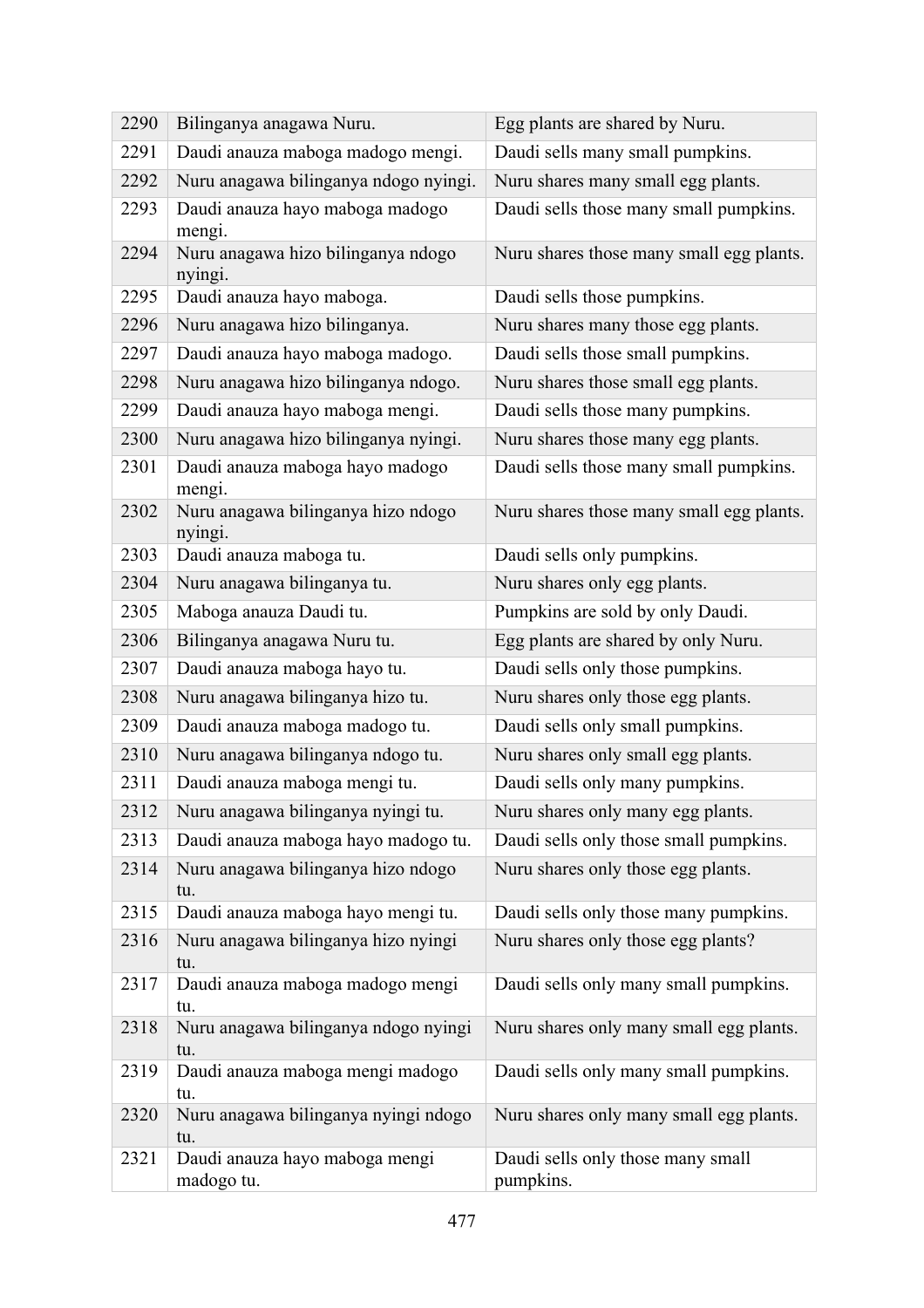| | | |
|---|---|---|
| 2290 | Bilinganya anagawa Nuru. | Egg plants are shared by Nuru. |
| 2291 | Daudi anauza maboga madogo mengi. | Daudi sells many small pumpkins. |
| 2292 | Nuru anagawa bilinganya ndogo nyingi. | Nuru shares many small egg plants. |
| 2293 | Daudi anauza hayo maboga madogo mengi. | Daudi sells those many small pumpkins. |
| 2294 | Nuru anagawa hizo bilinganya ndogo nyingi. | Nuru shares those many small egg plants. |
| 2295 | Daudi anauza hayo maboga. | Daudi sells those pumpkins. |
| 2296 | Nuru anagawa hizo bilinganya. | Nuru shares many those egg plants. |
| 2297 | Daudi anauza hayo maboga madogo. | Daudi sells those small pumpkins. |
| 2298 | Nuru anagawa hizo bilinganya ndogo. | Nuru shares those small egg plants. |
| 2299 | Daudi anauza hayo maboga mengi. | Daudi sells those many pumpkins. |
| 2300 | Nuru anagawa hizo bilinganya nyingi. | Nuru shares those many egg plants. |
| 2301 | Daudi anauza maboga hayo madogo mengi. | Daudi sells those many small pumpkins. |
| 2302 | Nuru anagawa bilinganya hizo ndogo nyingi. | Nuru shares those many small egg plants. |
| 2303 | Daudi anauza maboga tu. | Daudi sells only pumpkins. |
| 2304 | Nuru anagawa bilinganya tu. | Nuru shares only egg plants. |
| 2305 | Maboga anauza Daudi tu. | Pumpkins are sold by only Daudi. |
| 2306 | Bilinganya anagawa Nuru tu. | Egg plants are shared by only Nuru. |
| 2307 | Daudi anauza maboga hayo tu. | Daudi sells only those pumpkins. |
| 2308 | Nuru anagawa bilinganya hizo tu. | Nuru shares only those egg plants. |
| 2309 | Daudi anauza maboga madogo tu. | Daudi sells only small pumpkins. |
| 2310 | Nuru anagawa bilinganya ndogo tu. | Nuru shares only small egg plants. |
| 2311 | Daudi anauza maboga mengi tu. | Daudi sells only many pumpkins. |
| 2312 | Nuru anagawa bilinganya nyingi tu. | Nuru shares only many egg plants. |
| 2313 | Daudi anauza maboga hayo madogo tu. | Daudi sells only those small pumpkins. |
| 2314 | Nuru anagawa bilinganya hizo ndogo tu. | Nuru shares only those egg plants. |
| 2315 | Daudi anauza maboga hayo mengi tu. | Daudi sells only those many pumpkins. |
| 2316 | Nuru anagawa bilinganya hizo nyingi tu. | Nuru shares only those egg plants? |
| 2317 | Daudi anauza maboga madogo mengi tu. | Daudi sells only many small pumpkins. |
| 2318 | Nuru anagawa bilinganya ndogo nyingi tu. | Nuru shares only many small egg plants. |
| 2319 | Daudi anauza maboga mengi madogo tu. | Daudi sells only many small pumpkins. |
| 2320 | Nuru anagawa bilinganya nyingi ndogo tu. | Nuru shares only many small egg plants. |
| 2321 | Daudi anauza hayo maboga mengi madogo tu. | Daudi sells only those many small pumpkins. |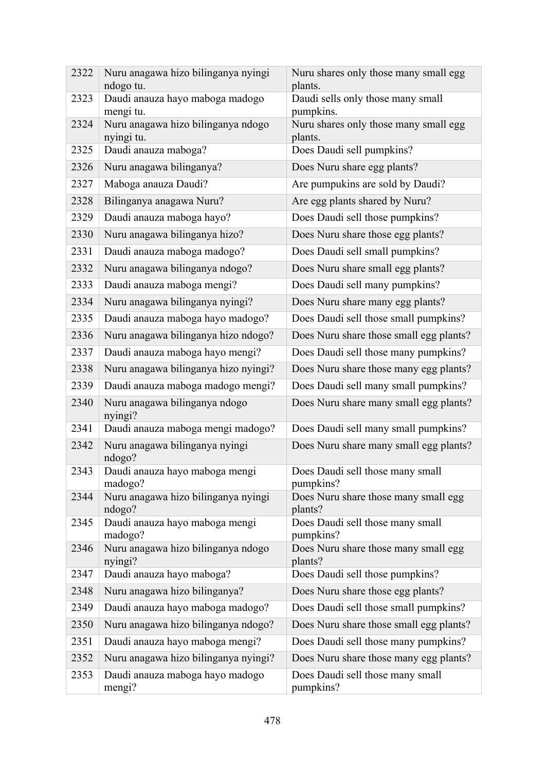| 2322 | Nuru anagawa hizo bilinganya nyingi ndogo tu. | Nuru shares only those many small egg plants. |
|---|---|---|
| 2323 | Daudi anauza hayo maboga madogo mengi tu. | Daudi sells only those many small pumpkins. |
| 2324 | Nuru anagawa hizo bilinganya ndogo nyingi tu. | Nuru shares only those many small egg plants. |
| 2325 | Daudi anauza maboga? | Does Daudi sell pumpkins? |
| 2326 | Nuru anagawa bilinganya? | Does Nuru share egg plants? |
| 2327 | Maboga anauza Daudi? | Are pumpukins are sold by Daudi? |
| 2328 | Bilinganya anagawa Nuru? | Are egg plants shared by Nuru? |
| 2329 | Daudi anauza maboga hayo? | Does Daudi sell those pumpkins? |
| 2330 | Nuru anagawa bilinganya hizo? | Does Nuru share those egg plants? |
| 2331 | Daudi anauza maboga madogo? | Does Daudi sell small pumpkins? |
| 2332 | Nuru anagawa bilinganya ndogo? | Does Nuru share small egg plants? |
| 2333 | Daudi anauza maboga mengi? | Does Daudi sell many pumpkins? |
| 2334 | Nuru anagawa bilinganya nyingi? | Does Nuru share many egg plants? |
| 2335 | Daudi anauza maboga hayo madogo? | Does Daudi sell those small pumpkins? |
| 2336 | Nuru anagawa bilinganya hizo ndogo? | Does Nuru share those small egg plants? |
| 2337 | Daudi anauza maboga hayo mengi? | Does Daudi sell those many pumpkins? |
| 2338 | Nuru anagawa bilinganya hizo nyingi? | Does Nuru share those many egg plants? |
| 2339 | Daudi anauza maboga madogo mengi? | Does Daudi sell many small pumpkins? |
| 2340 | Nuru anagawa bilinganya ndogo nyingi? | Does Nuru share many small egg plants? |
| 2341 | Daudi anauza maboga mengi madogo? | Does Daudi sell many small pumpkins? |
| 2342 | Nuru anagawa bilinganya nyingi ndogo? | Does Nuru share many small egg plants? |
| 2343 | Daudi anauza hayo maboga mengi madogo? | Does Daudi sell those many small pumpkins? |
| 2344 | Nuru anagawa hizo bilinganya nyingi ndogo? | Does Nuru share those many small egg plants? |
| 2345 | Daudi anauza hayo maboga mengi madogo? | Does Daudi sell those many small pumpkins? |
| 2346 | Nuru anagawa hizo bilinganya ndogo nyingi? | Does Nuru share those many small egg plants? |
| 2347 | Daudi anauza hayo maboga? | Does Daudi sell those pumpkins? |
| 2348 | Nuru anagawa hizo bilinganya? | Does Nuru share those egg plants? |
| 2349 | Daudi anauza hayo maboga madogo? | Does Daudi sell those small pumpkins? |
| 2350 | Nuru anagawa hizo bilinganya ndogo? | Does Nuru share those small egg plants? |
| 2351 | Daudi anauza hayo maboga mengi? | Does Daudi sell those many pumpkins? |
| 2352 | Nuru anagawa hizo bilinganya nyingi? | Does Nuru share those many egg plants? |
| 2353 | Daudi anauza maboga hayo madogo mengi? | Does Daudi sell those many small pumpkins? |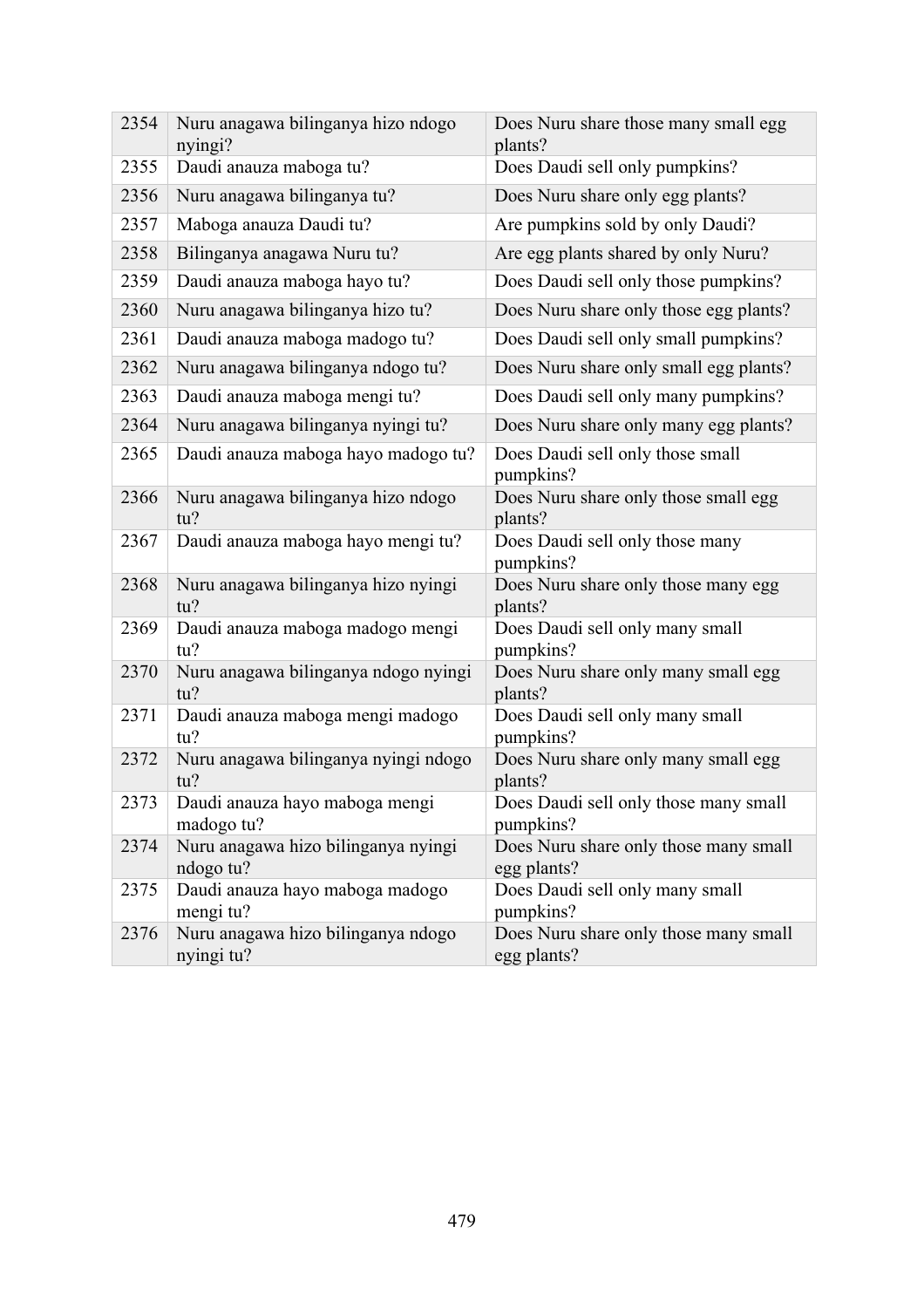| | | |
|---|---|---|
| 2354 | Nuru anagawa bilinganya hizo ndogo nyingi? | Does Nuru share those many small egg plants? |
| 2355 | Daudi anauza maboga tu? | Does Daudi sell only pumpkins? |
| 2356 | Nuru anagawa bilinganya tu? | Does Nuru share only egg plants? |
| 2357 | Maboga anauza Daudi tu? | Are pumpkins sold by only Daudi? |
| 2358 | Bilinganya anagawa Nuru tu? | Are egg plants shared by only Nuru? |
| 2359 | Daudi anauza maboga hayo tu? | Does Daudi sell only those pumpkins? |
| 2360 | Nuru anagawa bilinganya hizo tu? | Does Nuru share only those egg plants? |
| 2361 | Daudi anauza maboga madogo tu? | Does Daudi sell only small pumpkins? |
| 2362 | Nuru anagawa bilinganya ndogo tu? | Does Nuru share only small egg plants? |
| 2363 | Daudi anauza maboga mengi tu? | Does Daudi sell only many pumpkins? |
| 2364 | Nuru anagawa bilinganya nyingi tu? | Does Nuru share only many egg plants? |
| 2365 | Daudi anauza maboga hayo madogo tu? | Does Daudi sell only those small pumpkins? |
| 2366 | Nuru anagawa bilinganya hizo ndogo tu? | Does Nuru share only those small egg plants? |
| 2367 | Daudi anauza maboga hayo mengi tu? | Does Daudi sell only those many pumpkins? |
| 2368 | Nuru anagawa bilinganya hizo nyingi tu? | Does Nuru share only those many egg plants? |
| 2369 | Daudi anauza maboga madogo mengi tu? | Does Daudi sell only many small pumpkins? |
| 2370 | Nuru anagawa bilinganya ndogo nyingi tu? | Does Nuru share only many small egg plants? |
| 2371 | Daudi anauza maboga mengi madogo tu? | Does Daudi sell only many small pumpkins? |
| 2372 | Nuru anagawa bilinganya nyingi ndogo tu? | Does Nuru share only many small egg plants? |
| 2373 | Daudi anauza hayo maboga mengi madogo tu? | Does Daudi sell only those many small pumpkins? |
| 2374 | Nuru anagawa hizo bilinganya nyingi ndogo tu? | Does Nuru share only those many small egg plants? |
| 2375 | Daudi anauza hayo maboga madogo mengi tu? | Does Daudi sell only many small pumpkins? |
| 2376 | Nuru anagawa hizo bilinganya ndogo nyingi tu? | Does Nuru share only those many small egg plants? |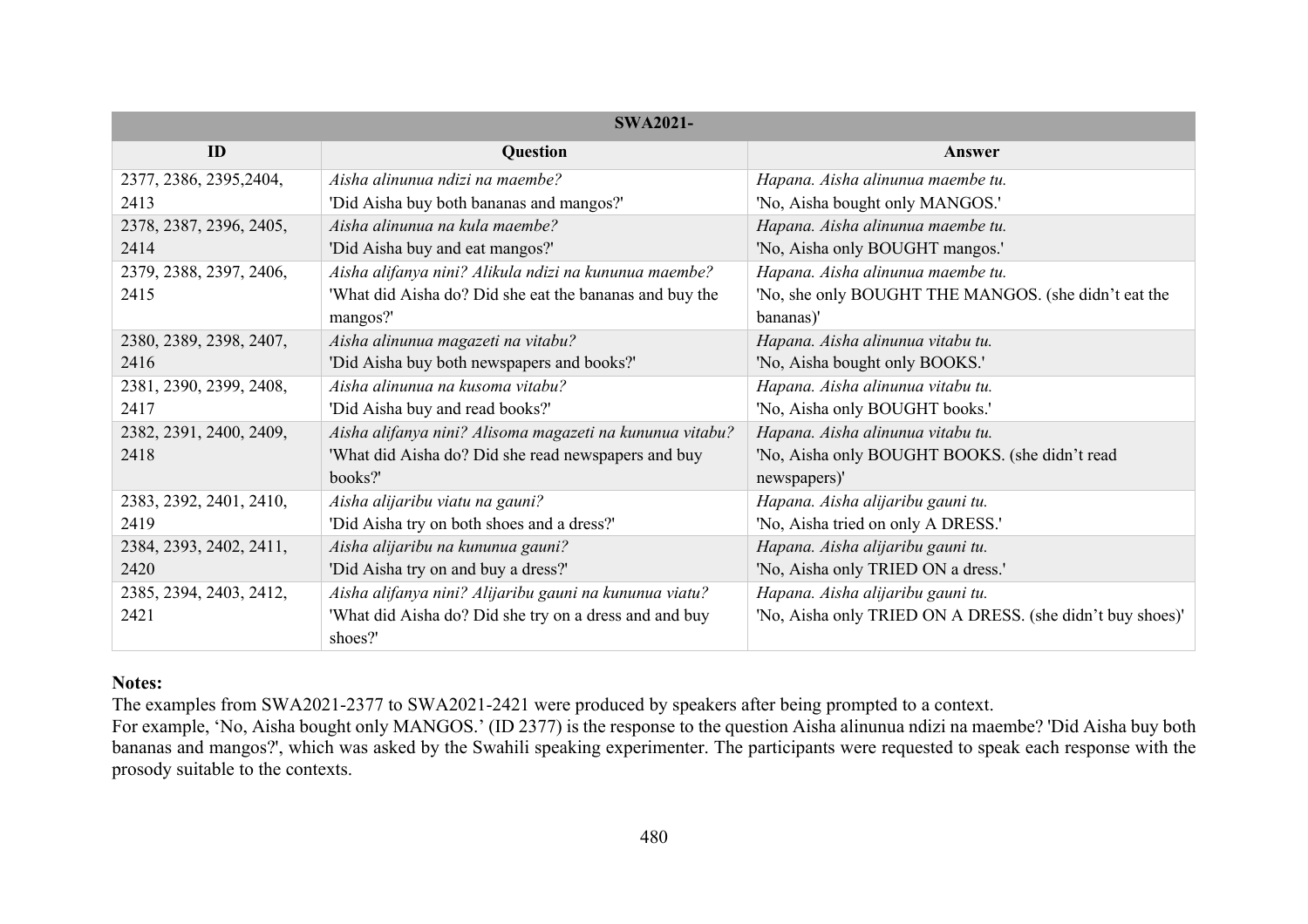| SWA2021- | | |
|---|---|---|
| **ID** | **Question** | **Answer** |
| 2377, 2386, 2395,2404, 2413 | *Aisha alinunua ndizi na maembe?*<br>'Did Aisha buy both bananas and mangos?' | *Hapana. Aisha alinunua maembe tu.*<br>'No, Aisha bought only MANGOS.' |
| 2378, 2387, 2396, 2405, 2414 | *Aisha alinunua na kula maembe?*<br>'Did Aisha buy and eat mangos?' | *Hapana. Aisha alinunua maembe tu.*<br>'No, Aisha only BOUGHT mangos.' |
| 2379, 2388, 2397, 2406, 2415 | *Aisha alifanya nini? Alikula ndizi na kununua maembe?*<br>'What did Aisha do? Did she eat the bananas and buy the mangos?' | *Hapana. Aisha alinunua maembe tu.*<br>'No, she only BOUGHT THE MANGOS. (she didn't eat the bananas)' |
| 2380, 2389, 2398, 2407, 2416 | *Aisha alinunua magazeti na vitabu?*<br>'Did Aisha buy both newspapers and books?' | *Hapana. Aisha alinunua vitabu tu.*<br>'No, Aisha bought only BOOKS.' |
| 2381, 2390, 2399, 2408, 2417 | *Aisha alinunua na kusoma vitabu?*<br>'Did Aisha buy and read books?' | *Hapana. Aisha alinunua vitabu tu.*<br>'No, Aisha only BOUGHT books.' |
| 2382, 2391, 2400, 2409, 2418 | *Aisha alifanya nini? Alisoma magazeti na kununua vitabu?*<br>'What did Aisha do? Did she read newspapers and buy books?' | *Hapana. Aisha alinunua vitabu tu.*<br>'No, Aisha only BOUGHT BOOKS. (she didn't read newspapers)' |
| 2383, 2392, 2401, 2410, 2419 | *Aisha alijaribu viatu na gauni?*<br>'Did Aisha try on both shoes and a dress?' | *Hapana. Aisha alijaribu gauni tu.*<br>'No, Aisha tried on only A DRESS.' |
| 2384, 2393, 2402, 2411, 2420 | *Aisha alijaribu na kununua gauni?*<br>'Did Aisha try on and buy a dress?' | *Hapana. Aisha alijaribu gauni tu.*<br>'No, Aisha only TRIED ON a dress.' |
| 2385, 2394, 2403, 2412, 2421 | *Aisha alifanya nini? Alijaribu gauni na kununua viatu?*<br>'What did Aisha do? Did she try on a dress and and buy shoes?' | *Hapana. Aisha alijaribu gauni tu.*<br>'No, Aisha only TRIED ON A DRESS. (she didn't buy shoes)' |

**Notes:**

The examples from SWA2021-2377 to SWA2021-2421 were produced by speakers after being prompted to a context.

For example, 'No, Aisha bought only MANGOS.' (ID 2377) is the response to the question Aisha alinunua ndizi na maembe? 'Did Aisha buy both bananas and mangos?', which was asked by the Swahili speaking experimenter. The participants were requested to speak each response with the prosody suitable to the contexts.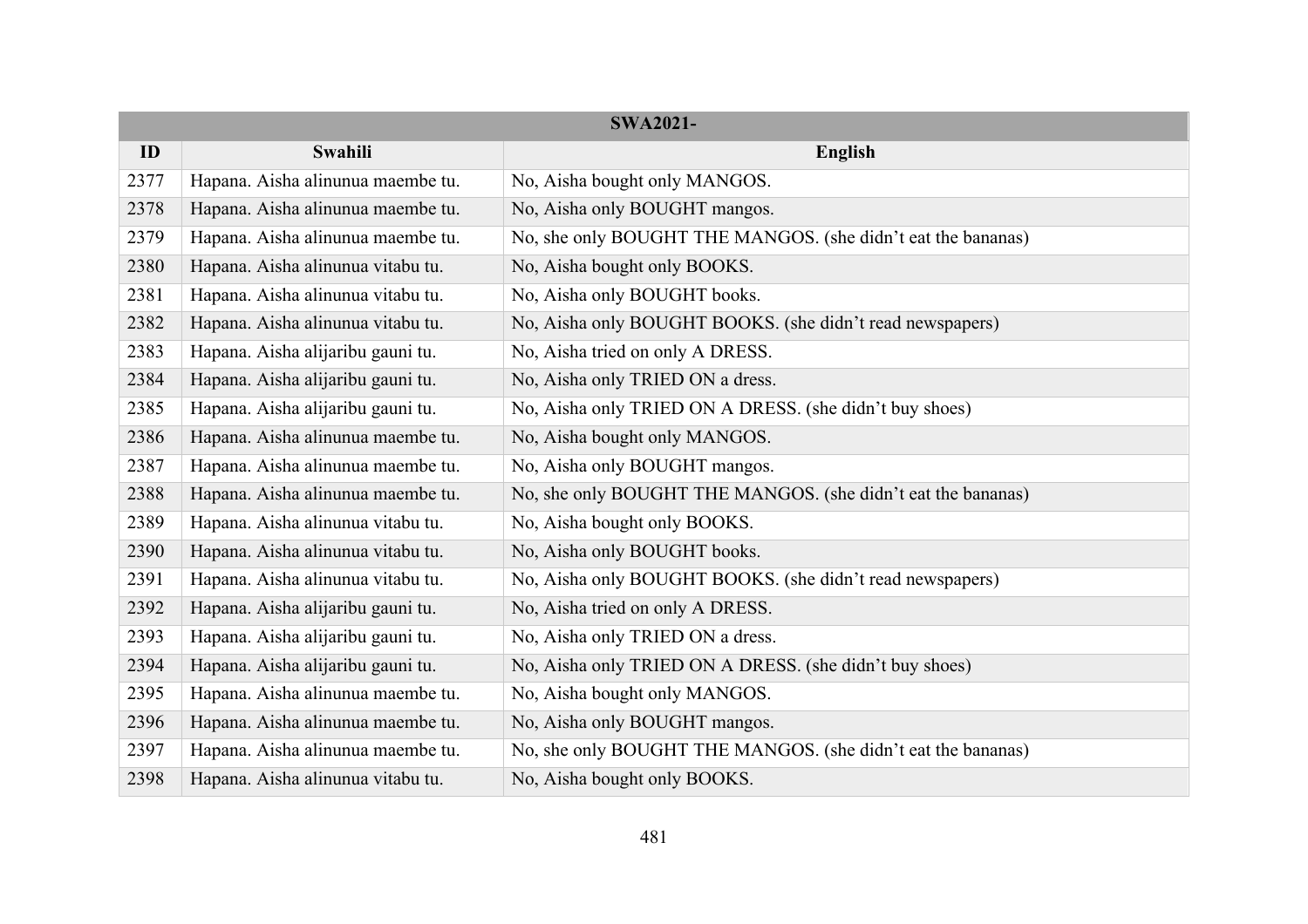| SWA2021- | | |
|---|---|---|
| **ID** | **Swahili** | **English** |
| 2377 | Hapana. Aisha alinunua maembe tu. | No, Aisha bought only MANGOS. |
| 2378 | Hapana. Aisha alinunua maembe tu. | No, Aisha only BOUGHT mangos. |
| 2379 | Hapana. Aisha alinunua maembe tu. | No, she only BOUGHT THE MANGOS. (she didn't eat the bananas) |
| 2380 | Hapana. Aisha alinunua vitabu tu. | No, Aisha bought only BOOKS. |
| 2381 | Hapana. Aisha alinunua vitabu tu. | No, Aisha only BOUGHT books. |
| 2382 | Hapana. Aisha alinunua vitabu tu. | No, Aisha only BOUGHT BOOKS. (she didn't read newspapers) |
| 2383 | Hapana. Aisha alijaribu gauni tu. | No, Aisha tried on only A DRESS. |
| 2384 | Hapana. Aisha alijaribu gauni tu. | No, Aisha only TRIED ON a dress. |
| 2385 | Hapana. Aisha alijaribu gauni tu. | No, Aisha only TRIED ON A DRESS. (she didn't buy shoes) |
| 2386 | Hapana. Aisha alinunua maembe tu. | No, Aisha bought only MANGOS. |
| 2387 | Hapana. Aisha alinunua maembe tu. | No, Aisha only BOUGHT mangos. |
| 2388 | Hapana. Aisha alinunua maembe tu. | No, she only BOUGHT THE MANGOS. (she didn't eat the bananas) |
| 2389 | Hapana. Aisha alinunua vitabu tu. | No, Aisha bought only BOOKS. |
| 2390 | Hapana. Aisha alinunua vitabu tu. | No, Aisha only BOUGHT books. |
| 2391 | Hapana. Aisha alinunua vitabu tu. | No, Aisha only BOUGHT BOOKS. (she didn't read newspapers) |
| 2392 | Hapana. Aisha alijaribu gauni tu. | No, Aisha tried on only A DRESS. |
| 2393 | Hapana. Aisha alijaribu gauni tu. | No, Aisha only TRIED ON a dress. |
| 2394 | Hapana. Aisha alijaribu gauni tu. | No, Aisha only TRIED ON A DRESS. (she didn't buy shoes) |
| 2395 | Hapana. Aisha alinunua maembe tu. | No, Aisha bought only MANGOS. |
| 2396 | Hapana. Aisha alinunua maembe tu. | No, Aisha only BOUGHT mangos. |
| 2397 | Hapana. Aisha alinunua maembe tu. | No, she only BOUGHT THE MANGOS. (she didn't eat the bananas) |
| 2398 | Hapana. Aisha alinunua vitabu tu. | No, Aisha bought only BOOKS. |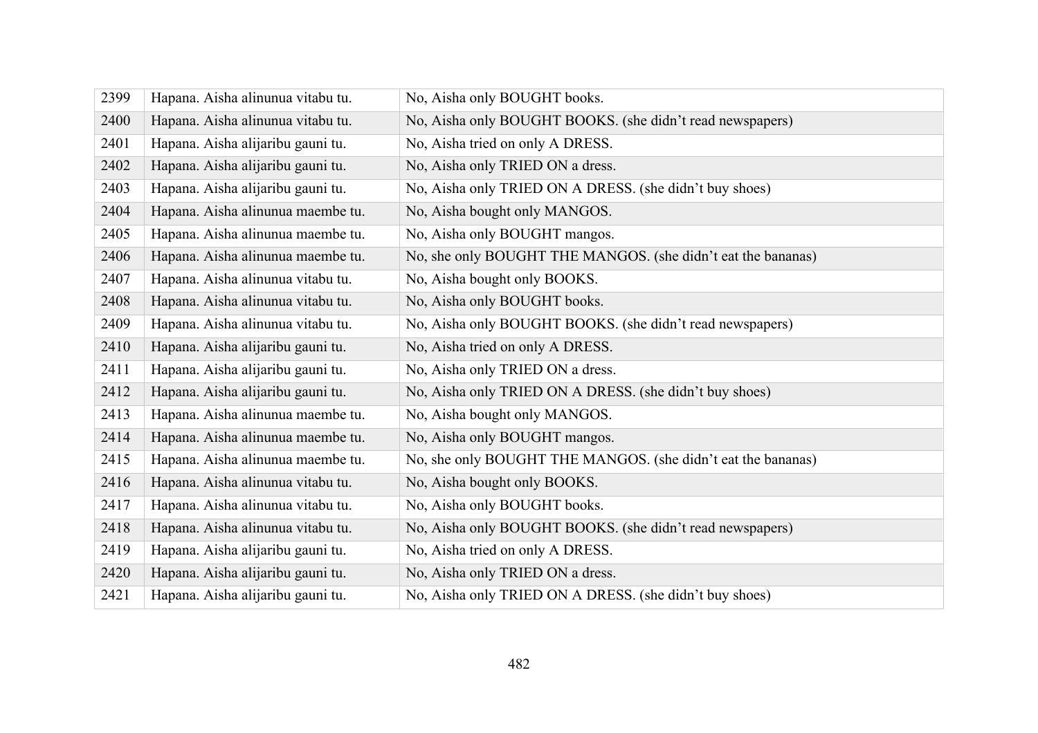| | | |
|---|---|---|
| 2399 | Hapana. Aisha alinunua vitabu tu. | No, Aisha only BOUGHT books. |
| 2400 | Hapana. Aisha alinunua vitabu tu. | No, Aisha only BOUGHT BOOKS. (she didn't read newspapers) |
| 2401 | Hapana. Aisha alijaribu gauni tu. | No, Aisha tried on only A DRESS. |
| 2402 | Hapana. Aisha alijaribu gauni tu. | No, Aisha only TRIED ON a dress. |
| 2403 | Hapana. Aisha alijaribu gauni tu. | No, Aisha only TRIED ON A DRESS. (she didn't buy shoes) |
| 2404 | Hapana. Aisha alinunua maembe tu. | No, Aisha bought only MANGOS. |
| 2405 | Hapana. Aisha alinunua maembe tu. | No, Aisha only BOUGHT mangos. |
| 2406 | Hapana. Aisha alinunua maembe tu. | No, she only BOUGHT THE MANGOS. (she didn't eat the bananas) |
| 2407 | Hapana. Aisha alinunua vitabu tu. | No, Aisha bought only BOOKS. |
| 2408 | Hapana. Aisha alinunua vitabu tu. | No, Aisha only BOUGHT books. |
| 2409 | Hapana. Aisha alinunua vitabu tu. | No, Aisha only BOUGHT BOOKS. (she didn't read newspapers) |
| 2410 | Hapana. Aisha alijaribu gauni tu. | No, Aisha tried on only A DRESS. |
| 2411 | Hapana. Aisha alijaribu gauni tu. | No, Aisha only TRIED ON a dress. |
| 2412 | Hapana. Aisha alijaribu gauni tu. | No, Aisha only TRIED ON A DRESS. (she didn't buy shoes) |
| 2413 | Hapana. Aisha alinunua maembe tu. | No, Aisha bought only MANGOS. |
| 2414 | Hapana. Aisha alinunua maembe tu. | No, Aisha only BOUGHT mangos. |
| 2415 | Hapana. Aisha alinunua maembe tu. | No, she only BOUGHT THE MANGOS. (she didn't eat the bananas) |
| 2416 | Hapana. Aisha alinunua vitabu tu. | No, Aisha bought only BOOKS. |
| 2417 | Hapana. Aisha alinunua vitabu tu. | No, Aisha only BOUGHT books. |
| 2418 | Hapana. Aisha alinunua vitabu tu. | No, Aisha only BOUGHT BOOKS. (she didn't read newspapers) |
| 2419 | Hapana. Aisha alijaribu gauni tu. | No, Aisha tried on only A DRESS. |
| 2420 | Hapana. Aisha alijaribu gauni tu. | No, Aisha only TRIED ON a dress. |
| 2421 | Hapana. Aisha alijaribu gauni tu. | No, Aisha only TRIED ON A DRESS. (she didn't buy shoes) |